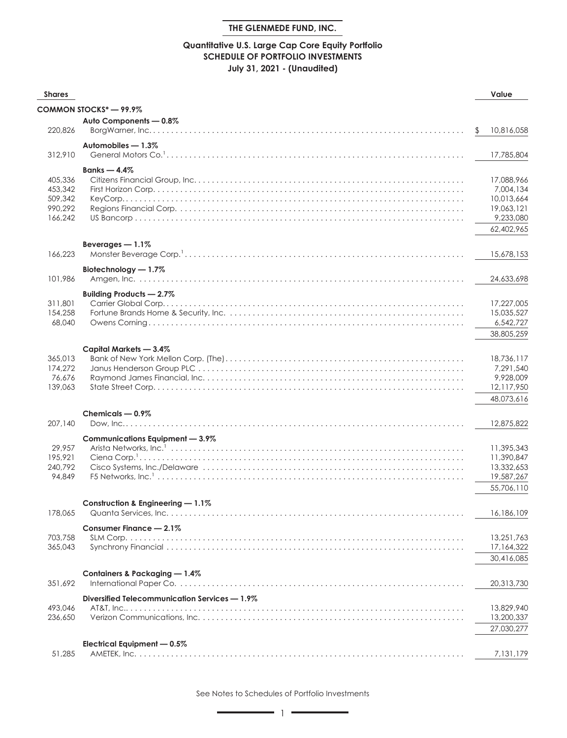**THE GLENMEDE FUND, INC.**

**Quantitative U.S. Large Cap Core Equity Portfolio**
**SCHEDULE OF PORTFOLIO INVESTMENTS**
**July 31, 2021 - (Unaudited)**

| Shares | | Value |
|---|---|---|
| | **COMMON STOCKS* — 99.9%** | |
| | **Auto Components — 0.8%** | |
| 220,826 | BorgWarner, Inc. | $ 10,816,058 |
| | **Automobiles — 1.3%** | |
| 312,910 | General Motors Co.[1] | 17,785,804 |
| | **Banks — 4.4%** | |
| 405,336 | Citizens Financial Group, Inc. | 17,088,966 |
| 453,342 | First Horizon Corp. | 7,004,134 |
| 509,342 | KeyCorp. | 10,013,664 |
| 990,292 | Regions Financial Corp. | 19,063,121 |
| 166,242 | US Bancorp | 9,233,080 |
| | | 62,402,965 |
| | **Beverages — 1.1%** | |
| 166,223 | Monster Beverage Corp.[1] | 15,678,153 |
| | **Biotechnology — 1.7%** | |
| 101,986 | Amgen, Inc. | 24,633,698 |
| | **Building Products — 2.7%** | |
| 311,801 | Carrier Global Corp. | 17,227,005 |
| 154,258 | Fortune Brands Home & Security, Inc. | 15,035,527 |
| 68,040 | Owens Corning | 6,542,727 |
| | | 38,805,259 |
| | **Capital Markets — 3.4%** | |
| 365,013 | Bank of New York Mellon Corp. (The) | 18,736,117 |
| 174,272 | Janus Henderson Group PLC | 7,291,540 |
| 76,676 | Raymond James Financial, Inc. | 9,928,009 |
| 139,063 | State Street Corp. | 12,117,950 |
| | | 48,073,616 |
| | **Chemicals — 0.9%** | |
| 207,140 | Dow, Inc. | 12,875,822 |
| | **Communications Equipment — 3.9%** | |
| 29,957 | Arista Networks, Inc.[1] | 11,395,343 |
| 195,921 | Ciena Corp.[1] | 11,390,847 |
| 240,792 | Cisco Systems, Inc./Delaware | 13,332,653 |
| 94,849 | F5 Networks, Inc.[1] | 19,587,267 |
| | | 55,706,110 |
| | **Construction & Engineering — 1.1%** | |
| 178,065 | Quanta Services, Inc. | 16,186,109 |
| | **Consumer Finance — 2.1%** | |
| 703,758 | SLM Corp. | 13,251,763 |
| 365,043 | Synchrony Financial | 17,164,322 |
| | | 30,416,085 |
| | **Containers & Packaging — 1.4%** | |
| 351,692 | International Paper Co. | 20,313,730 |
| | **Diversified Telecommunication Services — 1.9%** | |
| 493,046 | AT&T, Inc.. | 13,829,940 |
| 236,650 | Verizon Communications, Inc. | 13,200,337 |
| | | 27,030,277 |
| | **Electrical Equipment — 0.5%** | |
| 51,285 | AMETEK, Inc. | 7,131,179 |

See Notes to Schedules of Portfolio Investments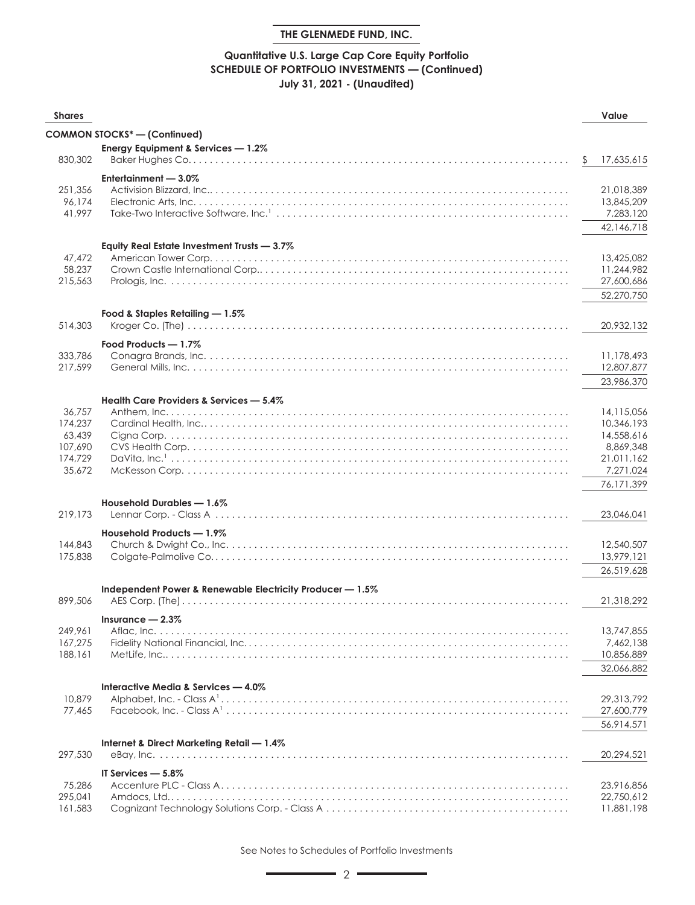**THE GLENMEDE FUND, INC.**

**Quantitative U.S. Large Cap Core Equity Portfolio**
**SCHEDULE OF PORTFOLIO INVESTMENTS — (Continued)**
**July 31, 2021 - (Unaudited)**

| Shares | | Value |
|---|---|---|
| | **COMMON STOCKS\* — (Continued)** | |
| | **Energy Equipment & Services — 1.2%** | |
| 830,302 | Baker Hughes Co. | $ 17,635,615 |
| | **Entertainment — 3.0%** | |
| 251,356 | Activision Blizzard, Inc. | 21,018,389 |
| 96,174 | Electronic Arts, Inc. | 13,845,209 |
| 41,997 | Take-Two Interactive Software, Inc.[1] | 7,283,120 |
| | | 42,146,718 |
| | **Equity Real Estate Investment Trusts — 3.7%** | |
| 47,472 | American Tower Corp. | 13,425,082 |
| 58,237 | Crown Castle International Corp. | 11,244,982 |
| 215,563 | Prologis, Inc. | 27,600,686 |
| | | 52,270,750 |
| | **Food & Staples Retailing — 1.5%** | |
| 514,303 | Kroger Co. (The) | 20,932,132 |
| | **Food Products — 1.7%** | |
| 333,786 | Conagra Brands, Inc. | 11,178,493 |
| 217,599 | General Mills, Inc. | 12,807,877 |
| | | 23,986,370 |
| | **Health Care Providers & Services — 5.4%** | |
| 36,757 | Anthem, Inc. | 14,115,056 |
| 174,237 | Cardinal Health, Inc. | 10,346,193 |
| 63,439 | Cigna Corp. | 14,558,616 |
| 107,690 | CVS Health Corp. | 8,869,348 |
| 174,729 | DaVita, Inc.[1] | 21,011,162 |
| 35,672 | McKesson Corp. | 7,271,024 |
| | | 76,171,399 |
| | **Household Durables — 1.6%** | |
| 219,173 | Lennar Corp. - Class A | 23,046,041 |
| | **Household Products — 1.9%** | |
| 144,843 | Church & Dwight Co., Inc. | 12,540,507 |
| 175,838 | Colgate-Palmolive Co. | 13,979,121 |
| | | 26,519,628 |
| | **Independent Power & Renewable Electricity Producer — 1.5%** | |
| 899,506 | AES Corp. (The) | 21,318,292 |
| | **Insurance — 2.3%** | |
| 249,961 | Aflac, Inc. | 13,747,855 |
| 167,275 | Fidelity National Financial, Inc. | 7,462,138 |
| 188,161 | MetLife, Inc. | 10,856,889 |
| | | 32,066,882 |
| | **Interactive Media & Services — 4.0%** | |
| 10,879 | Alphabet, Inc. - Class A[1] | 29,313,792 |
| 77,465 | Facebook, Inc. - Class A[1] | 27,600,779 |
| | | 56,914,571 |
| | **Internet & Direct Marketing Retail — 1.4%** | |
| 297,530 | eBay, Inc. | 20,294,521 |
| | **IT Services — 5.8%** | |
| 75,286 | Accenture PLC - Class A | 23,916,856 |
| 295,041 | Amdocs, Ltd. | 22,750,612 |
| 161,583 | Cognizant Technology Solutions Corp. - Class A | 11,881,198 |

See Notes to Schedules of Portfolio Investments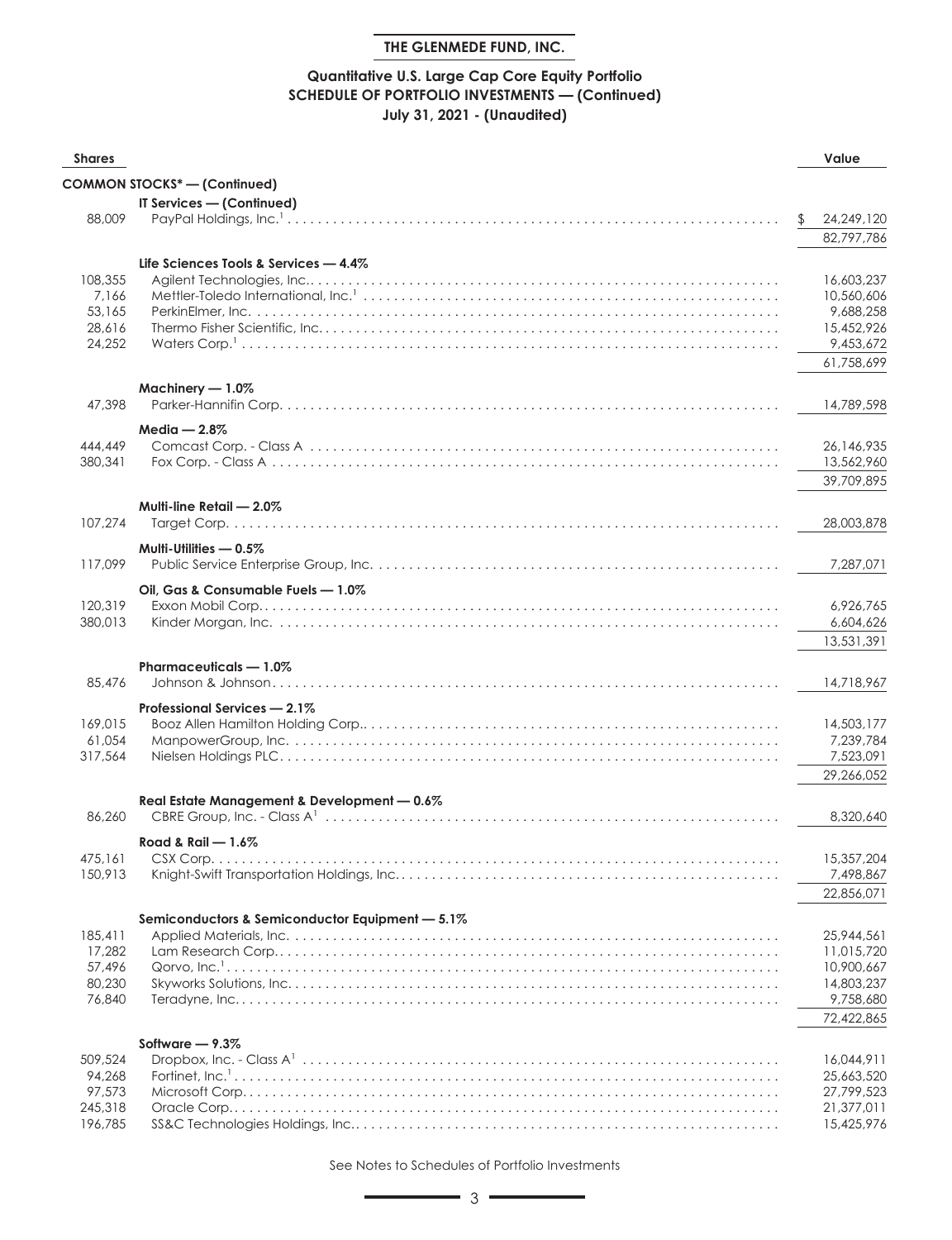# THE GLENMEDE FUND, INC.

## Quantitative U.S. Large Cap Core Equity Portfolio
## SCHEDULE OF PORTFOLIO INVESTMENTS — (Continued)
## July 31, 2021 - (Unaudited)

| Shares | | Value |
|---|---|---|
| | **COMMON STOCKS* — (Continued)** | |
| | **IT Services — (Continued)** | |
| 88,009 | PayPal Holdings, Inc.[1] | $ 24,249,120 |
| | | 82,797,786 |
| | **Life Sciences Tools & Services — 4.4%** | |
| 108,355 | Agilent Technologies, Inc. | 16,603,237 |
| 7,166 | Mettler-Toledo International, Inc.[1] | 10,560,606 |
| 53,165 | PerkinElmer, Inc. | 9,688,258 |
| 28,616 | Thermo Fisher Scientific, Inc. | 15,452,926 |
| 24,252 | Waters Corp.[1] | 9,453,672 |
| | | 61,758,699 |
| | **Machinery — 1.0%** | |
| 47,398 | Parker-Hannifin Corp. | 14,789,598 |
| | **Media — 2.8%** | |
| 444,449 | Comcast Corp. - Class A | 26,146,935 |
| 380,341 | Fox Corp. - Class A | 13,562,960 |
| | | 39,709,895 |
| | **Multi-line Retail — 2.0%** | |
| 107,274 | Target Corp. | 28,003,878 |
| | **Multi-Utilities — 0.5%** | |
| 117,099 | Public Service Enterprise Group, Inc. | 7,287,071 |
| | **Oil, Gas & Consumable Fuels — 1.0%** | |
| 120,319 | Exxon Mobil Corp. | 6,926,765 |
| 380,013 | Kinder Morgan, Inc. | 6,604,626 |
| | | 13,531,391 |
| | **Pharmaceuticals — 1.0%** | |
| 85,476 | Johnson & Johnson | 14,718,967 |
| | **Professional Services — 2.1%** | |
| 169,015 | Booz Allen Hamilton Holding Corp. | 14,503,177 |
| 61,054 | ManpowerGroup, Inc. | 7,239,784 |
| 317,564 | Nielsen Holdings PLC | 7,523,091 |
| | | 29,266,052 |
| | **Real Estate Management & Development — 0.6%** | |
| 86,260 | CBRE Group, Inc. - Class A[1] | 8,320,640 |
| | **Road & Rail — 1.6%** | |
| 475,161 | CSX Corp. | 15,357,204 |
| 150,913 | Knight-Swift Transportation Holdings, Inc. | 7,498,867 |
| | | 22,856,071 |
| | **Semiconductors & Semiconductor Equipment — 5.1%** | |
| 185,411 | Applied Materials, Inc. | 25,944,561 |
| 17,282 | Lam Research Corp. | 11,015,720 |
| 57,496 | Qorvo, Inc.[1] | 10,900,667 |
| 80,230 | Skyworks Solutions, Inc. | 14,803,237 |
| 76,840 | Teradyne, Inc. | 9,758,680 |
| | | 72,422,865 |
| | **Software — 9.3%** | |
| 509,524 | Dropbox, Inc. - Class A[1] | 16,044,911 |
| 94,268 | Fortinet, Inc.[1] | 25,663,520 |
| 97,573 | Microsoft Corp. | 27,799,523 |
| 245,318 | Oracle Corp. | 21,377,011 |
| 196,785 | SS&C Technologies Holdings, Inc. | 15,425,976 |

See Notes to Schedules of Portfolio Investments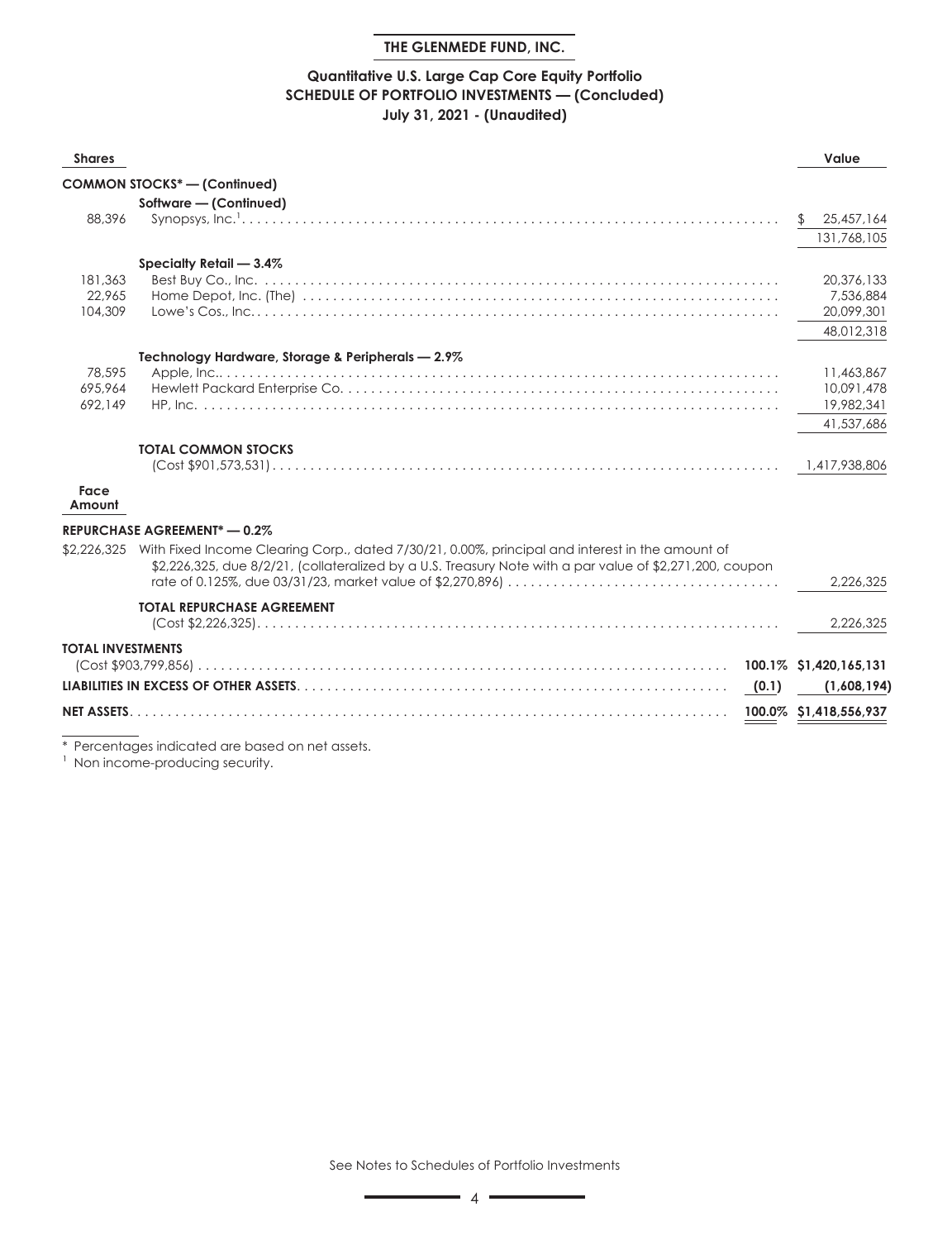# THE GLENMEDE FUND, INC.

## Quantitative U.S. Large Cap Core Equity Portfolio
## SCHEDULE OF PORTFOLIO INVESTMENTS — (Concluded)
### July 31, 2021 - (Unaudited)

| Shares | | | Value |
|---|---|---|---|
| | **COMMON STOCKS* — (Continued)** | | |
| | **Software — (Continued)** | | |
| 88,396 | Synopsys, Inc.[1] | | $ 25,457,164 |
| | | | 131,768,105 |
| | **Specialty Retail — 3.4%** | | |
| 181,363 | Best Buy Co., Inc. | | 20,376,133 |
| 22,965 | Home Depot, Inc. (The) | | 7,536,884 |
| 104,309 | Lowe's Cos., Inc. | | 20,099,301 |
| | | | 48,012,318 |
| | **Technology Hardware, Storage & Peripherals — 2.9%** | | |
| 78,595 | Apple, Inc. | | 11,463,867 |
| 695,964 | Hewlett Packard Enterprise Co. | | 10,091,478 |
| 692,149 | HP, Inc. | | 19,982,341 |
| | | | 41,537,686 |
| | **TOTAL COMMON STOCKS** (Cost $901,573,531) | | 1,417,938,806 |
| **Face Amount** | | | |
| | **REPURCHASE AGREEMENT* — 0.2%** | | |
| $2,226,325 | With Fixed Income Clearing Corp., dated 7/30/21, 0.00%, principal and interest in the amount of $2,226,325, due 8/2/21, (collateralized by a U.S. Treasury Note with a par value of $2,271,200, coupon rate of 0.125%, due 03/31/23, market value of $2,270,896) | | 2,226,325 |
| | **TOTAL REPURCHASE AGREEMENT** (Cost $2,226,325) | | 2,226,325 |
| **TOTAL INVESTMENTS** (Cost $903,799,856) | | 100.1% | $1,420,165,131 |
| **LIABILITIES IN EXCESS OF OTHER ASSETS** | | (0.1) | (1,608,194) |
| **NET ASSETS** | | 100.0% | $1,418,556,937 |

\* Percentages indicated are based on net assets.

[1] Non income-producing security.

See Notes to Schedules of Portfolio Investments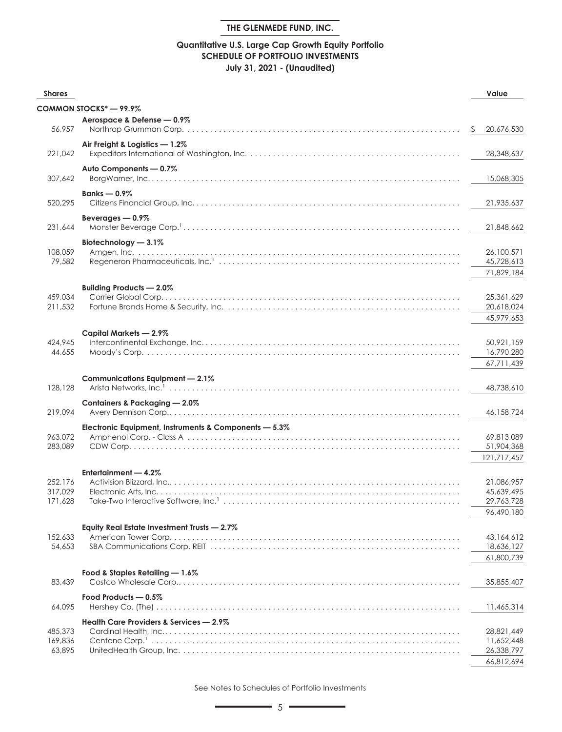**THE GLENMEDE FUND, INC.**

## Quantitative U.S. Large Cap Growth Equity Portfolio
## SCHEDULE OF PORTFOLIO INVESTMENTS
### July 31, 2021 - (Unaudited)

| Shares | | Value |
|---|---|---|
| | **COMMON STOCKS* — 99.9%** | |
| | **Aerospace & Defense — 0.9%** | |
| 56,957 | Northrop Grumman Corp. | $ 20,676,530 |
| | **Air Freight & Logistics — 1.2%** | |
| 221,042 | Expeditors International of Washington, Inc. | 28,348,637 |
| | **Auto Components — 0.7%** | |
| 307,642 | BorgWarner, Inc. | 15,068,305 |
| | **Banks — 0.9%** | |
| 520,295 | Citizens Financial Group, Inc. | 21,935,637 |
| | **Beverages — 0.9%** | |
| 231,644 | Monster Beverage Corp.[1] | 21,848,662 |
| | **Biotechnology — 3.1%** | |
| 108,059 | Amgen, Inc. | 26,100,571 |
| 79,582 | Regeneron Pharmaceuticals, Inc.[1] | 45,728,613 |
| | | 71,829,184 |
| | **Building Products — 2.0%** | |
| 459,034 | Carrier Global Corp. | 25,361,629 |
| 211,532 | Fortune Brands Home & Security, Inc. | 20,618,024 |
| | | 45,979,653 |
| | **Capital Markets — 2.9%** | |
| 424,945 | Intercontinental Exchange, Inc. | 50,921,159 |
| 44,655 | Moody's Corp. | 16,790,280 |
| | | 67,711,439 |
| | **Communications Equipment — 2.1%** | |
| 128,128 | Arista Networks, Inc.[1] | 48,738,610 |
| | **Containers & Packaging — 2.0%** | |
| 219,094 | Avery Dennison Corp. | 46,158,724 |
| | **Electronic Equipment, Instruments & Components — 5.3%** | |
| 963,072 | Amphenol Corp. - Class A | 69,813,089 |
| 283,089 | CDW Corp. | 51,904,368 |
| | | 121,717,457 |
| | **Entertainment — 4.2%** | |
| 252,176 | Activision Blizzard, Inc. | 21,086,957 |
| 317,029 | Electronic Arts, Inc. | 45,639,495 |
| 171,628 | Take-Two Interactive Software, Inc.[1] | 29,763,728 |
| | | 96,490,180 |
| | **Equity Real Estate Investment Trusts — 2.7%** | |
| 152,633 | American Tower Corp. | 43,164,612 |
| 54,653 | SBA Communications Corp. REIT | 18,636,127 |
| | | 61,800,739 |
| | **Food & Staples Retailing — 1.6%** | |
| 83,439 | Costco Wholesale Corp. | 35,855,407 |
| | **Food Products — 0.5%** | |
| 64,095 | Hershey Co. (The) | 11,465,314 |
| | **Health Care Providers & Services — 2.9%** | |
| 485,373 | Cardinal Health, Inc. | 28,821,449 |
| 169,836 | Centene Corp.[1] | 11,652,448 |
| 63,895 | UnitedHealth Group, Inc. | 26,338,797 |
| | | 66,812,694 |

See Notes to Schedules of Portfolio Investments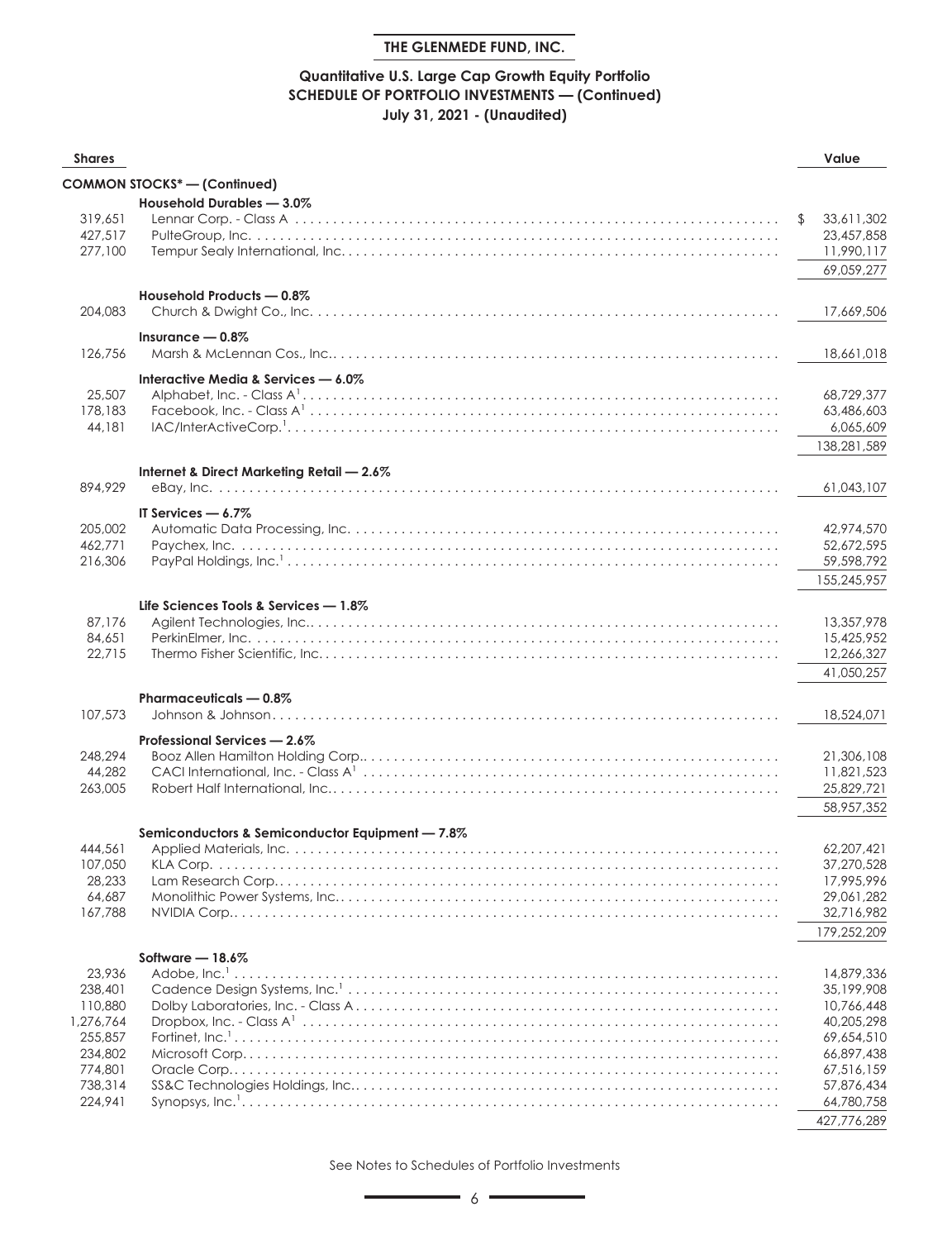# THE GLENMEDE FUND, INC.

## Quantitative U.S. Large Cap Growth Equity Portfolio
## SCHEDULE OF PORTFOLIO INVESTMENTS — (Continued)
## July 31, 2021 - (Unaudited)

| Shares | | Value |
|---|---|---|
| | **COMMON STOCKS* — (Continued)** | |
| | **Household Durables — 3.0%** | |
| 319,651 | Lennar Corp. - Class A | $ 33,611,302 |
| 427,517 | PulteGroup, Inc. | 23,457,858 |
| 277,100 | Tempur Sealy International, Inc. | 11,990,117 |
| | | 69,059,277 |
| | **Household Products — 0.8%** | |
| 204,083 | Church & Dwight Co., Inc. | 17,669,506 |
| | **Insurance — 0.8%** | |
| 126,756 | Marsh & McLennan Cos., Inc. | 18,661,018 |
| | **Interactive Media & Services — 6.0%** | |
| 25,507 | Alphabet, Inc. - Class A[1] | 68,729,377 |
| 178,183 | Facebook, Inc. - Class A[1] | 63,486,603 |
| 44,181 | IAC/InterActiveCorp.[1] | 6,065,609 |
| | | 138,281,589 |
| | **Internet & Direct Marketing Retail — 2.6%** | |
| 894,929 | eBay, Inc. | 61,043,107 |
| | **IT Services — 6.7%** | |
| 205,002 | Automatic Data Processing, Inc. | 42,974,570 |
| 462,771 | Paychex, Inc. | 52,672,595 |
| 216,306 | PayPal Holdings, Inc.[1] | 59,598,792 |
| | | 155,245,957 |
| | **Life Sciences Tools & Services — 1.8%** | |
| 87,176 | Agilent Technologies, Inc. | 13,357,978 |
| 84,651 | PerkinElmer, Inc. | 15,425,952 |
| 22,715 | Thermo Fisher Scientific, Inc. | 12,266,327 |
| | | 41,050,257 |
| | **Pharmaceuticals — 0.8%** | |
| 107,573 | Johnson & Johnson | 18,524,071 |
| | **Professional Services — 2.6%** | |
| 248,294 | Booz Allen Hamilton Holding Corp. | 21,306,108 |
| 44,282 | CACI International, Inc. - Class A[1] | 11,821,523 |
| 263,005 | Robert Half International, Inc. | 25,829,721 |
| | | 58,957,352 |
| | **Semiconductors & Semiconductor Equipment — 7.8%** | |
| 444,561 | Applied Materials, Inc. | 62,207,421 |
| 107,050 | KLA Corp. | 37,270,528 |
| 28,233 | Lam Research Corp. | 17,995,996 |
| 64,687 | Monolithic Power Systems, Inc. | 29,061,282 |
| 167,788 | NVIDIA Corp. | 32,716,982 |
| | | 179,252,209 |
| | **Software — 18.6%** | |
| 23,936 | Adobe, Inc.[1] | 14,879,336 |
| 238,401 | Cadence Design Systems, Inc.[1] | 35,199,908 |
| 110,880 | Dolby Laboratories, Inc. - Class A | 10,766,448 |
| 1,276,764 | Dropbox, Inc. - Class A[1] | 40,205,298 |
| 255,857 | Fortinet, Inc.[1] | 69,654,510 |
| 234,802 | Microsoft Corp. | 66,897,438 |
| 774,801 | Oracle Corp. | 67,516,159 |
| 738,314 | SS&C Technologies Holdings, Inc. | 57,876,434 |
| 224,941 | Synopsys, Inc.[1] | 64,780,758 |
| | | 427,776,289 |

See Notes to Schedules of Portfolio Investments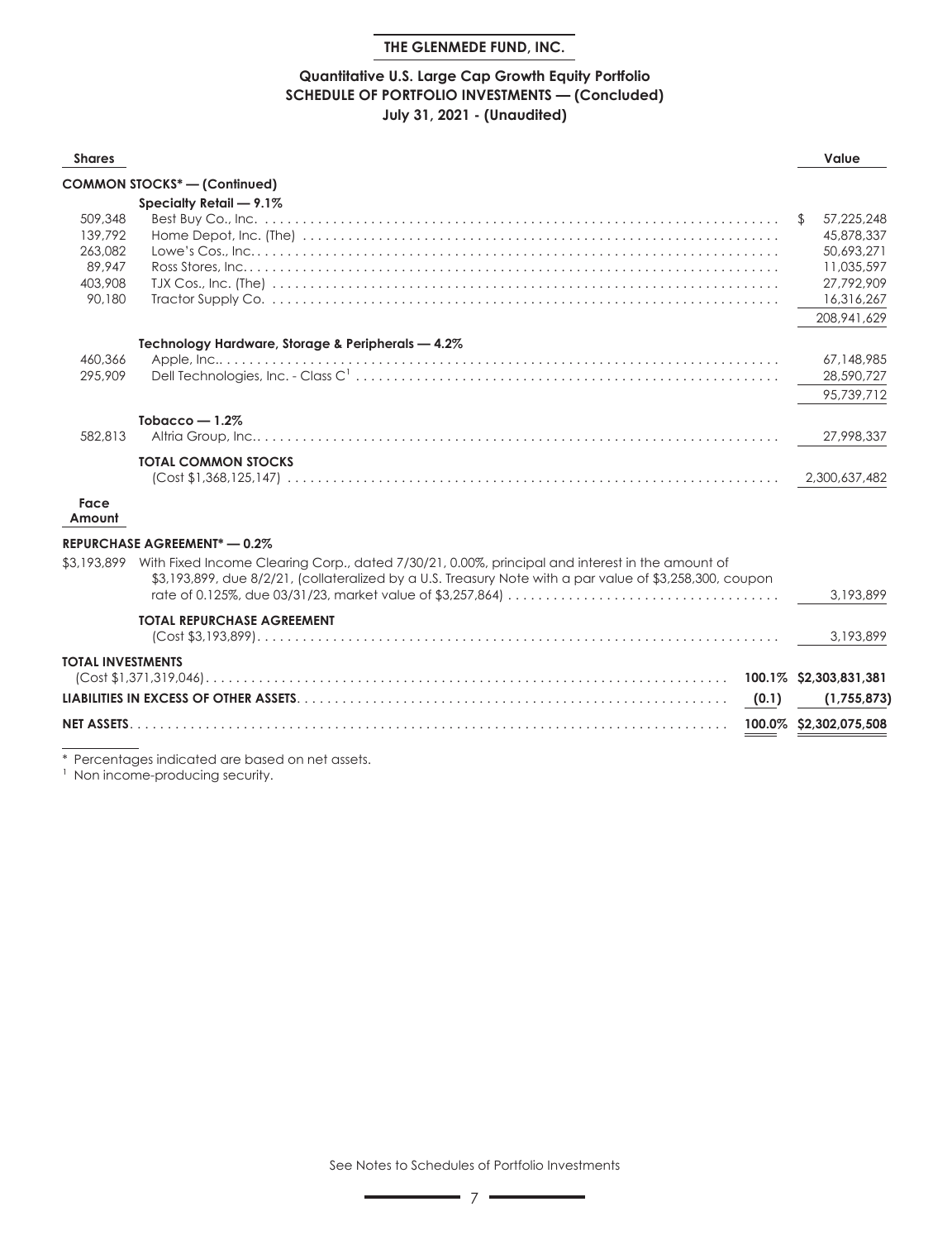**THE GLENMEDE FUND, INC.**

**Quantitative U.S. Large Cap Growth Equity Portfolio**
**SCHEDULE OF PORTFOLIO INVESTMENTS — (Concluded)**
**July 31, 2021 - (Unaudited)**

| Shares | | | Value |
|---|---|---|---|
| | **COMMON STOCKS* — (Continued)** | | |
| | **Specialty Retail — 9.1%** | | |
| 509,348 | Best Buy Co., Inc. | | $ 57,225,248 |
| 139,792 | Home Depot, Inc. (The) | | 45,878,337 |
| 263,082 | Lowe's Cos., Inc. | | 50,693,271 |
| 89,947 | Ross Stores, Inc. | | 11,035,597 |
| 403,908 | TJX Cos., Inc. (The) | | 27,792,909 |
| 90,180 | Tractor Supply Co. | | 16,316,267 |
| | | | 208,941,629 |
| | **Technology Hardware, Storage & Peripherals — 4.2%** | | |
| 460,366 | Apple, Inc. | | 67,148,985 |
| 295,909 | Dell Technologies, Inc. - Class C[1] | | 28,590,727 |
| | | | 95,739,712 |
| | **Tobacco — 1.2%** | | |
| 582,813 | Altria Group, Inc. | | 27,998,337 |
| | **TOTAL COMMON STOCKS** (Cost $1,368,125,147) | | 2,300,637,482 |
| **Face Amount** | | | |
| | **REPURCHASE AGREEMENT* — 0.2%** | | |
| $3,193,899 | With Fixed Income Clearing Corp., dated 7/30/21, 0.00%, principal and interest in the amount of $3,193,899, due 8/2/21, (collateralized by a U.S. Treasury Note with a par value of $3,258,300, coupon rate of 0.125%, due 03/31/23, market value of $3,257,864) | | 3,193,899 |
| | **TOTAL REPURCHASE AGREEMENT** (Cost $3,193,899) | | 3,193,899 |
| **TOTAL INVESTMENTS** (Cost $1,371,319,046) | | **100.1%** | **$2,303,831,381** |
| **LIABILITIES IN EXCESS OF OTHER ASSETS** | | **(0.1)** | **(1,755,873)** |
| **NET ASSETS** | | **100.0%** | **$2,302,075,508** |

\* Percentages indicated are based on net assets.
[1] Non income-producing security.

See Notes to Schedules of Portfolio Investments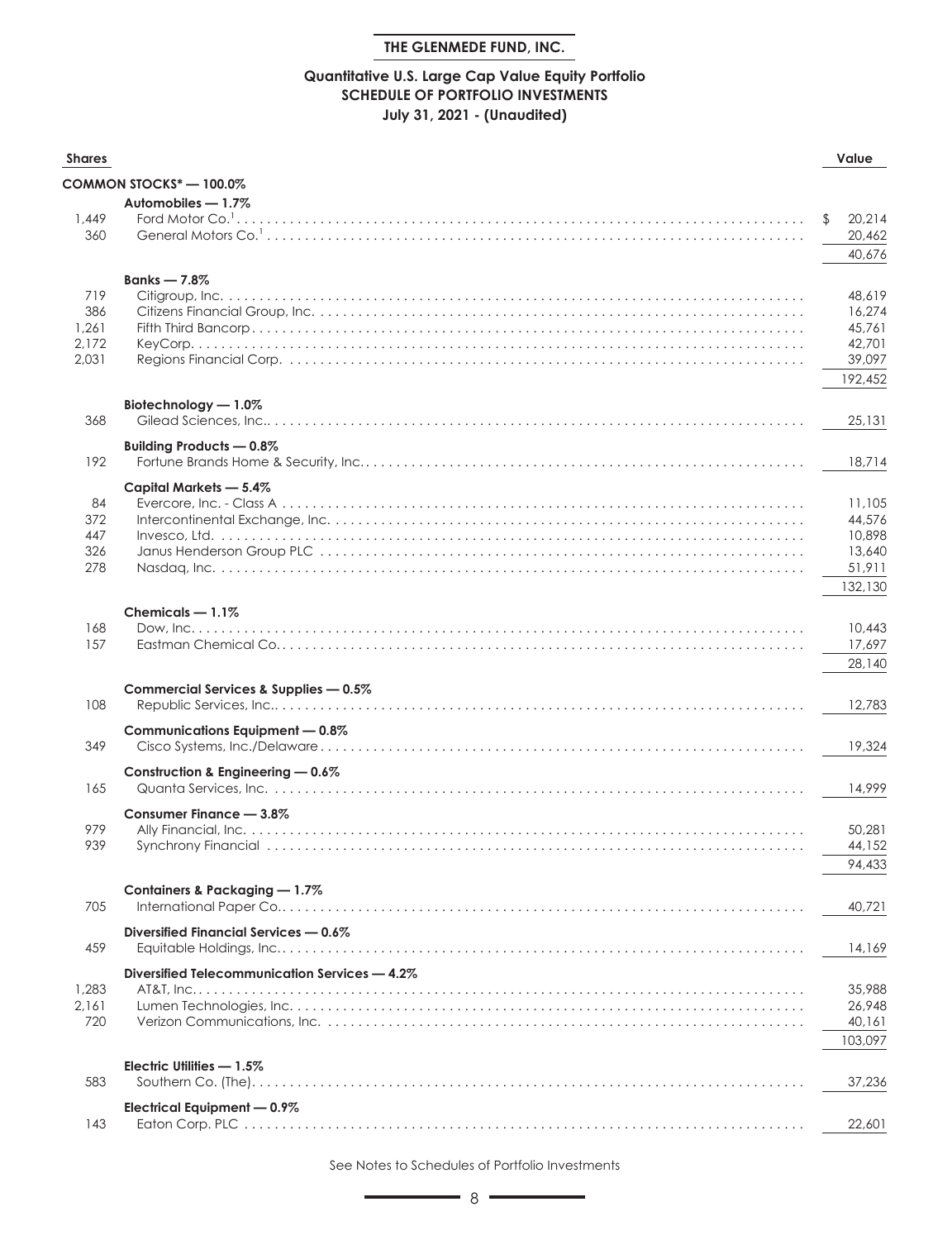**THE GLENMEDE FUND, INC.**

**Quantitative U.S. Large Cap Value Equity Portfolio**
**SCHEDULE OF PORTFOLIO INVESTMENTS**
**July 31, 2021 - (Unaudited)**

| Shares | | Value |
|---|---|---|
| | **COMMON STOCKS* — 100.0%** | |
| | **Automobiles — 1.7%** | |
| 1,449 | Ford Motor Co.[1] | $ 20,214 |
| 360 | General Motors Co.[1] | 20,462 |
| | | 40,676 |
| | **Banks — 7.8%** | |
| 719 | Citigroup, Inc. | 48,619 |
| 386 | Citizens Financial Group, Inc. | 16,274 |
| 1,261 | Fifth Third Bancorp | 45,761 |
| 2,172 | KeyCorp. | 42,701 |
| 2,031 | Regions Financial Corp. | 39,097 |
| | | 192,452 |
| | **Biotechnology — 1.0%** | |
| 368 | Gilead Sciences, Inc. | 25,131 |
| | **Building Products — 0.8%** | |
| 192 | Fortune Brands Home & Security, Inc. | 18,714 |
| | **Capital Markets — 5.4%** | |
| 84 | Evercore, Inc. - Class A | 11,105 |
| 372 | Intercontinental Exchange, Inc. | 44,576 |
| 447 | Invesco, Ltd. | 10,898 |
| 326 | Janus Henderson Group PLC | 13,640 |
| 278 | Nasdaq, Inc. | 51,911 |
| | | 132,130 |
| | **Chemicals — 1.1%** | |
| 168 | Dow, Inc. | 10,443 |
| 157 | Eastman Chemical Co. | 17,697 |
| | | 28,140 |
| | **Commercial Services & Supplies — 0.5%** | |
| 108 | Republic Services, Inc. | 12,783 |
| | **Communications Equipment — 0.8%** | |
| 349 | Cisco Systems, Inc./Delaware | 19,324 |
| | **Construction & Engineering — 0.6%** | |
| 165 | Quanta Services, Inc. | 14,999 |
| | **Consumer Finance — 3.8%** | |
| 979 | Ally Financial, Inc. | 50,281 |
| 939 | Synchrony Financial | 44,152 |
| | | 94,433 |
| | **Containers & Packaging — 1.7%** | |
| 705 | International Paper Co. | 40,721 |
| | **Diversified Financial Services — 0.6%** | |
| 459 | Equitable Holdings, Inc. | 14,169 |
| | **Diversified Telecommunication Services — 4.2%** | |
| 1,283 | AT&T, Inc. | 35,988 |
| 2,161 | Lumen Technologies, Inc. | 26,948 |
| 720 | Verizon Communications, Inc. | 40,161 |
| | | 103,097 |
| | **Electric Utilities — 1.5%** | |
| 583 | Southern Co. (The) | 37,236 |
| | **Electrical Equipment — 0.9%** | |
| 143 | Eaton Corp. PLC | 22,601 |

See Notes to Schedules of Portfolio Investments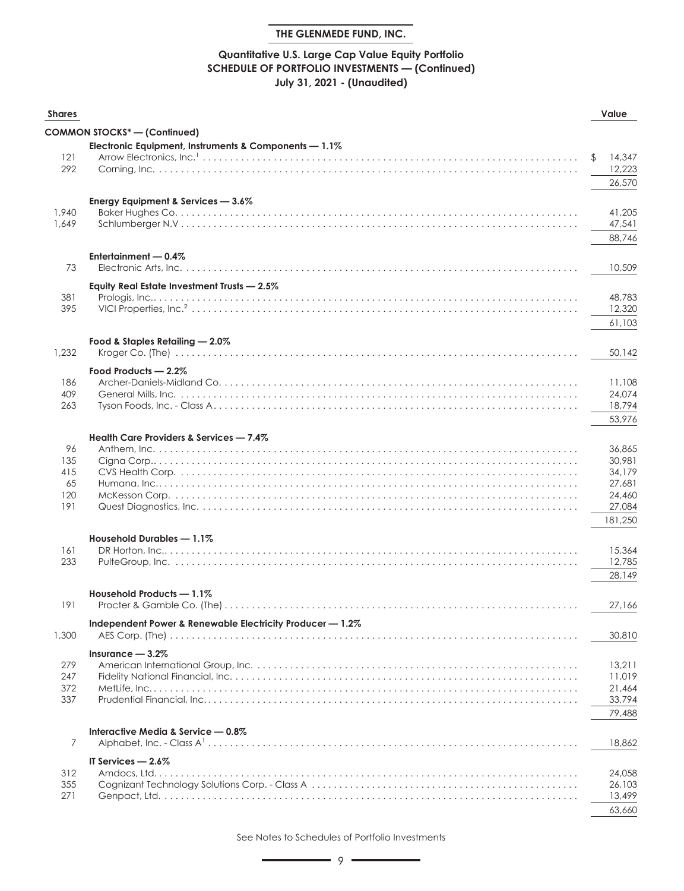**THE GLENMEDE FUND, INC.**

**Quantitative U.S. Large Cap Value Equity Portfolio**
**SCHEDULE OF PORTFOLIO INVESTMENTS — (Continued)**
**July 31, 2021 - (Unaudited)**

| Shares | | Value |
|---|---|---|
| | **COMMON STOCKS* — (Continued)** | |
| | **Electronic Equipment, Instruments & Components — 1.1%** | |
| 121 | Arrow Electronics, Inc.[1] | $ 14,347 |
| 292 | Corning, Inc. | 12,223 |
| | | 26,570 |
| | **Energy Equipment & Services — 3.6%** | |
| 1,940 | Baker Hughes Co. | 41,205 |
| 1,649 | Schlumberger N.V | 47,541 |
| | | 88,746 |
| | **Entertainment — 0.4%** | |
| 73 | Electronic Arts, Inc. | 10,509 |
| | **Equity Real Estate Investment Trusts — 2.5%** | |
| 381 | Prologis, Inc. | 48,783 |
| 395 | VICI Properties, Inc.[2] | 12,320 |
| | | 61,103 |
| | **Food & Staples Retailing — 2.0%** | |
| 1,232 | Kroger Co. (The) | 50,142 |
| | **Food Products — 2.2%** | |
| 186 | Archer-Daniels-Midland Co. | 11,108 |
| 409 | General Mills, Inc. | 24,074 |
| 263 | Tyson Foods, Inc. - Class A | 18,794 |
| | | 53,976 |
| | **Health Care Providers & Services — 7.4%** | |
| 96 | Anthem, Inc. | 36,865 |
| 135 | Cigna Corp. | 30,981 |
| 415 | CVS Health Corp. | 34,179 |
| 65 | Humana, Inc. | 27,681 |
| 120 | McKesson Corp. | 24,460 |
| 191 | Quest Diagnostics, Inc. | 27,084 |
| | | 181,250 |
| | **Household Durables — 1.1%** | |
| 161 | DR Horton, Inc. | 15,364 |
| 233 | PulteGroup, Inc. | 12,785 |
| | | 28,149 |
| | **Household Products — 1.1%** | |
| 191 | Procter & Gamble Co. (The) | 27,166 |
| | **Independent Power & Renewable Electricity Producer — 1.2%** | |
| 1,300 | AES Corp. (The) | 30,810 |
| | **Insurance — 3.2%** | |
| 279 | American International Group, Inc. | 13,211 |
| 247 | Fidelity National Financial, Inc. | 11,019 |
| 372 | MetLife, Inc. | 21,464 |
| 337 | Prudential Financial, Inc. | 33,794 |
| | | 79,488 |
| | **Interactive Media & Service — 0.8%** | |
| 7 | Alphabet, Inc. - Class A[1] | 18,862 |
| | **IT Services — 2.6%** | |
| 312 | Amdocs, Ltd. | 24,058 |
| 355 | Cognizant Technology Solutions Corp. - Class A | 26,103 |
| 271 | Genpact, Ltd. | 13,499 |
| | | 63,660 |

See Notes to Schedules of Portfolio Investments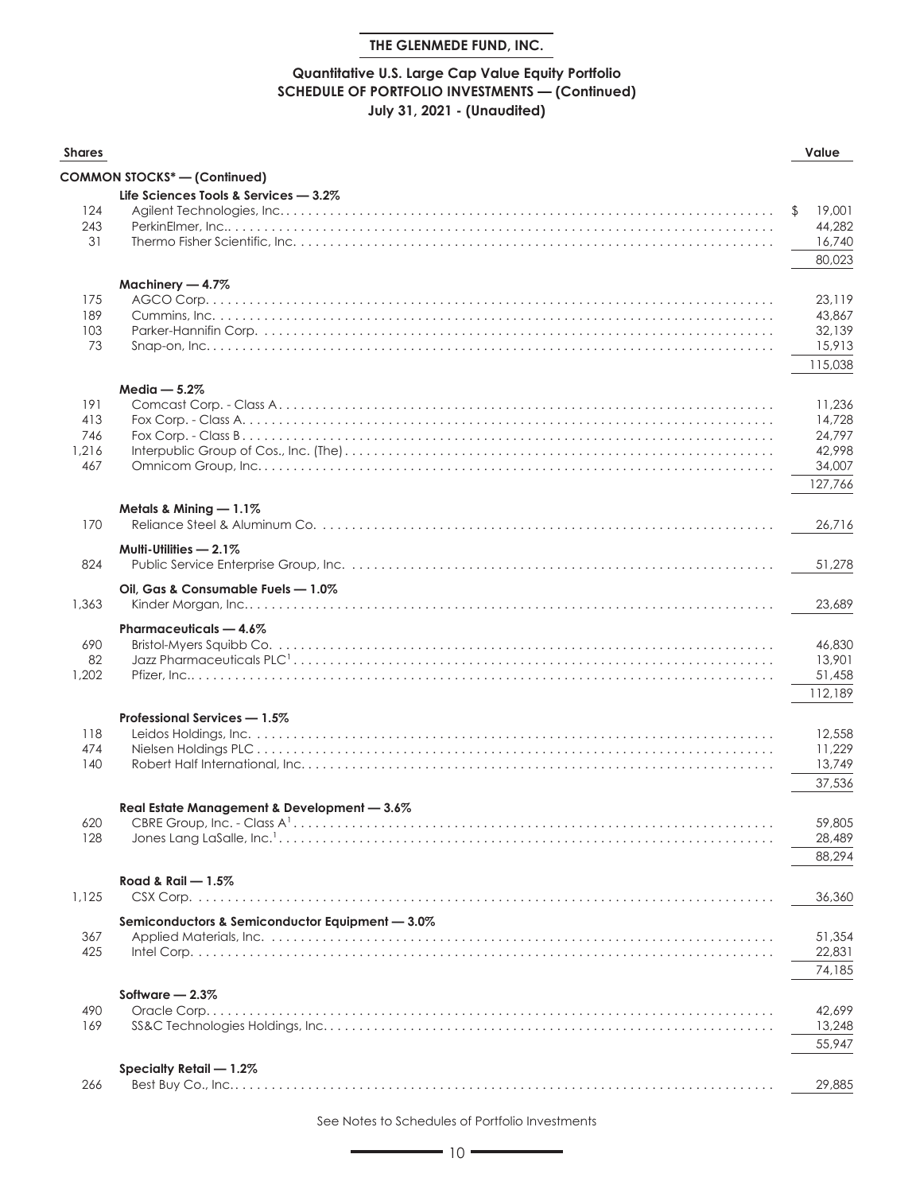**THE GLENMEDE FUND, INC.**

## Quantitative U.S. Large Cap Value Equity Portfolio
## SCHEDULE OF PORTFOLIO INVESTMENTS — (Continued)
### July 31, 2021 - (Unaudited)

| Shares | | Value |
|---|---|---|
| | **COMMON STOCKS* — (Continued)** | |
| | **Life Sciences Tools & Services — 3.2%** | |
| 124 | Agilent Technologies, Inc. | $ 19,001 |
| 243 | PerkinElmer, Inc. | 44,282 |
| 31 | Thermo Fisher Scientific, Inc. | 16,740 |
| | | 80,023 |
| | **Machinery — 4.7%** | |
| 175 | AGCO Corp. | 23,119 |
| 189 | Cummins, Inc. | 43,867 |
| 103 | Parker-Hannifin Corp. | 32,139 |
| 73 | Snap-on, Inc. | 15,913 |
| | | 115,038 |
| | **Media — 5.2%** | |
| 191 | Comcast Corp. - Class A | 11,236 |
| 413 | Fox Corp. - Class A | 14,728 |
| 746 | Fox Corp. - Class B | 24,797 |
| 1,216 | Interpublic Group of Cos., Inc. (The) | 42,998 |
| 467 | Omnicom Group, Inc. | 34,007 |
| | | 127,766 |
| | **Metals & Mining — 1.1%** | |
| 170 | Reliance Steel & Aluminum Co. | 26,716 |
| | **Multi-Utilities — 2.1%** | |
| 824 | Public Service Enterprise Group, Inc. | 51,278 |
| | **Oil, Gas & Consumable Fuels — 1.0%** | |
| 1,363 | Kinder Morgan, Inc. | 23,689 |
| | **Pharmaceuticals — 4.6%** | |
| 690 | Bristol-Myers Squibb Co. | 46,830 |
| 82 | Jazz Pharmaceuticals PLC[1] | 13,901 |
| 1,202 | Pfizer, Inc. | 51,458 |
| | | 112,189 |
| | **Professional Services — 1.5%** | |
| 118 | Leidos Holdings, Inc. | 12,558 |
| 474 | Nielsen Holdings PLC | 11,229 |
| 140 | Robert Half International, Inc. | 13,749 |
| | | 37,536 |
| | **Real Estate Management & Development — 3.6%** | |
| 620 | CBRE Group, Inc. - Class A[1] | 59,805 |
| 128 | Jones Lang LaSalle, Inc.[1] | 28,489 |
| | | 88,294 |
| | **Road & Rail — 1.5%** | |
| 1,125 | CSX Corp. | 36,360 |
| | **Semiconductors & Semiconductor Equipment — 3.0%** | |
| 367 | Applied Materials, Inc. | 51,354 |
| 425 | Intel Corp. | 22,831 |
| | | 74,185 |
| | **Software — 2.3%** | |
| 490 | Oracle Corp. | 42,699 |
| 169 | SS&C Technologies Holdings, Inc. | 13,248 |
| | | 55,947 |
| | **Specialty Retail — 1.2%** | |
| 266 | Best Buy Co., Inc. | 29,885 |

See Notes to Schedules of Portfolio Investments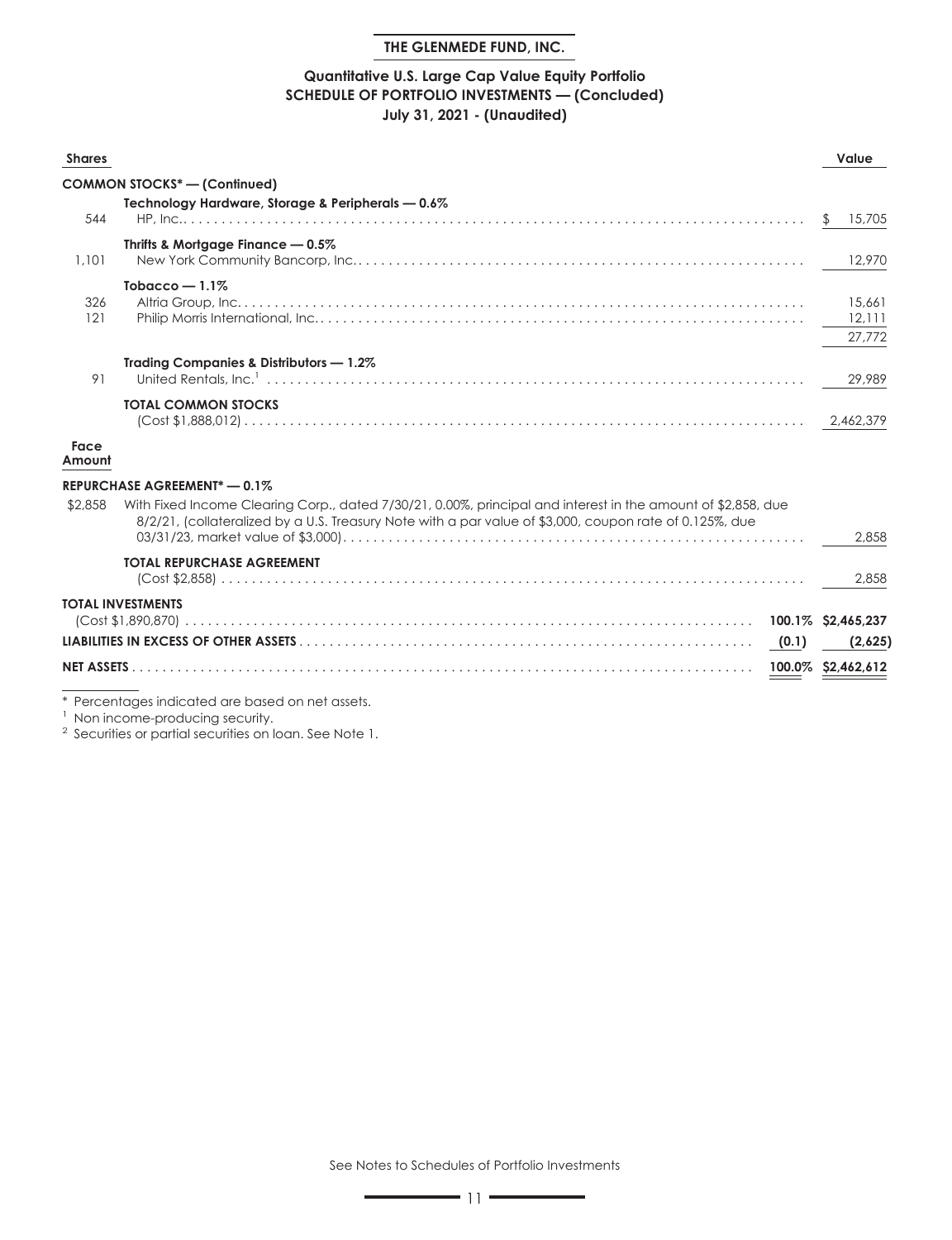**THE GLENMEDE FUND, INC.**

**Quantitative U.S. Large Cap Value Equity Portfolio**
**SCHEDULE OF PORTFOLIO INVESTMENTS — (Concluded)**
**July 31, 2021 - (Unaudited)**

| Shares | | | Value |
|---|---|---|---|
| | **COMMON STOCKS* — (Continued)** | | |
| | **Technology Hardware, Storage & Peripherals — 0.6%** | | |
| 544 | HP, Inc. | | $ 15,705 |
| | **Thrifts & Mortgage Finance — 0.5%** | | |
| 1,101 | New York Community Bancorp, Inc. | | 12,970 |
| | **Tobacco — 1.1%** | | |
| 326 | Altria Group, Inc. | | 15,661 |
| 121 | Philip Morris International, Inc. | | 12,111 |
| | | | 27,772 |
| | **Trading Companies & Distributors — 1.2%** | | |
| 91 | United Rentals, Inc.[1] | | 29,989 |
| | **TOTAL COMMON STOCKS** (Cost $1,888,012) | | 2,462,379 |
| **Face Amount** | | | |
| | **REPURCHASE AGREEMENT* — 0.1%** | | |
| $2,858 | With Fixed Income Clearing Corp., dated 7/30/21, 0.00%, principal and interest in the amount of $2,858, due 8/2/21, (collateralized by a U.S. Treasury Note with a par value of $3,000, coupon rate of 0.125%, due 03/31/23, market value of $3,000) | | 2,858 |
| | **TOTAL REPURCHASE AGREEMENT** (Cost $2,858) | | 2,858 |
| | **TOTAL INVESTMENTS** (Cost $1,890,870) | **100.1%** | **$2,465,237** |
| | **LIABILITIES IN EXCESS OF OTHER ASSETS** | **(0.1)** | **(2,625)** |
| | **NET ASSETS** | **100.0%** | **$2,462,612** |

\* Percentages indicated are based on net assets.

[1] Non income-producing security.

[2] Securities or partial securities on loan. See Note 1.

See Notes to Schedules of Portfolio Investments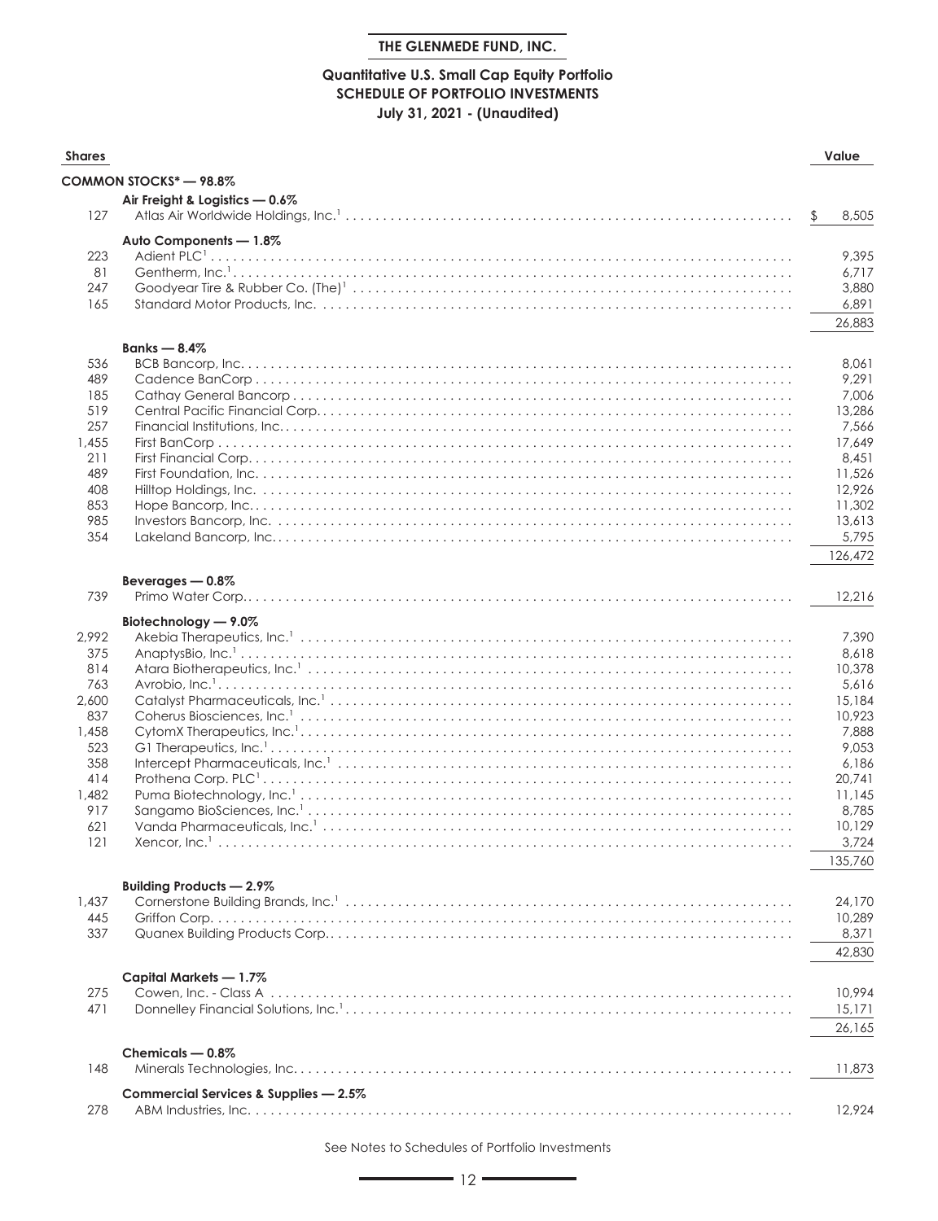## THE GLENMEDE FUND, INC.

### Quantitative U.S. Small Cap Equity Portfolio
### SCHEDULE OF PORTFOLIO INVESTMENTS
### July 31, 2021 - (Unaudited)

| Shares | | Value |
|---|---|---|
| | **COMMON STOCKS* — 98.8%** | |
| | **Air Freight & Logistics — 0.6%** | |
| 127 | Atlas Air Worldwide Holdings, Inc.[1] | $ 8,505 |
| | **Auto Components — 1.8%** | |
| 223 | Adient PLC[1] | 9,395 |
| 81 | Gentherm, Inc.[1] | 6,717 |
| 247 | Goodyear Tire & Rubber Co. (The)[1] | 3,880 |
| 165 | Standard Motor Products, Inc. | 6,891 |
| | | 26,883 |
| | **Banks — 8.4%** | |
| 536 | BCB Bancorp, Inc. | 8,061 |
| 489 | Cadence BanCorp | 9,291 |
| 185 | Cathay General Bancorp | 7,006 |
| 519 | Central Pacific Financial Corp. | 13,286 |
| 257 | Financial Institutions, Inc. | 7,566 |
| 1,455 | First BanCorp | 17,649 |
| 211 | First Financial Corp. | 8,451 |
| 489 | First Foundation, Inc. | 11,526 |
| 408 | Hilltop Holdings, Inc. | 12,926 |
| 853 | Hope Bancorp, Inc. | 11,302 |
| 985 | Investors Bancorp, Inc. | 13,613 |
| 354 | Lakeland Bancorp, Inc. | 5,795 |
| | | 126,472 |
| | **Beverages — 0.8%** | |
| 739 | Primo Water Corp. | 12,216 |
| | **Biotechnology — 9.0%** | |
| 2,992 | Akebia Therapeutics, Inc.[1] | 7,390 |
| 375 | AnaptysBio, Inc.[1] | 8,618 |
| 814 | Atara Biotherapeutics, Inc.[1] | 10,378 |
| 763 | Avrobio, Inc.[1] | 5,616 |
| 2,600 | Catalyst Pharmaceuticals, Inc.[1] | 15,184 |
| 837 | Coherus Biosciences, Inc.[1] | 10,923 |
| 1,458 | CytomX Therapeutics, Inc.[1] | 7,888 |
| 523 | G1 Therapeutics, Inc.[1] | 9,053 |
| 358 | Intercept Pharmaceuticals, Inc.[1] | 6,186 |
| 414 | Prothena Corp. PLC[1] | 20,741 |
| 1,482 | Puma Biotechnology, Inc.[1] | 11,145 |
| 917 | Sangamo BioSciences, Inc.[1] | 8,785 |
| 621 | Vanda Pharmaceuticals, Inc.[1] | 10,129 |
| 121 | Xencor, Inc.[1] | 3,724 |
| | | 135,760 |
| | **Building Products — 2.9%** | |
| 1,437 | Cornerstone Building Brands, Inc.[1] | 24,170 |
| 445 | Griffon Corp. | 10,289 |
| 337 | Quanex Building Products Corp. | 8,371 |
| | | 42,830 |
| | **Capital Markets — 1.7%** | |
| 275 | Cowen, Inc. - Class A | 10,994 |
| 471 | Donnelley Financial Solutions, Inc.[1] | 15,171 |
| | | 26,165 |
| | **Chemicals — 0.8%** | |
| 148 | Minerals Technologies, Inc. | 11,873 |
| | **Commercial Services & Supplies — 2.5%** | |
| 278 | ABM Industries, Inc. | 12,924 |

See Notes to Schedules of Portfolio Investments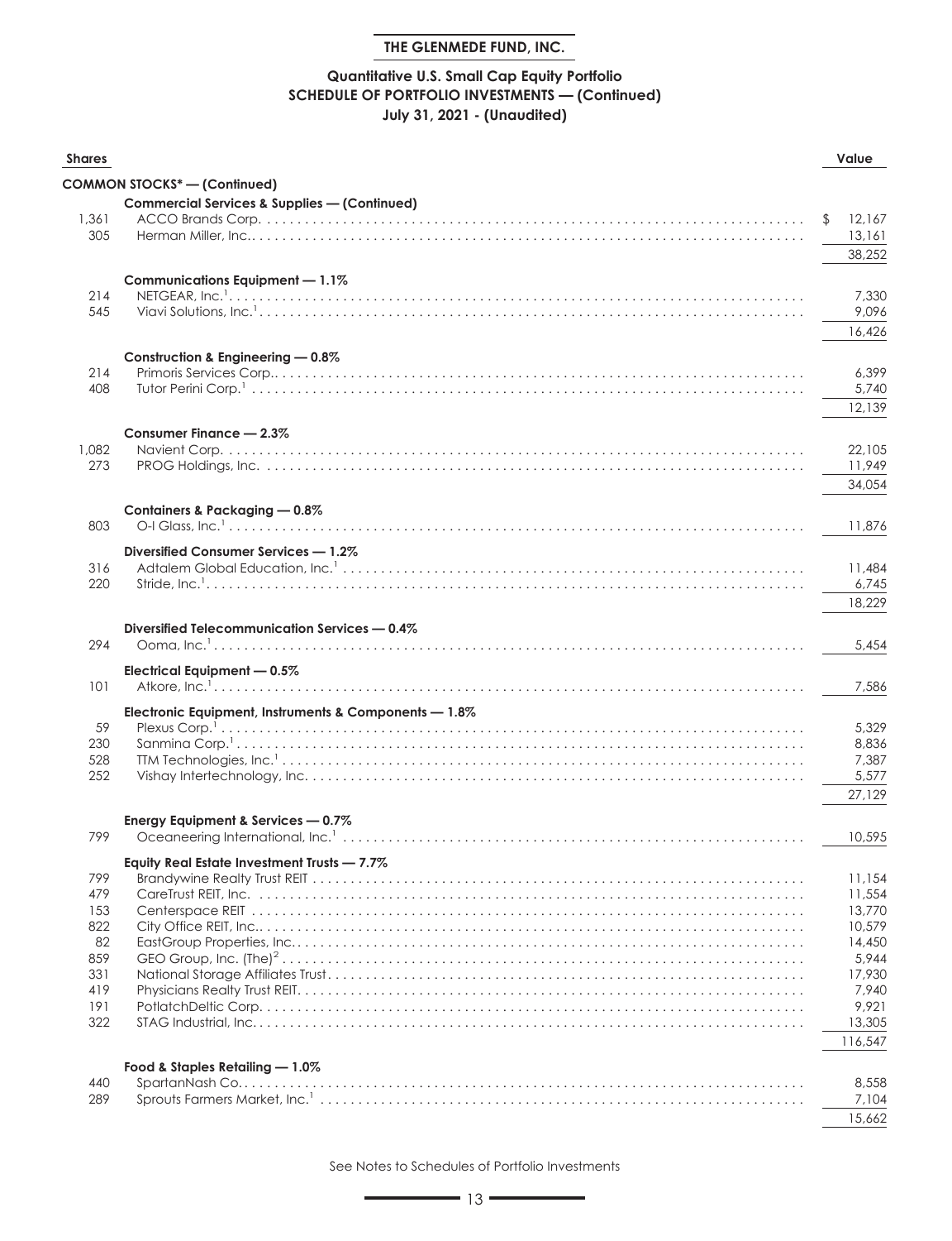**THE GLENMEDE FUND, INC.**

## Quantitative U.S. Small Cap Equity Portfolio
## SCHEDULE OF PORTFOLIO INVESTMENTS — (Continued)
## July 31, 2021 - (Unaudited)

| Shares | | Value |
|---|---|---|
| | **COMMON STOCKS* — (Continued)** | |
| | **Commercial Services & Supplies — (Continued)** | |
| 1,361 | ACCO Brands Corp. | $ 12,167 |
| 305 | Herman Miller, Inc. | 13,161 |
| | | 38,252 |
| | **Communications Equipment — 1.1%** | |
| 214 | NETGEAR, Inc.[1] | 7,330 |
| 545 | Viavi Solutions, Inc.[1] | 9,096 |
| | | 16,426 |
| | **Construction & Engineering — 0.8%** | |
| 214 | Primoris Services Corp. | 6,399 |
| 408 | Tutor Perini Corp.[1] | 5,740 |
| | | 12,139 |
| | **Consumer Finance — 2.3%** | |
| 1,082 | Navient Corp. | 22,105 |
| 273 | PROG Holdings, Inc. | 11,949 |
| | | 34,054 |
| | **Containers & Packaging — 0.8%** | |
| 803 | O-I Glass, Inc.[1] | 11,876 |
| | **Diversified Consumer Services — 1.2%** | |
| 316 | Adtalem Global Education, Inc.[1] | 11,484 |
| 220 | Stride, Inc.[1] | 6,745 |
| | | 18,229 |
| | **Diversified Telecommunication Services — 0.4%** | |
| 294 | Ooma, Inc.[1] | 5,454 |
| | **Electrical Equipment — 0.5%** | |
| 101 | Atkore, Inc.[1] | 7,586 |
| | **Electronic Equipment, Instruments & Components — 1.8%** | |
| 59 | Plexus Corp.[1] | 5,329 |
| 230 | Sanmina Corp.[1] | 8,836 |
| 528 | TTM Technologies, Inc.[1] | 7,387 |
| 252 | Vishay Intertechnology, Inc. | 5,577 |
| | | 27,129 |
| | **Energy Equipment & Services — 0.7%** | |
| 799 | Oceaneering International, Inc.[1] | 10,595 |
| | **Equity Real Estate Investment Trusts — 7.7%** | |
| 799 | Brandywine Realty Trust REIT | 11,154 |
| 479 | CareTrust REIT, Inc. | 11,554 |
| 153 | Centerspace REIT | 13,770 |
| 822 | City Office REIT, Inc. | 10,579 |
| 82 | EastGroup Properties, Inc. | 14,450 |
| 859 | GEO Group, Inc. (The)[2] | 5,944 |
| 331 | National Storage Affiliates Trust | 17,930 |
| 419 | Physicians Realty Trust REIT | 7,940 |
| 191 | PotlatchDeltic Corp. | 9,921 |
| 322 | STAG Industrial, Inc. | 13,305 |
| | | 116,547 |
| | **Food & Staples Retailing — 1.0%** | |
| 440 | SpartanNash Co. | 8,558 |
| 289 | Sprouts Farmers Market, Inc.[1] | 7,104 |
| | | 15,662 |

See Notes to Schedules of Portfolio Investments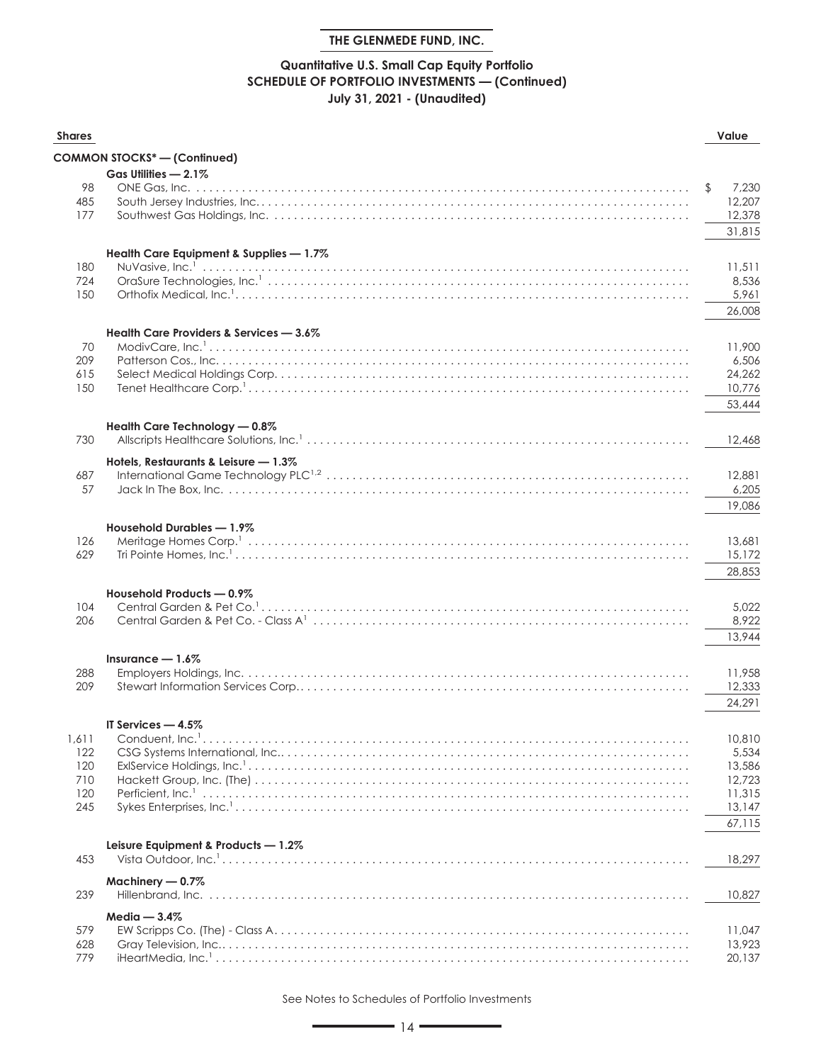# THE GLENMEDE FUND, INC.

## Quantitative U.S. Small Cap Equity Portfolio
## SCHEDULE OF PORTFOLIO INVESTMENTS — (Continued)
## July 31, 2021 - (Unaudited)

| Shares | | Value |
|---|---|---|
| | **COMMON STOCKS* — (Continued)** | |
| | **Gas Utilities — 2.1%** | |
| 98 | ONE Gas, Inc. | $ 7,230 |
| 485 | South Jersey Industries, Inc. | 12,207 |
| 177 | Southwest Gas Holdings, Inc. | 12,378 |
| | | 31,815 |
| | **Health Care Equipment & Supplies — 1.7%** | |
| 180 | NuVasive, Inc.[1] | 11,511 |
| 724 | OraSure Technologies, Inc.[1] | 8,536 |
| 150 | Orthofix Medical, Inc.[1] | 5,961 |
| | | 26,008 |
| | **Health Care Providers & Services — 3.6%** | |
| 70 | ModivCare, Inc.[1] | 11,900 |
| 209 | Patterson Cos., Inc. | 6,506 |
| 615 | Select Medical Holdings Corp. | 24,262 |
| 150 | Tenet Healthcare Corp.[1] | 10,776 |
| | | 53,444 |
| | **Health Care Technology — 0.8%** | |
| 730 | Allscripts Healthcare Solutions, Inc.[1] | 12,468 |
| | **Hotels, Restaurants & Leisure — 1.3%** | |
| 687 | International Game Technology PLC[1,2] | 12,881 |
| 57 | Jack In The Box, Inc. | 6,205 |
| | | 19,086 |
| | **Household Durables — 1.9%** | |
| 126 | Meritage Homes Corp.[1] | 13,681 |
| 629 | Tri Pointe Homes, Inc.[1] | 15,172 |
| | | 28,853 |
| | **Household Products — 0.9%** | |
| 104 | Central Garden & Pet Co.[1] | 5,022 |
| 206 | Central Garden & Pet Co. - Class A[1] | 8,922 |
| | | 13,944 |
| | **Insurance — 1.6%** | |
| 288 | Employers Holdings, Inc. | 11,958 |
| 209 | Stewart Information Services Corp. | 12,333 |
| | | 24,291 |
| | **IT Services — 4.5%** | |
| 1,611 | Conduent, Inc.[1] | 10,810 |
| 122 | CSG Systems International, Inc. | 5,534 |
| 120 | ExlService Holdings, Inc.[1] | 13,586 |
| 710 | Hackett Group, Inc. (The) | 12,723 |
| 120 | Perficient, Inc.[1] | 11,315 |
| 245 | Sykes Enterprises, Inc.[1] | 13,147 |
| | | 67,115 |
| | **Leisure Equipment & Products — 1.2%** | |
| 453 | Vista Outdoor, Inc.[1] | 18,297 |
| | **Machinery — 0.7%** | |
| 239 | Hillenbrand, Inc. | 10,827 |
| | **Media — 3.4%** | |
| 579 | EW Scripps Co. (The) - Class A | 11,047 |
| 628 | Gray Television, Inc. | 13,923 |
| 779 | iHeartMedia, Inc.[1] | 20,137 |

See Notes to Schedules of Portfolio Investments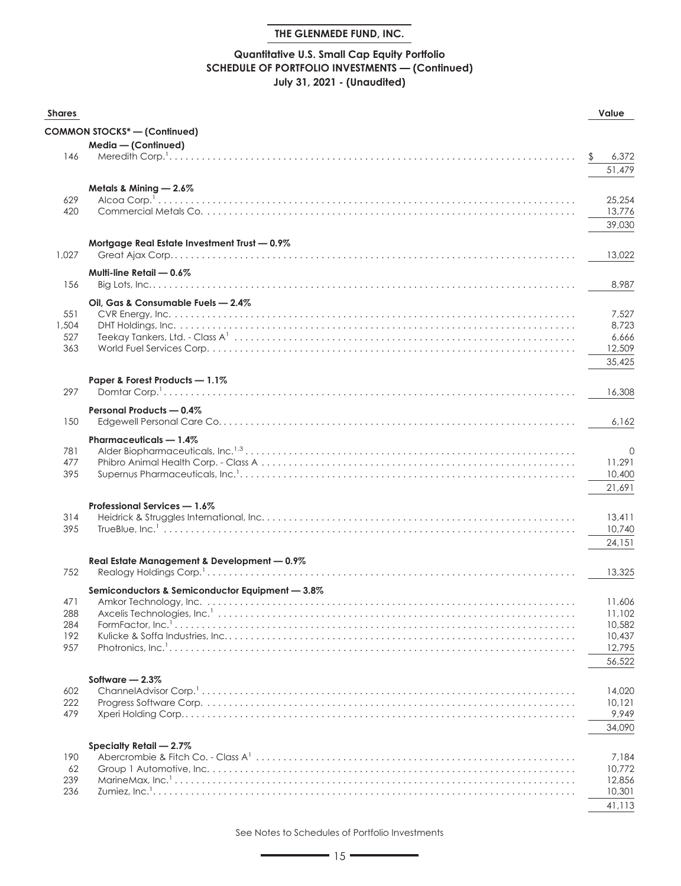**THE GLENMEDE FUND, INC.**

**Quantitative U.S. Small Cap Equity Portfolio**
**SCHEDULE OF PORTFOLIO INVESTMENTS — (Continued)**
**July 31, 2021 - (Unaudited)**

| Shares | | Value |
|---|---|---|
| | **COMMON STOCKS* — (Continued)** | |
| | **Media — (Continued)** | |
| 146 | Meredith Corp.[1] | $ 6,372 |
| | | 51,479 |
| | **Metals & Mining — 2.6%** | |
| 629 | Alcoa Corp.[1] | 25,254 |
| 420 | Commercial Metals Co. | 13,776 |
| | | 39,030 |
| | **Mortgage Real Estate Investment Trust — 0.9%** | |
| 1,027 | Great Ajax Corp. | 13,022 |
| | **Multi-line Retail — 0.6%** | |
| 156 | Big Lots, Inc. | 8,987 |
| | **Oil, Gas & Consumable Fuels — 2.4%** | |
| 551 | CVR Energy, Inc. | 7,527 |
| 1,504 | DHT Holdings, Inc. | 8,723 |
| 527 | Teekay Tankers, Ltd. - Class A[1] | 6,666 |
| 363 | World Fuel Services Corp. | 12,509 |
| | | 35,425 |
| | **Paper & Forest Products — 1.1%** | |
| 297 | Domtar Corp.[1] | 16,308 |
| | **Personal Products — 0.4%** | |
| 150 | Edgewell Personal Care Co. | 6,162 |
| | **Pharmaceuticals — 1.4%** | |
| 781 | Alder Biopharmaceuticals, Inc.[1,3] | 0 |
| 477 | Phibro Animal Health Corp. - Class A | 11,291 |
| 395 | Supernus Pharmaceuticals, Inc.[1] | 10,400 |
| | | 21,691 |
| | **Professional Services — 1.6%** | |
| 314 | Heidrick & Struggles International, Inc. | 13,411 |
| 395 | TrueBlue, Inc.[1] | 10,740 |
| | | 24,151 |
| | **Real Estate Management & Development — 0.9%** | |
| 752 | Realogy Holdings Corp.[1] | 13,325 |
| | **Semiconductors & Semiconductor Equipment — 3.8%** | |
| 471 | Amkor Technology, Inc. | 11,606 |
| 288 | Axcelis Technologies, Inc.[1] | 11,102 |
| 284 | FormFactor, Inc.[1] | 10,582 |
| 192 | Kulicke & Soffa Industries, Inc. | 10,437 |
| 957 | Photronics, Inc.[1] | 12,795 |
| | | 56,522 |
| | **Software — 2.3%** | |
| 602 | ChannelAdvisor Corp.[1] | 14,020 |
| 222 | Progress Software Corp. | 10,121 |
| 479 | Xperi Holding Corp. | 9,949 |
| | | 34,090 |
| | **Specialty Retail — 2.7%** | |
| 190 | Abercrombie & Fitch Co. - Class A[1] | 7,184 |
| 62 | Group 1 Automotive, Inc. | 10,772 |
| 239 | MarineMax, Inc.[1] | 12,856 |
| 236 | Zumiez, Inc.[1] | 10,301 |
| | | 41,113 |

See Notes to Schedules of Portfolio Investments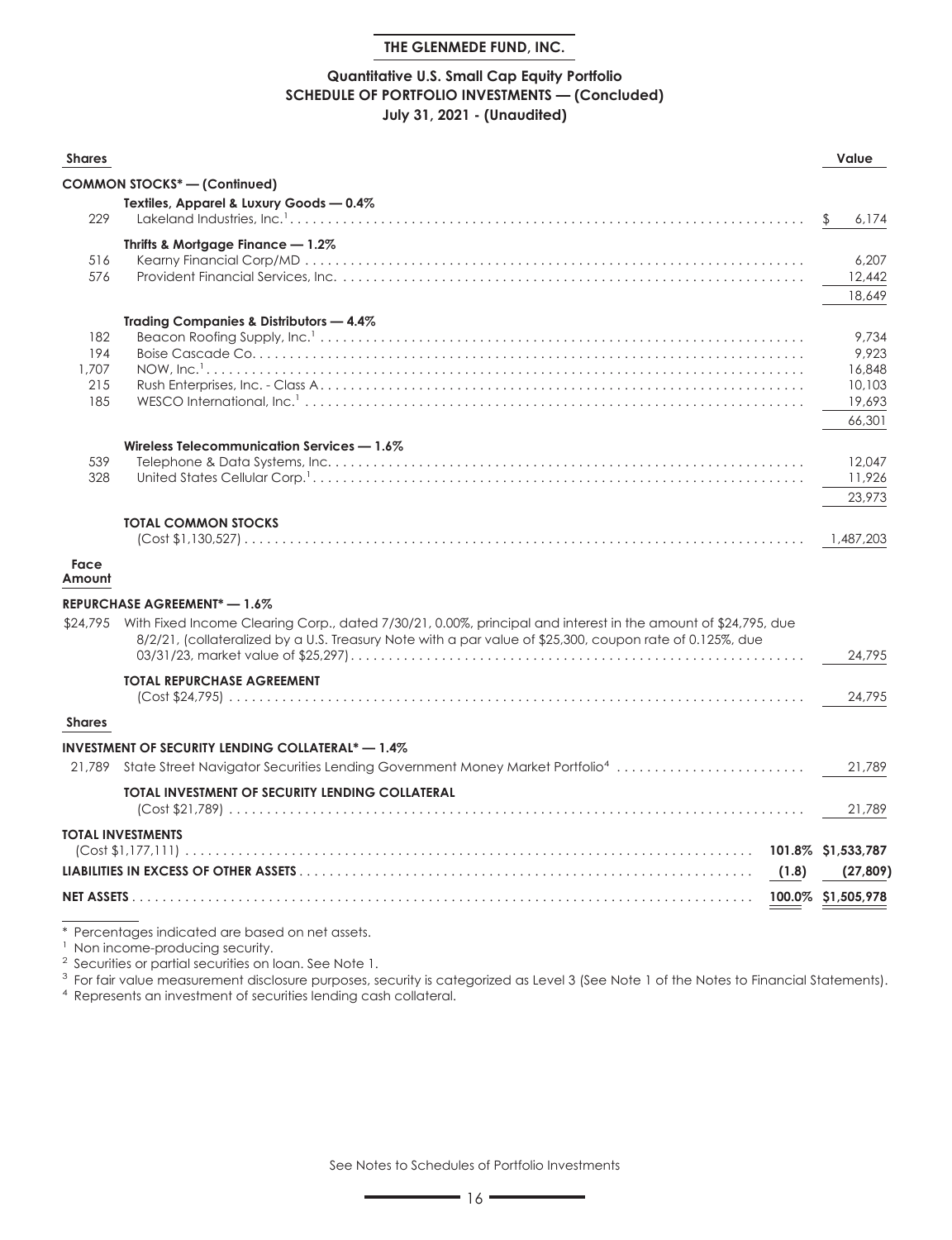**THE GLENMEDE FUND, INC.**

## Quantitative U.S. Small Cap Equity Portfolio
## SCHEDULE OF PORTFOLIO INVESTMENTS — (Concluded)
### July 31, 2021 - (Unaudited)

| Shares | | | Value |
|---|---|---|---|
| | **COMMON STOCKS* — (Continued)** | | |
| | **Textiles, Apparel & Luxury Goods — 0.4%** | | |
| 229 | Lakeland Industries, Inc.[1] | | $ 6,174 |
| | **Thrifts & Mortgage Finance — 1.2%** | | |
| 516 | Kearny Financial Corp/MD | | 6,207 |
| 576 | Provident Financial Services, Inc. | | 12,442 |
| | | | 18,649 |
| | **Trading Companies & Distributors — 4.4%** | | |
| 182 | Beacon Roofing Supply, Inc.[1] | | 9,734 |
| 194 | Boise Cascade Co. | | 9,923 |
| 1,707 | NOW, Inc.[1] | | 16,848 |
| 215 | Rush Enterprises, Inc. - Class A | | 10,103 |
| 185 | WESCO International, Inc.[1] | | 19,693 |
| | | | 66,301 |
| | **Wireless Telecommunication Services — 1.6%** | | |
| 539 | Telephone & Data Systems, Inc. | | 12,047 |
| 328 | United States Cellular Corp.[1] | | 11,926 |
| | | | 23,973 |
| | **TOTAL COMMON STOCKS** (Cost $1,130,527) | | 1,487,203 |
| **Face Amount** | | | |
| | **REPURCHASE AGREEMENT* — 1.6%** | | |
| $24,795 | With Fixed Income Clearing Corp., dated 7/30/21, 0.00%, principal and interest in the amount of $24,795, due 8/2/21, (collateralized by a U.S. Treasury Note with a par value of $25,300, coupon rate of 0.125%, due 03/31/23, market value of $25,297) | | 24,795 |
| | **TOTAL REPURCHASE AGREEMENT** (Cost $24,795) | | 24,795 |
| **Shares** | | | |
| | **INVESTMENT OF SECURITY LENDING COLLATERAL* — 1.4%** | | |
| 21,789 | State Street Navigator Securities Lending Government Money Market Portfolio[4] | | 21,789 |
| | **TOTAL INVESTMENT OF SECURITY LENDING COLLATERAL** (Cost $21,789) | | 21,789 |
| | **TOTAL INVESTMENTS** (Cost $1,177,111) | **101.8%** | **$1,533,787** |
| | **LIABILITIES IN EXCESS OF OTHER ASSETS** | **(1.8)** | **(27,809)** |
| | **NET ASSETS** | **100.0%** | **$1,505,978** |

\* Percentages indicated are based on net assets.

[1] Non income-producing security.

[2] Securities or partial securities on loan. See Note 1.

[3] For fair value measurement disclosure purposes, security is categorized as Level 3 (See Note 1 of the Notes to Financial Statements).

[4] Represents an investment of securities lending cash collateral.

See Notes to Schedules of Portfolio Investments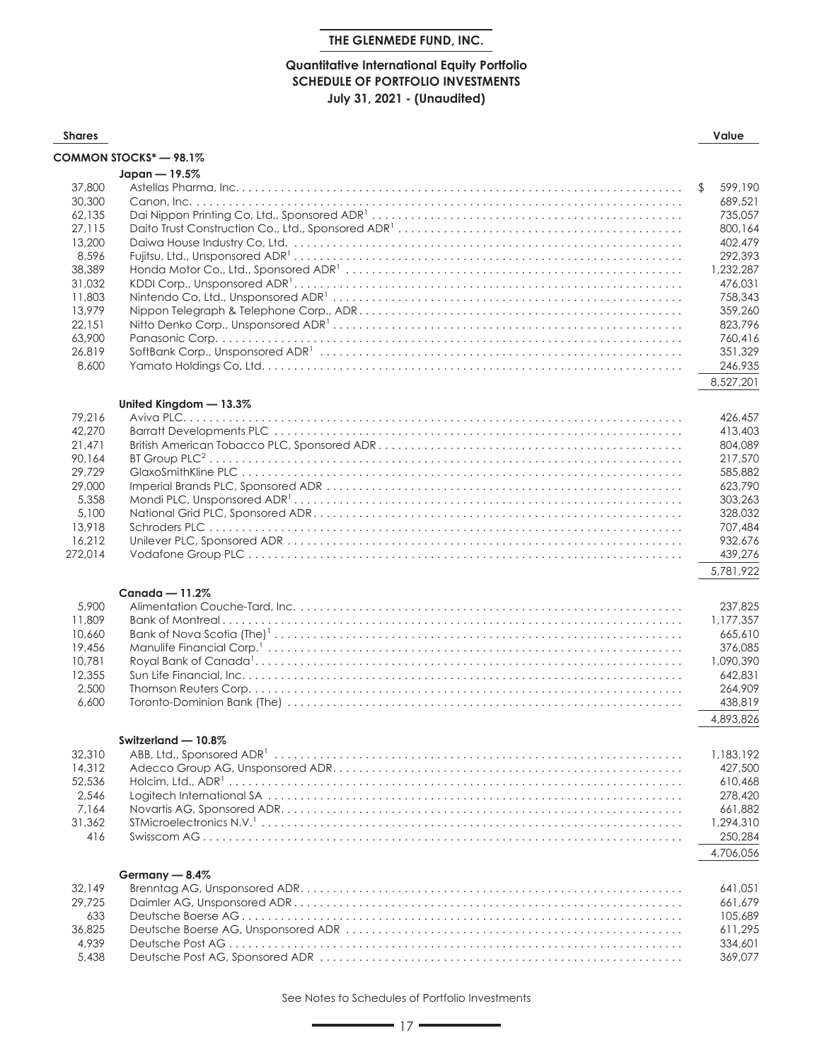**THE GLENMEDE FUND, INC.**

## Quantitative International Equity Portfolio
## SCHEDULE OF PORTFOLIO INVESTMENTS
### July 31, 2021 - (Unaudited)

| Shares | | Value |
|---|---|---|
| | **COMMON STOCKS* — 98.1%** | |
| | **Japan — 19.5%** | |
| 37,800 | Astellas Pharma, Inc. | $ 599,190 |
| 30,300 | Canon, Inc. | 689,521 |
| 62,135 | Dai Nippon Printing Co, Ltd., Sponsored ADR[1] | 735,057 |
| 27,115 | Daito Trust Construction Co., Ltd., Sponsored ADR[1] | 800,164 |
| 13,200 | Daiwa House Industry Co, Ltd. | 402,479 |
| 8,596 | Fujitsu, Ltd., Unsponsored ADR[1] | 292,393 |
| 38,389 | Honda Motor Co., Ltd., Sponsored ADR[1] | 1,232,287 |
| 31,032 | KDDI Corp., Unsponsored ADR[1] | 476,031 |
| 11,803 | Nintendo Co, Ltd., Unsponsored ADR[1] | 758,343 |
| 13,979 | Nippon Telegraph & Telephone Corp., ADR | 359,260 |
| 22,151 | Nitto Denko Corp., Unsponsored ADR[1] | 823,796 |
| 63,900 | Panasonic Corp. | 760,416 |
| 26,819 | SoftBank Corp., Unsponsored ADR[1] | 351,329 |
| 8,600 | Yamato Holdings Co, Ltd. | 246,935 |
| | | 8,527,201 |
| | **United Kingdom — 13.3%** | |
| 79,216 | Aviva PLC | 426,457 |
| 42,270 | Barratt Developments PLC | 413,403 |
| 21,471 | British American Tobacco PLC, Sponsored ADR | 804,089 |
| 90,164 | BT Group PLC[2] | 217,570 |
| 29,729 | GlaxoSmithKline PLC | 585,882 |
| 29,000 | Imperial Brands PLC, Sponsored ADR | 623,790 |
| 5,358 | Mondi PLC, Unsponsored ADR[1] | 303,263 |
| 5,100 | National Grid PLC, Sponsored ADR | 328,032 |
| 13,918 | Schroders PLC | 707,484 |
| 16,212 | Unilever PLC, Sponsored ADR | 932,676 |
| 272,014 | Vodafone Group PLC | 439,276 |
| | | 5,781,922 |
| | **Canada — 11.2%** | |
| 5,900 | Alimentation Couche-Tard, Inc. | 237,825 |
| 11,809 | Bank of Montreal | 1,177,357 |
| 10,660 | Bank of Nova Scotia (The)[1] | 665,610 |
| 19,456 | Manulife Financial Corp.[1] | 376,085 |
| 10,781 | Royal Bank of Canada[1] | 1,090,390 |
| 12,355 | Sun Life Financial, Inc. | 642,831 |
| 2,500 | Thomson Reuters Corp. | 264,909 |
| 6,600 | Toronto-Dominion Bank (The) | 438,819 |
| | | 4,893,826 |
| | **Switzerland — 10.8%** | |
| 32,310 | ABB, Ltd., Sponsored ADR[1] | 1,183,192 |
| 14,312 | Adecco Group AG, Unsponsored ADR | 427,500 |
| 52,536 | Holcim, Ltd., ADR[1] | 610,468 |
| 2,546 | Logitech International SA | 278,420 |
| 7,164 | Novartis AG, Sponsored ADR | 661,882 |
| 31,362 | STMicroelectronics N.V.[1] | 1,294,310 |
| 416 | Swisscom AG | 250,284 |
| | | 4,706,056 |
| | **Germany — 8.4%** | |
| 32,149 | Brenntag AG, Unsponsored ADR | 641,051 |
| 29,725 | Daimler AG, Unsponsored ADR | 661,679 |
| 633 | Deutsche Boerse AG | 105,689 |
| 36,825 | Deutsche Boerse AG, Unsponsored ADR | 611,295 |
| 4,939 | Deutsche Post AG | 334,601 |
| 5,438 | Deutsche Post AG, Sponsored ADR | 369,077 |

See Notes to Schedules of Portfolio Investments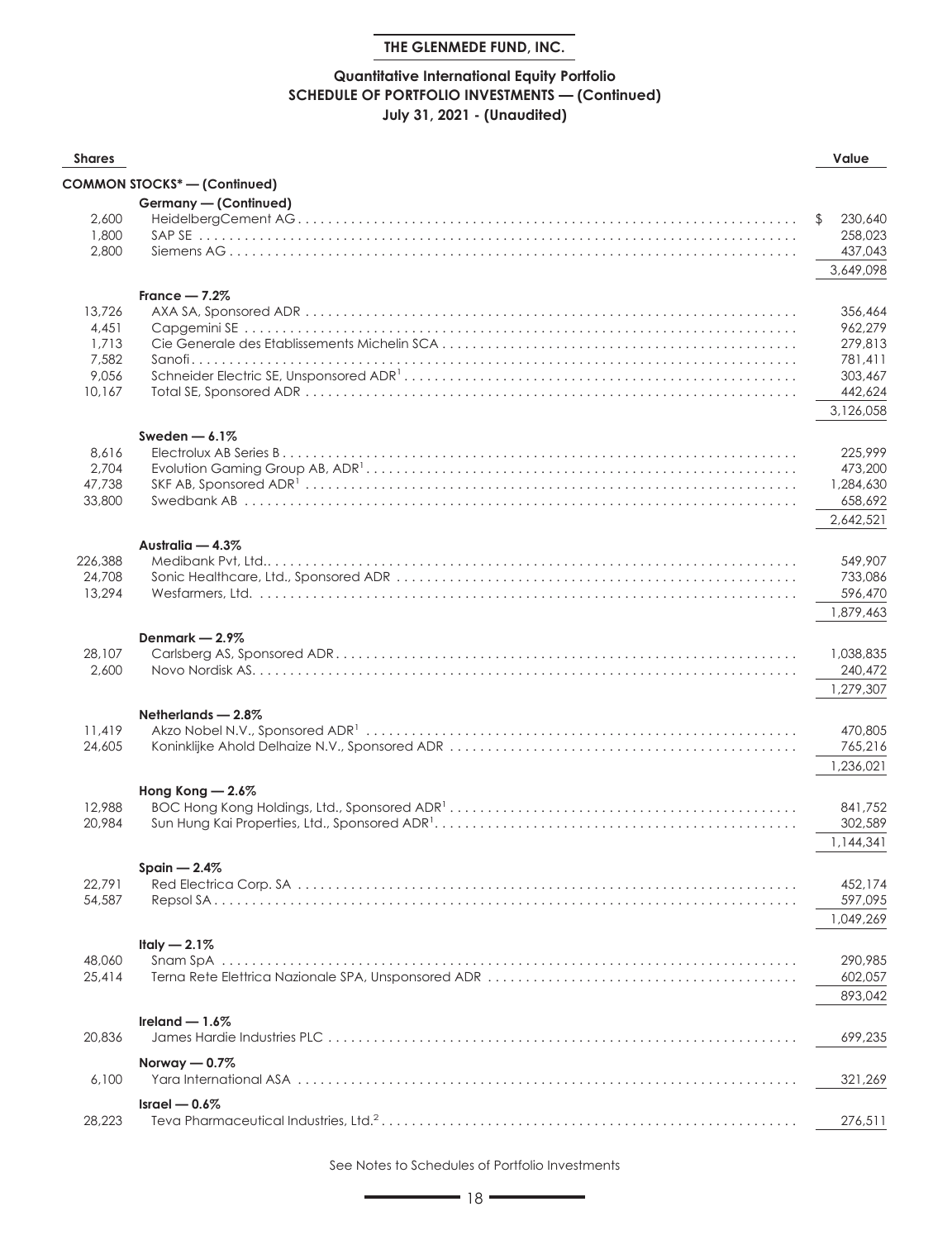**THE GLENMEDE FUND, INC.**

## Quantitative International Equity Portfolio
## SCHEDULE OF PORTFOLIO INVESTMENTS — (Continued)
### July 31, 2021 - (Unaudited)

| Shares | | Value |
|---|---|---|
| | **COMMON STOCKS* — (Continued)** | |
| | **Germany — (Continued)** | |
| 2,600 | HeidelbergCement AG | $ 230,640 |
| 1,800 | SAP SE | 258,023 |
| 2,800 | Siemens AG | 437,043 |
| | | 3,649,098 |
| | **France — 7.2%** | |
| 13,726 | AXA SA, Sponsored ADR | 356,464 |
| 4,451 | Capgemini SE | 962,279 |
| 1,713 | Cie Generale des Etablissements Michelin SCA | 279,813 |
| 7,582 | Sanofi | 781,411 |
| 9,056 | Schneider Electric SE, Unsponsored ADR[1] | 303,467 |
| 10,167 | Total SE, Sponsored ADR | 442,624 |
| | | 3,126,058 |
| | **Sweden — 6.1%** | |
| 8,616 | Electrolux AB Series B | 225,999 |
| 2,704 | Evolution Gaming Group AB, ADR[1] | 473,200 |
| 47,738 | SKF AB, Sponsored ADR[1] | 1,284,630 |
| 33,800 | Swedbank AB | 658,692 |
| | | 2,642,521 |
| | **Australia — 4.3%** | |
| 226,388 | Medibank Pvt, Ltd. | 549,907 |
| 24,708 | Sonic Healthcare, Ltd., Sponsored ADR | 733,086 |
| 13,294 | Wesfarmers, Ltd. | 596,470 |
| | | 1,879,463 |
| | **Denmark — 2.9%** | |
| 28,107 | Carlsberg AS, Sponsored ADR | 1,038,835 |
| 2,600 | Novo Nordisk AS | 240,472 |
| | | 1,279,307 |
| | **Netherlands — 2.8%** | |
| 11,419 | Akzo Nobel N.V., Sponsored ADR[1] | 470,805 |
| 24,605 | Koninklijke Ahold Delhaize N.V., Sponsored ADR | 765,216 |
| | | 1,236,021 |
| | **Hong Kong — 2.6%** | |
| 12,988 | BOC Hong Kong Holdings, Ltd., Sponsored ADR[1] | 841,752 |
| 20,984 | Sun Hung Kai Properties, Ltd., Sponsored ADR[1] | 302,589 |
| | | 1,144,341 |
| | **Spain — 2.4%** | |
| 22,791 | Red Electrica Corp. SA | 452,174 |
| 54,587 | Repsol SA | 597,095 |
| | | 1,049,269 |
| | **Italy — 2.1%** | |
| 48,060 | Snam SpA | 290,985 |
| 25,414 | Terna Rete Elettrica Nazionale SPA, Unsponsored ADR | 602,057 |
| | | 893,042 |
| | **Ireland — 1.6%** | |
| 20,836 | James Hardie Industries PLC | 699,235 |
| | **Norway — 0.7%** | |
| 6,100 | Yara International ASA | 321,269 |
| | **Israel — 0.6%** | |
| 28,223 | Teva Pharmaceutical Industries, Ltd.[2] | 276,511 |

See Notes to Schedules of Portfolio Investments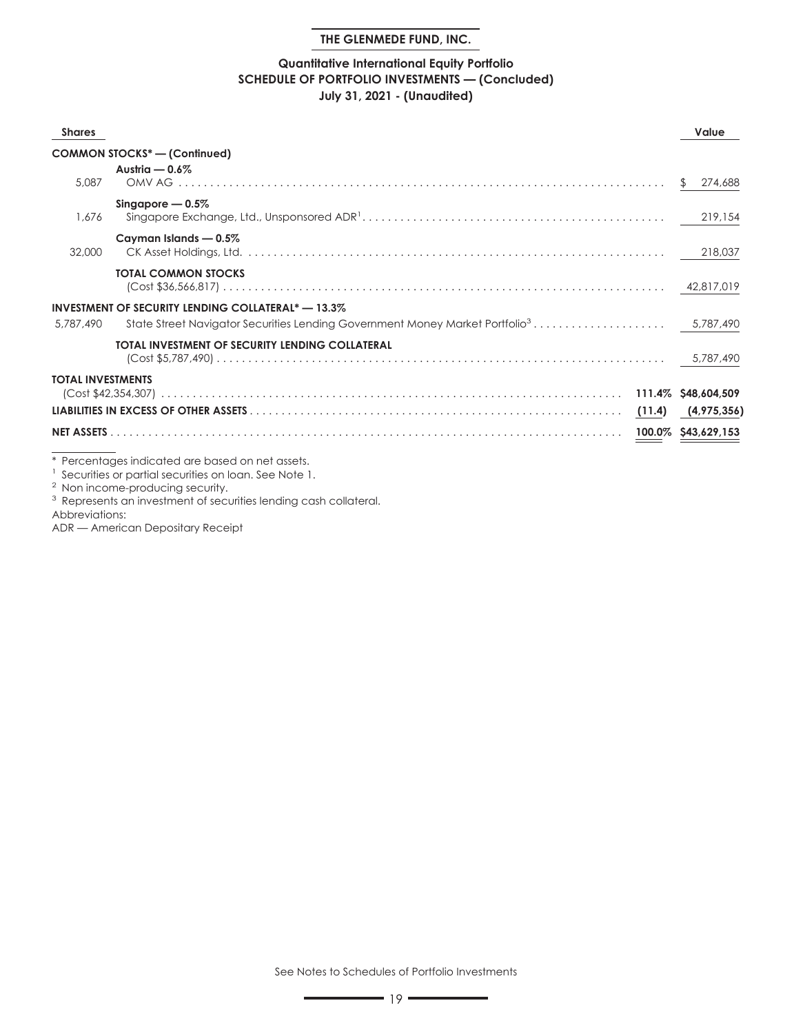**THE GLENMEDE FUND, INC.**

## Quantitative International Equity Portfolio
### SCHEDULE OF PORTFOLIO INVESTMENTS — (Concluded)
### July 31, 2021 - (Unaudited)

| Shares | | | Value |
|---|---|---|---|
| | **COMMON STOCKS* — (Continued)** | | |
| | **Austria — 0.6%** | | |
| 5,087 | OMV AG | | $ 274,688 |
| | **Singapore — 0.5%** | | |
| 1,676 | Singapore Exchange, Ltd., Unsponsored ADR[1] | | 219,154 |
| | **Cayman Islands — 0.5%** | | |
| 32,000 | CK Asset Holdings, Ltd. | | 218,037 |
| | **TOTAL COMMON STOCKS** (Cost $36,566,817) | | 42,817,019 |
| | **INVESTMENT OF SECURITY LENDING COLLATERAL* — 13.3%** | | |
| 5,787,490 | State Street Navigator Securities Lending Government Money Market Portfolio[3] | | 5,787,490 |
| | **TOTAL INVESTMENT OF SECURITY LENDING COLLATERAL** (Cost $5,787,490) | | 5,787,490 |
| **TOTAL INVESTMENTS** (Cost $42,354,307) | | 111.4% | $48,604,509 |
| **LIABILITIES IN EXCESS OF OTHER ASSETS** | | (11.4) | (4,975,356) |
| **NET ASSETS** | | 100.0% | $43,629,153 |

\* Percentages indicated are based on net assets.
[1] Securities or partial securities on loan. See Note 1.
[2] Non income-producing security.
[3] Represents an investment of securities lending cash collateral.
Abbreviations:
ADR — American Depositary Receipt

See Notes to Schedules of Portfolio Investments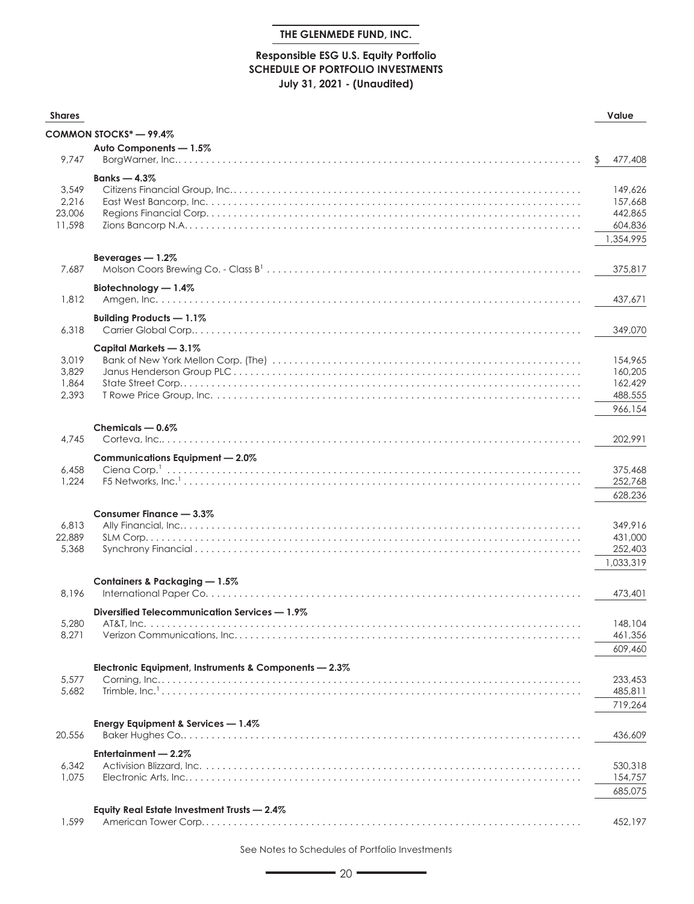**THE GLENMEDE FUND, INC.**

**Responsible ESG U.S. Equity Portfolio**
**SCHEDULE OF PORTFOLIO INVESTMENTS**
**July 31, 2021 - (Unaudited)**

| Shares | | Value |
|---|---|---|
| | **COMMON STOCKS* — 99.4%** | |
| | **Auto Components — 1.5%** | |
| 9,747 | BorgWarner, Inc. | $ 477,408 |
| | **Banks — 4.3%** | |
| 3,549 | Citizens Financial Group, Inc. | 149,626 |
| 2,216 | East West Bancorp, Inc. | 157,668 |
| 23,006 | Regions Financial Corp. | 442,865 |
| 11,598 | Zions Bancorp N.A. | 604,836 |
| | | 1,354,995 |
| | **Beverages — 1.2%** | |
| 7,687 | Molson Coors Brewing Co. - Class B[1] | 375,817 |
| | **Biotechnology — 1.4%** | |
| 1,812 | Amgen, Inc. | 437,671 |
| | **Building Products — 1.1%** | |
| 6,318 | Carrier Global Corp. | 349,070 |
| | **Capital Markets — 3.1%** | |
| 3,019 | Bank of New York Mellon Corp. (The) | 154,965 |
| 3,829 | Janus Henderson Group PLC | 160,205 |
| 1,864 | State Street Corp. | 162,429 |
| 2,393 | T Rowe Price Group, Inc. | 488,555 |
| | | 966,154 |
| | **Chemicals — 0.6%** | |
| 4,745 | Corteva, Inc. | 202,991 |
| | **Communications Equipment — 2.0%** | |
| 6,458 | Ciena Corp.[1] | 375,468 |
| 1,224 | F5 Networks, Inc.[1] | 252,768 |
| | | 628,236 |
| | **Consumer Finance — 3.3%** | |
| 6,813 | Ally Financial, Inc. | 349,916 |
| 22,889 | SLM Corp. | 431,000 |
| 5,368 | Synchrony Financial | 252,403 |
| | | 1,033,319 |
| | **Containers & Packaging — 1.5%** | |
| 8,196 | International Paper Co. | 473,401 |
| | **Diversified Telecommunication Services — 1.9%** | |
| 5,280 | AT&T, Inc. | 148,104 |
| 8,271 | Verizon Communications, Inc. | 461,356 |
| | | 609,460 |
| | **Electronic Equipment, Instruments & Components — 2.3%** | |
| 5,577 | Corning, Inc. | 233,453 |
| 5,682 | Trimble, Inc.[1] | 485,811 |
| | | 719,264 |
| | **Energy Equipment & Services — 1.4%** | |
| 20,556 | Baker Hughes Co. | 436,609 |
| | **Entertainment — 2.2%** | |
| 6,342 | Activision Blizzard, Inc. | 530,318 |
| 1,075 | Electronic Arts, Inc. | 154,757 |
| | | 685,075 |
| | **Equity Real Estate Investment Trusts — 2.4%** | |
| 1,599 | American Tower Corp. | 452,197 |

See Notes to Schedules of Portfolio Investments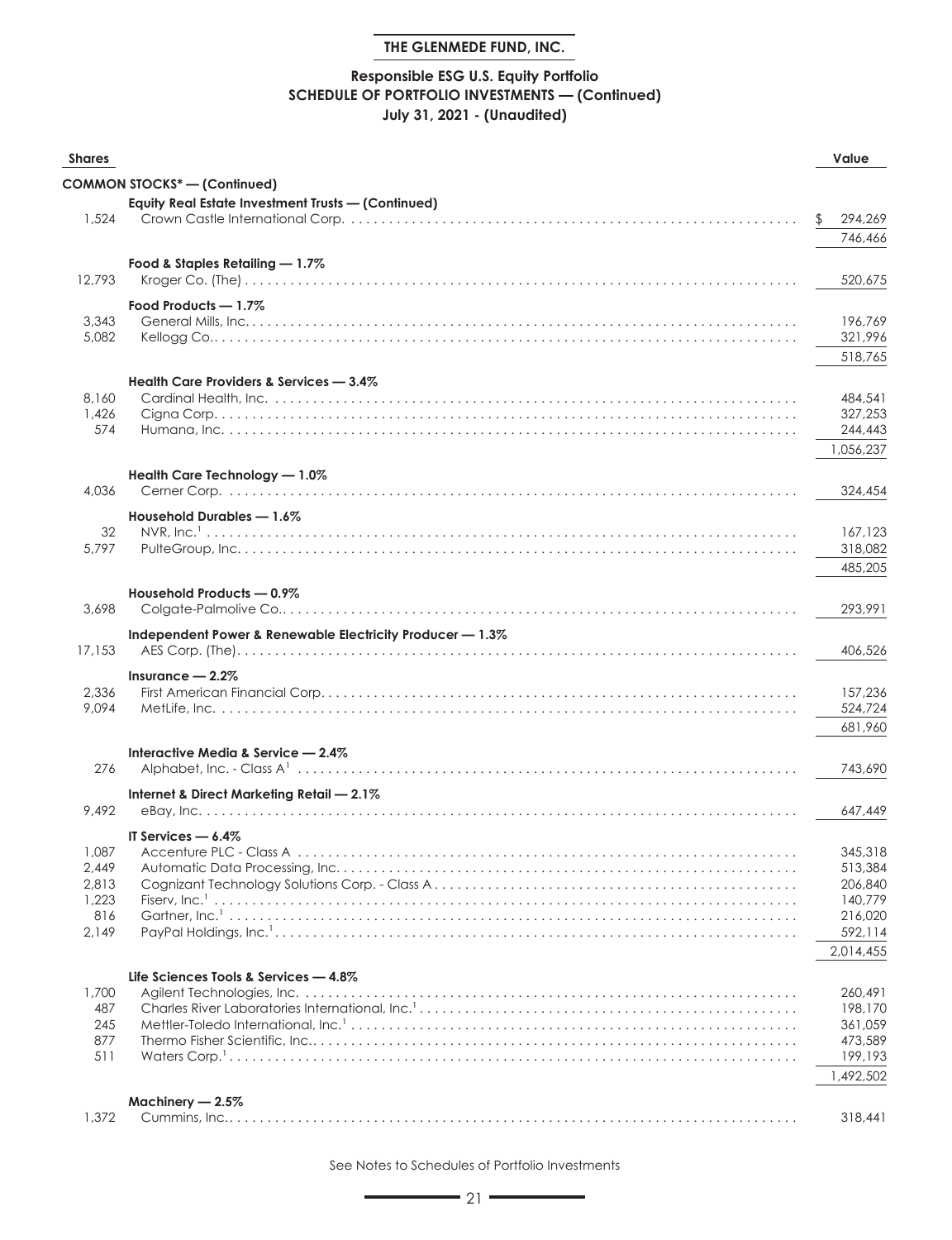# THE GLENMEDE FUND, INC.

## Responsible ESG U.S. Equity Portfolio
## SCHEDULE OF PORTFOLIO INVESTMENTS — (Continued)
## July 31, 2021 - (Unaudited)

| Shares | | Value |
|---|---|---|
| | **COMMON STOCKS* — (Continued)** | |
| | **Equity Real Estate Investment Trusts — (Continued)** | |
| 1,524 | Crown Castle International Corp. | $ 294,269 |
| | | 746,466 |
| | **Food & Staples Retailing — 1.7%** | |
| 12,793 | Kroger Co. (The) | 520,675 |
| | **Food Products — 1.7%** | |
| 3,343 | General Mills, Inc. | 196,769 |
| 5,082 | Kellogg Co. | 321,996 |
| | | 518,765 |
| | **Health Care Providers & Services — 3.4%** | |
| 8,160 | Cardinal Health, Inc. | 484,541 |
| 1,426 | Cigna Corp. | 327,253 |
| 574 | Humana, Inc. | 244,443 |
| | | 1,056,237 |
| | **Health Care Technology — 1.0%** | |
| 4,036 | Cerner Corp. | 324,454 |
| | **Household Durables — 1.6%** | |
| 32 | NVR, Inc.[1] | 167,123 |
| 5,797 | PulteGroup, Inc. | 318,082 |
| | | 485,205 |
| | **Household Products — 0.9%** | |
| 3,698 | Colgate-Palmolive Co. | 293,991 |
| | **Independent Power & Renewable Electricity Producer — 1.3%** | |
| 17,153 | AES Corp. (The) | 406,526 |
| | **Insurance — 2.2%** | |
| 2,336 | First American Financial Corp. | 157,236 |
| 9,094 | MetLife, Inc. | 524,724 |
| | | 681,960 |
| | **Interactive Media & Service — 2.4%** | |
| 276 | Alphabet, Inc. - Class A[1] | 743,690 |
| | **Internet & Direct Marketing Retail — 2.1%** | |
| 9,492 | eBay, Inc. | 647,449 |
| | **IT Services — 6.4%** | |
| 1,087 | Accenture PLC - Class A | 345,318 |
| 2,449 | Automatic Data Processing, Inc. | 513,384 |
| 2,813 | Cognizant Technology Solutions Corp. - Class A | 206,840 |
| 1,223 | Fiserv, Inc.[1] | 140,779 |
| 816 | Gartner, Inc.[1] | 216,020 |
| 2,149 | PayPal Holdings, Inc.[1] | 592,114 |
| | | 2,014,455 |
| | **Life Sciences Tools & Services — 4.8%** | |
| 1,700 | Agilent Technologies, Inc. | 260,491 |
| 487 | Charles River Laboratories International, Inc.[1] | 198,170 |
| 245 | Mettler-Toledo International, Inc.[1] | 361,059 |
| 877 | Thermo Fisher Scientific, Inc. | 473,589 |
| 511 | Waters Corp.[1] | 199,193 |
| | | 1,492,502 |
| | **Machinery — 2.5%** | |
| 1,372 | Cummins, Inc. | 318,441 |

See Notes to Schedules of Portfolio Investments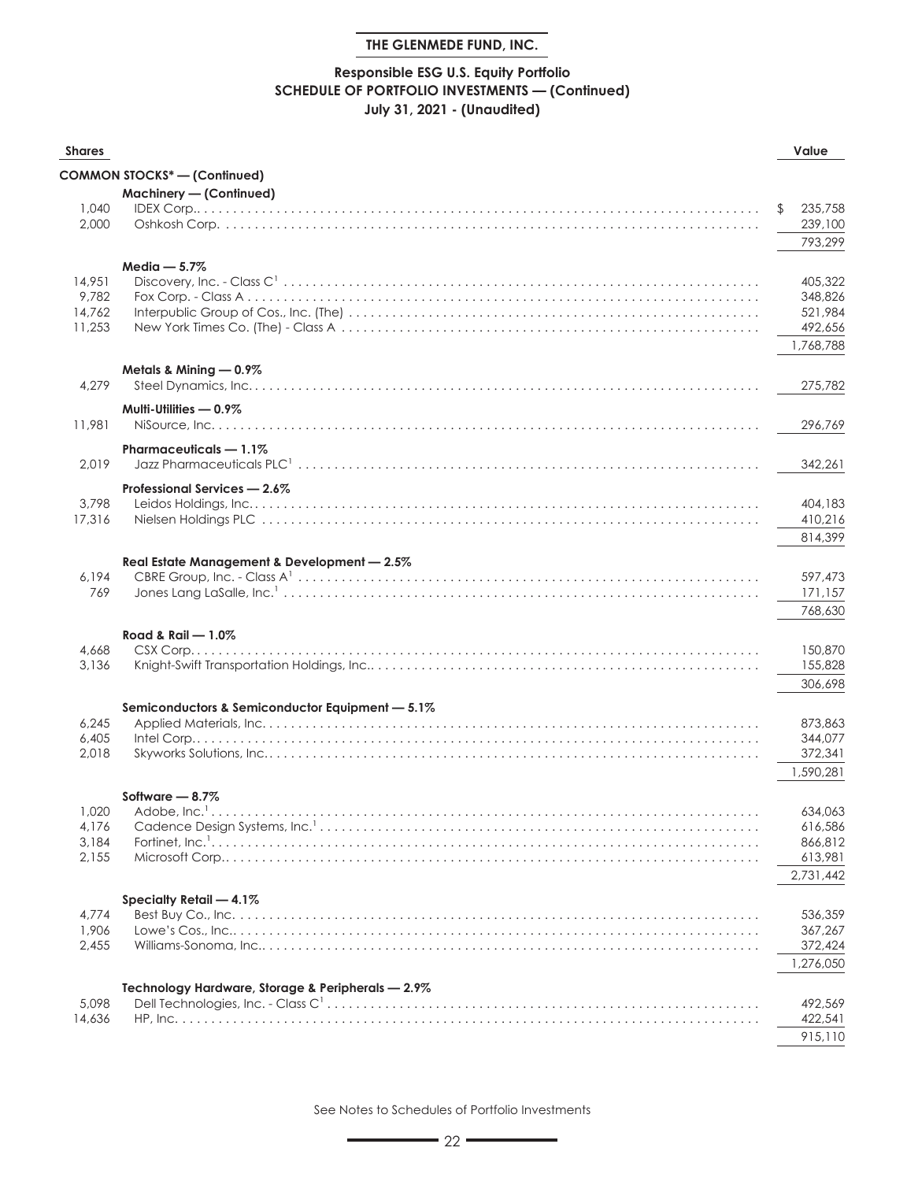**THE GLENMEDE FUND, INC.**

**Responsible ESG U.S. Equity Portfolio**
**SCHEDULE OF PORTFOLIO INVESTMENTS — (Continued)**
**July 31, 2021 - (Unaudited)**

| Shares | | Value |
|---|---|---|
| | **COMMON STOCKS* — (Continued)** | |
| | **Machinery — (Continued)** | |
| 1,040 | IDEX Corp. | $ 235,758 |
| 2,000 | Oshkosh Corp. | 239,100 |
| | | 793,299 |
| | **Media — 5.7%** | |
| 14,951 | Discovery, Inc. - Class C[1] | 405,322 |
| 9,782 | Fox Corp. - Class A | 348,826 |
| 14,762 | Interpublic Group of Cos., Inc. (The) | 521,984 |
| 11,253 | New York Times Co. (The) - Class A | 492,656 |
| | | 1,768,788 |
| | **Metals & Mining — 0.9%** | |
| 4,279 | Steel Dynamics, Inc. | 275,782 |
| | **Multi-Utilities — 0.9%** | |
| 11,981 | NiSource, Inc. | 296,769 |
| | **Pharmaceuticals — 1.1%** | |
| 2,019 | Jazz Pharmaceuticals PLC[1] | 342,261 |
| | **Professional Services — 2.6%** | |
| 3,798 | Leidos Holdings, Inc. | 404,183 |
| 17,316 | Nielsen Holdings PLC | 410,216 |
| | | 814,399 |
| | **Real Estate Management & Development — 2.5%** | |
| 6,194 | CBRE Group, Inc. - Class A[1] | 597,473 |
| 769 | Jones Lang LaSalle, Inc.[1] | 171,157 |
| | | 768,630 |
| | **Road & Rail — 1.0%** | |
| 4,668 | CSX Corp. | 150,870 |
| 3,136 | Knight-Swift Transportation Holdings, Inc. | 155,828 |
| | | 306,698 |
| | **Semiconductors & Semiconductor Equipment — 5.1%** | |
| 6,245 | Applied Materials, Inc. | 873,863 |
| 6,405 | Intel Corp. | 344,077 |
| 2,018 | Skyworks Solutions, Inc. | 372,341 |
| | | 1,590,281 |
| | **Software — 8.7%** | |
| 1,020 | Adobe, Inc.[1] | 634,063 |
| 4,176 | Cadence Design Systems, Inc.[1] | 616,586 |
| 3,184 | Fortinet, Inc.[1] | 866,812 |
| 2,155 | Microsoft Corp. | 613,981 |
| | | 2,731,442 |
| | **Specialty Retail — 4.1%** | |
| 4,774 | Best Buy Co., Inc. | 536,359 |
| 1,906 | Lowe's Cos., Inc. | 367,267 |
| 2,455 | Williams-Sonoma, Inc. | 372,424 |
| | | 1,276,050 |
| | **Technology Hardware, Storage & Peripherals — 2.9%** | |
| 5,098 | Dell Technologies, Inc. - Class C[1] | 492,569 |
| 14,636 | HP, Inc. | 422,541 |
| | | 915,110 |

See Notes to Schedules of Portfolio Investments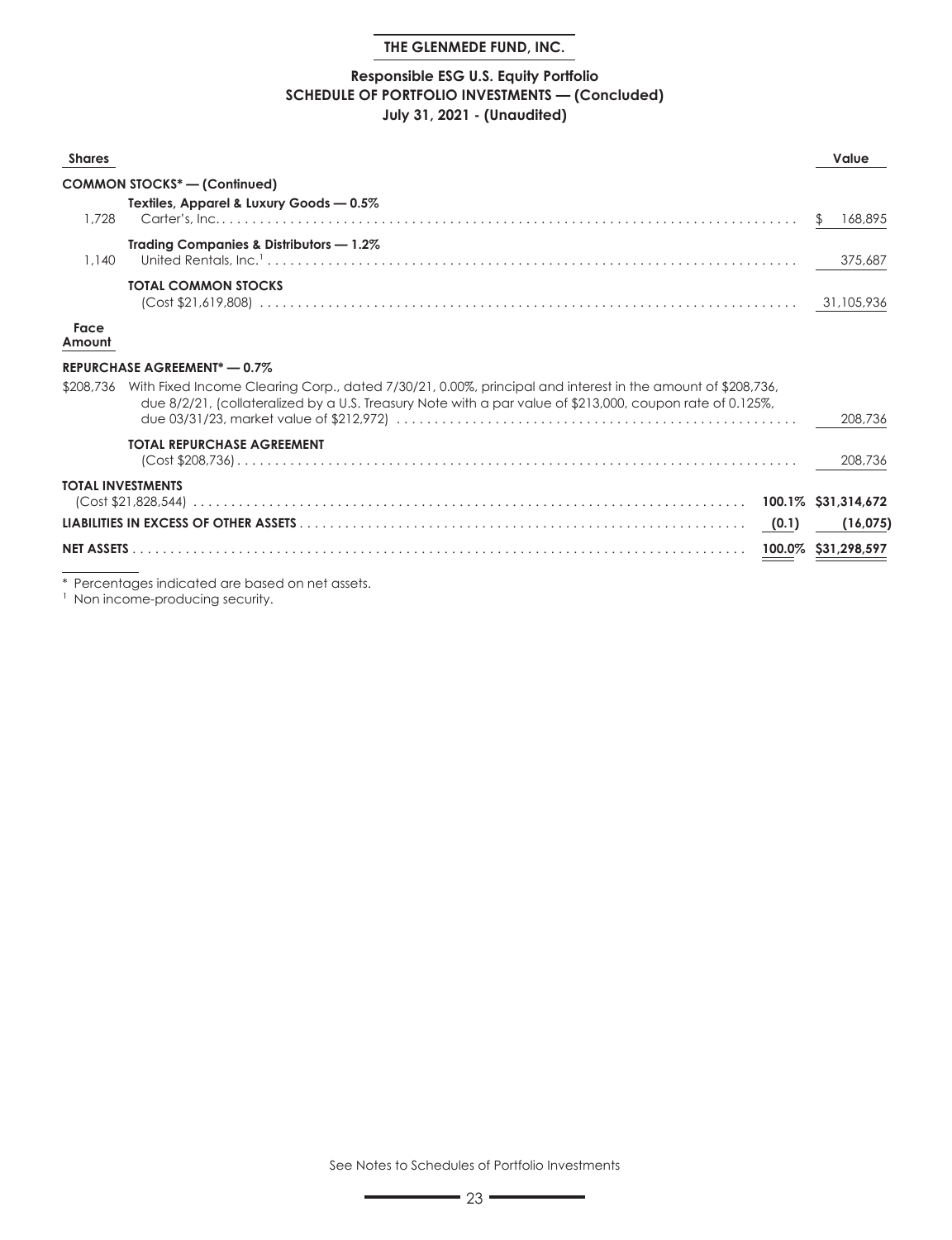## THE GLENMEDE FUND, INC.

### Responsible ESG U.S. Equity Portfolio
### SCHEDULE OF PORTFOLIO INVESTMENTS — (Concluded)
### July 31, 2021 - (Unaudited)

| Shares | | | Value |
|---|---|---|---|
| | **COMMON STOCKS* — (Continued)** | | |
| | **Textiles, Apparel & Luxury Goods — 0.5%** | | |
| 1,728 | Carter's, Inc. | | $ 168,895 |
| | **Trading Companies & Distributors — 1.2%** | | |
| 1,140 | United Rentals, Inc.[1] | | 375,687 |
| | **TOTAL COMMON STOCKS** (Cost $21,619,808) | | 31,105,936 |
| **Face Amount** | | | |
| | **REPURCHASE AGREEMENT* — 0.7%** | | |
| $208,736 | With Fixed Income Clearing Corp., dated 7/30/21, 0.00%, principal and interest in the amount of $208,736, due 8/2/21, (collateralized by a U.S. Treasury Note with a par value of $213,000, coupon rate of 0.125%, due 03/31/23, market value of $212,972) | | 208,736 |
| | **TOTAL REPURCHASE AGREEMENT** (Cost $208,736) | | 208,736 |
| **TOTAL INVESTMENTS** | (Cost $21,828,544) | **100.1%** | **$31,314,672** |
| **LIABILITIES IN EXCESS OF OTHER ASSETS** | | **(0.1)** | **(16,075)** |
| **NET ASSETS** | | **100.0%** | **$31,298,597** |

\* Percentages indicated are based on net assets.

[1] Non income-producing security.

See Notes to Schedules of Portfolio Investments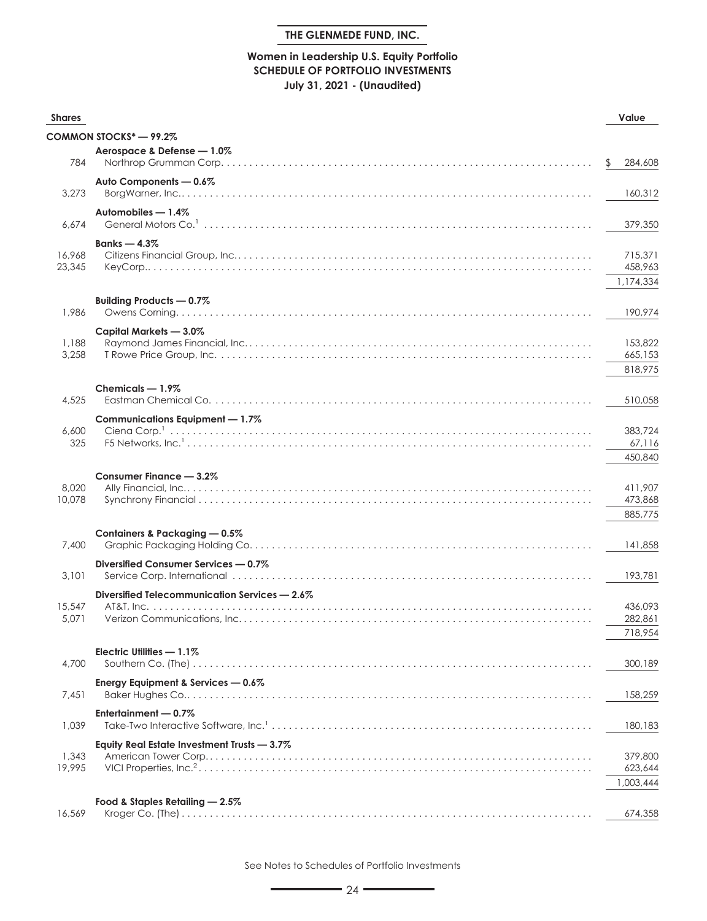# THE GLENMEDE FUND, INC.

## Women in Leadership U.S. Equity Portfolio
## SCHEDULE OF PORTFOLIO INVESTMENTS
## July 31, 2021 - (Unaudited)

| Shares | | Value |
|---|---|---|
| | **COMMON STOCKS* — 99.2%** | |
| | **Aerospace & Defense — 1.0%** | |
| 784 | Northrop Grumman Corp. | $ 284,608 |
| | **Auto Components — 0.6%** | |
| 3,273 | BorgWarner, Inc. | 160,312 |
| | **Automobiles — 1.4%** | |
| 6,674 | General Motors Co.[1] | 379,350 |
| | **Banks — 4.3%** | |
| 16,968 | Citizens Financial Group, Inc. | 715,371 |
| 23,345 | KeyCorp. | 458,963 |
| | | 1,174,334 |
| | **Building Products — 0.7%** | |
| 1,986 | Owens Corning. | 190,974 |
| | **Capital Markets — 3.0%** | |
| 1,188 | Raymond James Financial, Inc. | 153,822 |
| 3,258 | T Rowe Price Group, Inc. | 665,153 |
| | | 818,975 |
| | **Chemicals — 1.9%** | |
| 4,525 | Eastman Chemical Co. | 510,058 |
| | **Communications Equipment — 1.7%** | |
| 6,600 | Ciena Corp.[1] | 383,724 |
| 325 | F5 Networks, Inc.[1] | 67,116 |
| | | 450,840 |
| | **Consumer Finance — 3.2%** | |
| 8,020 | Ally Financial, Inc. | 411,907 |
| 10,078 | Synchrony Financial | 473,868 |
| | | 885,775 |
| | **Containers & Packaging — 0.5%** | |
| 7,400 | Graphic Packaging Holding Co. | 141,858 |
| | **Diversified Consumer Services — 0.7%** | |
| 3,101 | Service Corp. International | 193,781 |
| | **Diversified Telecommunication Services — 2.6%** | |
| 15,547 | AT&T, Inc. | 436,093 |
| 5,071 | Verizon Communications, Inc. | 282,861 |
| | | 718,954 |
| | **Electric Utilities — 1.1%** | |
| 4,700 | Southern Co. (The) | 300,189 |
| | **Energy Equipment & Services — 0.6%** | |
| 7,451 | Baker Hughes Co. | 158,259 |
| | **Entertainment — 0.7%** | |
| 1,039 | Take-Two Interactive Software, Inc.[1] | 180,183 |
| | **Equity Real Estate Investment Trusts — 3.7%** | |
| 1,343 | American Tower Corp. | 379,800 |
| 19,995 | VICI Properties, Inc.[2] | 623,644 |
| | | 1,003,444 |
| | **Food & Staples Retailing — 2.5%** | |
| 16,569 | Kroger Co. (The) | 674,358 |

See Notes to Schedules of Portfolio Investments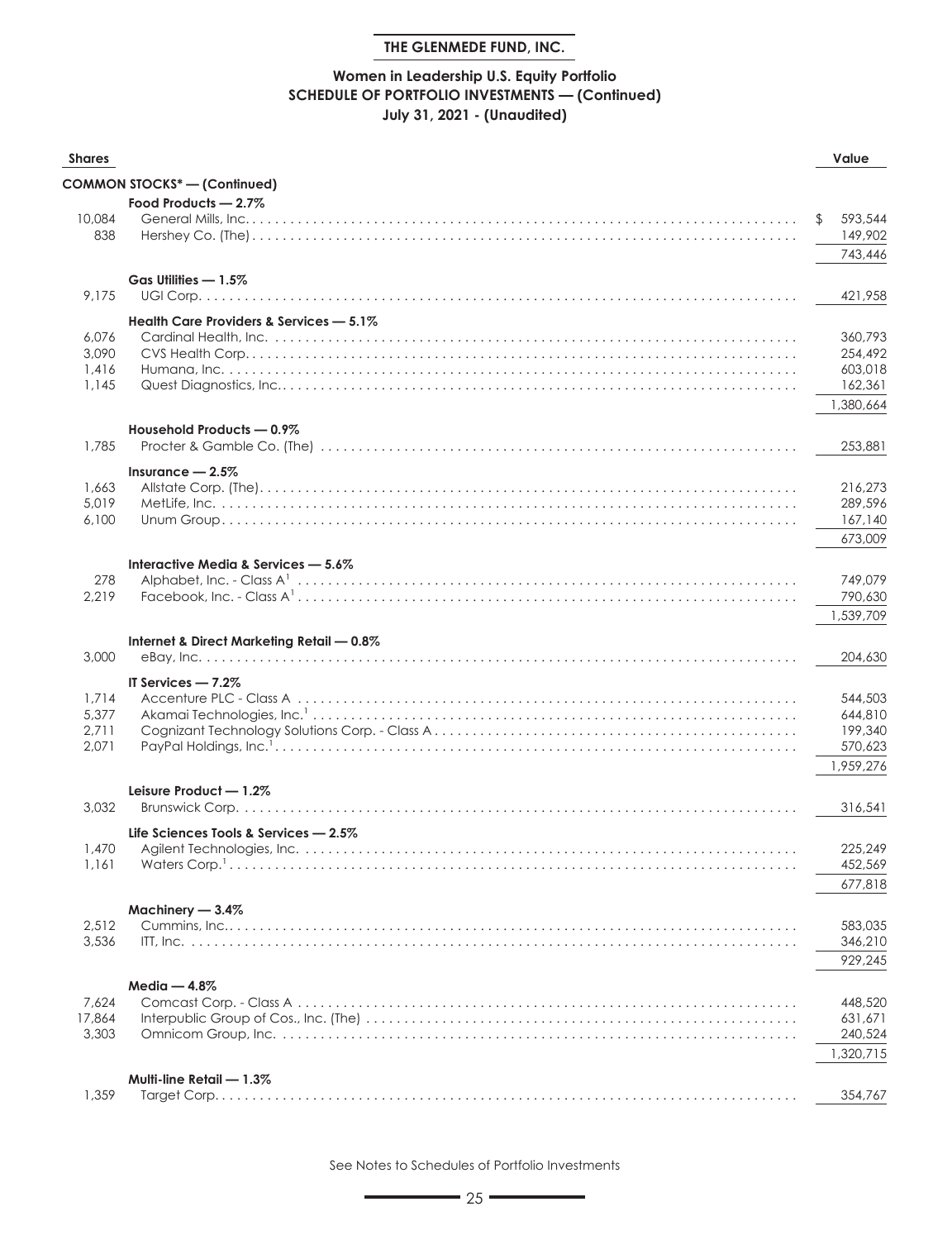**THE GLENMEDE FUND, INC.**

## Women in Leadership U.S. Equity Portfolio
## SCHEDULE OF PORTFOLIO INVESTMENTS — (Continued)
## July 31, 2021 - (Unaudited)

| Shares | | Value |
|---|---|---|
| | **COMMON STOCKS* — (Continued)** | |
| | **Food Products — 2.7%** | |
| 10,084 | General Mills, Inc. | $ 593,544 |
| 838 | Hershey Co. (The) | 149,902 |
| | | 743,446 |
| | **Gas Utilities — 1.5%** | |
| 9,175 | UGI Corp. | 421,958 |
| | **Health Care Providers & Services — 5.1%** | |
| 6,076 | Cardinal Health, Inc. | 360,793 |
| 3,090 | CVS Health Corp. | 254,492 |
| 1,416 | Humana, Inc. | 603,018 |
| 1,145 | Quest Diagnostics, Inc. | 162,361 |
| | | 1,380,664 |
| | **Household Products — 0.9%** | |
| 1,785 | Procter & Gamble Co. (The) | 253,881 |
| | **Insurance — 2.5%** | |
| 1,663 | Allstate Corp. (The) | 216,273 |
| 5,019 | MetLife, Inc. | 289,596 |
| 6,100 | Unum Group | 167,140 |
| | | 673,009 |
| | **Interactive Media & Services — 5.6%** | |
| 278 | Alphabet, Inc. - Class A[1] | 749,079 |
| 2,219 | Facebook, Inc. - Class A[1] | 790,630 |
| | | 1,539,709 |
| | **Internet & Direct Marketing Retail — 0.8%** | |
| 3,000 | eBay, Inc. | 204,630 |
| | **IT Services — 7.2%** | |
| 1,714 | Accenture PLC - Class A | 544,503 |
| 5,377 | Akamai Technologies, Inc.[1] | 644,810 |
| 2,711 | Cognizant Technology Solutions Corp. - Class A | 199,340 |
| 2,071 | PayPal Holdings, Inc.[1] | 570,623 |
| | | 1,959,276 |
| | **Leisure Product — 1.2%** | |
| 3,032 | Brunswick Corp. | 316,541 |
| | **Life Sciences Tools & Services — 2.5%** | |
| 1,470 | Agilent Technologies, Inc. | 225,249 |
| 1,161 | Waters Corp.[1] | 452,569 |
| | | 677,818 |
| | **Machinery — 3.4%** | |
| 2,512 | Cummins, Inc. | 583,035 |
| 3,536 | ITT, Inc. | 346,210 |
| | | 929,245 |
| | **Media — 4.8%** | |
| 7,624 | Comcast Corp. - Class A | 448,520 |
| 17,864 | Interpublic Group of Cos., Inc. (The) | 631,671 |
| 3,303 | Omnicom Group, Inc. | 240,524 |
| | | 1,320,715 |
| | **Multi-line Retail — 1.3%** | |
| 1,359 | Target Corp. | 354,767 |

See Notes to Schedules of Portfolio Investments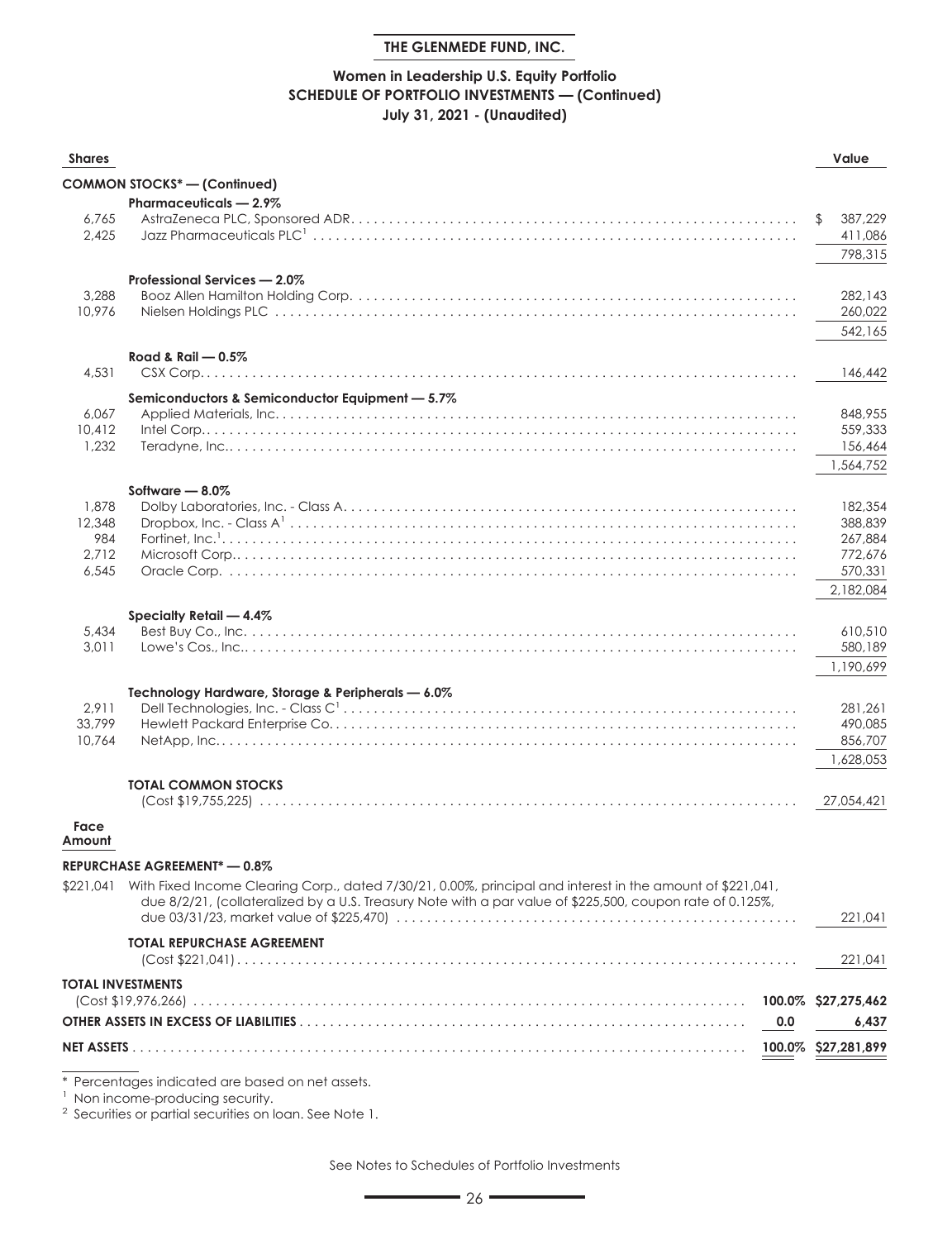**THE GLENMEDE FUND, INC.**

## Women in Leadership U.S. Equity Portfolio
## SCHEDULE OF PORTFOLIO INVESTMENTS — (Continued)
### July 31, 2021 - (Unaudited)

| Shares | | | Value |
|---|---|---|---|
| | **COMMON STOCKS* — (Continued)** | | |
| | **Pharmaceuticals — 2.9%** | | |
| 6,765 | AstraZeneca PLC, Sponsored ADR | | $ 387,229 |
| 2,425 | Jazz Pharmaceuticals PLC[1] | | 411,086 |
| | | | 798,315 |
| | **Professional Services — 2.0%** | | |
| 3,288 | Booz Allen Hamilton Holding Corp. | | 282,143 |
| 10,976 | Nielsen Holdings PLC | | 260,022 |
| | | | 542,165 |
| | **Road & Rail — 0.5%** | | |
| 4,531 | CSX Corp. | | 146,442 |
| | **Semiconductors & Semiconductor Equipment — 5.7%** | | |
| 6,067 | Applied Materials, Inc. | | 848,955 |
| 10,412 | Intel Corp. | | 559,333 |
| 1,232 | Teradyne, Inc. | | 156,464 |
| | | | 1,564,752 |
| | **Software — 8.0%** | | |
| 1,878 | Dolby Laboratories, Inc. - Class A | | 182,354 |
| 12,348 | Dropbox, Inc. - Class A[1] | | 388,839 |
| 984 | Fortinet, Inc.[1] | | 267,884 |
| 2,712 | Microsoft Corp. | | 772,676 |
| 6,545 | Oracle Corp. | | 570,331 |
| | | | 2,182,084 |
| | **Specialty Retail — 4.4%** | | |
| 5,434 | Best Buy Co., Inc. | | 610,510 |
| 3,011 | Lowe's Cos., Inc. | | 580,189 |
| | | | 1,190,699 |
| | **Technology Hardware, Storage & Peripherals — 6.0%** | | |
| 2,911 | Dell Technologies, Inc. - Class C[1] | | 281,261 |
| 33,799 | Hewlett Packard Enterprise Co. | | 490,085 |
| 10,764 | NetApp, Inc. | | 856,707 |
| | | | 1,628,053 |
| | **TOTAL COMMON STOCKS** (Cost $19,755,225) | | 27,054,421 |
| **Face Amount** | | | |
| | **REPURCHASE AGREEMENT* — 0.8%** | | |
| $221,041 | With Fixed Income Clearing Corp., dated 7/30/21, 0.00%, principal and interest in the amount of $221,041, due 8/2/21, (collateralized by a U.S. Treasury Note with a par value of $225,500, coupon rate of 0.125%, due 03/31/23, market value of $225,470) | | 221,041 |
| | **TOTAL REPURCHASE AGREEMENT** (Cost $221,041) | | 221,041 |
| **TOTAL INVESTMENTS** (Cost $19,976,266) | | 100.0% | $27,275,462 |
| **OTHER ASSETS IN EXCESS OF LIABILITIES** | | 0.0 | 6,437 |
| **NET ASSETS** | | 100.0% | $27,281,899 |

\* Percentages indicated are based on net assets.

[1] Non income-producing security.

[2] Securities or partial securities on loan. See Note 1.

See Notes to Schedules of Portfolio Investments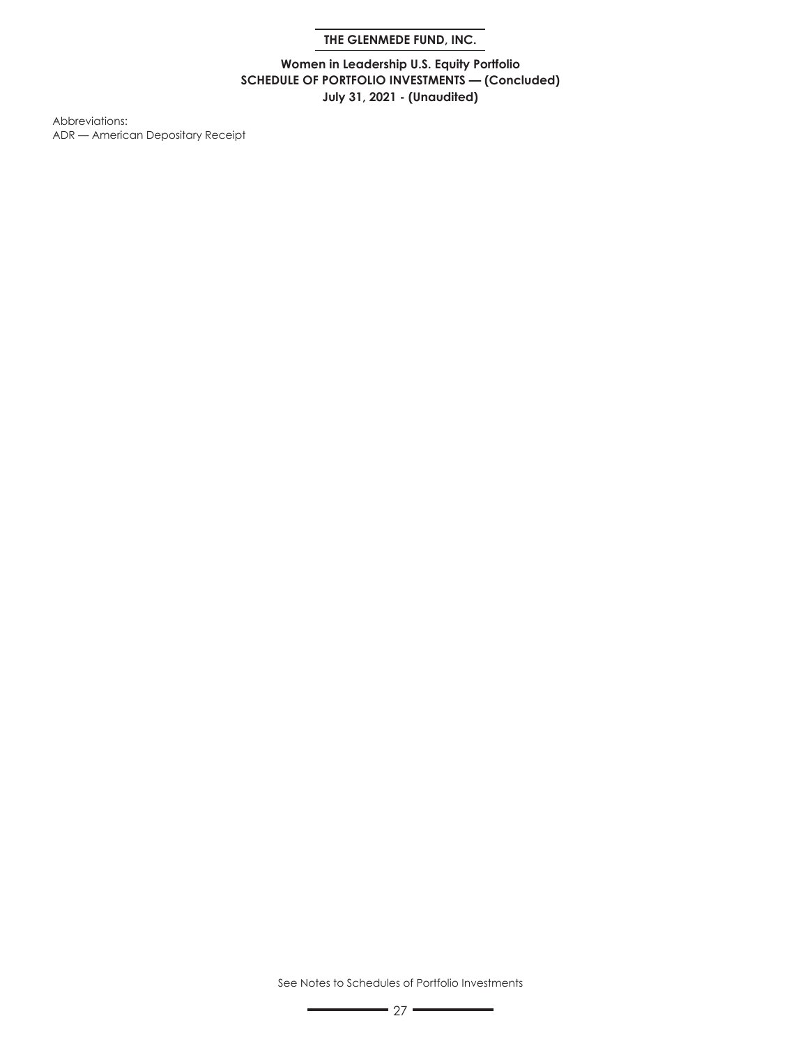**Women in Leadership U.S. Equity Portfolio**
**SCHEDULE OF PORTFOLIO INVESTMENTS — (Concluded)**
**July 31, 2021 - (Unaudited)**

Abbreviations:
ADR — American Depositary Receipt

See Notes to Schedules of Portfolio Investments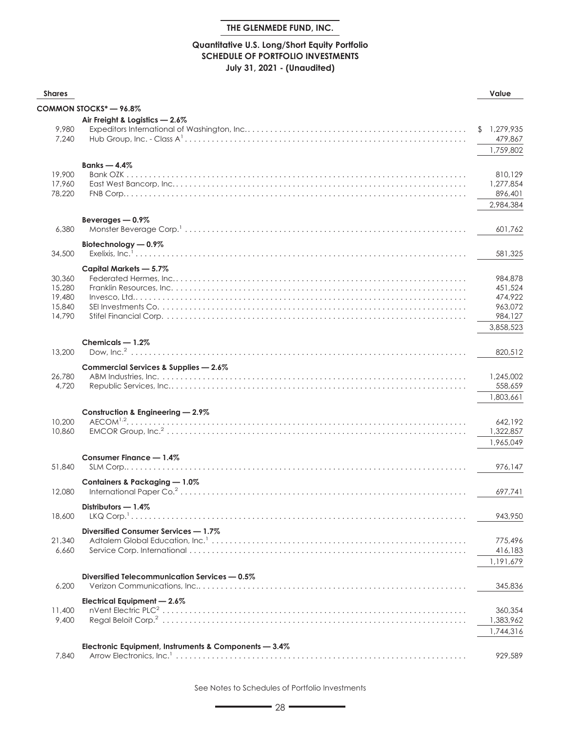**THE GLENMEDE FUND, INC.**

**Quantitative U.S. Long/Short Equity Portfolio**
**SCHEDULE OF PORTFOLIO INVESTMENTS**
**July 31, 2021 - (Unaudited)**

| Shares | | Value |
|---|---|---|
| | **COMMON STOCKS* — 96.8%** | |
| | **Air Freight & Logistics — 2.6%** | |
| 9,980 | Expeditors International of Washington, Inc. | $ 1,279,935 |
| 7,240 | Hub Group, Inc. - Class A[1] | 479,867 |
| | | 1,759,802 |
| | **Banks — 4.4%** | |
| 19,900 | Bank OZK | 810,129 |
| 17,960 | East West Bancorp, Inc. | 1,277,854 |
| 78,220 | FNB Corp. | 896,401 |
| | | 2,984,384 |
| | **Beverages — 0.9%** | |
| 6,380 | Monster Beverage Corp.[1] | 601,762 |
| | **Biotechnology — 0.9%** | |
| 34,500 | Exelixis, Inc.[1] | 581,325 |
| | **Capital Markets — 5.7%** | |
| 30,360 | Federated Hermes, Inc. | 984,878 |
| 15,280 | Franklin Resources, Inc. | 451,524 |
| 19,480 | Invesco, Ltd. | 474,922 |
| 15,840 | SEI Investments Co. | 963,072 |
| 14,790 | Stifel Financial Corp. | 984,127 |
| | | 3,858,523 |
| | **Chemicals — 1.2%** | |
| 13,200 | Dow, Inc.[2] | 820,512 |
| | **Commercial Services & Supplies — 2.6%** | |
| 26,780 | ABM Industries, Inc. | 1,245,002 |
| 4,720 | Republic Services, Inc. | 558,659 |
| | | 1,803,661 |
| | **Construction & Engineering — 2.9%** | |
| 10,200 | AECOM[1,2] | 642,192 |
| 10,860 | EMCOR Group, Inc.[2] | 1,322,857 |
| | | 1,965,049 |
| | **Consumer Finance — 1.4%** | |
| 51,840 | SLM Corp. | 976,147 |
| | **Containers & Packaging — 1.0%** | |
| 12,080 | International Paper Co.[2] | 697,741 |
| | **Distributors — 1.4%** | |
| 18,600 | LKQ Corp.[1] | 943,950 |
| | **Diversified Consumer Services — 1.7%** | |
| 21,340 | Adtalem Global Education, Inc.[1] | 775,496 |
| 6,660 | Service Corp. International | 416,183 |
| | | 1,191,679 |
| | **Diversified Telecommunication Services — 0.5%** | |
| 6,200 | Verizon Communications, Inc. | 345,836 |
| | **Electrical Equipment — 2.6%** | |
| 11,400 | nVent Electric PLC[2] | 360,354 |
| 9,400 | Regal Beloit Corp.[2] | 1,383,962 |
| | | 1,744,316 |
| | **Electronic Equipment, Instruments & Components — 3.4%** | |
| 7,840 | Arrow Electronics, Inc.[1] | 929,589 |

See Notes to Schedules of Portfolio Investments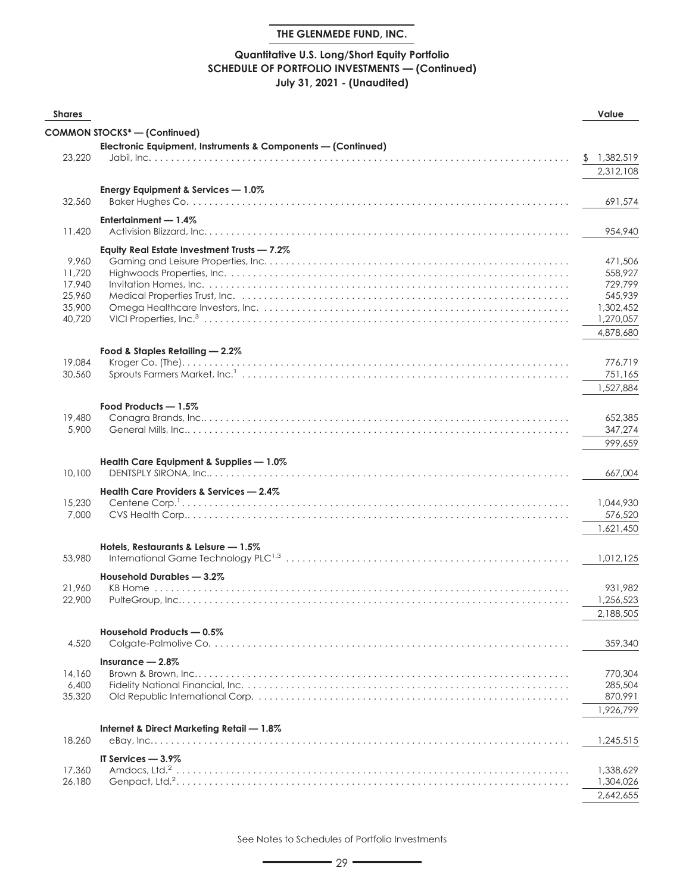**THE GLENMEDE FUND, INC.**

**Quantitative U.S. Long/Short Equity Portfolio**
**SCHEDULE OF PORTFOLIO INVESTMENTS — (Continued)**
**July 31, 2021 - (Unaudited)**

| Shares | | Value |
|---|---|---|
| | **COMMON STOCKS* — (Continued)** | |
| | **Electronic Equipment, Instruments & Components — (Continued)** | |
| 23,220 | Jabil, Inc. | $ 1,382,519 |
| | | 2,312,108 |
| | **Energy Equipment & Services — 1.0%** | |
| 32,560 | Baker Hughes Co. | 691,574 |
| | **Entertainment — 1.4%** | |
| 11,420 | Activision Blizzard, Inc. | 954,940 |
| | **Equity Real Estate Investment Trusts — 7.2%** | |
| 9,960 | Gaming and Leisure Properties, Inc. | 471,506 |
| 11,720 | Highwoods Properties, Inc. | 558,927 |
| 17,940 | Invitation Homes, Inc. | 729,799 |
| 25,960 | Medical Properties Trust, Inc. | 545,939 |
| 35,900 | Omega Healthcare Investors, Inc. | 1,302,452 |
| 40,720 | VICI Properties, Inc.[3] | 1,270,057 |
| | | 4,878,680 |
| | **Food & Staples Retailing — 2.2%** | |
| 19,084 | Kroger Co. (The). | 776,719 |
| 30,560 | Sprouts Farmers Market, Inc.[1] | 751,165 |
| | | 1,527,884 |
| | **Food Products — 1.5%** | |
| 19,480 | Conagra Brands, Inc. | 652,385 |
| 5,900 | General Mills, Inc. | 347,274 |
| | | 999,659 |
| | **Health Care Equipment & Supplies — 1.0%** | |
| 10,100 | DENTSPLY SIRONA, Inc. | 667,004 |
| | **Health Care Providers & Services — 2.4%** | |
| 15,230 | Centene Corp.[1] | 1,044,930 |
| 7,000 | CVS Health Corp. | 576,520 |
| | | 1,621,450 |
| | **Hotels, Restaurants & Leisure — 1.5%** | |
| 53,980 | International Game Technology PLC[1,3] | 1,012,125 |
| | **Household Durables — 3.2%** | |
| 21,960 | KB Home | 931,982 |
| 22,900 | PulteGroup, Inc. | 1,256,523 |
| | | 2,188,505 |
| | **Household Products — 0.5%** | |
| 4,520 | Colgate-Palmolive Co. | 359,340 |
| | **Insurance — 2.8%** | |
| 14,160 | Brown & Brown, Inc. | 770,304 |
| 6,400 | Fidelity National Financial, Inc. | 285,504 |
| 35,320 | Old Republic International Corp. | 870,991 |
| | | 1,926,799 |
| | **Internet & Direct Marketing Retail — 1.8%** | |
| 18,260 | eBay, Inc. | 1,245,515 |
| | **IT Services — 3.9%** | |
| 17,360 | Amdocs, Ltd.[2] | 1,338,629 |
| 26,180 | Genpact, Ltd.[2] | 1,304,026 |
| | | 2,642,655 |

See Notes to Schedules of Portfolio Investments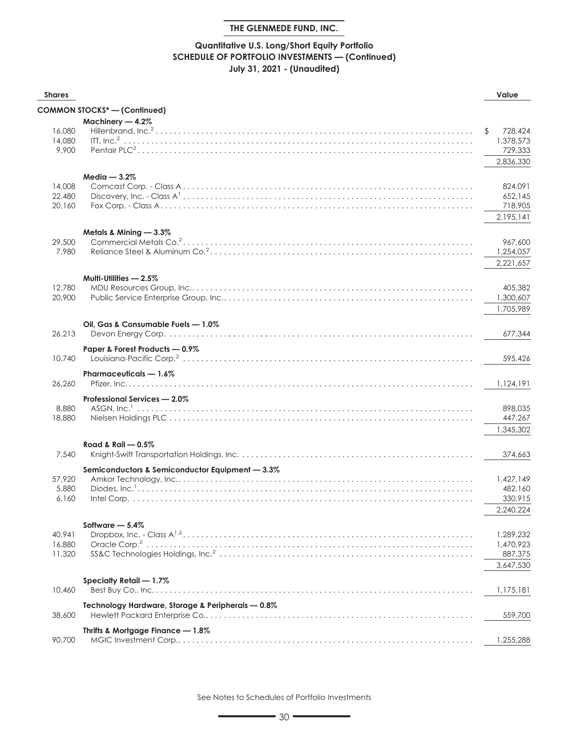**THE GLENMEDE FUND, INC.**

**Quantitative U.S. Long/Short Equity Portfolio**
**SCHEDULE OF PORTFOLIO INVESTMENTS — (Continued)**
**July 31, 2021 - (Unaudited)**

| Shares | | Value |
|---|---|---|
| | **COMMON STOCKS* — (Continued)** | |
| | **Machinery — 4.2%** | |
| 16,080 | Hillenbrand, Inc.[2] | $ 728,424 |
| 14,080 | ITT, Inc.[2] | 1,378,573 |
| 9,900 | Pentair PLC[2] | 729,333 |
| | | 2,836,330 |
| | **Media — 3.2%** | |
| 14,008 | Comcast Corp. - Class A | 824,091 |
| 22,480 | Discovery, Inc. - Class A[1] | 652,145 |
| 20,160 | Fox Corp. - Class A | 718,905 |
| | | 2,195,141 |
| | **Metals & Mining — 3.3%** | |
| 29,500 | Commercial Metals Co.[2] | 967,600 |
| 7,980 | Reliance Steel & Aluminum Co.[2] | 1,254,057 |
| | | 2,221,657 |
| | **Multi-Utilities — 2.5%** | |
| 12,780 | MDU Resources Group, Inc. | 405,382 |
| 20,900 | Public Service Enterprise Group, Inc. | 1,300,607 |
| | | 1,705,989 |
| | **Oil, Gas & Consumable Fuels — 1.0%** | |
| 26,213 | Devon Energy Corp. | 677,344 |
| | **Paper & Forest Products — 0.9%** | |
| 10,740 | Louisiana-Pacific Corp.[2] | 595,426 |
| | **Pharmaceuticals — 1.6%** | |
| 26,260 | Pfizer, Inc. | 1,124,191 |
| | **Professional Services — 2.0%** | |
| 8,880 | ASGN, Inc.[1] | 898,035 |
| 18,880 | Nielsen Holdings PLC | 447,267 |
| | | 1,345,302 |
| | **Road & Rail — 0.5%** | |
| 7,540 | Knight-Swift Transportation Holdings, Inc. | 374,663 |
| | **Semiconductors & Semiconductor Equipment — 3.3%** | |
| 57,920 | Amkor Technology, Inc. | 1,427,149 |
| 5,880 | Diodes, Inc.[1] | 482,160 |
| 6,160 | Intel Corp. | 330,915 |
| | | 2,240,224 |
| | **Software — 5.4%** | |
| 40,941 | Dropbox, Inc. - Class A[1,2] | 1,289,232 |
| 16,880 | Oracle Corp.[2] | 1,470,923 |
| 11,320 | SS&C Technologies Holdings, Inc.[2] | 887,375 |
| | | 3,647,530 |
| | **Specialty Retail — 1.7%** | |
| 10,460 | Best Buy Co., Inc. | 1,175,181 |
| | **Technology Hardware, Storage & Peripherals — 0.8%** | |
| 38,600 | Hewlett Packard Enterprise Co. | 559,700 |
| | **Thrifts & Mortgage Finance — 1.8%** | |
| 90,700 | MGIC Investment Corp. | 1,255,288 |

See Notes to Schedules of Portfolio Investments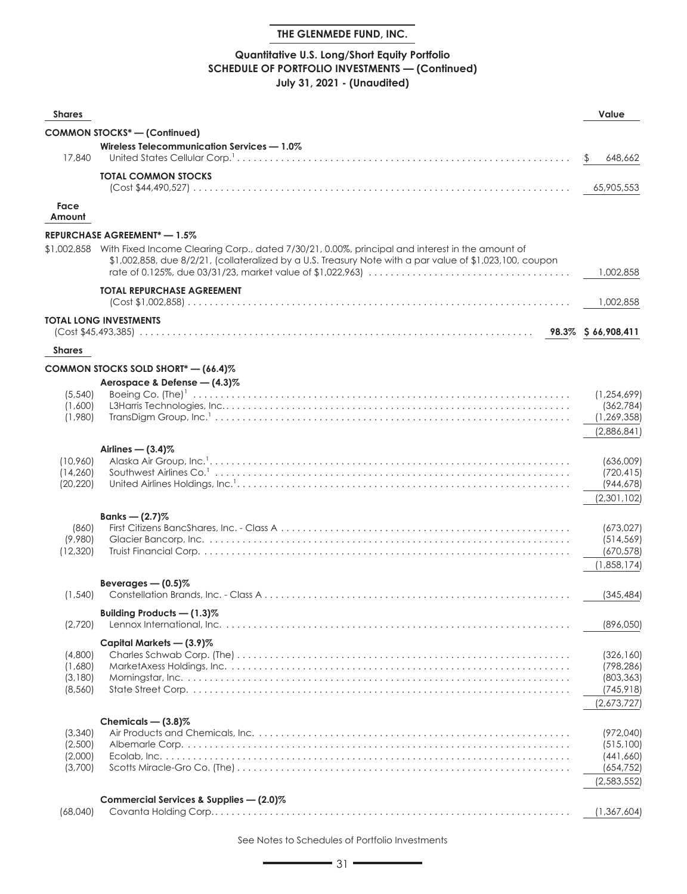**THE GLENMEDE FUND, INC.**

**Quantitative U.S. Long/Short Equity Portfolio**
**SCHEDULE OF PORTFOLIO INVESTMENTS — (Continued)**
**July 31, 2021 - (Unaudited)**

| Shares | | | Value |
|---|---|---|---|
| | **COMMON STOCKS* — (Continued)** | | |
| | **Wireless Telecommunication Services — 1.0%** | | |
| 17,840 | United States Cellular Corp.[1] | | $ 648,662 |
| | **TOTAL COMMON STOCKS** (Cost $44,490,527) | | 65,905,553 |
| **Face Amount** | | | |
| | **REPURCHASE AGREEMENT* — 1.5%** | | |
| $1,002,858 | With Fixed Income Clearing Corp., dated 7/30/21, 0.00%, principal and interest in the amount of $1,002,858, due 8/2/21, (collateralized by a U.S. Treasury Note with a par value of $1,023,100, coupon rate of 0.125%, due 03/31/23, market value of $1,022,963) | | 1,002,858 |
| | **TOTAL REPURCHASE AGREEMENT** (Cost $1,002,858) | | 1,002,858 |
| | **TOTAL LONG INVESTMENTS** (Cost $45,493,385) | **98.3%** | **$ 66,908,411** |
| **Shares** | | | |
| | **COMMON STOCKS SOLD SHORT* — (66.4)%** | | |
| | **Aerospace & Defense — (4.3)%** | | |
| (5,540) | Boeing Co. (The)[1] | | (1,254,699) |
| (1,600) | L3Harris Technologies, Inc. | | (362,784) |
| (1,980) | TransDigm Group, Inc.[1] | | (1,269,358) |
| | | | (2,886,841) |
| | **Airlines — (3.4)%** | | |
| (10,960) | Alaska Air Group, Inc.[1] | | (636,009) |
| (14,260) | Southwest Airlines Co.[1] | | (720,415) |
| (20,220) | United Airlines Holdings, Inc.[1] | | (944,678) |
| | | | (2,301,102) |
| | **Banks — (2.7)%** | | |
| (860) | First Citizens BancShares, Inc. - Class A | | (673,027) |
| (9,980) | Glacier Bancorp, Inc. | | (514,569) |
| (12,320) | Truist Financial Corp. | | (670,578) |
| | | | (1,858,174) |
| | **Beverages — (0.5)%** | | |
| (1,540) | Constellation Brands, Inc. - Class A | | (345,484) |
| | **Building Products — (1.3)%** | | |
| (2,720) | Lennox International, Inc. | | (896,050) |
| | **Capital Markets — (3.9)%** | | |
| (4,800) | Charles Schwab Corp. (The) | | (326,160) |
| (1,680) | MarketAxess Holdings, Inc. | | (798,286) |
| (3,180) | Morningstar, Inc. | | (803,363) |
| (8,560) | State Street Corp. | | (745,918) |
| | | | (2,673,727) |
| | **Chemicals — (3.8)%** | | |
| (3,340) | Air Products and Chemicals, Inc. | | (972,040) |
| (2,500) | Albemarle Corp. | | (515,100) |
| (2,000) | Ecolab, Inc. | | (441,660) |
| (3,700) | Scotts Miracle-Gro Co. (The) | | (654,752) |
| | | | (2,583,552) |
| | **Commercial Services & Supplies — (2.0)%** | | |
| (68,040) | Covanta Holding Corp. | | (1,367,604) |

See Notes to Schedules of Portfolio Investments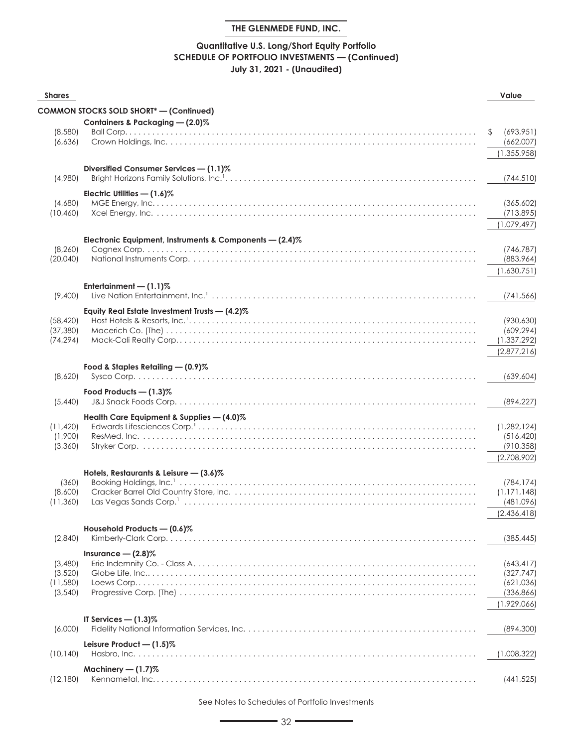# THE GLENMEDE FUND, INC.

## Quantitative U.S. Long/Short Equity Portfolio
## SCHEDULE OF PORTFOLIO INVESTMENTS — (Continued)
### July 31, 2021 - (Unaudited)

| Shares | | Value |
|---|---|---|
| | **COMMON STOCKS SOLD SHORT* — (Continued)** | |
| | **Containers & Packaging — (2.0)%** | |
| (8,580) | Ball Corp. | $ (693,951) |
| (6,636) | Crown Holdings, Inc. | (662,007) |
| | | (1,355,958) |
| | **Diversified Consumer Services — (1.1)%** | |
| (4,980) | Bright Horizons Family Solutions, Inc.[1] | (744,510) |
| | **Electric Utilities — (1.6)%** | |
| (4,680) | MGE Energy, Inc. | (365,602) |
| (10,460) | Xcel Energy, Inc. | (713,895) |
| | | (1,079,497) |
| | **Electronic Equipment, Instruments & Components — (2.4)%** | |
| (8,260) | Cognex Corp. | (746,787) |
| (20,040) | National Instruments Corp. | (883,964) |
| | | (1,630,751) |
| | **Entertainment — (1.1)%** | |
| (9,400) | Live Nation Entertainment, Inc.[1] | (741,566) |
| | **Equity Real Estate Investment Trusts — (4.2)%** | |
| (58,420) | Host Hotels & Resorts, Inc.[1] | (930,630) |
| (37,380) | Macerich Co. (The) | (609,294) |
| (74,294) | Mack-Cali Realty Corp. | (1,337,292) |
| | | (2,877,216) |
| | **Food & Staples Retailing — (0.9)%** | |
| (8,620) | Sysco Corp. | (639,604) |
| | **Food Products — (1.3)%** | |
| (5,440) | J&J Snack Foods Corp. | (894,227) |
| | **Health Care Equipment & Supplies — (4.0)%** | |
| (11,420) | Edwards Lifesciences Corp.[1] | (1,282,124) |
| (1,900) | ResMed, Inc. | (516,420) |
| (3,360) | Stryker Corp. | (910,358) |
| | | (2,708,902) |
| | **Hotels, Restaurants & Leisure — (3.6)%** | |
| (360) | Booking Holdings, Inc.[1] | (784,174) |
| (8,600) | Cracker Barrel Old Country Store, Inc. | (1,171,148) |
| (11,360) | Las Vegas Sands Corp.[1] | (481,096) |
| | | (2,436,418) |
| | **Household Products — (0.6)%** | |
| (2,840) | Kimberly-Clark Corp. | (385,445) |
| | **Insurance — (2.8)%** | |
| (3,480) | Erie Indemnity Co. - Class A | (643,417) |
| (3,520) | Globe Life, Inc. | (327,747) |
| (11,580) | Loews Corp. | (621,036) |
| (3,540) | Progressive Corp. (The) | (336,866) |
| | | (1,929,066) |
| | **IT Services — (1.3)%** | |
| (6,000) | Fidelity National Information Services, Inc. | (894,300) |
| | **Leisure Product — (1.5)%** | |
| (10,140) | Hasbro, Inc. | (1,008,322) |
| | **Machinery — (1.7)%** | |
| (12,180) | Kennametal, Inc. | (441,525) |

See Notes to Schedules of Portfolio Investments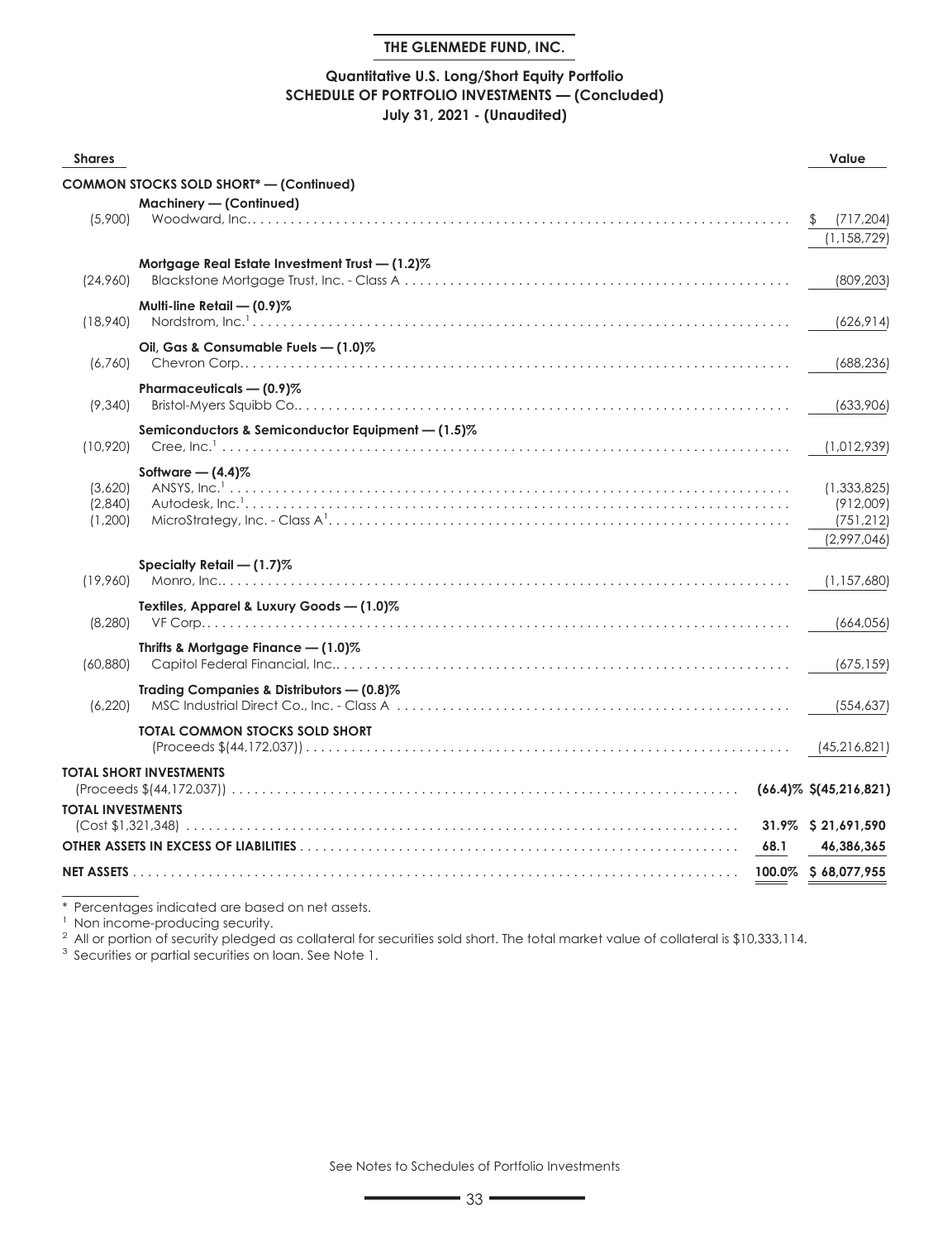# THE GLENMEDE FUND, INC.

## Quantitative U.S. Long/Short Equity Portfolio
## SCHEDULE OF PORTFOLIO INVESTMENTS — (Concluded)
### July 31, 2021 - (Unaudited)

| Shares | | | Value |
|---|---|---|---|
| | **COMMON STOCKS SOLD SHORT* — (Continued)** | | |
| | **Machinery — (Continued)** | | |
| (5,900) | Woodward, Inc. | | $ (717,204) |
| | | | (1,158,729) |
| | **Mortgage Real Estate Investment Trust — (1.2)%** | | |
| (24,960) | Blackstone Mortgage Trust, Inc. - Class A | | (809,203) |
| | **Multi-line Retail — (0.9)%** | | |
| (18,940) | Nordstrom, Inc.[1] | | (626,914) |
| | **Oil, Gas & Consumable Fuels — (1.0)%** | | |
| (6,760) | Chevron Corp. | | (688,236) |
| | **Pharmaceuticals — (0.9)%** | | |
| (9,340) | Bristol-Myers Squibb Co. | | (633,906) |
| | **Semiconductors & Semiconductor Equipment — (1.5)%** | | |
| (10,920) | Cree, Inc.[1] | | (1,012,939) |
| | **Software — (4.4)%** | | |
| (3,620) | ANSYS, Inc.[1] | | (1,333,825) |
| (2,840) | Autodesk, Inc.[1] | | (912,009) |
| (1,200) | MicroStrategy, Inc. - Class A[1] | | (751,212) |
| | | | (2,997,046) |
| | **Specialty Retail — (1.7)%** | | |
| (19,960) | Monro, Inc. | | (1,157,680) |
| | **Textiles, Apparel & Luxury Goods — (1.0)%** | | |
| (8,280) | VF Corp. | | (664,056) |
| | **Thrifts & Mortgage Finance — (1.0)%** | | |
| (60,880) | Capitol Federal Financial, Inc. | | (675,159) |
| | **Trading Companies & Distributors — (0.8)%** | | |
| (6,220) | MSC Industrial Direct Co., Inc. - Class A | | (554,637) |
| | **TOTAL COMMON STOCKS SOLD SHORT** (Proceeds $(44,172,037)) | | (45,216,821) |
| **TOTAL SHORT INVESTMENTS** (Proceeds $(44,172,037)) | | **(66.4)%** | **$(45,216,821)** |
| **TOTAL INVESTMENTS** (Cost $1,321,348) | | **31.9%** | **$ 21,691,590** |
| **OTHER ASSETS IN EXCESS OF LIABILITIES** | | **68.1** | **46,386,365** |
| **NET ASSETS** | | **100.0%** | **$ 68,077,955** |

\* Percentages indicated are based on net assets.

[1] Non income-producing security.

[2] All or portion of security pledged as collateral for securities sold short. The total market value of collateral is $10,333,114.

[3] Securities or partial securities on loan. See Note 1.

See Notes to Schedules of Portfolio Investments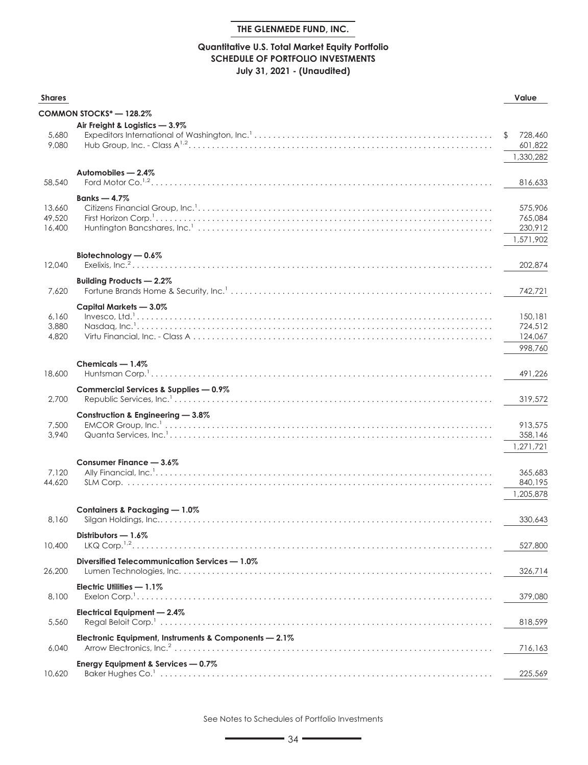**THE GLENMEDE FUND, INC.**

**Quantitative U.S. Total Market Equity Portfolio**
**SCHEDULE OF PORTFOLIO INVESTMENTS**
**July 31, 2021 - (Unaudited)**

| Shares | | Value |
|---|---|---|
| | **COMMON STOCKS* — 128.2%** | |
| | **Air Freight & Logistics — 3.9%** | |
| 5,680 | Expeditors International of Washington, Inc.[1] | $ 728,460 |
| 9,080 | Hub Group, Inc. - Class A[1,2] | 601,822 |
| | | 1,330,282 |
| | **Automobiles — 2.4%** | |
| 58,540 | Ford Motor Co.[1,2] | 816,633 |
| | **Banks — 4.7%** | |
| 13,660 | Citizens Financial Group, Inc.[1] | 575,906 |
| 49,520 | First Horizon Corp.[1] | 765,084 |
| 16,400 | Huntington Bancshares, Inc.[1] | 230,912 |
| | | 1,571,902 |
| | **Biotechnology — 0.6%** | |
| 12,040 | Exelixis, Inc.[2] | 202,874 |
| | **Building Products — 2.2%** | |
| 7,620 | Fortune Brands Home & Security, Inc.[1] | 742,721 |
| | **Capital Markets — 3.0%** | |
| 6,160 | Invesco, Ltd.[1] | 150,181 |
| 3,880 | Nasdaq, Inc.[1] | 724,512 |
| 4,820 | Virtu Financial, Inc. - Class A | 124,067 |
| | | 998,760 |
| | **Chemicals — 1.4%** | |
| 18,600 | Huntsman Corp.[1] | 491,226 |
| | **Commercial Services & Supplies — 0.9%** | |
| 2,700 | Republic Services, Inc.[1] | 319,572 |
| | **Construction & Engineering — 3.8%** | |
| 7,500 | EMCOR Group, Inc.[1] | 913,575 |
| 3,940 | Quanta Services, Inc.[1] | 358,146 |
| | | 1,271,721 |
| | **Consumer Finance — 3.6%** | |
| 7,120 | Ally Financial, Inc.[1] | 365,683 |
| 44,620 | SLM Corp. | 840,195 |
| | | 1,205,878 |
| | **Containers & Packaging — 1.0%** | |
| 8,160 | Silgan Holdings, Inc. | 330,643 |
| | **Distributors — 1.6%** | |
| 10,400 | LKQ Corp.[1,2] | 527,800 |
| | **Diversified Telecommunication Services — 1.0%** | |
| 26,200 | Lumen Technologies, Inc. | 326,714 |
| | **Electric Utilities — 1.1%** | |
| 8,100 | Exelon Corp.[1] | 379,080 |
| | **Electrical Equipment — 2.4%** | |
| 5,560 | Regal Beloit Corp.[1] | 818,599 |
| | **Electronic Equipment, Instruments & Components — 2.1%** | |
| 6,040 | Arrow Electronics, Inc.[2] | 716,163 |
| | **Energy Equipment & Services — 0.7%** | |
| 10,620 | Baker Hughes Co.[1] | 225,569 |

See Notes to Schedules of Portfolio Investments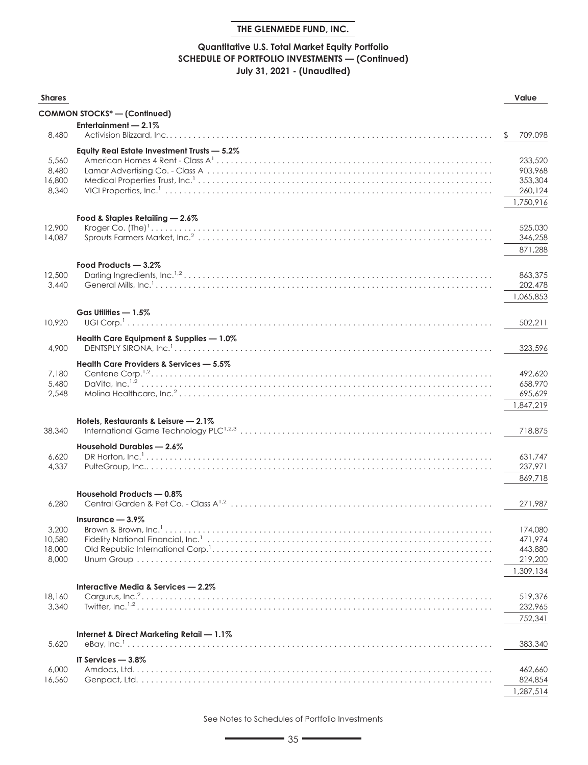## THE GLENMEDE FUND, INC.

### Quantitative U.S. Total Market Equity Portfolio
### SCHEDULE OF PORTFOLIO INVESTMENTS — (Continued)
### July 31, 2021 - (Unaudited)

| Shares | | Value |
|---|---|---|
| | **COMMON STOCKS* — (Continued)** | |
| | **Entertainment — 2.1%** | |
| 8,480 | Activision Blizzard, Inc. | $ 709,098 |
| | **Equity Real Estate Investment Trusts — 5.2%** | |
| 5,560 | American Homes 4 Rent - Class A[1] | 233,520 |
| 8,480 | Lamar Advertising Co. - Class A | 903,968 |
| 16,800 | Medical Properties Trust, Inc.[1] | 353,304 |
| 8,340 | VICI Properties, Inc.[1] | 260,124 |
| | | 1,750,916 |
| | **Food & Staples Retailing — 2.6%** | |
| 12,900 | Kroger Co. (The)[1] | 525,030 |
| 14,087 | Sprouts Farmers Market, Inc.[2] | 346,258 |
| | | 871,288 |
| | **Food Products — 3.2%** | |
| 12,500 | Darling Ingredients, Inc.[1,2] | 863,375 |
| 3,440 | General Mills, Inc.[1] | 202,478 |
| | | 1,065,853 |
| | **Gas Utilities — 1.5%** | |
| 10,920 | UGI Corp.[1] | 502,211 |
| | **Health Care Equipment & Supplies — 1.0%** | |
| 4,900 | DENTSPLY SIRONA, Inc.[1] | 323,596 |
| | **Health Care Providers & Services — 5.5%** | |
| 7,180 | Centene Corp.[1,2] | 492,620 |
| 5,480 | DaVita, Inc.[1,2] | 658,970 |
| 2,548 | Molina Healthcare, Inc.[2] | 695,629 |
| | | 1,847,219 |
| | **Hotels, Restaurants & Leisure — 2.1%** | |
| 38,340 | International Game Technology PLC[1,2,3] | 718,875 |
| | **Household Durables — 2.6%** | |
| 6,620 | DR Horton, Inc.[1] | 631,747 |
| 4,337 | PulteGroup, Inc. | 237,971 |
| | | 869,718 |
| | **Household Products — 0.8%** | |
| 6,280 | Central Garden & Pet Co. - Class A[1,2] | 271,987 |
| | **Insurance — 3.9%** | |
| 3,200 | Brown & Brown, Inc.[1] | 174,080 |
| 10,580 | Fidelity National Financial, Inc.[1] | 471,974 |
| 18,000 | Old Republic International Corp.[1] | 443,880 |
| 8,000 | Unum Group | 219,200 |
| | | 1,309,134 |
| | **Interactive Media & Services — 2.2%** | |
| 18,160 | Cargurus, Inc.[2] | 519,376 |
| 3,340 | Twitter, Inc.[1,2] | 232,965 |
| | | 752,341 |
| | **Internet & Direct Marketing Retail — 1.1%** | |
| 5,620 | eBay, Inc.[1] | 383,340 |
| | **IT Services — 3.8%** | |
| 6,000 | Amdocs, Ltd. | 462,660 |
| 16,560 | Genpact, Ltd. | 824,854 |
| | | 1,287,514 |

See Notes to Schedules of Portfolio Investments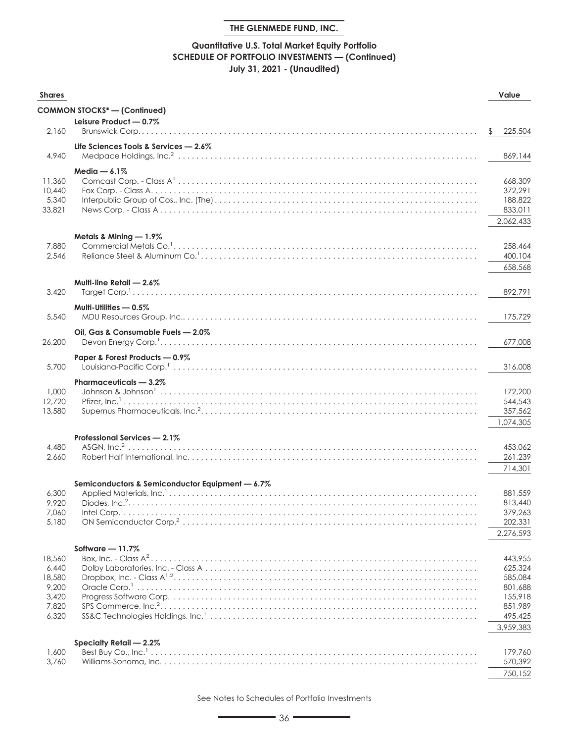**THE GLENMEDE FUND, INC.**

**Quantitative U.S. Total Market Equity Portfolio**
**SCHEDULE OF PORTFOLIO INVESTMENTS — (Continued)**
**July 31, 2021 - (Unaudited)**

| Shares | | Value |
|---|---|---|
| | **COMMON STOCKS* — (Continued)** | |
| | **Leisure Product — 0.7%** | |
| 2,160 | Brunswick Corp. | $ 225,504 |
| | **Life Sciences Tools & Services — 2.6%** | |
| 4,940 | Medpace Holdings, Inc.[2] | 869,144 |
| | **Media — 6.1%** | |
| 11,360 | Comcast Corp. - Class A[1] | 668,309 |
| 10,440 | Fox Corp. - Class A | 372,291 |
| 5,340 | Interpublic Group of Cos., Inc. (The) | 188,822 |
| 33,821 | News Corp. - Class A | 833,011 |
| | | 2,062,433 |
| | **Metals & Mining — 1.9%** | |
| 7,880 | Commercial Metals Co.[1] | 258,464 |
| 2,546 | Reliance Steel & Aluminum Co.[1] | 400,104 |
| | | 658,568 |
| | **Multi-line Retail — 2.6%** | |
| 3,420 | Target Corp.[1] | 892,791 |
| | **Multi-Utilities — 0.5%** | |
| 5,540 | MDU Resources Group, Inc. | 175,729 |
| | **Oil, Gas & Consumable Fuels — 2.0%** | |
| 26,200 | Devon Energy Corp.[1] | 677,008 |
| | **Paper & Forest Products — 0.9%** | |
| 5,700 | Louisiana-Pacific Corp.[1] | 316,008 |
| | **Pharmaceuticals — 3.2%** | |
| 1,000 | Johnson & Johnson[1] | 172,200 |
| 12,720 | Pfizer, Inc.[1] | 544,543 |
| 13,580 | Supernus Pharmaceuticals, Inc.[2] | 357,562 |
| | | 1,074,305 |
| | **Professional Services — 2.1%** | |
| 4,480 | ASGN, Inc.[2] | 453,062 |
| 2,660 | Robert Half International, Inc. | 261,239 |
| | | 714,301 |
| | **Semiconductors & Semiconductor Equipment — 6.7%** | |
| 6,300 | Applied Materials, Inc.[1] | 881,559 |
| 9,920 | Diodes, Inc.[2] | 813,440 |
| 7,060 | Intel Corp.[1] | 379,263 |
| 5,180 | ON Semiconductor Corp.[2] | 202,331 |
| | | 2,276,593 |
| | **Software — 11.7%** | |
| 18,560 | Box, Inc. - Class A[2] | 443,955 |
| 6,440 | Dolby Laboratories, Inc. - Class A | 625,324 |
| 18,580 | Dropbox, Inc. - Class A[1,2] | 585,084 |
| 9,200 | Oracle Corp.[1] | 801,688 |
| 3,420 | Progress Software Corp. | 155,918 |
| 7,820 | SPS Commerce, Inc.[2] | 851,989 |
| 6,320 | SS&C Technologies Holdings, Inc.[1] | 495,425 |
| | | 3,959,383 |
| | **Specialty Retail — 2.2%** | |
| 1,600 | Best Buy Co., Inc.[1] | 179,760 |
| 3,760 | Williams-Sonoma, Inc. | 570,392 |
| | | 750,152 |

See Notes to Schedules of Portfolio Investments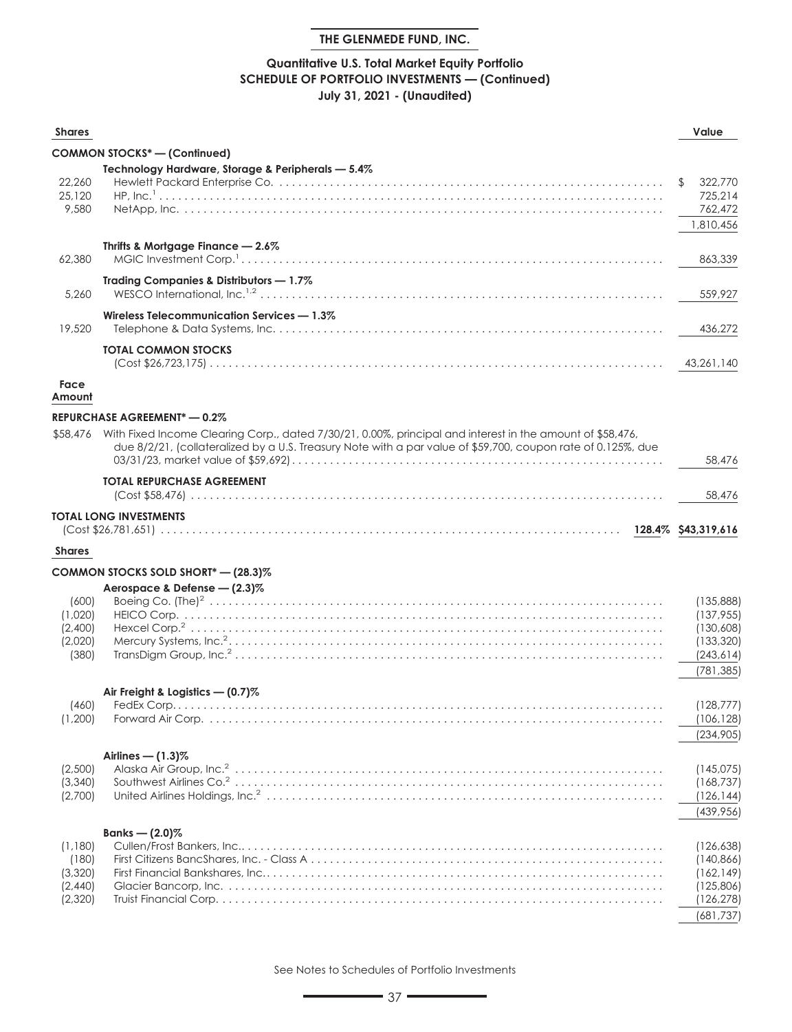**THE GLENMEDE FUND, INC.**

**Quantitative U.S. Total Market Equity Portfolio**
**SCHEDULE OF PORTFOLIO INVESTMENTS — (Continued)**
**July 31, 2021 - (Unaudited)**

| Shares | | | Value |
|---|---|---|---|
| | **COMMON STOCKS* — (Continued)** | | |
| | **Technology Hardware, Storage & Peripherals — 5.4%** | | |
| 22,260 | Hewlett Packard Enterprise Co. | | $ 322,770 |
| 25,120 | HP, Inc.[1] | | 725,214 |
| 9,580 | NetApp, Inc. | | 762,472 |
| | | | 1,810,456 |
| | **Thrifts & Mortgage Finance — 2.6%** | | |
| 62,380 | MGIC Investment Corp.[1] | | 863,339 |
| | **Trading Companies & Distributors — 1.7%** | | |
| 5,260 | WESCO International, Inc.[1,2] | | 559,927 |
| | **Wireless Telecommunication Services — 1.3%** | | |
| 19,520 | Telephone & Data Systems, Inc. | | 436,272 |
| | **TOTAL COMMON STOCKS** (Cost $26,723,175) | | 43,261,140 |
| **Face Amount** | | | |
| | **REPURCHASE AGREEMENT* — 0.2%** | | |
| $58,476 | With Fixed Income Clearing Corp., dated 7/30/21, 0.00%, principal and interest in the amount of $58,476, due 8/2/21, (collateralized by a U.S. Treasury Note with a par value of $59,700, coupon rate of 0.125%, due 03/31/23, market value of $59,692) | | 58,476 |
| | **TOTAL REPURCHASE AGREEMENT** (Cost $58,476) | | 58,476 |
| | **TOTAL LONG INVESTMENTS** (Cost $26,781,651) | 128.4% | $43,319,616 |
| **Shares** | | | |
| | **COMMON STOCKS SOLD SHORT* — (28.3)%** | | |
| | **Aerospace & Defense — (2.3)%** | | |
| (600) | Boeing Co. (The)[2] | | (135,888) |
| (1,020) | HEICO Corp. | | (137,955) |
| (2,400) | Hexcel Corp.[2] | | (130,608) |
| (2,020) | Mercury Systems, Inc.[2] | | (133,320) |
| (380) | TransDigm Group, Inc.[2] | | (243,614) |
| | | | (781,385) |
| | **Air Freight & Logistics — (0.7)%** | | |
| (460) | FedEx Corp. | | (128,777) |
| (1,200) | Forward Air Corp. | | (106,128) |
| | | | (234,905) |
| | **Airlines — (1.3)%** | | |
| (2,500) | Alaska Air Group, Inc.[2] | | (145,075) |
| (3,340) | Southwest Airlines Co.[2] | | (168,737) |
| (2,700) | United Airlines Holdings, Inc.[2] | | (126,144) |
| | | | (439,956) |
| | **Banks — (2.0)%** | | |
| (1,180) | Cullen/Frost Bankers, Inc. | | (126,638) |
| (180) | First Citizens BancShares, Inc. - Class A | | (140,866) |
| (3,320) | First Financial Bankshares, Inc. | | (162,149) |
| (2,440) | Glacier Bancorp, Inc. | | (125,806) |
| (2,320) | Truist Financial Corp. | | (126,278) |
| | | | (681,737) |

See Notes to Schedules of Portfolio Investments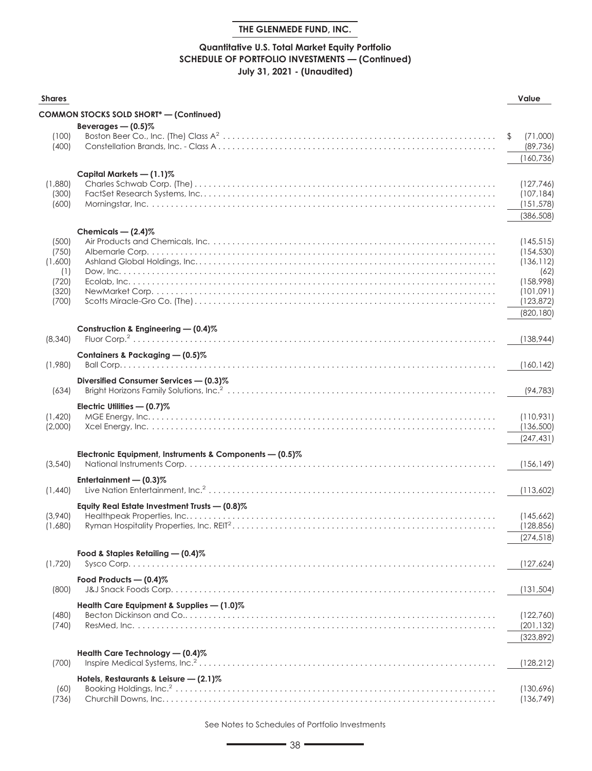**THE GLENMEDE FUND, INC.**

**Quantitative U.S. Total Market Equity Portfolio**
**SCHEDULE OF PORTFOLIO INVESTMENTS — (Continued)**
**July 31, 2021 - (Unaudited)**

| Shares | | Value |
|---|---|---|
| | **COMMON STOCKS SOLD SHORT* — (Continued)** | |
| | **Beverages — (0.5)%** | |
| (100) | Boston Beer Co., Inc. (The) Class A[2] | $ (71,000) |
| (400) | Constellation Brands, Inc. - Class A | (89,736) |
| | | (160,736) |
| | **Capital Markets — (1.1)%** | |
| (1,880) | Charles Schwab Corp. (The) | (127,746) |
| (300) | FactSet Research Systems, Inc. | (107,184) |
| (600) | Morningstar, Inc. | (151,578) |
| | | (386,508) |
| | **Chemicals — (2.4)%** | |
| (500) | Air Products and Chemicals, Inc. | (145,515) |
| (750) | Albemarle Corp. | (154,530) |
| (1,600) | Ashland Global Holdings, Inc. | (136,112) |
| (1) | Dow, Inc. | (62) |
| (720) | Ecolab, Inc. | (158,998) |
| (320) | NewMarket Corp. | (101,091) |
| (700) | Scotts Miracle-Gro Co. (The) | (123,872) |
| | | (820,180) |
| | **Construction & Engineering — (0.4)%** | |
| (8,340) | Fluor Corp.[2] | (138,944) |
| | **Containers & Packaging — (0.5)%** | |
| (1,980) | Ball Corp. | (160,142) |
| | **Diversified Consumer Services — (0.3)%** | |
| (634) | Bright Horizons Family Solutions, Inc.[2] | (94,783) |
| | **Electric Utilities — (0.7)%** | |
| (1,420) | MGE Energy, Inc. | (110,931) |
| (2,000) | Xcel Energy, Inc. | (136,500) |
| | | (247,431) |
| | **Electronic Equipment, Instruments & Components — (0.5)%** | |
| (3,540) | National Instruments Corp. | (156,149) |
| | **Entertainment — (0.3)%** | |
| (1,440) | Live Nation Entertainment, Inc.[2] | (113,602) |
| | **Equity Real Estate Investment Trusts — (0.8)%** | |
| (3,940) | Healthpeak Properties, Inc. | (145,662) |
| (1,680) | Ryman Hospitality Properties, Inc. REIT[2] | (128,856) |
| | | (274,518) |
| | **Food & Staples Retailing — (0.4)%** | |
| (1,720) | Sysco Corp. | (127,624) |
| | **Food Products — (0.4)%** | |
| (800) | J&J Snack Foods Corp. | (131,504) |
| | **Health Care Equipment & Supplies — (1.0)%** | |
| (480) | Becton Dickinson and Co. | (122,760) |
| (740) | ResMed, Inc. | (201,132) |
| | | (323,892) |
| | **Health Care Technology — (0.4)%** | |
| (700) | Inspire Medical Systems, Inc.[2] | (128,212) |
| | **Hotels, Restaurants & Leisure — (2.1)%** | |
| (60) | Booking Holdings, Inc.[2] | (130,696) |
| (736) | Churchill Downs, Inc. | (136,749) |

See Notes to Schedules of Portfolio Investments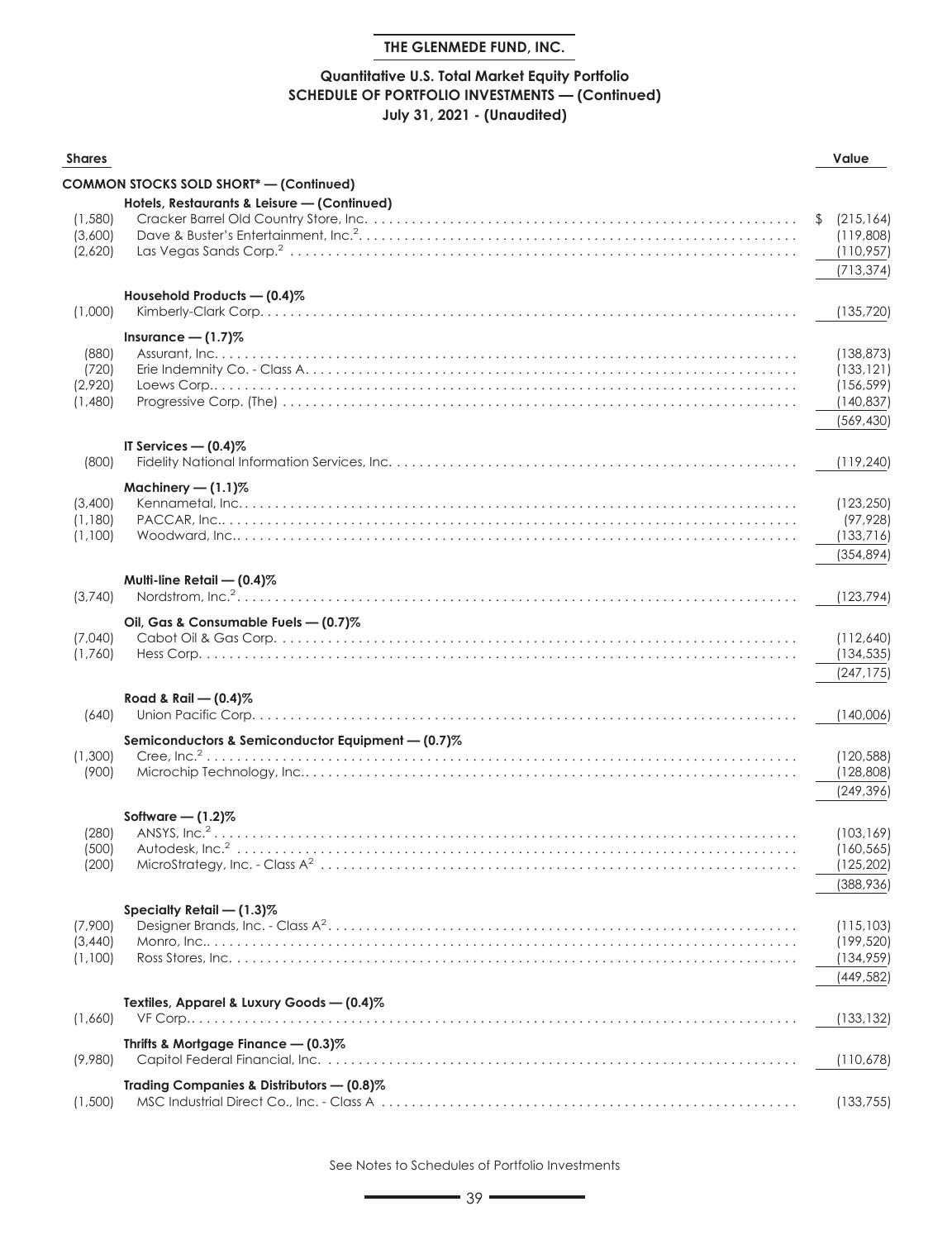**THE GLENMEDE FUND, INC.**

**Quantitative U.S. Total Market Equity Portfolio**
**SCHEDULE OF PORTFOLIO INVESTMENTS — (Continued)**
**July 31, 2021 - (Unaudited)**

| Shares | | Value |
|---|---|---|
| | **COMMON STOCKS SOLD SHORT* — (Continued)** | |
| | **Hotels, Restaurants & Leisure — (Continued)** | |
| (1,580) | Cracker Barrel Old Country Store, Inc. | $ (215,164) |
| (3,600) | Dave & Buster's Entertainment, Inc.[2] | (119,808) |
| (2,620) | Las Vegas Sands Corp.[2] | (110,957) |
| | | (713,374) |
| | **Household Products — (0.4)%** | |
| (1,000) | Kimberly-Clark Corp. | (135,720) |
| | **Insurance — (1.7)%** | |
| (880) | Assurant, Inc. | (138,873) |
| (720) | Erie Indemnity Co. - Class A | (133,121) |
| (2,920) | Loews Corp. | (156,599) |
| (1,480) | Progressive Corp. (The) | (140,837) |
| | | (569,430) |
| | **IT Services — (0.4)%** | |
| (800) | Fidelity National Information Services, Inc. | (119,240) |
| | **Machinery — (1.1)%** | |
| (3,400) | Kennametal, Inc. | (123,250) |
| (1,180) | PACCAR, Inc. | (97,928) |
| (1,100) | Woodward, Inc. | (133,716) |
| | | (354,894) |
| | **Multi-line Retail — (0.4)%** | |
| (3,740) | Nordstrom, Inc.[2] | (123,794) |
| | **Oil, Gas & Consumable Fuels — (0.7)%** | |
| (7,040) | Cabot Oil & Gas Corp. | (112,640) |
| (1,760) | Hess Corp. | (134,535) |
| | | (247,175) |
| | **Road & Rail — (0.4)%** | |
| (640) | Union Pacific Corp. | (140,006) |
| | **Semiconductors & Semiconductor Equipment — (0.7)%** | |
| (1,300) | Cree, Inc.[2] | (120,588) |
| (900) | Microchip Technology, Inc. | (128,808) |
| | | (249,396) |
| | **Software — (1.2)%** | |
| (280) | ANSYS, Inc.[2] | (103,169) |
| (500) | Autodesk, Inc.[2] | (160,565) |
| (200) | MicroStrategy, Inc. - Class A[2] | (125,202) |
| | | (388,936) |
| | **Specialty Retail — (1.3)%** | |
| (7,900) | Designer Brands, Inc. - Class A[2] | (115,103) |
| (3,440) | Monro, Inc. | (199,520) |
| (1,100) | Ross Stores, Inc. | (134,959) |
| | | (449,582) |
| | **Textiles, Apparel & Luxury Goods — (0.4)%** | |
| (1,660) | VF Corp. | (133,132) |
| | **Thrifts & Mortgage Finance — (0.3)%** | |
| (9,980) | Capitol Federal Financial, Inc. | (110,678) |
| | **Trading Companies & Distributors — (0.8)%** | |
| (1,500) | MSC Industrial Direct Co., Inc. - Class A | (133,755) |

See Notes to Schedules of Portfolio Investments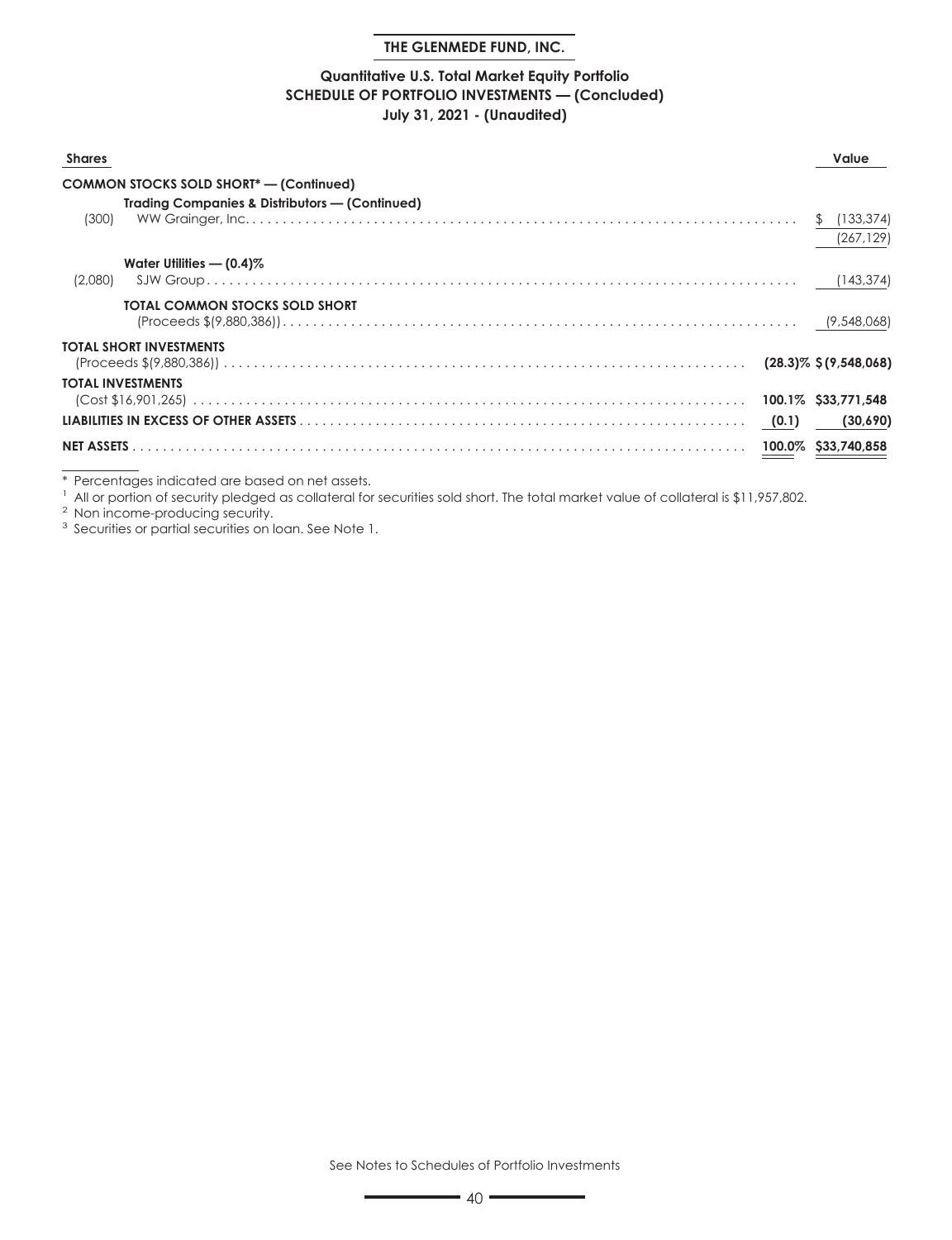**THE GLENMEDE FUND, INC.**

**Quantitative U.S. Total Market Equity Portfolio**
**SCHEDULE OF PORTFOLIO INVESTMENTS — (Concluded)**
**July 31, 2021 - (Unaudited)**

| Shares | | | Value |
|---|---|---|---|
| | **COMMON STOCKS SOLD SHORT* — (Continued)** | | |
| | **Trading Companies & Distributors — (Continued)** | | |
| (300) | WW Grainger, Inc. | | $ (133,374) |
| | | | (267,129) |
| | **Water Utilities — (0.4)%** | | |
| (2,080) | SJW Group | | (143,374) |
| | **TOTAL COMMON STOCKS SOLD SHORT** (Proceeds $(9,880,386)) | | (9,548,068) |
| | **TOTAL SHORT INVESTMENTS** (Proceeds $(9,880,386)) | **(28.3)%** | **$ (9,548,068)** |
| | **TOTAL INVESTMENTS** (Cost $16,901,265) | **100.1%** | **$33,771,548** |
| | **LIABILITIES IN EXCESS OF OTHER ASSETS** | **(0.1)** | **(30,690)** |
| | **NET ASSETS** | **100.0%** | **$33,740,858** |

\* Percentages indicated are based on net assets.

[1] All or portion of security pledged as collateral for securities sold short. The total market value of collateral is $11,957,802.

[2] Non income-producing security.

[3] Securities or partial securities on loan. See Note 1.

See Notes to Schedules of Portfolio Investments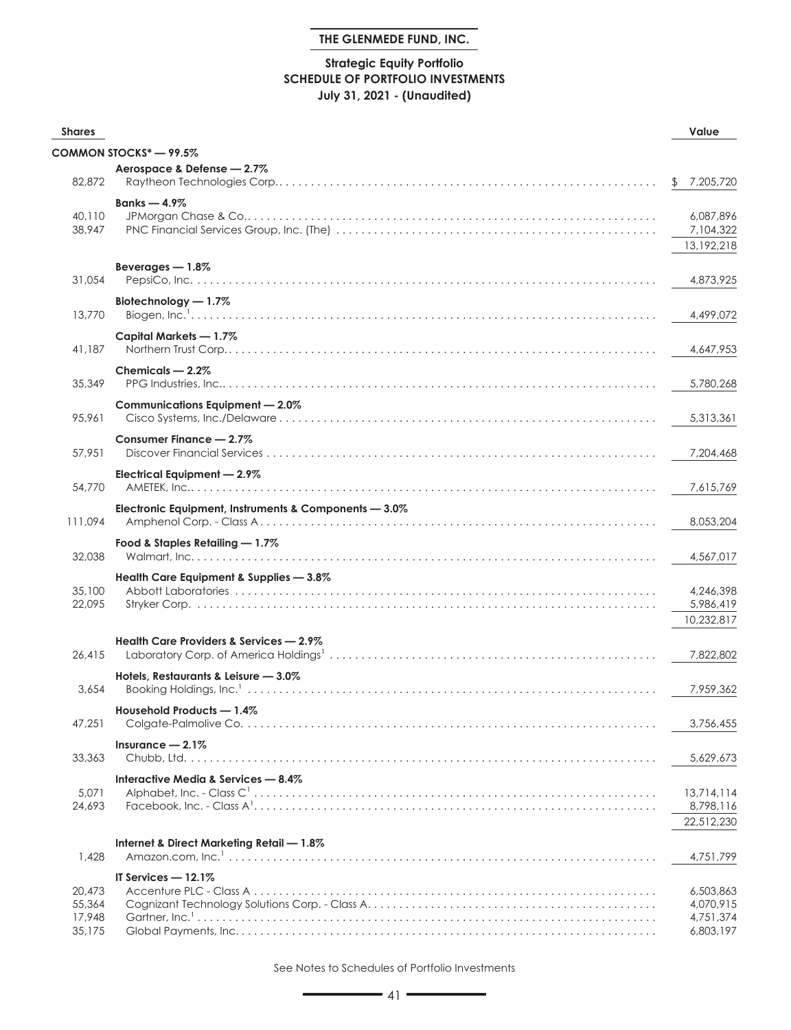**THE GLENMEDE FUND, INC.**

**Strategic Equity Portfolio**
**SCHEDULE OF PORTFOLIO INVESTMENTS**
**July 31, 2021 - (Unaudited)**

| Shares | | Value |
|---|---|---|
| | **COMMON STOCKS* — 99.5%** | |
| | **Aerospace & Defense — 2.7%** | |
| 82,872 | Raytheon Technologies Corp. | $ 7,205,720 |
| | **Banks — 4.9%** | |
| 40,110 | JPMorgan Chase & Co. | 6,087,896 |
| 38,947 | PNC Financial Services Group, Inc. (The) | 7,104,322 |
| | | 13,192,218 |
| | **Beverages — 1.8%** | |
| 31,054 | PepsiCo, Inc. | 4,873,925 |
| | **Biotechnology — 1.7%** | |
| 13,770 | Biogen, Inc.[1] | 4,499,072 |
| | **Capital Markets — 1.7%** | |
| 41,187 | Northern Trust Corp. | 4,647,953 |
| | **Chemicals — 2.2%** | |
| 35,349 | PPG Industries, Inc. | 5,780,268 |
| | **Communications Equipment — 2.0%** | |
| 95,961 | Cisco Systems, Inc./Delaware | 5,313,361 |
| | **Consumer Finance — 2.7%** | |
| 57,951 | Discover Financial Services | 7,204,468 |
| | **Electrical Equipment — 2.9%** | |
| 54,770 | AMETEK, Inc. | 7,615,769 |
| | **Electronic Equipment, Instruments & Components — 3.0%** | |
| 111,094 | Amphenol Corp. - Class A | 8,053,204 |
| | **Food & Staples Retailing — 1.7%** | |
| 32,038 | Walmart, Inc. | 4,567,017 |
| | **Health Care Equipment & Supplies — 3.8%** | |
| 35,100 | Abbott Laboratories | 4,246,398 |
| 22,095 | Stryker Corp. | 5,986,419 |
| | | 10,232,817 |
| | **Health Care Providers & Services — 2.9%** | |
| 26,415 | Laboratory Corp. of America Holdings[1] | 7,822,802 |
| | **Hotels, Restaurants & Leisure — 3.0%** | |
| 3,654 | Booking Holdings, Inc.[1] | 7,959,362 |
| | **Household Products — 1.4%** | |
| 47,251 | Colgate-Palmolive Co. | 3,756,455 |
| | **Insurance — 2.1%** | |
| 33,363 | Chubb, Ltd. | 5,629,673 |
| | **Interactive Media & Services — 8.4%** | |
| 5,071 | Alphabet, Inc. - Class C[1] | 13,714,114 |
| 24,693 | Facebook, Inc. - Class A[1] | 8,798,116 |
| | | 22,512,230 |
| | **Internet & Direct Marketing Retail — 1.8%** | |
| 1,428 | Amazon.com, Inc.[1] | 4,751,799 |
| | **IT Services — 12.1%** | |
| 20,473 | Accenture PLC - Class A | 6,503,863 |
| 55,364 | Cognizant Technology Solutions Corp. - Class A. | 4,070,915 |
| 17,948 | Gartner, Inc.[1] | 4,751,374 |
| 35,175 | Global Payments, Inc. | 6,803,197 |

See Notes to Schedules of Portfolio Investments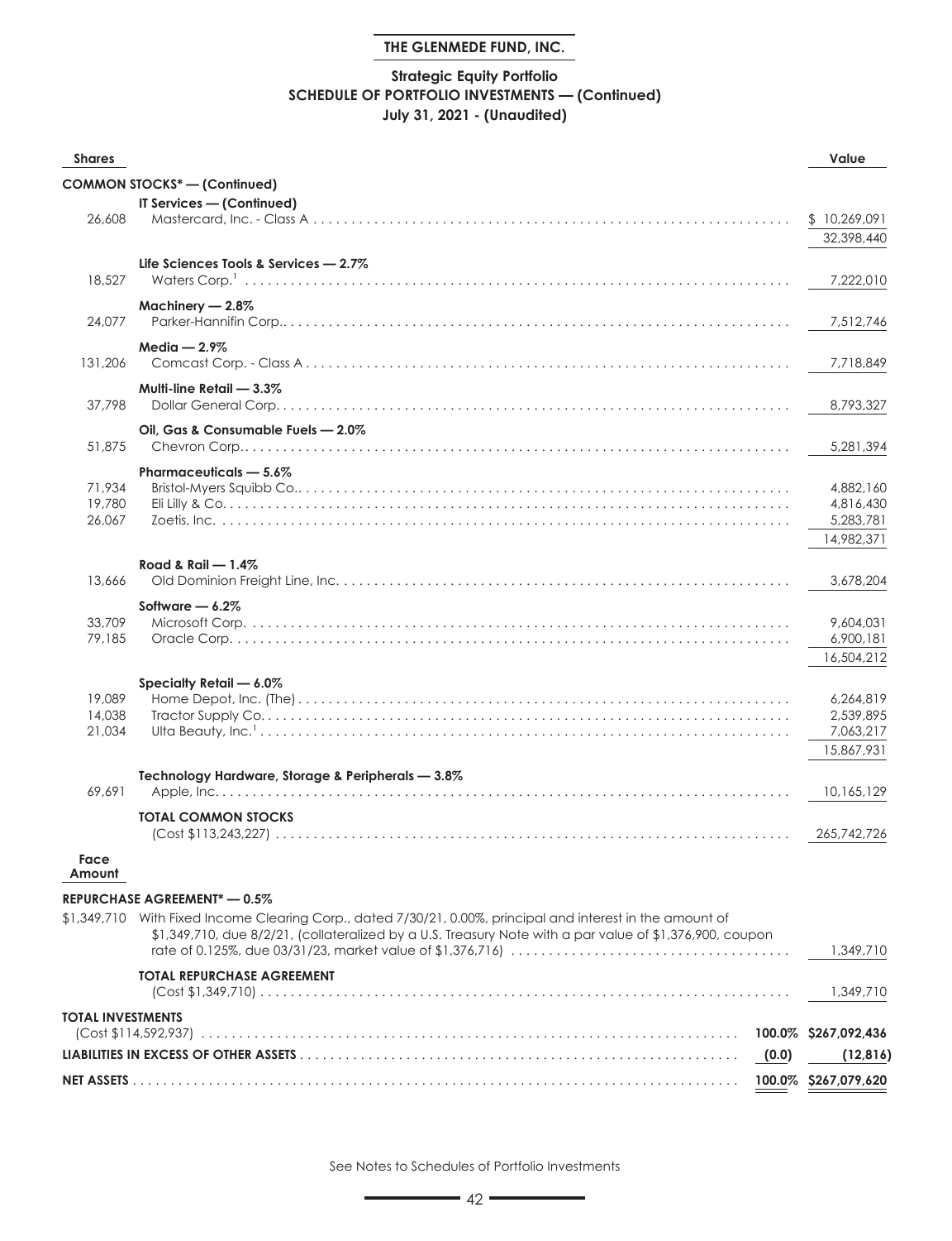**THE GLENMEDE FUND, INC.**

**Strategic Equity Portfolio**
**SCHEDULE OF PORTFOLIO INVESTMENTS — (Continued)**
**July 31, 2021 - (Unaudited)**

| Shares | | | Value |
|---|---|---|---|
| | **COMMON STOCKS* — (Continued)** | | |
| | **IT Services — (Continued)** | | |
| 26,608 | Mastercard, Inc. - Class A | | $ 10,269,091 |
| | | | 32,398,440 |
| | **Life Sciences Tools & Services — 2.7%** | | |
| 18,527 | Waters Corp.[1] | | 7,222,010 |
| | **Machinery — 2.8%** | | |
| 24,077 | Parker-Hannifin Corp. | | 7,512,746 |
| | **Media — 2.9%** | | |
| 131,206 | Comcast Corp. - Class A | | 7,718,849 |
| | **Multi-line Retail — 3.3%** | | |
| 37,798 | Dollar General Corp. | | 8,793,327 |
| | **Oil, Gas & Consumable Fuels — 2.0%** | | |
| 51,875 | Chevron Corp. | | 5,281,394 |
| | **Pharmaceuticals — 5.6%** | | |
| 71,934 | Bristol-Myers Squibb Co. | | 4,882,160 |
| 19,780 | Eli Lilly & Co. | | 4,816,430 |
| 26,067 | Zoetis, Inc. | | 5,283,781 |
| | | | 14,982,371 |
| | **Road & Rail — 1.4%** | | |
| 13,666 | Old Dominion Freight Line, Inc. | | 3,678,204 |
| | **Software — 6.2%** | | |
| 33,709 | Microsoft Corp. | | 9,604,031 |
| 79,185 | Oracle Corp. | | 6,900,181 |
| | | | 16,504,212 |
| | **Specialty Retail — 6.0%** | | |
| 19,089 | Home Depot, Inc. (The) | | 6,264,819 |
| 14,038 | Tractor Supply Co. | | 2,539,895 |
| 21,034 | Ulta Beauty, Inc.[1] | | 7,063,217 |
| | | | 15,867,931 |
| | **Technology Hardware, Storage & Peripherals — 3.8%** | | |
| 69,691 | Apple, Inc. | | 10,165,129 |
| | **TOTAL COMMON STOCKS** (Cost $113,243,227) | | 265,742,726 |
| **Face Amount** | | | |
| | **REPURCHASE AGREEMENT* — 0.5%** | | |
| $1,349,710 | With Fixed Income Clearing Corp., dated 7/30/21, 0.00%, principal and interest in the amount of $1,349,710, due 8/2/21, (collateralized by a U.S. Treasury Note with a par value of $1,376,900, coupon rate of 0.125%, due 03/31/23, market value of $1,376,716) | | 1,349,710 |
| | **TOTAL REPURCHASE AGREEMENT** (Cost $1,349,710) | | 1,349,710 |
| **TOTAL INVESTMENTS** (Cost $114,592,937) | | **100.0%** | **$267,092,436** |
| **LIABILITIES IN EXCESS OF OTHER ASSETS** | | **(0.0)** | **(12,816)** |
| **NET ASSETS** | | **100.0%** | **$267,079,620** |

See Notes to Schedules of Portfolio Investments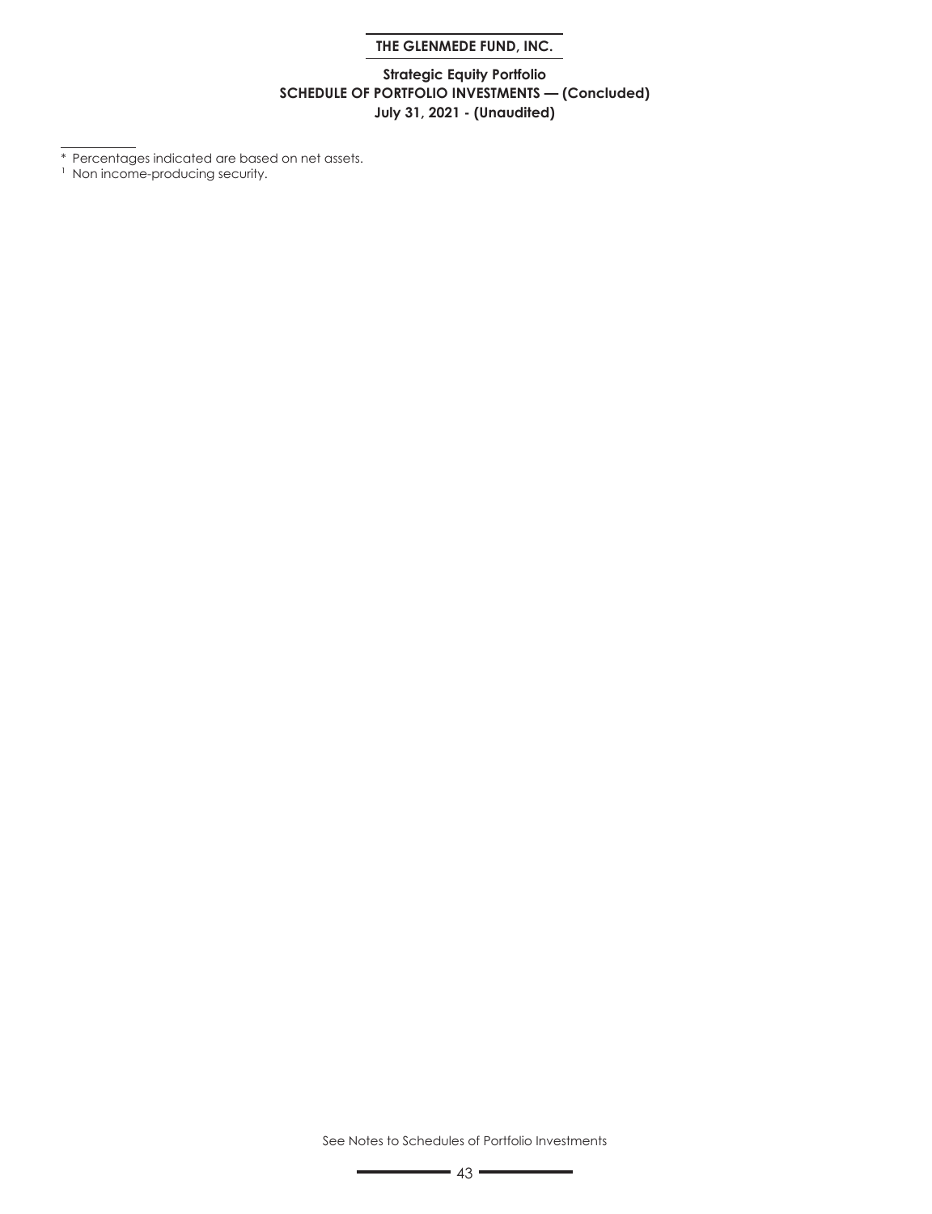**THE GLENMEDE FUND, INC.**

**Strategic Equity Portfolio**
**SCHEDULE OF PORTFOLIO INVESTMENTS — (Concluded)**
**July 31, 2021 - (Unaudited)**

---

* Percentages indicated are based on net assets.
[1] Non income-producing security.

See Notes to Schedules of Portfolio Investments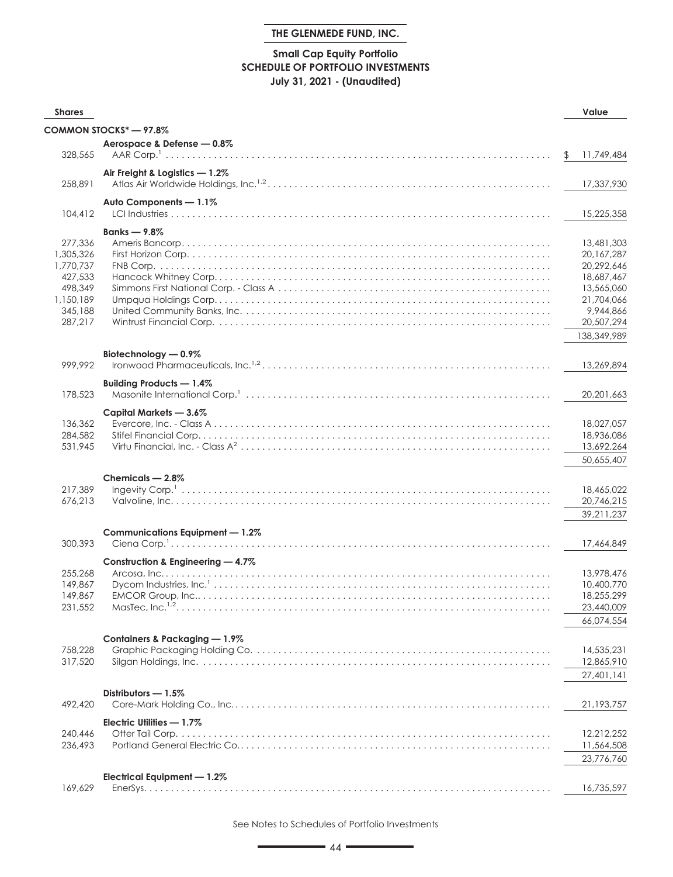# THE GLENMEDE FUND, INC.

## Small Cap Equity Portfolio
## SCHEDULE OF PORTFOLIO INVESTMENTS
### July 31, 2021 - (Unaudited)

| Shares | | Value |
|---|---|---|
| | **COMMON STOCKS* — 97.8%** | |
| | **Aerospace & Defense — 0.8%** | |
| 328,565 | AAR Corp.[1] | $ 11,749,484 |
| | **Air Freight & Logistics — 1.2%** | |
| 258,891 | Atlas Air Worldwide Holdings, Inc.[1,2] | 17,337,930 |
| | **Auto Components — 1.1%** | |
| 104,412 | LCI Industries | 15,225,358 |
| | **Banks — 9.8%** | |
| 277,336 | Ameris Bancorp | 13,481,303 |
| 1,305,326 | First Horizon Corp. | 20,167,287 |
| 1,770,737 | FNB Corp. | 20,292,646 |
| 427,533 | Hancock Whitney Corp. | 18,687,467 |
| 498,349 | Simmons First National Corp. - Class A | 13,565,060 |
| 1,150,189 | Umpqua Holdings Corp. | 21,704,066 |
| 345,188 | United Community Banks, Inc. | 9,944,866 |
| 287,217 | Wintrust Financial Corp. | 20,507,294 |
| | | 138,349,989 |
| | **Biotechnology — 0.9%** | |
| 999,992 | Ironwood Pharmaceuticals, Inc.[1,2] | 13,269,894 |
| | **Building Products — 1.4%** | |
| 178,523 | Masonite International Corp.[1] | 20,201,663 |
| | **Capital Markets — 3.6%** | |
| 136,362 | Evercore, Inc. - Class A | 18,027,057 |
| 284,582 | Stifel Financial Corp. | 18,936,086 |
| 531,945 | Virtu Financial, Inc. - Class A[2] | 13,692,264 |
| | | 50,655,407 |
| | **Chemicals — 2.8%** | |
| 217,389 | Ingevity Corp.[1] | 18,465,022 |
| 676,213 | Valvoline, Inc. | 20,746,215 |
| | | 39,211,237 |
| | **Communications Equipment — 1.2%** | |
| 300,393 | Ciena Corp.[1] | 17,464,849 |
| | **Construction & Engineering — 4.7%** | |
| 255,268 | Arcosa, Inc. | 13,978,476 |
| 149,867 | Dycom Industries, Inc.[1] | 10,400,770 |
| 149,867 | EMCOR Group, Inc. | 18,255,299 |
| 231,552 | MasTec, Inc.[1,2] | 23,440,009 |
| | | 66,074,554 |
| | **Containers & Packaging — 1.9%** | |
| 758,228 | Graphic Packaging Holding Co. | 14,535,231 |
| 317,520 | Silgan Holdings, Inc. | 12,865,910 |
| | | 27,401,141 |
| | **Distributors — 1.5%** | |
| 492,420 | Core-Mark Holding Co., Inc. | 21,193,757 |
| | **Electric Utilities — 1.7%** | |
| 240,446 | Otter Tail Corp. | 12,212,252 |
| 236,493 | Portland General Electric Co. | 11,564,508 |
| | | 23,776,760 |
| | **Electrical Equipment — 1.2%** | |
| 169,629 | EnerSys | 16,735,597 |

See Notes to Schedules of Portfolio Investments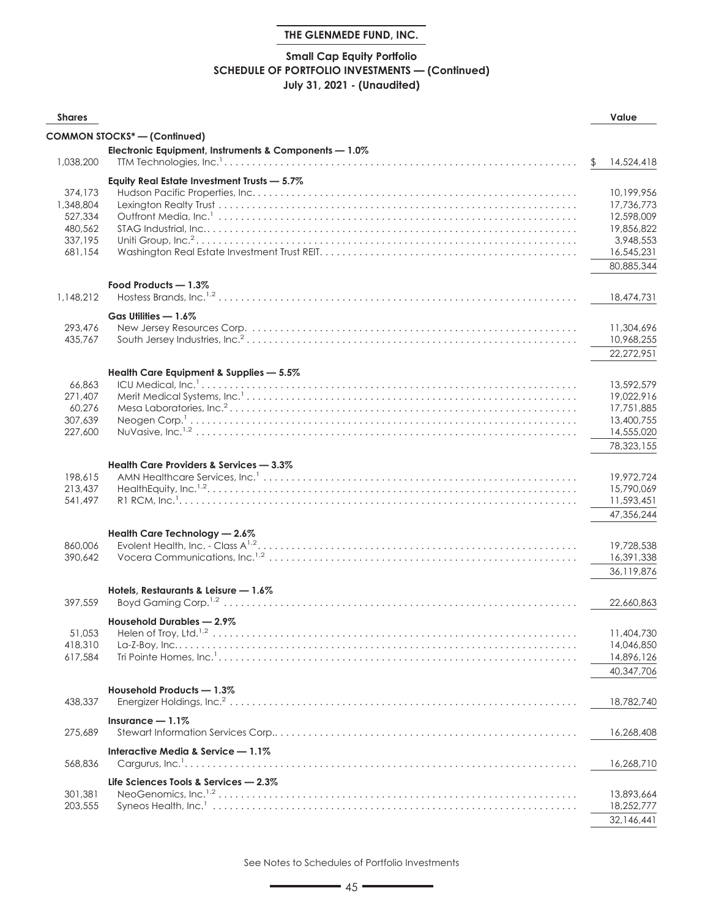**THE GLENMEDE FUND, INC.**

**Small Cap Equity Portfolio**
**SCHEDULE OF PORTFOLIO INVESTMENTS — (Continued)**
**July 31, 2021 - (Unaudited)**

| Shares | | Value |
|---|---|---|
| | **COMMON STOCKS\* — (Continued)** | |
| | **Electronic Equipment, Instruments & Components — 1.0%** | |
| 1,038,200 | TTM Technologies, Inc.[1] | $ 14,524,418 |
| | **Equity Real Estate Investment Trusts — 5.7%** | |
| 374,173 | Hudson Pacific Properties, Inc. | 10,199,956 |
| 1,348,804 | Lexington Realty Trust | 17,736,773 |
| 527,334 | Outfront Media, Inc.[1] | 12,598,009 |
| 480,562 | STAG Industrial, Inc. | 19,856,822 |
| 337,195 | Uniti Group, Inc.[2] | 3,948,553 |
| 681,154 | Washington Real Estate Investment Trust REIT. | 16,545,231 |
| | | 80,885,344 |
| | **Food Products — 1.3%** | |
| 1,148,212 | Hostess Brands, Inc.[1,2] | 18,474,731 |
| | **Gas Utilities — 1.6%** | |
| 293,476 | New Jersey Resources Corp. | 11,304,696 |
| 435,767 | South Jersey Industries, Inc.[2] | 10,968,255 |
| | | 22,272,951 |
| | **Health Care Equipment & Supplies — 5.5%** | |
| 66,863 | ICU Medical, Inc.[1] | 13,592,579 |
| 271,407 | Merit Medical Systems, Inc.[1] | 19,022,916 |
| 60,276 | Mesa Laboratories, Inc.[2] | 17,751,885 |
| 307,639 | Neogen Corp.[1] | 13,400,755 |
| 227,600 | NuVasive, Inc.[1,2] | 14,555,020 |
| | | 78,323,155 |
| | **Health Care Providers & Services — 3.3%** | |
| 198,615 | AMN Healthcare Services, Inc.[1] | 19,972,724 |
| 213,437 | HealthEquity, Inc.[1,2] | 15,790,069 |
| 541,497 | R1 RCM, Inc.[1] | 11,593,451 |
| | | 47,356,244 |
| | **Health Care Technology — 2.6%** | |
| 860,006 | Evolent Health, Inc. - Class A[1,2] | 19,728,538 |
| 390,642 | Vocera Communications, Inc.[1,2] | 16,391,338 |
| | | 36,119,876 |
| | **Hotels, Restaurants & Leisure — 1.6%** | |
| 397,559 | Boyd Gaming Corp.[1,2] | 22,660,863 |
| | **Household Durables — 2.9%** | |
| 51,053 | Helen of Troy, Ltd.[1,2] | 11,404,730 |
| 418,310 | La-Z-Boy, Inc. | 14,046,850 |
| 617,584 | Tri Pointe Homes, Inc.[1] | 14,896,126 |
| | | 40,347,706 |
| | **Household Products — 1.3%** | |
| 438,337 | Energizer Holdings, Inc.[2] | 18,782,740 |
| | **Insurance — 1.1%** | |
| 275,689 | Stewart Information Services Corp. | 16,268,408 |
| | **Interactive Media & Service — 1.1%** | |
| 568,836 | Cargurus, Inc.[1] | 16,268,710 |
| | **Life Sciences Tools & Services — 2.3%** | |
| 301,381 | NeoGenomics, Inc.[1,2] | 13,893,664 |
| 203,555 | Syneos Health, Inc.[1] | 18,252,777 |
| | | 32,146,441 |

See Notes to Schedules of Portfolio Investments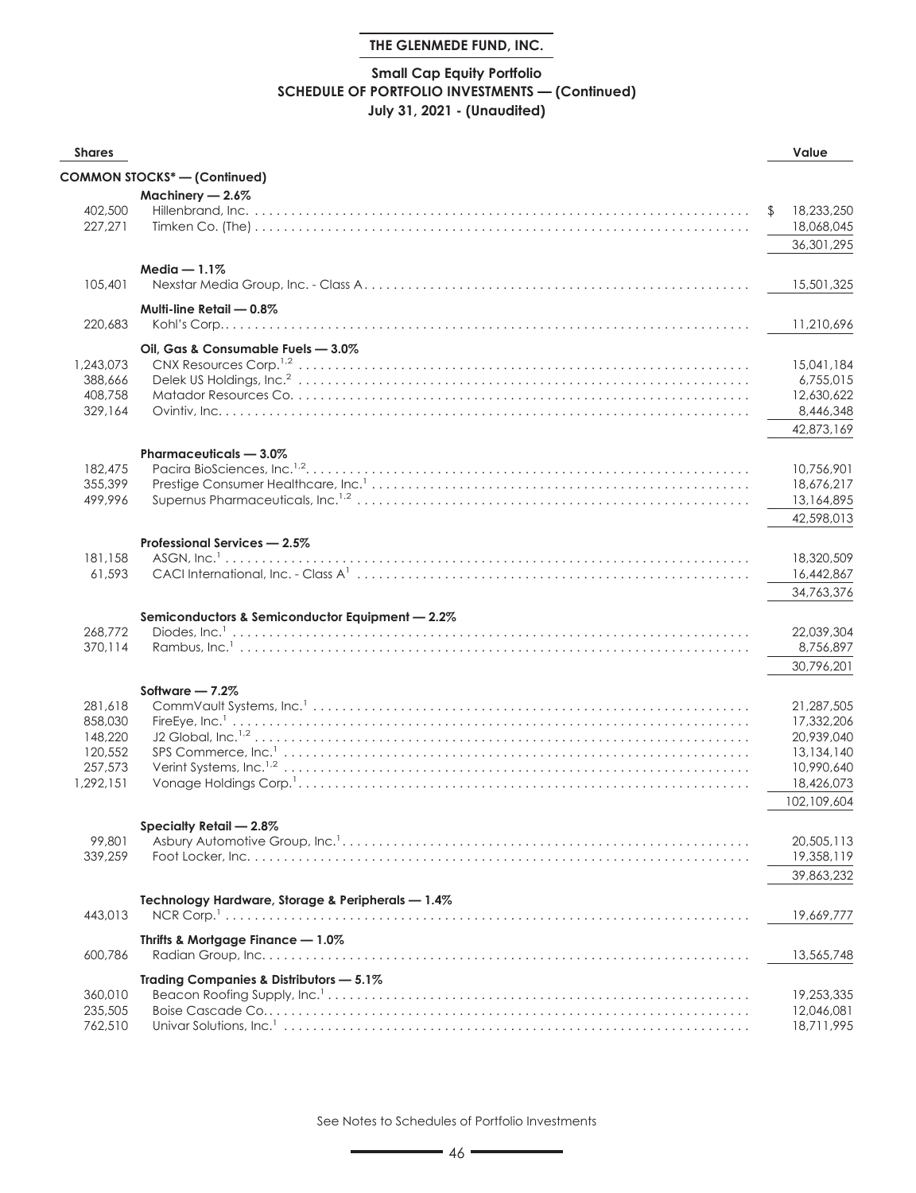**THE GLENMEDE FUND, INC.**

**Small Cap Equity Portfolio**
**SCHEDULE OF PORTFOLIO INVESTMENTS — (Continued)**
**July 31, 2021 - (Unaudited)**

| Shares | | Value |
|---|---|---|
| | **COMMON STOCKS* — (Continued)** | |
| | **Machinery — 2.6%** | |
| 402,500 | Hillenbrand, Inc. | $ 18,233,250 |
| 227,271 | Timken Co. (The) | 18,068,045 |
| | | 36,301,295 |
| | **Media — 1.1%** | |
| 105,401 | Nexstar Media Group, Inc. - Class A | 15,501,325 |
| | **Multi-line Retail — 0.8%** | |
| 220,683 | Kohl's Corp. | 11,210,696 |
| | **Oil, Gas & Consumable Fuels — 3.0%** | |
| 1,243,073 | CNX Resources Corp.[1,2] | 15,041,184 |
| 388,666 | Delek US Holdings, Inc.[2] | 6,755,015 |
| 408,758 | Matador Resources Co. | 12,630,622 |
| 329,164 | Ovintiv, Inc. | 8,446,348 |
| | | 42,873,169 |
| | **Pharmaceuticals — 3.0%** | |
| 182,475 | Pacira BioSciences, Inc.[1,2] | 10,756,901 |
| 355,399 | Prestige Consumer Healthcare, Inc.[1] | 18,676,217 |
| 499,996 | Supernus Pharmaceuticals, Inc.[1,2] | 13,164,895 |
| | | 42,598,013 |
| | **Professional Services — 2.5%** | |
| 181,158 | ASGN, Inc.[1] | 18,320,509 |
| 61,593 | CACI International, Inc. - Class A[1] | 16,442,867 |
| | | 34,763,376 |
| | **Semiconductors & Semiconductor Equipment — 2.2%** | |
| 268,772 | Diodes, Inc.[1] | 22,039,304 |
| 370,114 | Rambus, Inc.[1] | 8,756,897 |
| | | 30,796,201 |
| | **Software — 7.2%** | |
| 281,618 | CommVault Systems, Inc.[1] | 21,287,505 |
| 858,030 | FireEye, Inc.[1] | 17,332,206 |
| 148,220 | J2 Global, Inc.[1,2] | 20,939,040 |
| 120,552 | SPS Commerce, Inc.[1] | 13,134,140 |
| 257,573 | Verint Systems, Inc.[1,2] | 10,990,640 |
| 1,292,151 | Vonage Holdings Corp.[1] | 18,426,073 |
| | | 102,109,604 |
| | **Specialty Retail — 2.8%** | |
| 99,801 | Asbury Automotive Group, Inc.[1] | 20,505,113 |
| 339,259 | Foot Locker, Inc. | 19,358,119 |
| | | 39,863,232 |
| | **Technology Hardware, Storage & Peripherals — 1.4%** | |
| 443,013 | NCR Corp.[1] | 19,669,777 |
| | **Thrifts & Mortgage Finance — 1.0%** | |
| 600,786 | Radian Group, Inc. | 13,565,748 |
| | **Trading Companies & Distributors — 5.1%** | |
| 360,010 | Beacon Roofing Supply, Inc.[1] | 19,253,335 |
| 235,505 | Boise Cascade Co. | 12,046,081 |
| 762,510 | Univar Solutions, Inc.[1] | 18,711,995 |

See Notes to Schedules of Portfolio Investments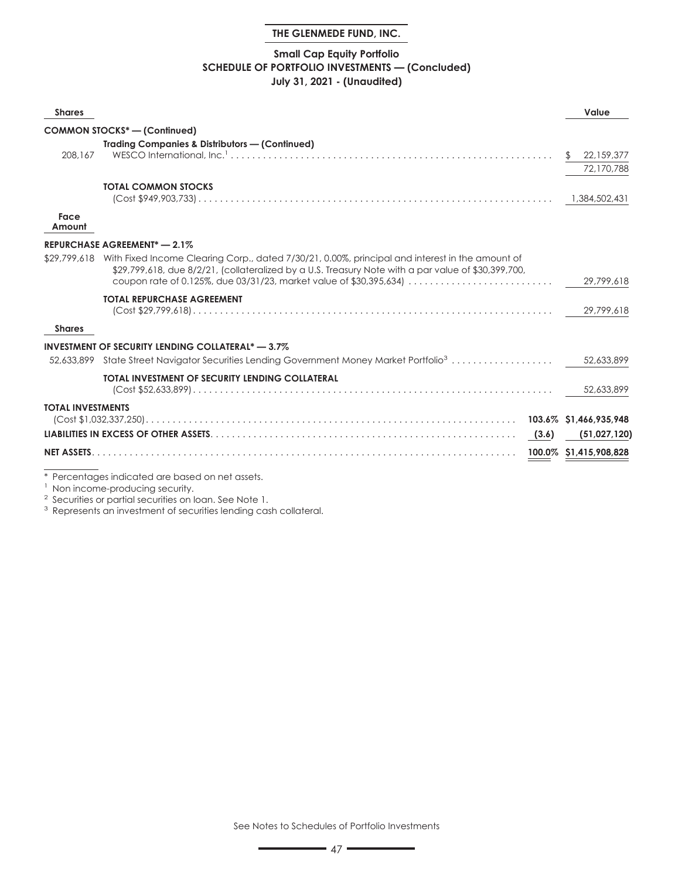# THE GLENMEDE FUND, INC.

## Small Cap Equity Portfolio
## SCHEDULE OF PORTFOLIO INVESTMENTS — (Concluded)
## July 31, 2021 - (Unaudited)

| Shares | | | Value |
|---|---|---|---|
| | **COMMON STOCKS* — (Continued)** | | |
| | **Trading Companies & Distributors — (Continued)** | | |
| 208,167 | WESCO International, Inc.[1] | | $ 22,159,377 |
| | | | 72,170,788 |
| | **TOTAL COMMON STOCKS** (Cost $949,903,733) | | 1,384,502,431 |
| **Face Amount** | | | |
| | **REPURCHASE AGREEMENT* — 2.1%** | | |
| $29,799,618 | With Fixed Income Clearing Corp., dated 7/30/21, 0.00%, principal and interest in the amount of $29,799,618, due 8/2/21, (collateralized by a U.S. Treasury Note with a par value of $30,399,700, coupon rate of 0.125%, due 03/31/23, market value of $30,395,634) | | 29,799,618 |
| | **TOTAL REPURCHASE AGREEMENT** (Cost $29,799,618) | | 29,799,618 |
| **Shares** | | | |
| | **INVESTMENT OF SECURITY LENDING COLLATERAL* — 3.7%** | | |
| 52,633,899 | State Street Navigator Securities Lending Government Money Market Portfolio[3] | | 52,633,899 |
| | **TOTAL INVESTMENT OF SECURITY LENDING COLLATERAL** (Cost $52,633,899) | | 52,633,899 |
| **TOTAL INVESTMENTS** | (Cost $1,032,337,250) | **103.6%** | **$1,466,935,948** |
| **LIABILITIES IN EXCESS OF OTHER ASSETS** | | **(3.6)** | **(51,027,120)** |
| **NET ASSETS** | | **100.0%** | **$1,415,908,828** |

\* Percentages indicated are based on net assets.
[1] Non income-producing security.
[2] Securities or partial securities on loan. See Note 1.
[3] Represents an investment of securities lending cash collateral.

See Notes to Schedules of Portfolio Investments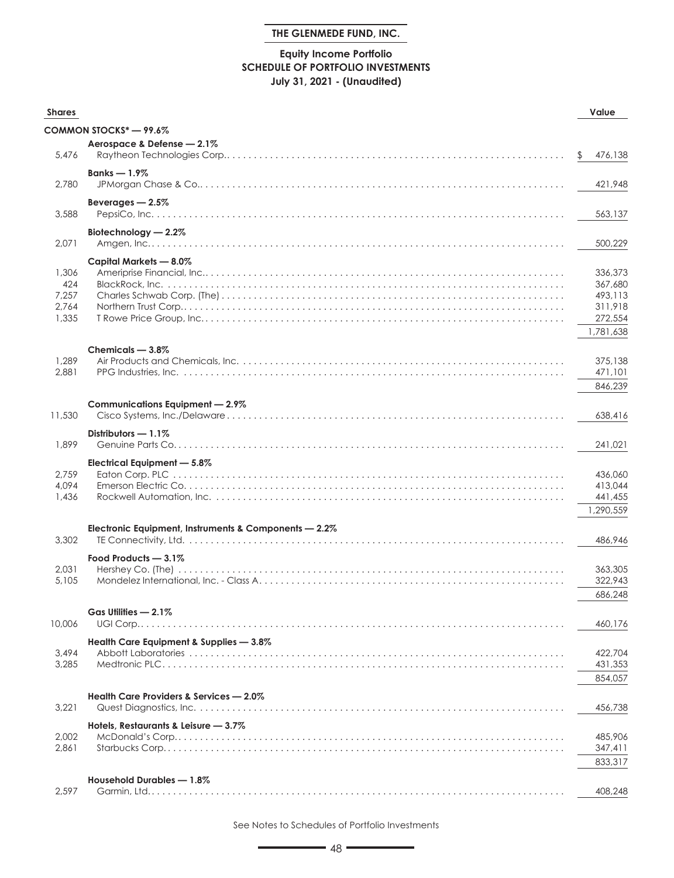# THE GLENMEDE FUND, INC.

## Equity Income Portfolio
## SCHEDULE OF PORTFOLIO INVESTMENTS
## July 31, 2021 - (Unaudited)

| Shares | | Value |
|---|---|---|
| | **COMMON STOCKS* — 99.6%** | |
| | **Aerospace & Defense — 2.1%** | |
| 5,476 | Raytheon Technologies Corp. | $ 476,138 |
| | **Banks — 1.9%** | |
| 2,780 | JPMorgan Chase & Co. | 421,948 |
| | **Beverages — 2.5%** | |
| 3,588 | PepsiCo, Inc. | 563,137 |
| | **Biotechnology — 2.2%** | |
| 2,071 | Amgen, Inc. | 500,229 |
| | **Capital Markets — 8.0%** | |
| 1,306 | Ameriprise Financial, Inc. | 336,373 |
| 424 | BlackRock, Inc. | 367,680 |
| 7,257 | Charles Schwab Corp. (The) | 493,113 |
| 2,764 | Northern Trust Corp. | 311,918 |
| 1,335 | T Rowe Price Group, Inc. | 272,554 |
| | | 1,781,638 |
| | **Chemicals — 3.8%** | |
| 1,289 | Air Products and Chemicals, Inc. | 375,138 |
| 2,881 | PPG Industries, Inc. | 471,101 |
| | | 846,239 |
| | **Communications Equipment — 2.9%** | |
| 11,530 | Cisco Systems, Inc./Delaware | 638,416 |
| | **Distributors — 1.1%** | |
| 1,899 | Genuine Parts Co. | 241,021 |
| | **Electrical Equipment — 5.8%** | |
| 2,759 | Eaton Corp. PLC | 436,060 |
| 4,094 | Emerson Electric Co. | 413,044 |
| 1,436 | Rockwell Automation, Inc. | 441,455 |
| | | 1,290,559 |
| | **Electronic Equipment, Instruments & Components — 2.2%** | |
| 3,302 | TE Connectivity, Ltd. | 486,946 |
| | **Food Products — 3.1%** | |
| 2,031 | Hershey Co. (The) | 363,305 |
| 5,105 | Mondelez International, Inc. - Class A | 322,943 |
| | | 686,248 |
| | **Gas Utilities — 2.1%** | |
| 10,006 | UGI Corp. | 460,176 |
| | **Health Care Equipment & Supplies — 3.8%** | |
| 3,494 | Abbott Laboratories | 422,704 |
| 3,285 | Medtronic PLC | 431,353 |
| | | 854,057 |
| | **Health Care Providers & Services — 2.0%** | |
| 3,221 | Quest Diagnostics, Inc. | 456,738 |
| | **Hotels, Restaurants & Leisure — 3.7%** | |
| 2,002 | McDonald's Corp. | 485,906 |
| 2,861 | Starbucks Corp. | 347,411 |
| | | 833,317 |
| | **Household Durables — 1.8%** | |
| 2,597 | Garmin, Ltd. | 408,248 |

See Notes to Schedules of Portfolio Investments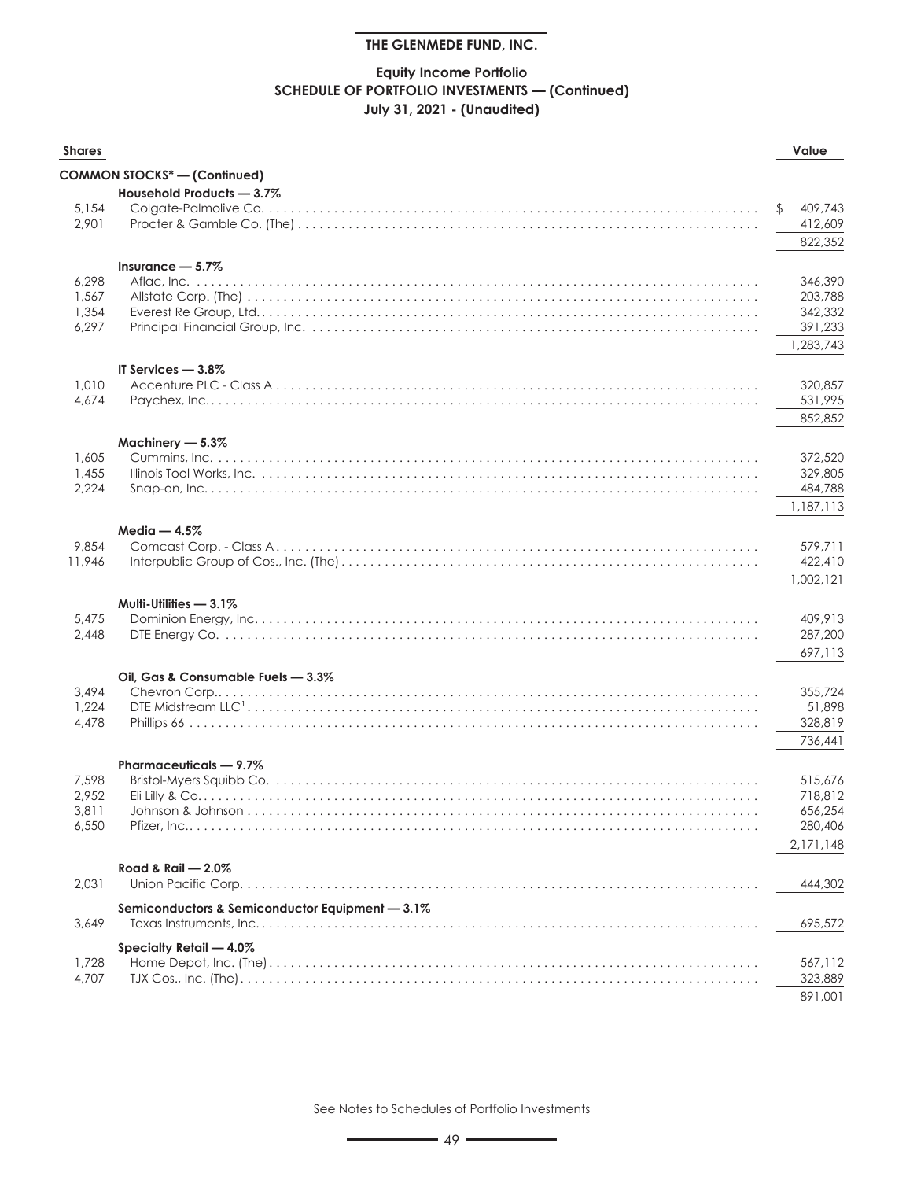## THE GLENMEDE FUND, INC.

### Equity Income Portfolio
### SCHEDULE OF PORTFOLIO INVESTMENTS — (Continued)
### July 31, 2021 - (Unaudited)

| Shares | | Value |
|---|---|---|
| | **COMMON STOCKS* — (Continued)** | |
| | **Household Products — 3.7%** | |
| 5,154 | Colgate-Palmolive Co. | $ 409,743 |
| 2,901 | Procter & Gamble Co. (The) | 412,609 |
| | | 822,352 |
| | **Insurance — 5.7%** | |
| 6,298 | Aflac, Inc. | 346,390 |
| 1,567 | Allstate Corp. (The) | 203,788 |
| 1,354 | Everest Re Group, Ltd. | 342,332 |
| 6,297 | Principal Financial Group, Inc. | 391,233 |
| | | 1,283,743 |
| | **IT Services — 3.8%** | |
| 1,010 | Accenture PLC - Class A | 320,857 |
| 4,674 | Paychex, Inc. | 531,995 |
| | | 852,852 |
| | **Machinery — 5.3%** | |
| 1,605 | Cummins, Inc. | 372,520 |
| 1,455 | Illinois Tool Works, Inc. | 329,805 |
| 2,224 | Snap-on, Inc. | 484,788 |
| | | 1,187,113 |
| | **Media — 4.5%** | |
| 9,854 | Comcast Corp. - Class A | 579,711 |
| 11,946 | Interpublic Group of Cos., Inc. (The) | 422,410 |
| | | 1,002,121 |
| | **Multi-Utilities — 3.1%** | |
| 5,475 | Dominion Energy, Inc. | 409,913 |
| 2,448 | DTE Energy Co. | 287,200 |
| | | 697,113 |
| | **Oil, Gas & Consumable Fuels — 3.3%** | |
| 3,494 | Chevron Corp. | 355,724 |
| 1,224 | DTE Midstream LLC[1] | 51,898 |
| 4,478 | Phillips 66 | 328,819 |
| | | 736,441 |
| | **Pharmaceuticals — 9.7%** | |
| 7,598 | Bristol-Myers Squibb Co. | 515,676 |
| 2,952 | Eli Lilly & Co. | 718,812 |
| 3,811 | Johnson & Johnson | 656,254 |
| 6,550 | Pfizer, Inc. | 280,406 |
| | | 2,171,148 |
| | **Road & Rail — 2.0%** | |
| 2,031 | Union Pacific Corp. | 444,302 |
| | **Semiconductors & Semiconductor Equipment — 3.1%** | |
| 3,649 | Texas Instruments, Inc. | 695,572 |
| | **Specialty Retail — 4.0%** | |
| 1,728 | Home Depot, Inc. (The) | 567,112 |
| 4,707 | TJX Cos., Inc. (The) | 323,889 |
| | | 891,001 |

See Notes to Schedules of Portfolio Investments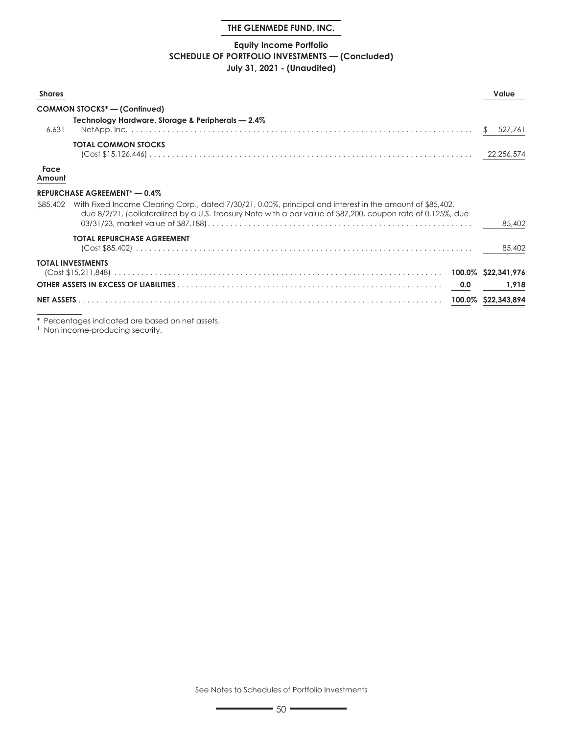# THE GLENMEDE FUND, INC.

## Equity Income Portfolio
## SCHEDULE OF PORTFOLIO INVESTMENTS — (Concluded)
## July 31, 2021 - (Unaudited)

| Shares | | | Value |
|---|---|---|---|
| | **COMMON STOCKS* — (Continued)** | | |
| | **Technology Hardware, Storage & Peripherals — 2.4%** | | |
| 6,631 | NetApp, Inc. | | $ 527,761 |
| | **TOTAL COMMON STOCKS** (Cost $15,126,446) | | 22,256,574 |
| **Face Amount** | | | |
| | **REPURCHASE AGREEMENT* — 0.4%** | | |
| $85,402 | With Fixed Income Clearing Corp., dated 7/30/21, 0.00%, principal and interest in the amount of $85,402, due 8/2/21, (collateralized by a U.S. Treasury Note with a par value of $87,200, coupon rate of 0.125%, due 03/31/23, market value of $87,188) | | 85,402 |
| | **TOTAL REPURCHASE AGREEMENT** (Cost $85,402) | | 85,402 |
| **TOTAL INVESTMENTS** (Cost $15,211,848) | | **100.0%** | **$22,341,976** |
| **OTHER ASSETS IN EXCESS OF LIABILITIES** | | **0.0** | **1,918** |
| **NET ASSETS** | | **100.0%** | **$22,343,894** |

\* Percentages indicated are based on net assets.

[1] Non income-producing security.

See Notes to Schedules of Portfolio Investments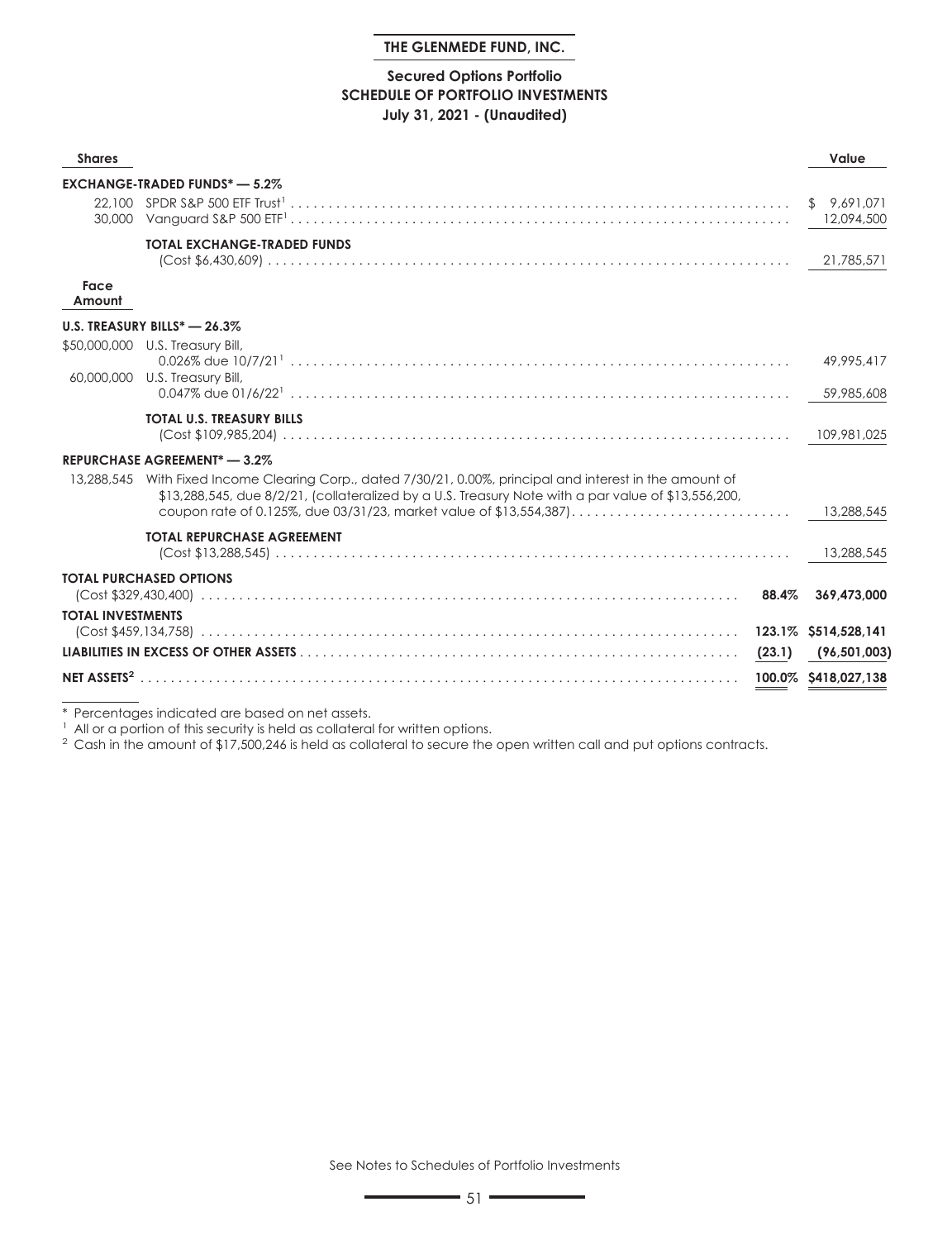# THE GLENMEDE FUND, INC.

## Secured Options Portfolio
## SCHEDULE OF PORTFOLIO INVESTMENTS
### July 31, 2021 - (Unaudited)

| Shares | | | Value |
|---|---|---|---|
| **EXCHANGE-TRADED FUNDS* — 5.2%** | | | |
| 22,100 | SPDR S&P 500 ETF Trust[1] | | $ 9,691,071 |
| 30,000 | Vanguard S&P 500 ETF[1] | | 12,094,500 |
| | **TOTAL EXCHANGE-TRADED FUNDS** (Cost $6,430,609) | | 21,785,571 |
| **Face Amount** | | | |
| **U.S. TREASURY BILLS* — 26.3%** | | | |
| $50,000,000 | U.S. Treasury Bill, 0.026% due 10/7/21[1] | | 49,995,417 |
| 60,000,000 | U.S. Treasury Bill, 0.047% due 01/6/22[1] | | 59,985,608 |
| | **TOTAL U.S. TREASURY BILLS** (Cost $109,985,204) | | 109,981,025 |
| **REPURCHASE AGREEMENT* — 3.2%** | | | |
| 13,288,545 | With Fixed Income Clearing Corp., dated 7/30/21, 0.00%, principal and interest in the amount of $13,288,545, due 8/2/21, (collateralized by a U.S. Treasury Note with a par value of $13,556,200, coupon rate of 0.125%, due 03/31/23, market value of $13,554,387) | | 13,288,545 |
| | **TOTAL REPURCHASE AGREEMENT** (Cost $13,288,545) | | 13,288,545 |
| **TOTAL PURCHASED OPTIONS** (Cost $329,430,400) | | **88.4%** | **369,473,000** |
| **TOTAL INVESTMENTS** (Cost $459,134,758) | | **123.1%** | **$514,528,141** |
| **LIABILITIES IN EXCESS OF OTHER ASSETS** | | **(23.1)** | **(96,501,003)** |
| **NET ASSETS[2]** | | **100.0%** | **$418,027,138** |

\* Percentages indicated are based on net assets.

[1] All or a portion of this security is held as collateral for written options.

[2] Cash in the amount of $17,500,246 is held as collateral to secure the open written call and put options contracts.

See Notes to Schedules of Portfolio Investments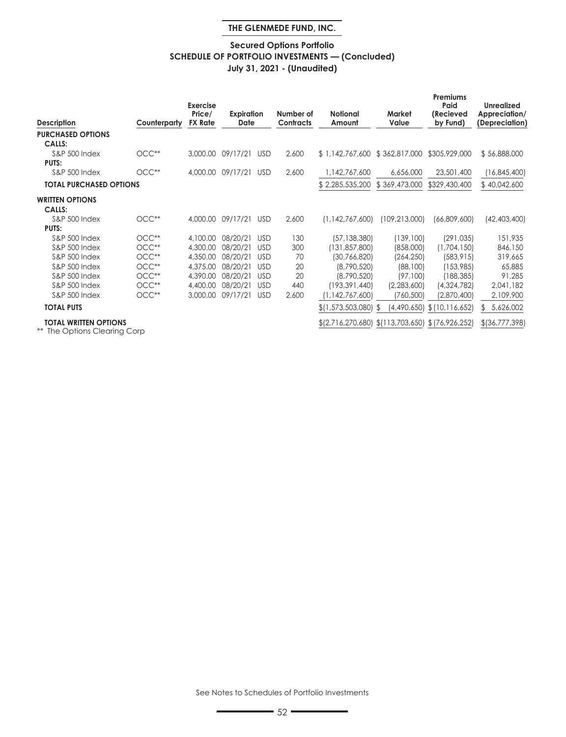## THE GLENMEDE FUND, INC.

### Secured Options Portfolio
### SCHEDULE OF PORTFOLIO INVESTMENTS — (Concluded)
### July 31, 2021 - (Unaudited)

| Description | Counterparty | Exercise Price/ FX Rate | Expiration Date | | Number of Contracts | Notional Amount | Market Value | Premiums Paid (Recieved by Fund) | Unrealized Appreciation/ (Depreciation) |
|---|---|---|---|---|---|---|---|---|---|
| **PURCHASED OPTIONS** | | | | | | | | | |
| **CALLS:** | | | | | | | | | |
| S&P 500 Index | OCC** | 3,000.00 | 09/17/21 | USD | 2,600 | $ 1,142,767,600 | $ 362,817,000 | $305,929,000 | $ 56,888,000 |
| **PUTS:** | | | | | | | | | |
| S&P 500 Index | OCC** | 4,000.00 | 09/17/21 | USD | 2,600 | 1,142,767,600 | 6,656,000 | 23,501,400 | (16,845,400) |
| **TOTAL PURCHASED OPTIONS** | | | | | | $ 2,285,535,200 | $ 369,473,000 | $329,430,400 | $ 40,042,600 |
| **WRITTEN OPTIONS** | | | | | | | | | |
| **CALLS:** | | | | | | | | | |
| S&P 500 Index | OCC** | 4,000.00 | 09/17/21 | USD | 2,600 | (1,142,767,600) | (109,213,000) | (66,809,600) | (42,403,400) |
| **PUTS:** | | | | | | | | | |
| S&P 500 Index | OCC** | 4,100.00 | 08/20/21 | USD | 130 | (57,138,380) | (139,100) | (291,035) | 151,935 |
| S&P 500 Index | OCC** | 4,300.00 | 08/20/21 | USD | 300 | (131,857,800) | (858,000) | (1,704,150) | 846,150 |
| S&P 500 Index | OCC** | 4,350.00 | 08/20/21 | USD | 70 | (30,766,820) | (264,250) | (583,915) | 319,665 |
| S&P 500 Index | OCC** | 4,375.00 | 08/20/21 | USD | 20 | (8,790,520) | (88,100) | (153,985) | 65,885 |
| S&P 500 Index | OCC** | 4,390.00 | 08/20/21 | USD | 20 | (8,790,520) | (97,100) | (188,385) | 91,285 |
| S&P 500 Index | OCC** | 4,400.00 | 08/20/21 | USD | 440 | (193,391,440) | (2,283,600) | (4,324,782) | 2,041,182 |
| S&P 500 Index | OCC** | 3,000.00 | 09/17/21 | USD | 2,600 | (1,142,767,600) | (760,500) | (2,870,400) | 2,109,900 |
| **TOTAL PUTS** | | | | | | $(1,573,503,080) | $ (4,490,650) | $ (10,116,652) | $ 5,626,002 |
| **TOTAL WRITTEN OPTIONS** | | | | | | $(2,716,270,680) | $(113,703,650) | $ (76,926,252) | $(36,777,398) |

** The Options Clearing Corp

See Notes to Schedules of Portfolio Investments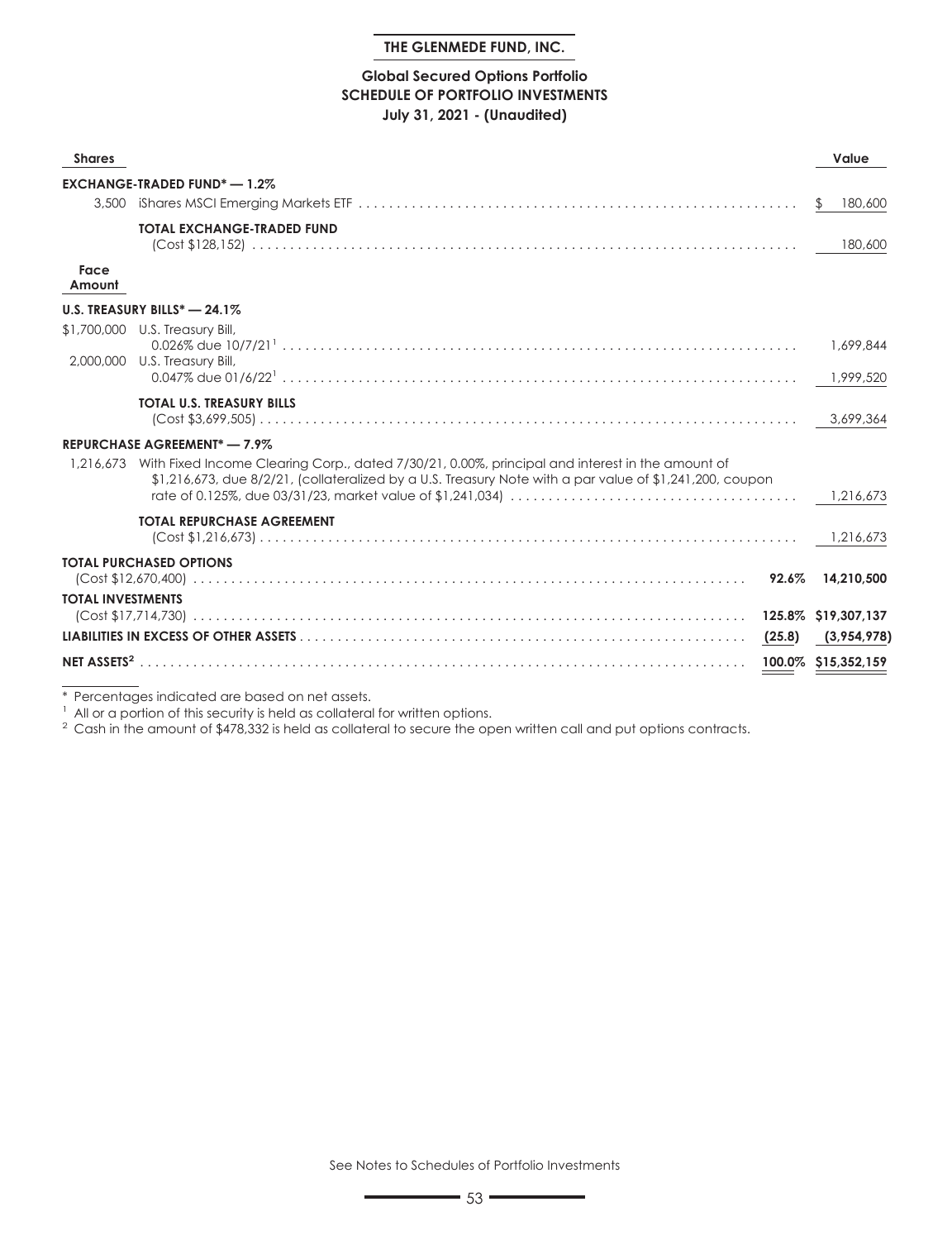**THE GLENMEDE FUND, INC.**

**Global Secured Options Portfolio**
**SCHEDULE OF PORTFOLIO INVESTMENTS**
**July 31, 2021 - (Unaudited)**

| Shares | | | Value |
|---|---|---|---|
| | **EXCHANGE-TRADED FUND* — 1.2%** | | |
| 3,500 | iShares MSCI Emerging Markets ETF | | $ 180,600 |
| | **TOTAL EXCHANGE-TRADED FUND** (Cost $128,152) | | 180,600 |
| **Face Amount** | | | |
| | **U.S. TREASURY BILLS* — 24.1%** | | |
| $1,700,000 | U.S. Treasury Bill, 0.026% due 10/7/21[1] | | 1,699,844 |
| 2,000,000 | U.S. Treasury Bill, 0.047% due 01/6/22[1] | | 1,999,520 |
| | **TOTAL U.S. TREASURY BILLS** (Cost $3,699,505) | | 3,699,364 |
| | **REPURCHASE AGREEMENT* — 7.9%** | | |
| 1,216,673 | With Fixed Income Clearing Corp., dated 7/30/21, 0.00%, principal and interest in the amount of $1,216,673, due 8/2/21, (collateralized by a U.S. Treasury Note with a par value of $1,241,200, coupon rate of 0.125%, due 03/31/23, market value of $1,241,034) | | 1,216,673 |
| | **TOTAL REPURCHASE AGREEMENT** (Cost $1,216,673) | | 1,216,673 |
| | **TOTAL PURCHASED OPTIONS** (Cost $12,670,400) | 92.6% | 14,210,500 |
| | **TOTAL INVESTMENTS** (Cost $17,714,730) | 125.8% | $19,307,137 |
| | **LIABILITIES IN EXCESS OF OTHER ASSETS** | (25.8) | (3,954,978) |
| | **NET ASSETS[2]** | 100.0% | $15,352,159 |

\* Percentages indicated are based on net assets.

[1] All or a portion of this security is held as collateral for written options.

[2] Cash in the amount of $478,332 is held as collateral to secure the open written call and put options contracts.

See Notes to Schedules of Portfolio Investments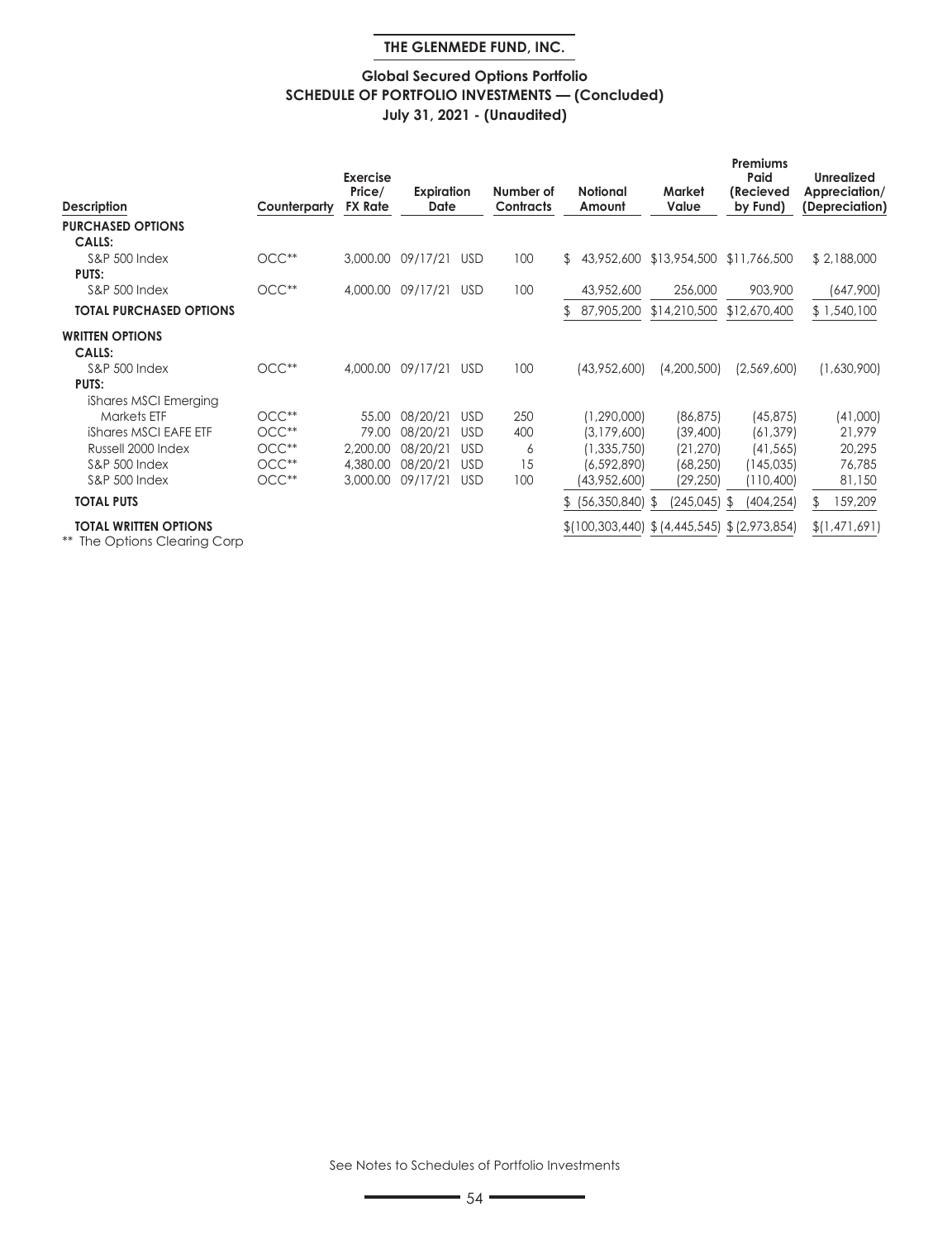**THE GLENMEDE FUND, INC.**

## Global Secured Options Portfolio
## SCHEDULE OF PORTFOLIO INVESTMENTS — (Concluded)
### July 31, 2021 - (Unaudited)

| Description | Counterparty | Exercise Price/ FX Rate | Expiration Date | | Number of Contracts | Notional Amount | Market Value | Premiums Paid (Recieved by Fund) | Unrealized Appreciation/ (Depreciation) |
|---|---|---|---|---|---|---|---|---|---|
| **PURCHASED OPTIONS** | | | | | | | | | |
| **CALLS:** | | | | | | | | | |
| S&P 500 Index | OCC** | 3,000.00 | 09/17/21 | USD | 100 | $ 43,952,600 | $13,954,500 | $11,766,500 | $ 2,188,000 |
| **PUTS:** | | | | | | | | | |
| S&P 500 Index | OCC** | 4,000.00 | 09/17/21 | USD | 100 | 43,952,600 | 256,000 | 903,900 | (647,900) |
| **TOTAL PURCHASED OPTIONS** | | | | | | $ 87,905,200 | $14,210,500 | $12,670,400 | $ 1,540,100 |
| **WRITTEN OPTIONS** | | | | | | | | | |
| **CALLS:** | | | | | | | | | |
| S&P 500 Index | OCC** | 4,000.00 | 09/17/21 | USD | 100 | (43,952,600) | (4,200,500) | (2,569,600) | (1,630,900) |
| **PUTS:** | | | | | | | | | |
| iShares MSCI Emerging Markets ETF | OCC** | 55.00 | 08/20/21 | USD | 250 | (1,290,000) | (86,875) | (45,875) | (41,000) |
| iShares MSCI EAFE ETF | OCC** | 79.00 | 08/20/21 | USD | 400 | (3,179,600) | (39,400) | (61,379) | 21,979 |
| Russell 2000 Index | OCC** | 2,200.00 | 08/20/21 | USD | 6 | (1,335,750) | (21,270) | (41,565) | 20,295 |
| S&P 500 Index | OCC** | 4,380.00 | 08/20/21 | USD | 15 | (6,592,890) | (68,250) | (145,035) | 76,785 |
| S&P 500 Index | OCC** | 3,000.00 | 09/17/21 | USD | 100 | (43,952,600) | (29,250) | (110,400) | 81,150 |
| **TOTAL PUTS** | | | | | | $ (56,350,840) | $ (245,045) | $ (404,254) | $ 159,209 |
| **TOTAL WRITTEN OPTIONS** | | | | | | $(100,303,440) | $ (4,445,545) | $ (2,973,854) | $(1,471,691) |

** The Options Clearing Corp

See Notes to Schedules of Portfolio Investments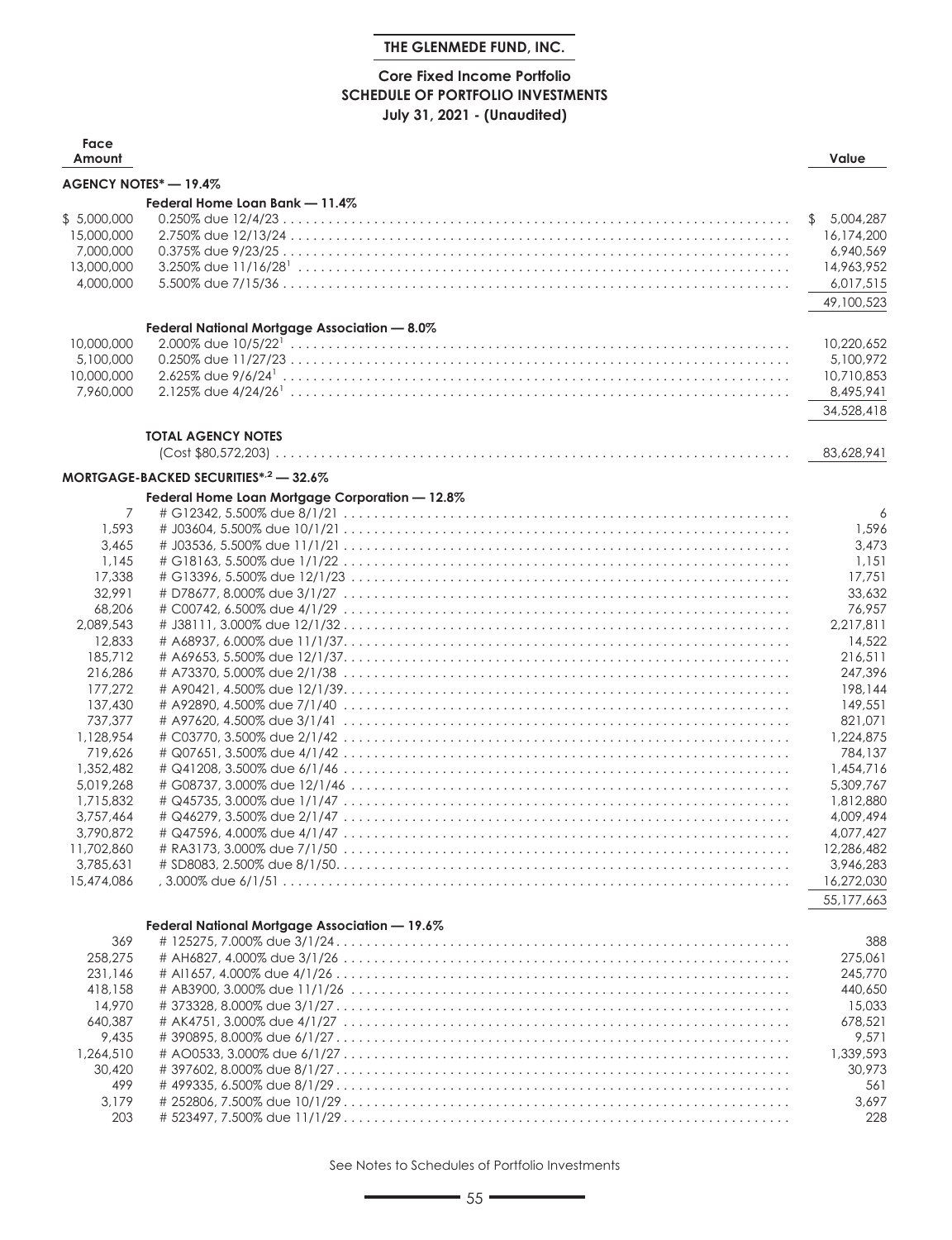**THE GLENMEDE FUND, INC.**

**Core Fixed Income Portfolio**
**SCHEDULE OF PORTFOLIO INVESTMENTS**
**July 31, 2021 - (Unaudited)**

| Face Amount | | Value |
|---|---|---|
| **AGENCY NOTES* — 19.4%** | | |
| | **Federal Home Loan Bank — 11.4%** | |
| $ 5,000,000 | 0.250% due 12/4/23 | $ 5,004,287 |
| 15,000,000 | 2.750% due 12/13/24 | 16,174,200 |
| 7,000,000 | 0.375% due 9/23/25 | 6,940,569 |
| 13,000,000 | 3.250% due 11/16/28[1] | 14,963,952 |
| 4,000,000 | 5.500% due 7/15/36 | 6,017,515 |
| | | 49,100,523 |
| | **Federal National Mortgage Association — 8.0%** | |
| 10,000,000 | 2.000% due 10/5/22[1] | 10,220,652 |
| 5,100,000 | 0.250% due 11/27/23 | 5,100,972 |
| 10,000,000 | 2.625% due 9/6/24[1] | 10,710,853 |
| 7,960,000 | 2.125% due 4/24/26[1] | 8,495,941 |
| | | 34,528,418 |
| | **TOTAL AGENCY NOTES** (Cost $80,572,203) | 83,628,941 |
| **MORTGAGE-BACKED SECURITIES*,2 — 32.6%** | | |
| | **Federal Home Loan Mortgage Corporation — 12.8%** | |
| 7 | # G12342, 5.500% due 8/1/21 | 6 |
| 1,593 | # J03604, 5.500% due 10/1/21 | 1,596 |
| 3,465 | # J03536, 5.500% due 11/1/21 | 3,473 |
| 1,145 | # G18163, 5.500% due 1/1/22 | 1,151 |
| 17,338 | # G13396, 5.500% due 12/1/23 | 17,751 |
| 32,991 | # D78677, 8.000% due 3/1/27 | 33,632 |
| 68,206 | # C00742, 6.500% due 4/1/29 | 76,957 |
| 2,089,543 | # J38111, 3.000% due 12/1/32 | 2,217,811 |
| 12,833 | # A68937, 6.000% due 11/1/37 | 14,522 |
| 185,712 | # A69653, 5.500% due 12/1/37 | 216,511 |
| 216,286 | # A73370, 5.000% due 2/1/38 | 247,396 |
| 177,272 | # A90421, 4.500% due 12/1/39 | 198,144 |
| 137,430 | # A92890, 4.500% due 7/1/40 | 149,551 |
| 737,377 | # A97620, 4.500% due 3/1/41 | 821,071 |
| 1,128,954 | # C03770, 3.500% due 2/1/42 | 1,224,875 |
| 719,626 | # Q07651, 3.500% due 4/1/42 | 784,137 |
| 1,352,482 | # Q41208, 3.500% due 6/1/46 | 1,454,716 |
| 5,019,268 | # G08737, 3.000% due 12/1/46 | 5,309,767 |
| 1,715,832 | # Q45735, 3.000% due 1/1/47 | 1,812,880 |
| 3,757,464 | # Q46279, 3.500% due 2/1/47 | 4,009,494 |
| 3,790,872 | # Q47596, 4.000% due 4/1/47 | 4,077,427 |
| 11,702,860 | # RA3173, 3.000% due 7/1/50 | 12,286,482 |
| 3,785,631 | # SD8083, 2.500% due 8/1/50 | 3,946,283 |
| 15,474,086 | , 3.000% due 6/1/51 | 16,272,030 |
| | | 55,177,663 |
| | **Federal National Mortgage Association — 19.6%** | |
| 369 | # 125275, 7.000% due 3/1/24 | 388 |
| 258,275 | # AH6827, 4.000% due 3/1/26 | 275,061 |
| 231,146 | # AI1657, 4.000% due 4/1/26 | 245,770 |
| 418,158 | # AB3900, 3.000% due 11/1/26 | 440,650 |
| 14,970 | # 373328, 8.000% due 3/1/27 | 15,033 |
| 640,387 | # AK4751, 3.000% due 4/1/27 | 678,521 |
| 9,435 | # 390895, 8.000% due 6/1/27 | 9,571 |
| 1,264,510 | # AO0533, 3.000% due 6/1/27 | 1,339,593 |
| 30,420 | # 397602, 8.000% due 8/1/27 | 30,973 |
| 499 | # 499335, 6.500% due 8/1/29 | 561 |
| 3,179 | # 252806, 7.500% due 10/1/29 | 3,697 |
| 203 | # 523497, 7.500% due 11/1/29 | 228 |

See Notes to Schedules of Portfolio Investments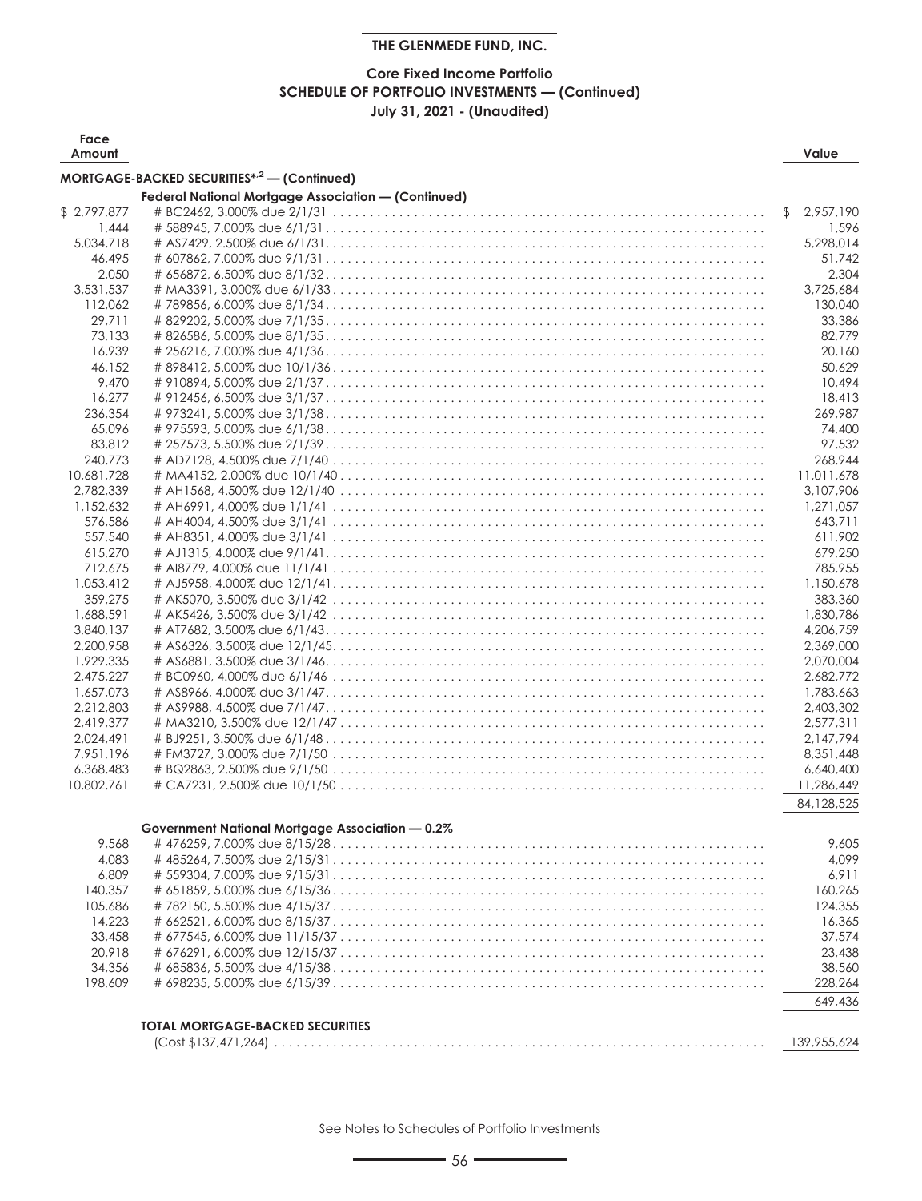# THE GLENMEDE FUND, INC.

## Core Fixed Income Portfolio
## SCHEDULE OF PORTFOLIO INVESTMENTS — (Continued)
### July 31, 2021 - (Unaudited)

| Face Amount | | Value |
|---|---|---|
| | **MORTGAGE-BACKED SECURITIES*,2 — (Continued)** | |
| | **Federal National Mortgage Association — (Continued)** | |
| $ 2,797,877 | # BC2462, 3.000% due 2/1/31 | $ 2,957,190 |
| 1,444 | # 588945, 7.000% due 6/1/31 | 1,596 |
| 5,034,718 | # AS7429, 2.500% due 6/1/31 | 5,298,014 |
| 46,495 | # 607862, 7.000% due 9/1/31 | 51,742 |
| 2,050 | # 656872, 6.500% due 8/1/32 | 2,304 |
| 3,531,537 | # MA3391, 3.000% due 6/1/33 | 3,725,684 |
| 112,062 | # 789856, 6.000% due 8/1/34 | 130,040 |
| 29,711 | # 829202, 5.000% due 7/1/35 | 33,386 |
| 73,133 | # 826586, 5.000% due 8/1/35 | 82,779 |
| 16,939 | # 256216, 7.000% due 4/1/36 | 20,160 |
| 46,152 | # 898412, 5.000% due 10/1/36 | 50,629 |
| 9,470 | # 910894, 5.000% due 2/1/37 | 10,494 |
| 16,277 | # 912456, 6.500% due 3/1/37 | 18,413 |
| 236,354 | # 973241, 5.000% due 3/1/38 | 269,987 |
| 65,096 | # 975593, 5.000% due 6/1/38 | 74,400 |
| 83,812 | # 257573, 5.500% due 2/1/39 | 97,532 |
| 240,773 | # AD7128, 4.500% due 7/1/40 | 268,944 |
| 10,681,728 | # MA4152, 2.000% due 10/1/40 | 11,011,678 |
| 2,782,339 | # AH1568, 4.500% due 12/1/40 | 3,107,906 |
| 1,152,632 | # AH6991, 4.000% due 1/1/41 | 1,271,057 |
| 576,586 | # AH4004, 4.500% due 3/1/41 | 643,711 |
| 557,540 | # AH8351, 4.000% due 3/1/41 | 611,902 |
| 615,270 | # AJ1315, 4.000% due 9/1/41 | 679,250 |
| 712,675 | # AI8779, 4.000% due 11/1/41 | 785,955 |
| 1,053,412 | # AJ5958, 4.000% due 12/1/41 | 1,150,678 |
| 359,275 | # AK5070, 3.500% due 3/1/42 | 383,360 |
| 1,688,591 | # AK5426, 3.500% due 3/1/42 | 1,830,786 |
| 3,840,137 | # AT7682, 3.500% due 6/1/43 | 4,206,759 |
| 2,200,958 | # AS6326, 3.500% due 12/1/45 | 2,369,000 |
| 1,929,335 | # AS6881, 3.500% due 3/1/46 | 2,070,004 |
| 2,475,227 | # BC0960, 4.000% due 6/1/46 | 2,682,772 |
| 1,657,073 | # AS8966, 4.000% due 3/1/47 | 1,783,663 |
| 2,212,803 | # AS9988, 4.500% due 7/1/47 | 2,403,302 |
| 2,419,377 | # MA3210, 3.500% due 12/1/47 | 2,577,311 |
| 2,024,491 | # BJ9251, 3.500% due 6/1/48 | 2,147,794 |
| 7,951,196 | # FM3727, 3.000% due 7/1/50 | 8,351,448 |
| 6,368,483 | # BQ2863, 2.500% due 9/1/50 | 6,640,400 |
| 10,802,761 | # CA7231, 2.500% due 10/1/50 | 11,286,449 |
| | | 84,128,525 |
| | **Government National Mortgage Association — 0.2%** | |
| 9,568 | # 476259, 7.000% due 8/15/28 | 9,605 |
| 4,083 | # 485264, 7.500% due 2/15/31 | 4,099 |
| 6,809 | # 559304, 7.000% due 9/15/31 | 6,911 |
| 140,357 | # 651859, 5.000% due 6/15/36 | 160,265 |
| 105,686 | # 782150, 5.500% due 4/15/37 | 124,355 |
| 14,223 | # 662521, 6.000% due 8/15/37 | 16,365 |
| 33,458 | # 677545, 6.000% due 11/15/37 | 37,574 |
| 20,918 | # 676291, 6.000% due 12/15/37 | 23,438 |
| 34,356 | # 685836, 5.500% due 4/15/38 | 38,560 |
| 198,609 | # 698235, 5.000% due 6/15/39 | 228,264 |
| | | 649,436 |
| | **TOTAL MORTGAGE-BACKED SECURITIES** (Cost $137,471,264) | 139,955,624 |

See Notes to Schedules of Portfolio Investments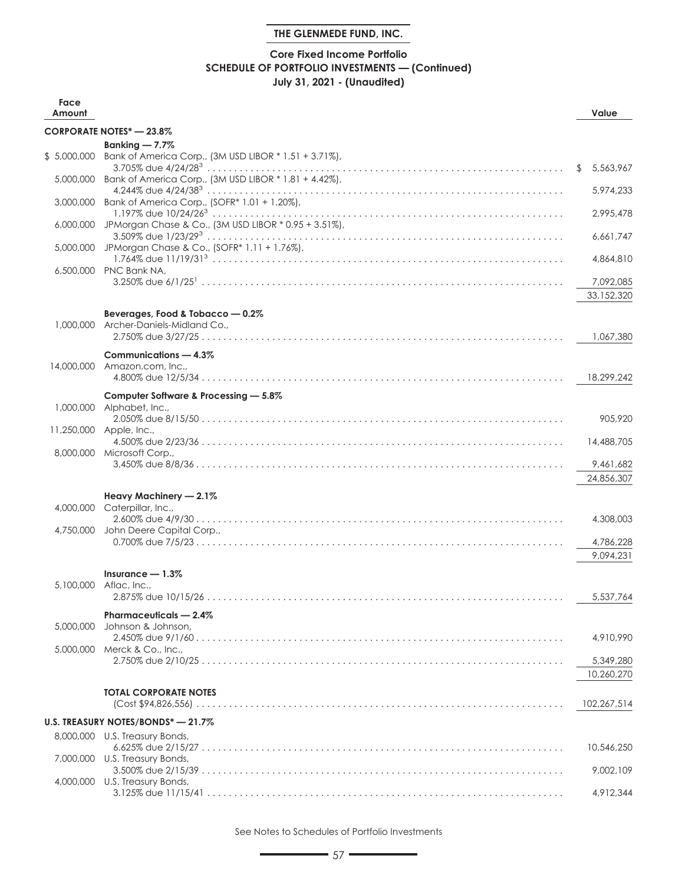**THE GLENMEDE FUND, INC.**

**Core Fixed Income Portfolio**
**SCHEDULE OF PORTFOLIO INVESTMENTS — (Continued)**
**July 31, 2021 - (Unaudited)**

| Face Amount | | Value |
|---|---|---|
| | **CORPORATE NOTES* — 23.8%** | |
| | **Banking — 7.7%** | |
| $ 5,000,000 | Bank of America Corp., (3M USD LIBOR * 1.51 + 3.71%), 3.705% due 4/24/28[3] | $ 5,563,967 |
| 5,000,000 | Bank of America Corp., (3M USD LIBOR * 1.81 + 4.42%), 4.244% due 4/24/38[3] | 5,974,233 |
| 3,000,000 | Bank of America Corp., (SOFR* 1.01 + 1.20%), 1.197% due 10/24/26[3] | 2,995,478 |
| 6,000,000 | JPMorgan Chase & Co., (3M USD LIBOR * 0.95 + 3.51%), 3.509% due 1/23/29[3] | 6,661,747 |
| 5,000,000 | JPMorgan Chase & Co., (SOFR* 1.11 + 1.76%), 1.764% due 11/19/31[3] | 4,864,810 |
| 6,500,000 | PNC Bank NA, 3.250% due 6/1/25[1] | 7,092,085 |
| | | 33,152,320 |
| | **Beverages, Food & Tobacco — 0.2%** | |
| 1,000,000 | Archer-Daniels-Midland Co., 2.750% due 3/27/25 | 1,067,380 |
| | **Communications — 4.3%** | |
| 14,000,000 | Amazon.com, Inc., 4.800% due 12/5/34 | 18,299,242 |
| | **Computer Software & Processing — 5.8%** | |
| 1,000,000 | Alphabet, Inc., 2.050% due 8/15/50 | 905,920 |
| 11,250,000 | Apple, Inc., 4.500% due 2/23/36 | 14,488,705 |
| 8,000,000 | Microsoft Corp., 3.450% due 8/8/36 | 9,461,682 |
| | | 24,856,307 |
| | **Heavy Machinery — 2.1%** | |
| 4,000,000 | Caterpillar, Inc., 2.600% due 4/9/30 | 4,308,003 |
| 4,750,000 | John Deere Capital Corp., 0.700% due 7/5/23 | 4,786,228 |
| | | 9,094,231 |
| | **Insurance — 1.3%** | |
| 5,100,000 | Aflac, Inc., 2.875% due 10/15/26 | 5,537,764 |
| | **Pharmaceuticals — 2.4%** | |
| 5,000,000 | Johnson & Johnson, 2.450% due 9/1/60 | 4,910,990 |
| 5,000,000 | Merck & Co., Inc., 2.750% due 2/10/25 | 5,349,280 |
| | | 10,260,270 |
| | **TOTAL CORPORATE NOTES** (Cost $94,826,556) | 102,267,514 |
| | **U.S. TREASURY NOTES/BONDS* — 21.7%** | |
| 8,000,000 | U.S. Treasury Bonds, 6.625% due 2/15/27 | 10,546,250 |
| 7,000,000 | U.S. Treasury Bonds, 3.500% due 2/15/39 | 9,002,109 |
| 4,000,000 | U.S. Treasury Bonds, 3.125% due 11/15/41 | 4,912,344 |

See Notes to Schedules of Portfolio Investments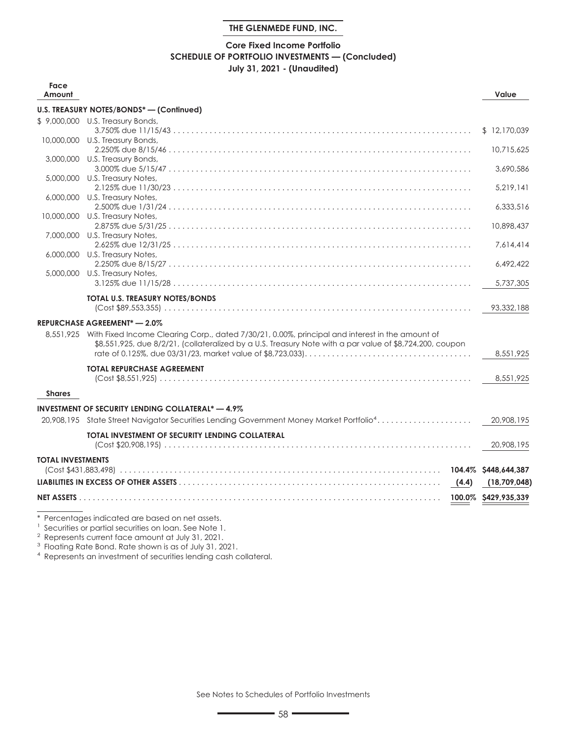**THE GLENMEDE FUND, INC.**

**Core Fixed Income Portfolio**
**SCHEDULE OF PORTFOLIO INVESTMENTS — (Concluded)**
**July 31, 2021 - (Unaudited)**

| Face Amount | | | Value |
|---|---|---|---|
| | **U.S. TREASURY NOTES/BONDS* — (Continued)** | | |
| $ 9,000,000 | U.S. Treasury Bonds, 3.750% due 11/15/43 | | $ 12,170,039 |
| 10,000,000 | U.S. Treasury Bonds, 2.250% due 8/15/46 | | 10,715,625 |
| 3,000,000 | U.S. Treasury Bonds, 3.000% due 5/15/47 | | 3,690,586 |
| 5,000,000 | U.S. Treasury Notes, 2.125% due 11/30/23 | | 5,219,141 |
| 6,000,000 | U.S. Treasury Notes, 2.500% due 1/31/24 | | 6,333,516 |
| 10,000,000 | U.S. Treasury Notes, 2.875% due 5/31/25 | | 10,898,437 |
| 7,000,000 | U.S. Treasury Notes, 2.625% due 12/31/25 | | 7,614,414 |
| 6,000,000 | U.S. Treasury Notes, 2.250% due 8/15/27 | | 6,492,422 |
| 5,000,000 | U.S. Treasury Notes, 3.125% due 11/15/28 | | 5,737,305 |
| | **TOTAL U.S. TREASURY NOTES/BONDS** (Cost $89,553,355) | | 93,332,188 |
| | **REPURCHASE AGREEMENT* — 2.0%** | | |
| 8,551,925 | With Fixed Income Clearing Corp., dated 7/30/21, 0.00%, principal and interest in the amount of $8,551,925, due 8/2/21, (collateralized by a U.S. Treasury Note with a par value of $8,724,200, coupon rate of 0.125%, due 03/31/23, market value of $8,723,033). | | 8,551,925 |
| | **TOTAL REPURCHASE AGREEMENT** (Cost $8,551,925) | | 8,551,925 |
| **Shares** | | | |
| | **INVESTMENT OF SECURITY LENDING COLLATERAL* — 4.9%** | | |
| 20,908,195 | State Street Navigator Securities Lending Government Money Market Portfolio[4] | | 20,908,195 |
| | **TOTAL INVESTMENT OF SECURITY LENDING COLLATERAL** (Cost $20,908,195) | | 20,908,195 |
| **TOTAL INVESTMENTS** (Cost $431,883,498) | | **104.4%** | **$448,644,387** |
| **LIABILITIES IN EXCESS OF OTHER ASSETS** | | **(4.4)** | **(18,709,048)** |
| **NET ASSETS** | | **100.0%** | **$429,935,339** |

\* Percentages indicated are based on net assets.
[1] Securities or partial securities on loan. See Note 1.
[2] Represents current face amount at July 31, 2021.
[3] Floating Rate Bond. Rate shown is as of July 31, 2021.
[4] Represents an investment of securities lending cash collateral.

See Notes to Schedules of Portfolio Investments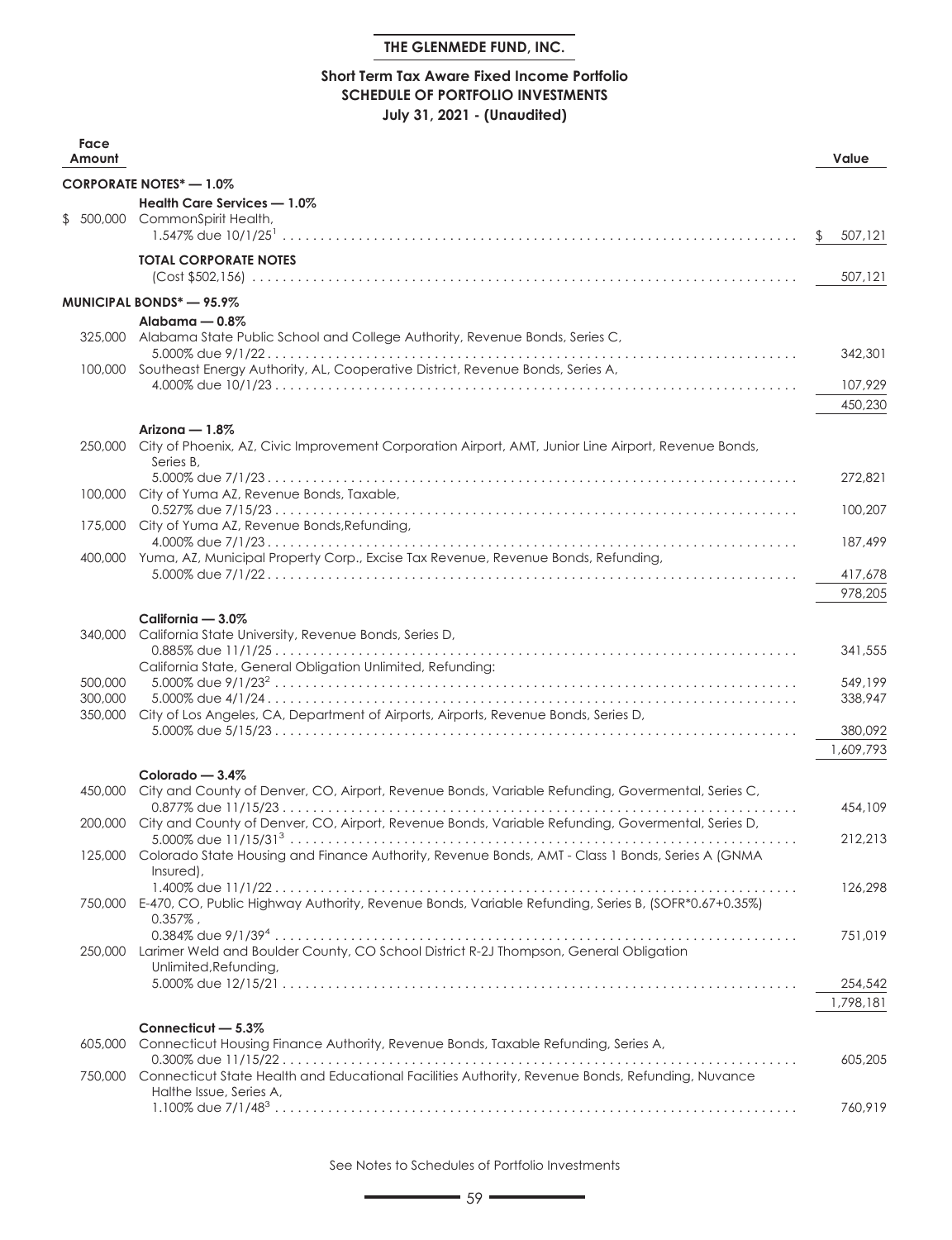# THE GLENMEDE FUND, INC.

## Short Term Tax Aware Fixed Income Portfolio
## SCHEDULE OF PORTFOLIO INVESTMENTS
### July 31, 2021 - (Unaudited)

| Face Amount | | Value |
|---|---|---|
| | **CORPORATE NOTES* — 1.0%** | |
| | **Health Care Services — 1.0%** | |
| $ 500,000 | CommonSpirit Health, 1.547% due 10/1/25[1] | $ 507,121 |
| | **TOTAL CORPORATE NOTES** (Cost $502,156) | 507,121 |
| | **MUNICIPAL BONDS* — 95.9%** | |
| | **Alabama — 0.8%** | |
| 325,000 | Alabama State Public School and College Authority, Revenue Bonds, Series C, 5.000% due 9/1/22 | 342,301 |
| 100,000 | Southeast Energy Authority, AL, Cooperative District, Revenue Bonds, Series A, 4.000% due 10/1/23 | 107,929 |
| | | 450,230 |
| | **Arizona — 1.8%** | |
| 250,000 | City of Phoenix, AZ, Civic Improvement Corporation Airport, AMT, Junior Line Airport, Revenue Bonds, Series B, 5.000% due 7/1/23 | 272,821 |
| 100,000 | City of Yuma AZ, Revenue Bonds, Taxable, 0.527% due 7/15/23 | 100,207 |
| 175,000 | City of Yuma AZ, Revenue Bonds,Refunding, 4.000% due 7/1/23 | 187,499 |
| 400,000 | Yuma, AZ, Municipal Property Corp., Excise Tax Revenue, Revenue Bonds, Refunding, 5.000% due 7/1/22 | 417,678 |
| | | 978,205 |
| | **California — 3.0%** | |
| 340,000 | California State University, Revenue Bonds, Series D, 0.885% due 11/1/25 | 341,555 |
| | California State, General Obligation Unlimited, Refunding: | |
| 500,000 | 5.000% due 9/1/23[2] | 549,199 |
| 300,000 | 5.000% due 4/1/24 | 338,947 |
| 350,000 | City of Los Angeles, CA, Department of Airports, Airports, Revenue Bonds, Series D, 5.000% due 5/15/23 | 380,092 |
| | | 1,609,793 |
| | **Colorado — 3.4%** | |
| 450,000 | City and County of Denver, CO, Airport, Revenue Bonds, Variable Refunding, Govermental, Series C, 0.877% due 11/15/23 | 454,109 |
| 200,000 | City and County of Denver, CO, Airport, Revenue Bonds, Variable Refunding, Govermental, Series D, 5.000% due 11/15/31[3] | 212,213 |
| 125,000 | Colorado State Housing and Finance Authority, Revenue Bonds, AMT - Class 1 Bonds, Series A (GNMA Insured), 1.400% due 11/1/22 | 126,298 |
| 750,000 | E-470, CO, Public Highway Authority, Revenue Bonds, Variable Refunding, Series B, (SOFR*0.67+0.35%) 0.357%, 0.384% due 9/1/39[4] | 751,019 |
| 250,000 | Larimer Weld and Boulder County, CO School District R-2J Thompson, General Obligation Unlimited,Refunding, 5.000% due 12/15/21 | 254,542 |
| | | 1,798,181 |
| | **Connecticut — 5.3%** | |
| 605,000 | Connecticut Housing Finance Authority, Revenue Bonds, Taxable Refunding, Series A, 0.300% due 11/15/22 | 605,205 |
| 750,000 | Connecticut State Health and Educational Facilities Authority, Revenue Bonds, Refunding, Nuvance Halthe Issue, Series A, 1.100% due 7/1/48[3] | 760,919 |

See Notes to Schedules of Portfolio Investments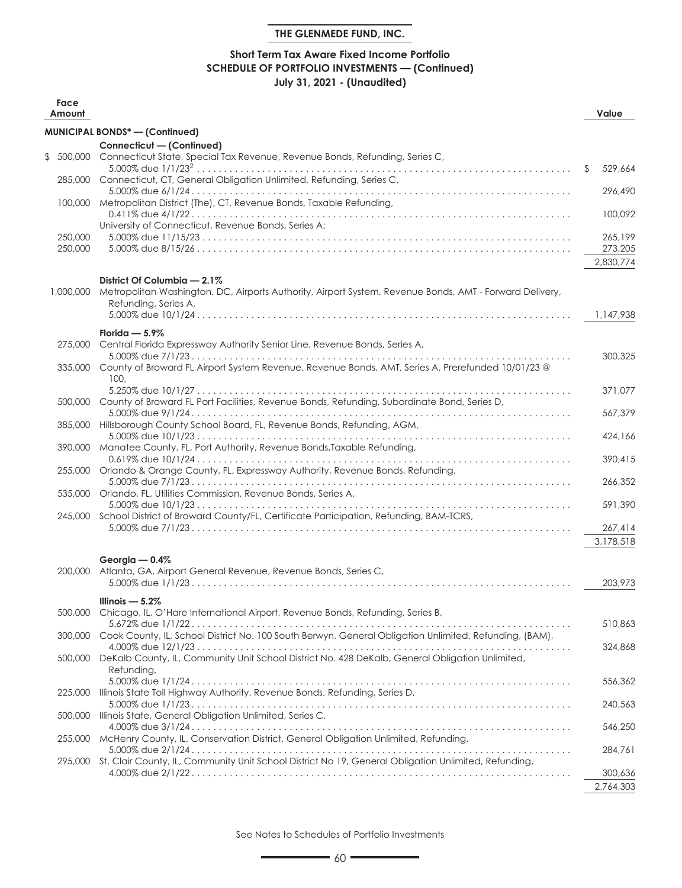THE GLENMEDE FUND, INC.

## Short Term Tax Aware Fixed Income Portfolio
## SCHEDULE OF PORTFOLIO INVESTMENTS — (Continued)
## July 31, 2021 - (Unaudited)

| Face Amount | | Value |
|---|---|---|
| | **MUNICIPAL BONDS* — (Continued)** | |
| | **Connecticut — (Continued)** | |
| $ 500,000 | Connecticut State, Special Tax Revenue, Revenue Bonds, Refunding, Series C, 5.000% due 1/1/23[2] | $ 529,664 |
| 285,000 | Connecticut, CT, General Obligation Unlimited, Refunding, Series C, 5.000% due 6/1/24 | 296,490 |
| 100,000 | Metropolitan District (The), CT, Revenue Bonds, Taxable Refunding, 0.411% due 4/1/22 | 100,092 |
| | University of Connecticut, Revenue Bonds, Series A: | |
| 250,000 | 5.000% due 11/15/23 | 265,199 |
| 250,000 | 5.000% due 8/15/26 | 273,205 |
| | | 2,830,774 |
| | **District Of Columbia — 2.1%** | |
| 1,000,000 | Metropolitan Washington, DC, Airports Authority, Airport System, Revenue Bonds, AMT - Forward Delivery, Refunding, Series A, 5.000% due 10/1/24 | 1,147,938 |
| | **Florida — 5.9%** | |
| 275,000 | Central Florida Expressway Authority Senior Line, Revenue Bonds, Series A, 5.000% due 7/1/23 | 300,325 |
| 335,000 | County of Broward FL Airport System Revenue, Revenue Bonds, AMT, Series A, Prerefunded 10/01/23 @ 100, 5.250% due 10/1/27 | 371,077 |
| 500,000 | County of Broward FL Port Facilities, Revenue Bonds, Refunding, Subordinate Bond, Series D, 5.000% due 9/1/24 | 567,379 |
| 385,000 | Hillsborough County School Board, FL, Revenue Bonds, Refunding, AGM, 5.000% due 10/1/23 | 424,166 |
| 390,000 | Manatee County, FL, Port Authority, Revenue Bonds,Taxable Refunding, 0.619% due 10/1/24 | 390,415 |
| 255,000 | Orlando & Orange County, FL, Expressway Authority, Revenue Bonds, Refunding, 5.000% due 7/1/23 | 266,352 |
| 535,000 | Orlando, FL, Utilities Commission, Revenue Bonds, Series A, 5.000% due 10/1/23 | 591,390 |
| 245,000 | School District of Broward County/FL, Certificate Participation, Refunding, BAM-TCRS, 5.000% due 7/1/23 | 267,414 |
| | | 3,178,518 |
| | **Georgia — 0.4%** | |
| 200,000 | Atlanta, GA, Airport General Revenue, Revenue Bonds, Series C, 5.000% due 1/1/23 | 203,973 |
| | **Illinois — 5.2%** | |
| 500,000 | Chicago, IL, O'Hare International Airport, Revenue Bonds, Refunding, Series B, 5.672% due 1/1/22 | 510,863 |
| 300,000 | Cook County, IL, School District No. 100 South Berwyn, General Obligation Unlimited, Refunding, (BAM), 4.000% due 12/1/23 | 324,868 |
| 500,000 | DeKalb County, IL, Community Unit School District No. 428 DeKalb, General Obligation Unlimited, Refunding, 5.000% due 1/1/24 | 556,362 |
| 225,000 | Illinois State Toll Highway Authority, Revenue Bonds, Refunding, Series D, 5.000% due 1/1/23 | 240,563 |
| 500,000 | Illinois State, General Obligation Unlimited, Series C, 4.000% due 3/1/24 | 546,250 |
| 255,000 | McHenry County, IL, Conservation District, General Obligation Unlimited, Refunding, 5.000% due 2/1/24 | 284,761 |
| 295,000 | St. Clair County, IL, Community Unit School District No 19, General Obligation Unlimited, Refunding, 4.000% due 2/1/22 | 300,636 |
| | | 2,764,303 |

See Notes to Schedules of Portfolio Investments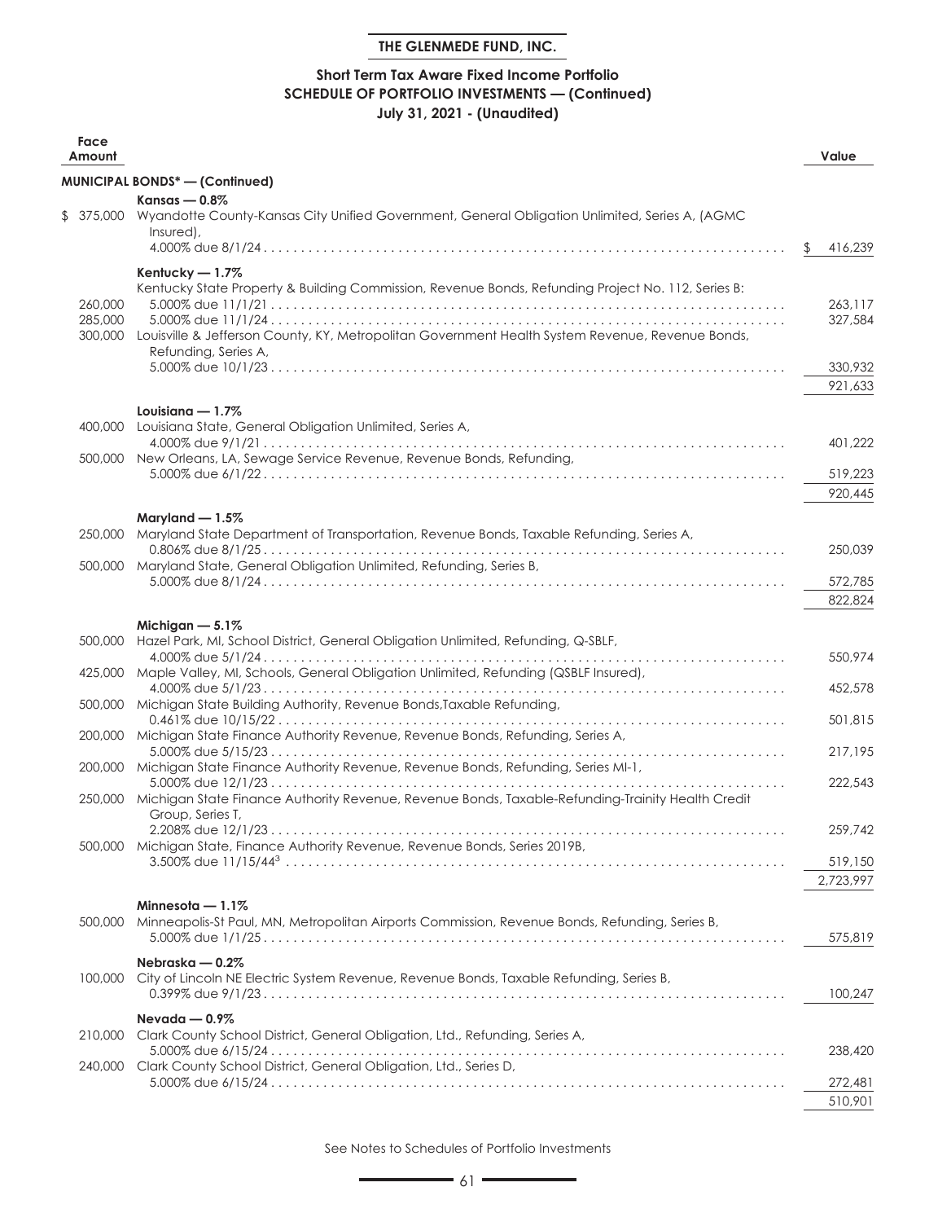**THE GLENMEDE FUND, INC.**

**Short Term Tax Aware Fixed Income Portfolio**
**SCHEDULE OF PORTFOLIO INVESTMENTS — (Continued)**
**July 31, 2021 - (Unaudited)**

| Face Amount | | Value |
|---|---|---|
| | **MUNICIPAL BONDS* — (Continued)** | |
| | **Kansas — 0.8%** | |
| $ 375,000 | Wyandotte County-Kansas City Unified Government, General Obligation Unlimited, Series A, (AGMC Insured), 4.000% due 8/1/24 | $ 416,239 |
| | **Kentucky — 1.7%** | |
| | Kentucky State Property & Building Commission, Revenue Bonds, Refunding Project No. 112, Series B: | |
| 260,000 | 5.000% due 11/1/21 | 263,117 |
| 285,000 | 5.000% due 11/1/24 | 327,584 |
| 300,000 | Louisville & Jefferson County, KY, Metropolitan Government Health System Revenue, Revenue Bonds, Refunding, Series A, 5.000% due 10/1/23 | 330,932 |
| | | 921,633 |
| | **Louisiana — 1.7%** | |
| 400,000 | Louisiana State, General Obligation Unlimited, Series A, 4.000% due 9/1/21 | 401,222 |
| 500,000 | New Orleans, LA, Sewage Service Revenue, Revenue Bonds, Refunding, 5.000% due 6/1/22 | 519,223 |
| | | 920,445 |
| | **Maryland — 1.5%** | |
| 250,000 | Maryland State Department of Transportation, Revenue Bonds, Taxable Refunding, Series A, 0.806% due 8/1/25 | 250,039 |
| 500,000 | Maryland State, General Obligation Unlimited, Refunding, Series B, 5.000% due 8/1/24 | 572,785 |
| | | 822,824 |
| | **Michigan — 5.1%** | |
| 500,000 | Hazel Park, MI, School District, General Obligation Unlimited, Refunding, Q-SBLF, 4.000% due 5/1/24 | 550,974 |
| 425,000 | Maple Valley, MI, Schools, General Obligation Unlimited, Refunding (QSBLF Insured), 4.000% due 5/1/23 | 452,578 |
| 500,000 | Michigan State Building Authority, Revenue Bonds,Taxable Refunding, 0.461% due 10/15/22 | 501,815 |
| 200,000 | Michigan State Finance Authority Revenue, Revenue Bonds, Refunding, Series A, 5.000% due 5/15/23 | 217,195 |
| 200,000 | Michigan State Finance Authority Revenue, Revenue Bonds, Refunding, Series MI-1, 5.000% due 12/1/23 | 222,543 |
| 250,000 | Michigan State Finance Authority Revenue, Revenue Bonds, Taxable-Refunding-Trainity Health Credit Group, Series T, 2.208% due 12/1/23 | 259,742 |
| 500,000 | Michigan State, Finance Authority Revenue, Revenue Bonds, Series 2019B, 3.500% due 11/15/44[3] | 519,150 |
| | | 2,723,997 |
| | **Minnesota — 1.1%** | |
| 500,000 | Minneapolis-St Paul, MN, Metropolitan Airports Commission, Revenue Bonds, Refunding, Series B, 5.000% due 1/1/25 | 575,819 |
| | **Nebraska — 0.2%** | |
| 100,000 | City of Lincoln NE Electric System Revenue, Revenue Bonds, Taxable Refunding, Series B, 0.399% due 9/1/23 | 100,247 |
| | **Nevada — 0.9%** | |
| 210,000 | Clark County School District, General Obligation, Ltd., Refunding, Series A, 5.000% due 6/15/24 | 238,420 |
| 240,000 | Clark County School District, General Obligation, Ltd., Series D, 5.000% due 6/15/24 | 272,481 |
| | | 510,901 |

See Notes to Schedules of Portfolio Investments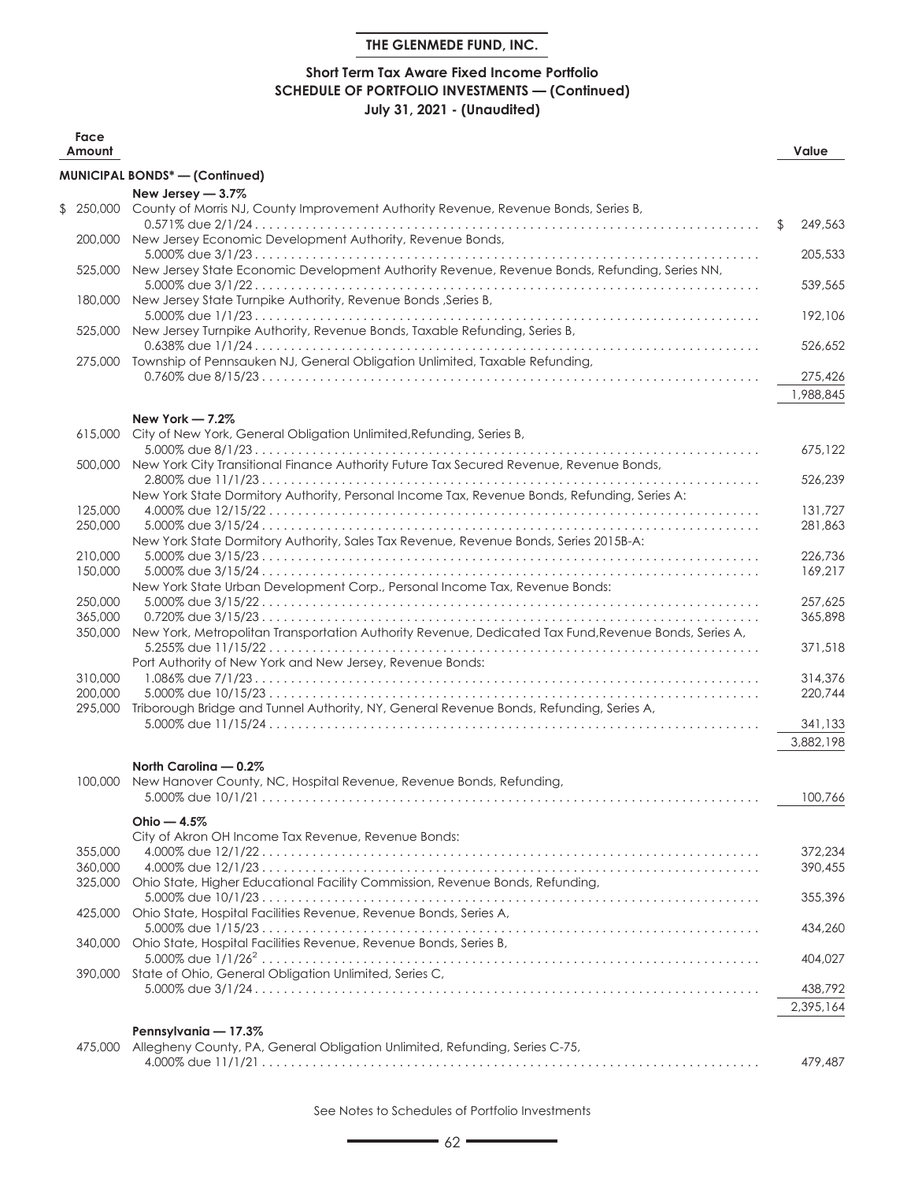## THE GLENMEDE FUND, INC.

### Short Term Tax Aware Fixed Income Portfolio
### SCHEDULE OF PORTFOLIO INVESTMENTS — (Continued)
### July 31, 2021 - (Unaudited)

| Face Amount | | Value |
|---|---|---|
| | **MUNICIPAL BONDS* — (Continued)** | |
| | **New Jersey — 3.7%** | |
| $ 250,000 | County of Morris NJ, County Improvement Authority Revenue, Revenue Bonds, Series B, 0.571% due 2/1/24 | $ 249,563 |
| 200,000 | New Jersey Economic Development Authority, Revenue Bonds, 5.000% due 3/1/23 | 205,533 |
| 525,000 | New Jersey State Economic Development Authority Revenue, Revenue Bonds, Refunding, Series NN, 5.000% due 3/1/22 | 539,565 |
| 180,000 | New Jersey State Turnpike Authority, Revenue Bonds ,Series B, 5.000% due 1/1/23 | 192,106 |
| 525,000 | New Jersey Turnpike Authority, Revenue Bonds, Taxable Refunding, Series B, 0.638% due 1/1/24 | 526,652 |
| 275,000 | Township of Pennsauken NJ, General Obligation Unlimited, Taxable Refunding, 0.760% due 8/15/23 | 275,426 |
| | | 1,988,845 |
| | **New York — 7.2%** | |
| 615,000 | City of New York, General Obligation Unlimited,Refunding, Series B, 5.000% due 8/1/23 | 675,122 |
| 500,000 | New York City Transitional Finance Authority Future Tax Secured Revenue, Revenue Bonds, 2.800% due 11/1/23 | 526,239 |
| | New York State Dormitory Authority, Personal Income Tax, Revenue Bonds, Refunding, Series A: | |
| 125,000 | 4.000% due 12/15/22 | 131,727 |
| 250,000 | 5.000% due 3/15/24 | 281,863 |
| | New York State Dormitory Authority, Sales Tax Revenue, Revenue Bonds, Series 2015B-A: | |
| 210,000 | 5.000% due 3/15/23 | 226,736 |
| 150,000 | 5.000% due 3/15/24 | 169,217 |
| | New York State Urban Development Corp., Personal Income Tax, Revenue Bonds: | |
| 250,000 | 5.000% due 3/15/22 | 257,625 |
| 365,000 | 0.720% due 3/15/23 | 365,898 |
| 350,000 | New York, Metropolitan Transportation Authority Revenue, Dedicated Tax Fund,Revenue Bonds, Series A, 5.255% due 11/15/22 | 371,518 |
| | Port Authority of New York and New Jersey, Revenue Bonds: | |
| 310,000 | 1.086% due 7/1/23 | 314,376 |
| 200,000 | 5.000% due 10/15/23 | 220,744 |
| 295,000 | Triborough Bridge and Tunnel Authority, NY, General Revenue Bonds, Refunding, Series A, 5.000% due 11/15/24 | 341,133 |
| | | 3,882,198 |
| | **North Carolina — 0.2%** | |
| 100,000 | New Hanover County, NC, Hospital Revenue, Revenue Bonds, Refunding, 5.000% due 10/1/21 | 100,766 |
| | **Ohio — 4.5%** | |
| | City of Akron OH Income Tax Revenue, Revenue Bonds: | |
| 355,000 | 4.000% due 12/1/22 | 372,234 |
| 360,000 | 4.000% due 12/1/23 | 390,455 |
| 325,000 | Ohio State, Higher Educational Facility Commission, Revenue Bonds, Refunding, 5.000% due 10/1/23 | 355,396 |
| 425,000 | Ohio State, Hospital Facilities Revenue, Revenue Bonds, Series A, 5.000% due 1/15/23 | 434,260 |
| 340,000 | Ohio State, Hospital Facilities Revenue, Revenue Bonds, Series B, 5.000% due 1/1/26[2] | 404,027 |
| 390,000 | State of Ohio, General Obligation Unlimited, Series C, 5.000% due 3/1/24 | 438,792 |
| | | 2,395,164 |
| | **Pennsylvania — 17.3%** | |
| 475,000 | Allegheny County, PA, General Obligation Unlimited, Refunding, Series C-75, 4.000% due 11/1/21 | 479,487 |

See Notes to Schedules of Portfolio Investments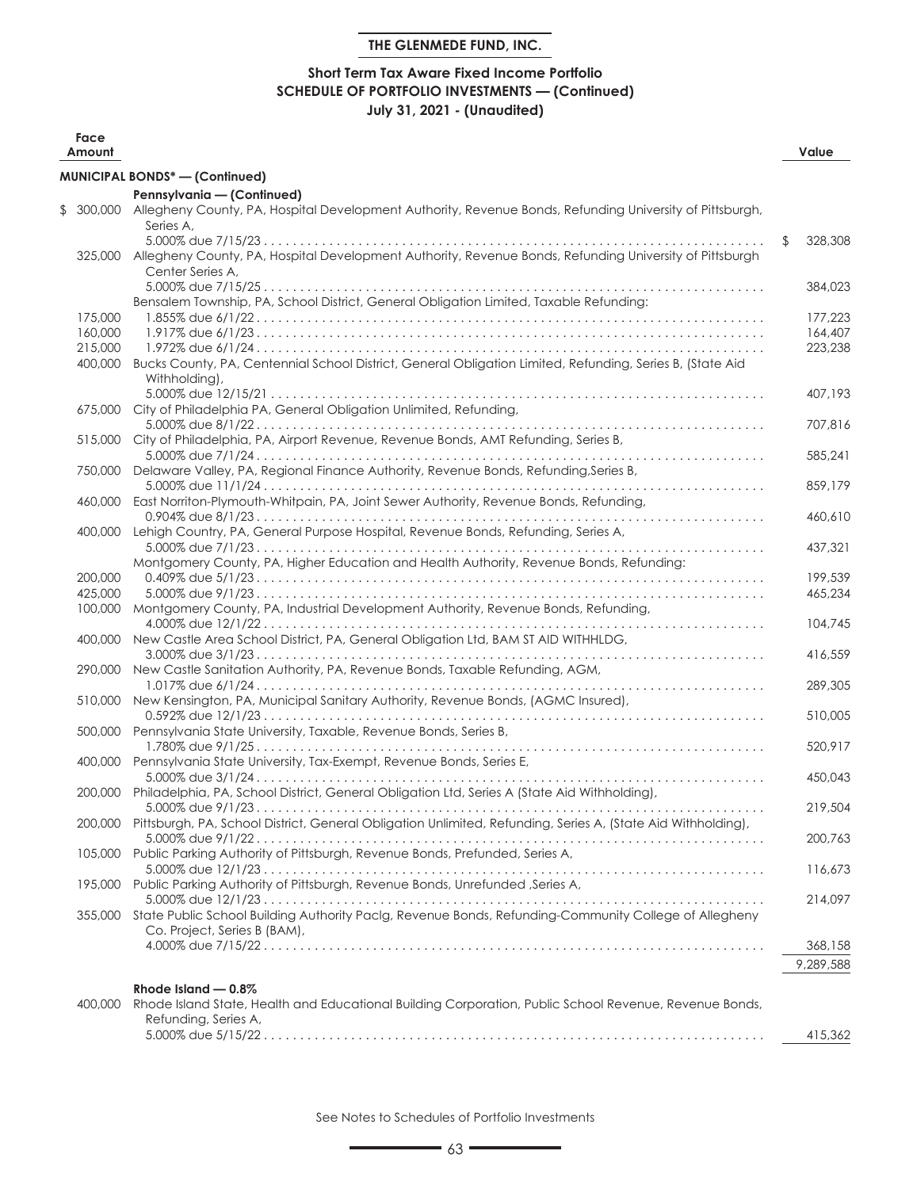**THE GLENMEDE FUND, INC.**

**Short Term Tax Aware Fixed Income Portfolio**
**SCHEDULE OF PORTFOLIO INVESTMENTS — (Continued)**
**July 31, 2021 - (Unaudited)**

| Face Amount | | Value |
|---|---|---|
| | **MUNICIPAL BONDS* — (Continued)** | |
| | **Pennsylvania — (Continued)** | |
| $ 300,000 | Allegheny County, PA, Hospital Development Authority, Revenue Bonds, Refunding University of Pittsburgh, Series A, 5.000% due 7/15/23 | $ 328,308 |
| 325,000 | Allegheny County, PA, Hospital Development Authority, Revenue Bonds, Refunding University of Pittsburgh Center Series A, 5.000% due 7/15/25 | 384,023 |
| | Bensalem Township, PA, School District, General Obligation Limited, Taxable Refunding: | |
| 175,000 | 1.855% due 6/1/22 | 177,223 |
| 160,000 | 1.917% due 6/1/23 | 164,407 |
| 215,000 | 1.972% due 6/1/24 | 223,238 |
| 400,000 | Bucks County, PA, Centennial School District, General Obligation Limited, Refunding, Series B, (State Aid Withholding), 5.000% due 12/15/21 | 407,193 |
| 675,000 | City of Philadelphia PA, General Obligation Unlimited, Refunding, 5.000% due 8/1/22 | 707,816 |
| 515,000 | City of Philadelphia, PA, Airport Revenue, Revenue Bonds, AMT Refunding, Series B, 5.000% due 7/1/24 | 585,241 |
| 750,000 | Delaware Valley, PA, Regional Finance Authority, Revenue Bonds, Refunding,Series B, 5.000% due 11/1/24 | 859,179 |
| 460,000 | East Norriton-Plymouth-Whitpain, PA, Joint Sewer Authority, Revenue Bonds, Refunding, 0.904% due 8/1/23 | 460,610 |
| 400,000 | Lehigh Country, PA, General Purpose Hospital, Revenue Bonds, Refunding, Series A, 5.000% due 7/1/23 | 437,321 |
| | Montgomery County, PA, Higher Education and Health Authority, Revenue Bonds, Refunding: | |
| 200,000 | 0.409% due 5/1/23 | 199,539 |
| 425,000 | 5.000% due 9/1/23 | 465,234 |
| 100,000 | Montgomery County, PA, Industrial Development Authority, Revenue Bonds, Refunding, 4.000% due 12/1/22 | 104,745 |
| 400,000 | New Castle Area School District, PA, General Obligation Ltd, BAM ST AID WITHHLDG, 3.000% due 3/1/23 | 416,559 |
| 290,000 | New Castle Sanitation Authority, PA, Revenue Bonds, Taxable Refunding, AGM, 1.017% due 6/1/24 | 289,305 |
| 510,000 | New Kensington, PA, Municipal Sanitary Authority, Revenue Bonds, (AGMC Insured), 0.592% due 12/1/23 | 510,005 |
| 500,000 | Pennsylvania State University, Taxable, Revenue Bonds, Series B, 1.780% due 9/1/25 | 520,917 |
| 400,000 | Pennsylvania State University, Tax-Exempt, Revenue Bonds, Series E, 5.000% due 3/1/24 | 450,043 |
| 200,000 | Philadelphia, PA, School District, General Obligation Ltd, Series A (State Aid Withholding), 5.000% due 9/1/23 | 219,504 |
| 200,000 | Pittsburgh, PA, School District, General Obligation Unlimited, Refunding, Series A, (State Aid Withholding), 5.000% due 9/1/22 | 200,763 |
| 105,000 | Public Parking Authority of Pittsburgh, Revenue Bonds, Prefunded, Series A, 5.000% due 12/1/23 | 116,673 |
| 195,000 | Public Parking Authority of Pittsburgh, Revenue Bonds, Unrefunded ,Series A, 5.000% due 12/1/23 | 214,097 |
| 355,000 | State Public School Building Authority Paclg, Revenue Bonds, Refunding-Community College of Allegheny Co. Project, Series B (BAM), 4.000% due 7/15/22 | 368,158 |
| | | 9,289,588 |
| | **Rhode Island — 0.8%** | |
| 400,000 | Rhode Island State, Health and Educational Building Corporation, Public School Revenue, Revenue Bonds, Refunding, Series A, 5.000% due 5/15/22 | 415,362 |

See Notes to Schedules of Portfolio Investments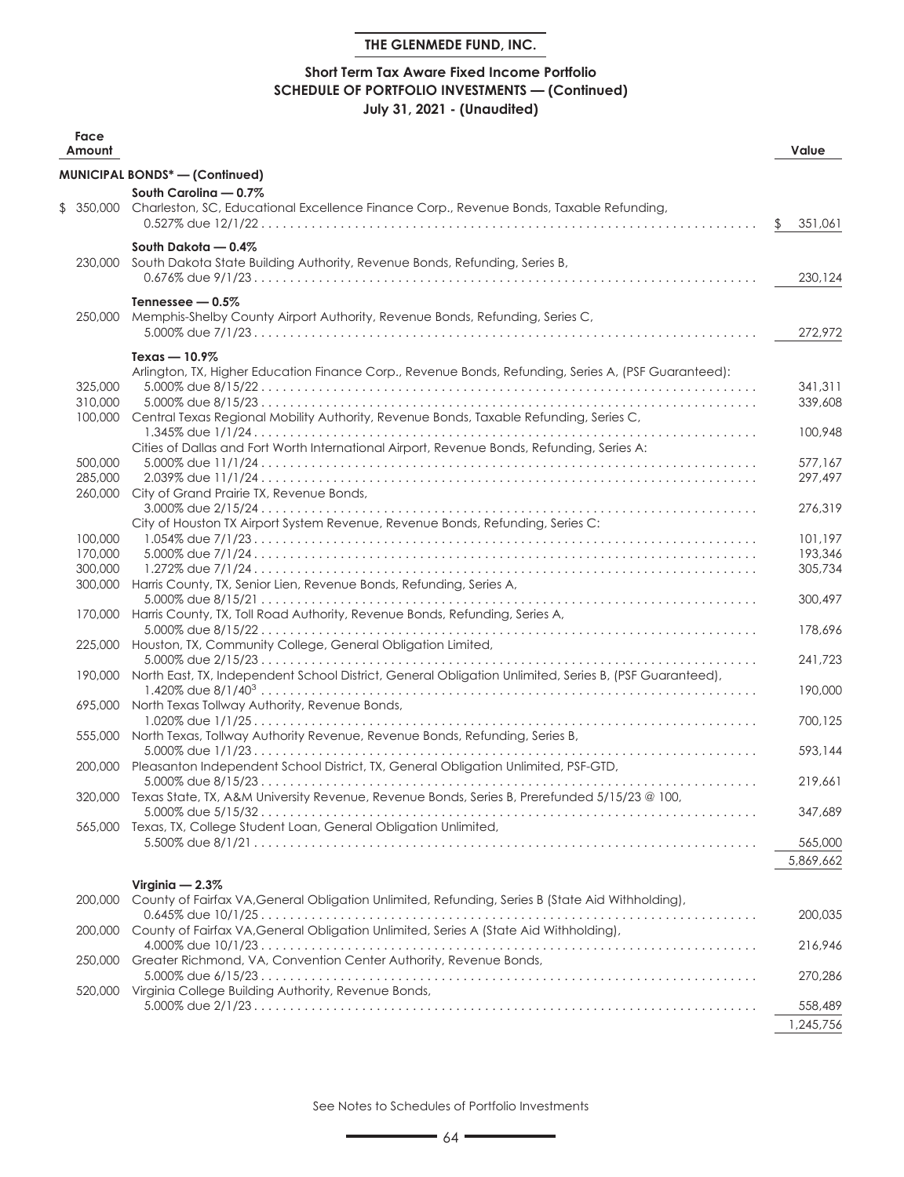**THE GLENMEDE FUND, INC.**

**Short Term Tax Aware Fixed Income Portfolio**
**SCHEDULE OF PORTFOLIO INVESTMENTS — (Continued)**
**July 31, 2021 - (Unaudited)**

| Face Amount | | Value |
|---|---|---|
| | **MUNICIPAL BONDS* — (Continued)** | |
| | **South Carolina — 0.7%** | |
| $ 350,000 | Charleston, SC, Educational Excellence Finance Corp., Revenue Bonds, Taxable Refunding, 0.527% due 12/1/22 | $ 351,061 |
| | **South Dakota — 0.4%** | |
| 230,000 | South Dakota State Building Authority, Revenue Bonds, Refunding, Series B, 0.676% due 9/1/23 | 230,124 |
| | **Tennessee — 0.5%** | |
| 250,000 | Memphis-Shelby County Airport Authority, Revenue Bonds, Refunding, Series C, 5.000% due 7/1/23 | 272,972 |
| | **Texas — 10.9%** | |
| | Arlington, TX, Higher Education Finance Corp., Revenue Bonds, Refunding, Series A, (PSF Guaranteed): | |
| 325,000 | 5.000% due 8/15/22 | 341,311 |
| 310,000 | 5.000% due 8/15/23 | 339,608 |
| 100,000 | Central Texas Regional Mobility Authority, Revenue Bonds, Taxable Refunding, Series C, 1.345% due 1/1/24 | 100,948 |
| | Cities of Dallas and Fort Worth International Airport, Revenue Bonds, Refunding, Series A: | |
| 500,000 | 5.000% due 11/1/24 | 577,167 |
| 285,000 | 2.039% due 11/1/24 | 297,497 |
| 260,000 | City of Grand Prairie TX, Revenue Bonds, 3.000% due 2/15/24 | 276,319 |
| | City of Houston TX Airport System Revenue, Revenue Bonds, Refunding, Series C: | |
| 100,000 | 1.054% due 7/1/23 | 101,197 |
| 170,000 | 5.000% due 7/1/24 | 193,346 |
| 300,000 | 1.272% due 7/1/24 | 305,734 |
| 300,000 | Harris County, TX, Senior Lien, Revenue Bonds, Refunding, Series A, 5.000% due 8/15/21 | 300,497 |
| 170,000 | Harris County, TX, Toll Road Authority, Revenue Bonds, Refunding, Series A, 5.000% due 8/15/22 | 178,696 |
| 225,000 | Houston, TX, Community College, General Obligation Limited, 5.000% due 2/15/23 | 241,723 |
| 190,000 | North East, TX, Independent School District, General Obligation Unlimited, Series B, (PSF Guaranteed), 1.420% due 8/1/40[3] | 190,000 |
| 695,000 | North Texas Tollway Authority, Revenue Bonds, 1.020% due 1/1/25 | 700,125 |
| 555,000 | North Texas, Tollway Authority Revenue, Revenue Bonds, Refunding, Series B, 5.000% due 1/1/23 | 593,144 |
| 200,000 | Pleasanton Independent School District, TX, General Obligation Unlimited, PSF-GTD, 5.000% due 8/15/23 | 219,661 |
| 320,000 | Texas State, TX, A&M University Revenue, Revenue Bonds, Series B, Prerefunded 5/15/23 @ 100, 5.000% due 5/15/32 | 347,689 |
| 565,000 | Texas, TX, College Student Loan, General Obligation Unlimited, 5.500% due 8/1/21 | 565,000 |
| | | 5,869,662 |
| | **Virginia — 2.3%** | |
| 200,000 | County of Fairfax VA,General Obligation Unlimited, Refunding, Series B (State Aid Withholding), 0.645% due 10/1/25 | 200,035 |
| 200,000 | County of Fairfax VA,General Obligation Unlimited, Series A (State Aid Withholding), 4.000% due 10/1/23 | 216,946 |
| 250,000 | Greater Richmond, VA, Convention Center Authority, Revenue Bonds, 5.000% due 6/15/23 | 270,286 |
| 520,000 | Virginia College Building Authority, Revenue Bonds, 5.000% due 2/1/23 | 558,489 |
| | | 1,245,756 |

See Notes to Schedules of Portfolio Investments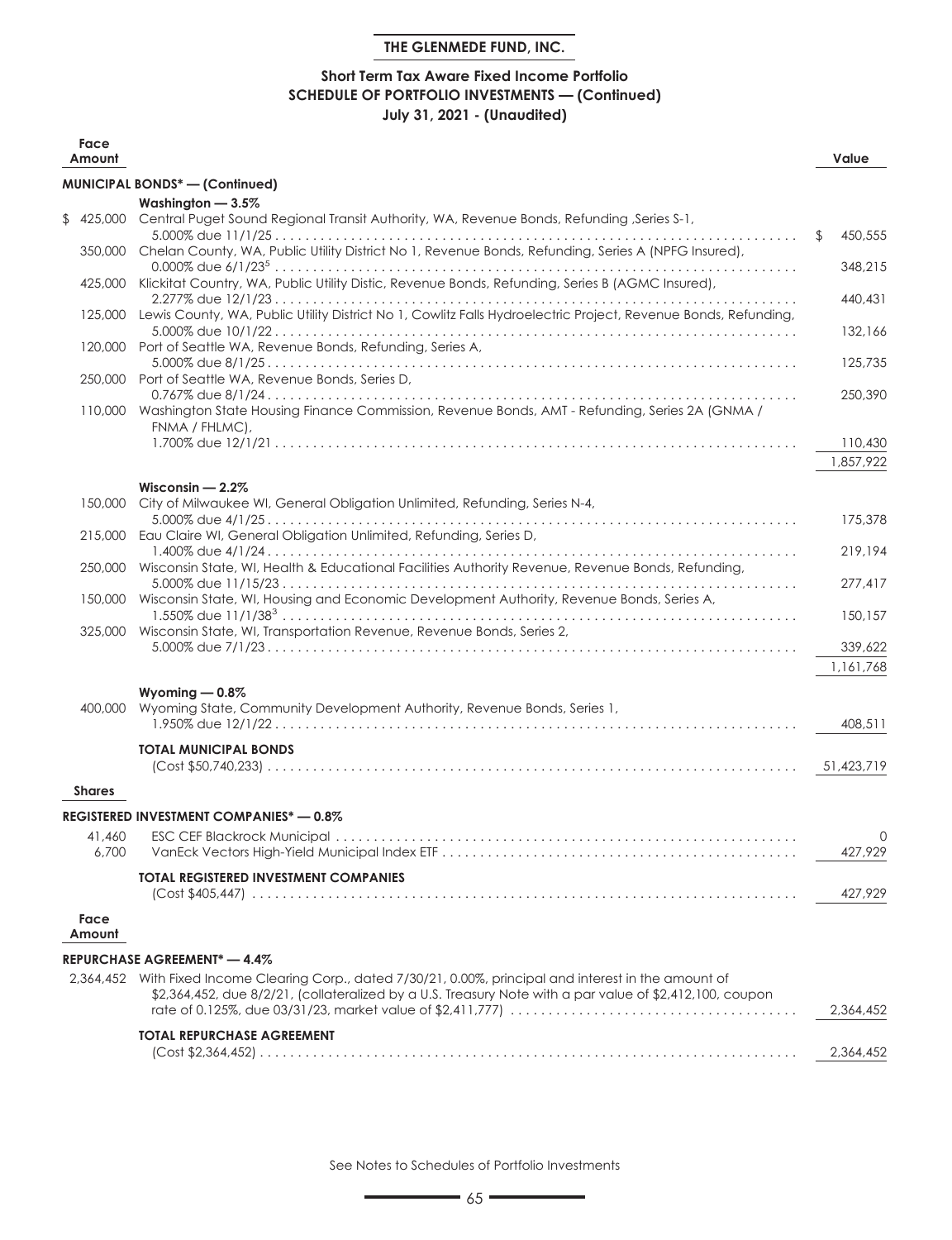**THE GLENMEDE FUND, INC.**

**Short Term Tax Aware Fixed Income Portfolio**
**SCHEDULE OF PORTFOLIO INVESTMENTS — (Continued)**
**July 31, 2021 - (Unaudited)**

| Face Amount | | Value |
|---|---|---|
| | **MUNICIPAL BONDS* — (Continued)** | |
| | **Washington — 3.5%** | |
| $ 425,000 | Central Puget Sound Regional Transit Authority, WA, Revenue Bonds, Refunding ,Series S-1, 5.000% due 11/1/25 | $ 450,555 |
| 350,000 | Chelan County, WA, Public Utility District No 1, Revenue Bonds, Refunding, Series A (NPFG Insured), 0.000% due 6/1/23[5] | 348,215 |
| 425,000 | Klickitat Country, WA, Public Utility Distic, Revenue Bonds, Refunding, Series B (AGMC Insured), 2.277% due 12/1/23 | 440,431 |
| 125,000 | Lewis County, WA, Public Utility District No 1, Cowlitz Falls Hydroelectric Project, Revenue Bonds, Refunding, 5.000% due 10/1/22 | 132,166 |
| 120,000 | Port of Seattle WA, Revenue Bonds, Refunding, Series A, 5.000% due 8/1/25 | 125,735 |
| 250,000 | Port of Seattle WA, Revenue Bonds, Series D, 0.767% due 8/1/24 | 250,390 |
| 110,000 | Washington State Housing Finance Commission, Revenue Bonds, AMT - Refunding, Series 2A (GNMA / FNMA / FHLMC), 1.700% due 12/1/21 | 110,430 |
| | | 1,857,922 |
| | **Wisconsin — 2.2%** | |
| 150,000 | City of Milwaukee WI, General Obligation Unlimited, Refunding, Series N-4, 5.000% due 4/1/25 | 175,378 |
| 215,000 | Eau Claire WI, General Obligation Unlimited, Refunding, Series D, 1.400% due 4/1/24 | 219,194 |
| 250,000 | Wisconsin State, WI, Health & Educational Facilities Authority Revenue, Revenue Bonds, Refunding, 5.000% due 11/15/23 | 277,417 |
| 150,000 | Wisconsin State, WI, Housing and Economic Development Authority, Revenue Bonds, Series A, 1.550% due 11/1/38[3] | 150,157 |
| 325,000 | Wisconsin State, WI, Transportation Revenue, Revenue Bonds, Series 2, 5.000% due 7/1/23 | 339,622 |
| | | 1,161,768 |
| | **Wyoming — 0.8%** | |
| 400,000 | Wyoming State, Community Development Authority, Revenue Bonds, Series 1, 1.950% due 12/1/22 | 408,511 |
| | **TOTAL MUNICIPAL BONDS** (Cost $50,740,233) | 51,423,719 |
| **Shares** | | |
| | **REGISTERED INVESTMENT COMPANIES* — 0.8%** | |
| 41,460 | ESC CEF Blackrock Municipal | 0 |
| 6,700 | VanEck Vectors High-Yield Municipal Index ETF | 427,929 |
| | **TOTAL REGISTERED INVESTMENT COMPANIES** (Cost $405,447) | 427,929 |
| **Face Amount** | | |
| | **REPURCHASE AGREEMENT* — 4.4%** | |
| 2,364,452 | With Fixed Income Clearing Corp., dated 7/30/21, 0.00%, principal and interest in the amount of $2,364,452, due 8/2/21, (collateralized by a U.S. Treasury Note with a par value of $2,412,100, coupon rate of 0.125%, due 03/31/23, market value of $2,411,777) | 2,364,452 |
| | **TOTAL REPURCHASE AGREEMENT** (Cost $2,364,452) | 2,364,452 |

See Notes to Schedules of Portfolio Investments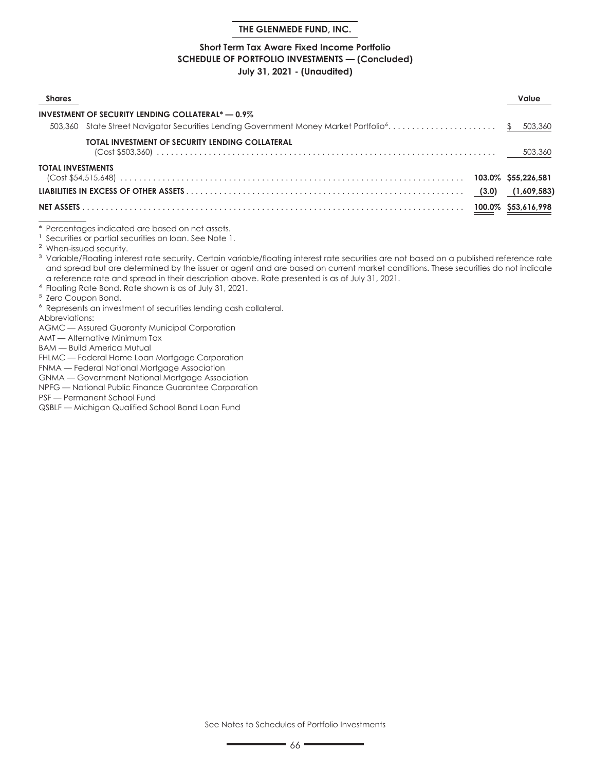## THE GLENMEDE FUND, INC.

### Short Term Tax Aware Fixed Income Portfolio
### SCHEDULE OF PORTFOLIO INVESTMENTS — (Concluded)
### July 31, 2021 - (Unaudited)

| Shares | | | Value |
|---|---|---|---|
| **INVESTMENT OF SECURITY LENDING COLLATERAL* — 0.9%** | | | |
| 503,360 | State Street Navigator Securities Lending Government Money Market Portfolio[6] | | $ 503,360 |
| | **TOTAL INVESTMENT OF SECURITY LENDING COLLATERAL** (Cost $503,360) | | 503,360 |
| **TOTAL INVESTMENTS** (Cost $54,515,648) | | **103.0%** | **$55,226,581** |
| **LIABILITIES IN EXCESS OF OTHER ASSETS** | | **(3.0)** | **(1,609,583)** |
| **NET ASSETS** | | **100.0%** | **$53,616,998** |

\* Percentages indicated are based on net assets.

[1] Securities or partial securities on loan. See Note 1.

[2] When-issued security.

[3] Variable/Floating interest rate security. Certain variable/floating interest rate securities are not based on a published reference rate and spread but are determined by the issuer or agent and are based on current market conditions. These securities do not indicate a reference rate and spread in their description above. Rate presented is as of July 31, 2021.

[4] Floating Rate Bond. Rate shown is as of July 31, 2021.

[5] Zero Coupon Bond.

[6] Represents an investment of securities lending cash collateral.

Abbreviations:

AGMC — Assured Guaranty Municipal Corporation
AMT — Alternative Minimum Tax
BAM — Build America Mutual
FHLMC — Federal Home Loan Mortgage Corporation
FNMA — Federal National Mortgage Association
GNMA — Government National Mortgage Association
NPFG — National Public Finance Guarantee Corporation
PSF — Permanent School Fund
QSBLF — Michigan Qualified School Bond Loan Fund

See Notes to Schedules of Portfolio Investments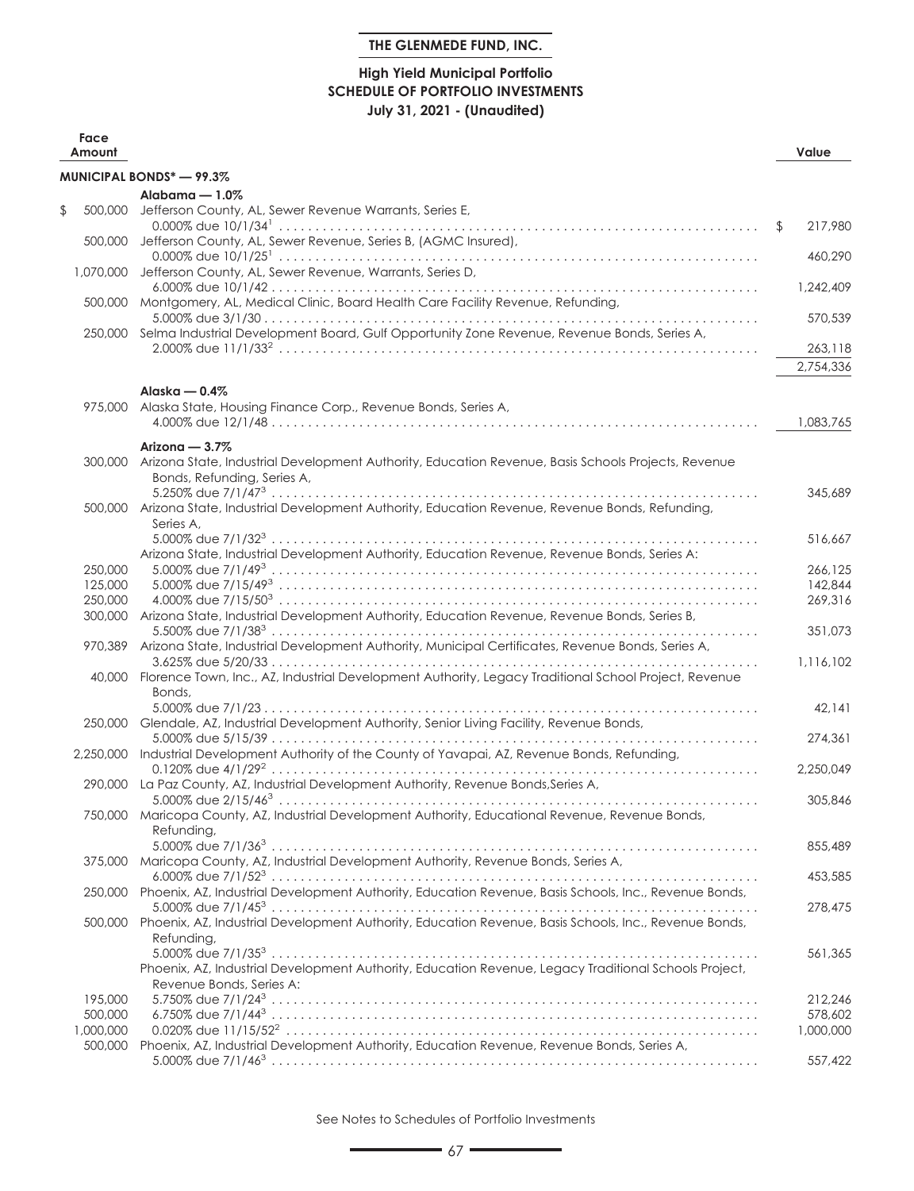# THE GLENMEDE FUND, INC.

## High Yield Municipal Portfolio
## SCHEDULE OF PORTFOLIO INVESTMENTS
## July 31, 2021 - (Unaudited)

| Face Amount | | Value |
|---|---|---|
| | **MUNICIPAL BONDS* — 99.3%** | |
| | **Alabama — 1.0%** | |
| $ 500,000 | Jefferson County, AL, Sewer Revenue Warrants, Series E, 0.000% due 10/1/34[1] | $ 217,980 |
| 500,000 | Jefferson County, AL, Sewer Revenue, Series B, (AGMC Insured), 0.000% due 10/1/25[1] | 460,290 |
| 1,070,000 | Jefferson County, AL, Sewer Revenue, Warrants, Series D, 6.000% due 10/1/42 | 1,242,409 |
| 500,000 | Montgomery, AL, Medical Clinic, Board Health Care Facility Revenue, Refunding, 5.000% due 3/1/30 | 570,539 |
| 250,000 | Selma Industrial Development Board, Gulf Opportunity Zone Revenue, Revenue Bonds, Series A, 2.000% due 11/1/33[2] | 263,118 |
| | | 2,754,336 |
| | **Alaska — 0.4%** | |
| 975,000 | Alaska State, Housing Finance Corp., Revenue Bonds, Series A, 4.000% due 12/1/48 | 1,083,765 |
| | **Arizona — 3.7%** | |
| 300,000 | Arizona State, Industrial Development Authority, Education Revenue, Basis Schools Projects, Revenue Bonds, Refunding, Series A, 5.250% due 7/1/47[3] | 345,689 |
| 500,000 | Arizona State, Industrial Development Authority, Education Revenue, Revenue Bonds, Refunding, Series A, 5.000% due 7/1/32[3] | 516,667 |
| | Arizona State, Industrial Development Authority, Education Revenue, Revenue Bonds, Series A: | |
| 250,000 | 5.000% due 7/1/49[3] | 266,125 |
| 125,000 | 5.000% due 7/15/49[3] | 142,844 |
| 250,000 | 4.000% due 7/15/50[3] | 269,316 |
| 300,000 | Arizona State, Industrial Development Authority, Education Revenue, Revenue Bonds, Series B, 5.500% due 7/1/38[3] | 351,073 |
| 970,389 | Arizona State, Industrial Development Authority, Municipal Certificates, Revenue Bonds, Series A, 3.625% due 5/20/33 | 1,116,102 |
| 40,000 | Florence Town, Inc., AZ, Industrial Development Authority, Legacy Traditional School Project, Revenue Bonds, 5.000% due 7/1/23 | 42,141 |
| 250,000 | Glendale, AZ, Industrial Development Authority, Senior Living Facility, Revenue Bonds, 5.000% due 5/15/39 | 274,361 |
| 2,250,000 | Industrial Development Authority of the County of Yavapai, AZ, Revenue Bonds, Refunding, 0.120% due 4/1/29[2] | 2,250,049 |
| 290,000 | La Paz County, AZ, Industrial Development Authority, Revenue Bonds,Series A, 5.000% due 2/15/46[3] | 305,846 |
| 750,000 | Maricopa County, AZ, Industrial Development Authority, Educational Revenue, Revenue Bonds, Refunding, 5.000% due 7/1/36[3] | 855,489 |
| 375,000 | Maricopa County, AZ, Industrial Development Authority, Revenue Bonds, Series A, 6.000% due 7/1/52[3] | 453,585 |
| 250,000 | Phoenix, AZ, Industrial Development Authority, Education Revenue, Basis Schools, Inc., Revenue Bonds, 5.000% due 7/1/45[3] | 278,475 |
| 500,000 | Phoenix, AZ, Industrial Development Authority, Education Revenue, Basis Schools, Inc., Revenue Bonds, Refunding, 5.000% due 7/1/35[3] | 561,365 |
| | Phoenix, AZ, Industrial Development Authority, Education Revenue, Legacy Traditional Schools Project, Revenue Bonds, Series A: | |
| 195,000 | 5.750% due 7/1/24[3] | 212,246 |
| 500,000 | 6.750% due 7/1/44[3] | 578,602 |
| 1,000,000 | 0.020% due 11/15/52[2] | 1,000,000 |
| 500,000 | Phoenix, AZ, Industrial Development Authority, Education Revenue, Revenue Bonds, Series A, 5.000% due 7/1/46[3] | 557,422 |

See Notes to Schedules of Portfolio Investments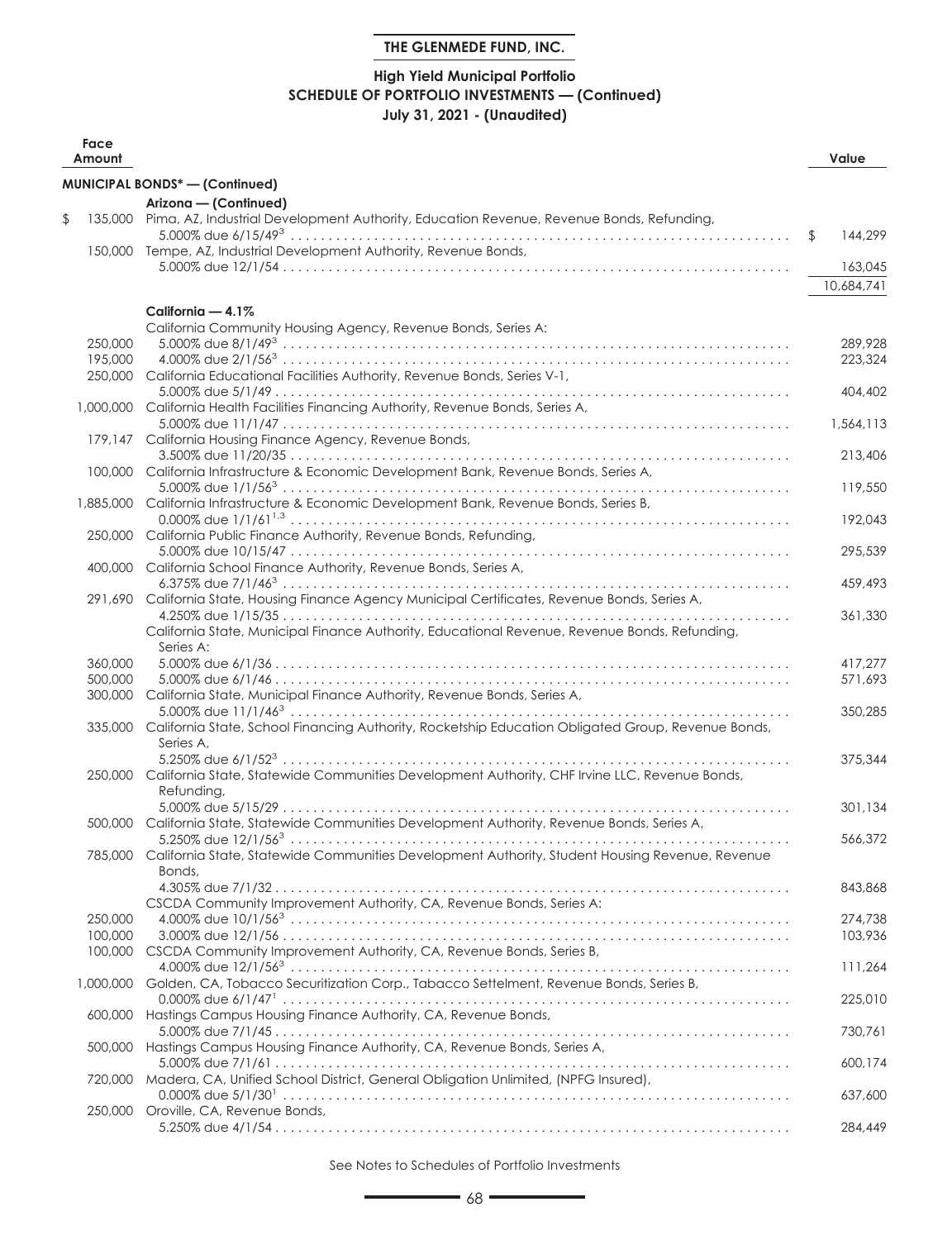**THE GLENMEDE FUND, INC.**

## High Yield Municipal Portfolio
## SCHEDULE OF PORTFOLIO INVESTMENTS — (Continued)
### July 31, 2021 - (Unaudited)

| Face Amount | | Value |
|---|---|---|
| | **MUNICIPAL BONDS* — (Continued)** | |
| | **Arizona — (Continued)** | |
| $ 135,000 | Pima, AZ, Industrial Development Authority, Education Revenue, Revenue Bonds, Refunding, 5.000% due 6/15/49[3] | $ 144,299 |
| 150,000 | Tempe, AZ, Industrial Development Authority, Revenue Bonds, 5.000% due 12/1/54 | 163,045 |
| | | 10,684,741 |
| | **California — 4.1%** | |
| | California Community Housing Agency, Revenue Bonds, Series A: | |
| 250,000 | 5.000% due 8/1/49[3] | 289,928 |
| 195,000 | 4.000% due 2/1/56[3] | 223,324 |
| 250,000 | California Educational Facilities Authority, Revenue Bonds, Series V-1, 5.000% due 5/1/49 | 404,402 |
| 1,000,000 | California Health Facilities Financing Authority, Revenue Bonds, Series A, 5.000% due 11/1/47 | 1,564,113 |
| 179,147 | California Housing Finance Agency, Revenue Bonds, 3.500% due 11/20/35 | 213,406 |
| 100,000 | California Infrastructure & Economic Development Bank, Revenue Bonds, Series A, 5.000% due 1/1/56[3] | 119,550 |
| 1,885,000 | California Infrastructure & Economic Development Bank, Revenue Bonds, Series B, 0.000% due 1/1/61[1,3] | 192,043 |
| 250,000 | California Public Finance Authority, Revenue Bonds, Refunding, 5.000% due 10/15/47 | 295,539 |
| 400,000 | California School Finance Authority, Revenue Bonds, Series A, 6.375% due 7/1/46[3] | 459,493 |
| 291,690 | California State, Housing Finance Agency Municipal Certificates, Revenue Bonds, Series A, 4.250% due 1/15/35 | 361,330 |
| | California State, Municipal Finance Authority, Educational Revenue, Revenue Bonds, Refunding, Series A: | |
| 360,000 | 5.000% due 6/1/36 | 417,277 |
| 500,000 | 5.000% due 6/1/46 | 571,693 |
| 300,000 | California State, Municipal Finance Authority, Revenue Bonds, Series A, 5.000% due 11/1/46[3] | 350,285 |
| 335,000 | California State, School Financing Authority, Rocketship Education Obligated Group, Revenue Bonds, Series A, 5.250% due 6/1/52[3] | 375,344 |
| 250,000 | California State, Statewide Communities Development Authority, CHF Irvine LLC, Revenue Bonds, Refunding, 5.000% due 5/15/29 | 301,134 |
| 500,000 | California State, Statewide Communities Development Authority, Revenue Bonds, Series A, 5.250% due 12/1/56[3] | 566,372 |
| 785,000 | California State, Statewide Communities Development Authority, Student Housing Revenue, Revenue Bonds, 4.305% due 7/1/32 | 843,868 |
| | CSCDA Community Improvement Authority, CA, Revenue Bonds, Series A: | |
| 250,000 | 4.000% due 10/1/56[3] | 274,738 |
| 100,000 | 3.000% due 12/1/56 | 103,936 |
| 100,000 | CSCDA Community Improvement Authority, CA, Revenue Bonds, Series B, 4.000% due 12/1/56[3] | 111,264 |
| 1,000,000 | Golden, CA, Tobacco Securitization Corp., Tabacco Settelment, Revenue Bonds, Series B, 0.000% due 6/1/47[1] | 225,010 |
| 600,000 | Hastings Campus Housing Finance Authority, CA, Revenue Bonds, 5.000% due 7/1/45 | 730,761 |
| 500,000 | Hastings Campus Housing Finance Authority, CA, Revenue Bonds, Series A, 5.000% due 7/1/61 | 600,174 |
| 720,000 | Madera, CA, Unified School District, General Obligation Unlimited, (NPFG Insured), 0.000% due 5/1/30[1] | 637,600 |
| 250,000 | Oroville, CA, Revenue Bonds, 5.250% due 4/1/54 | 284,449 |

See Notes to Schedules of Portfolio Investments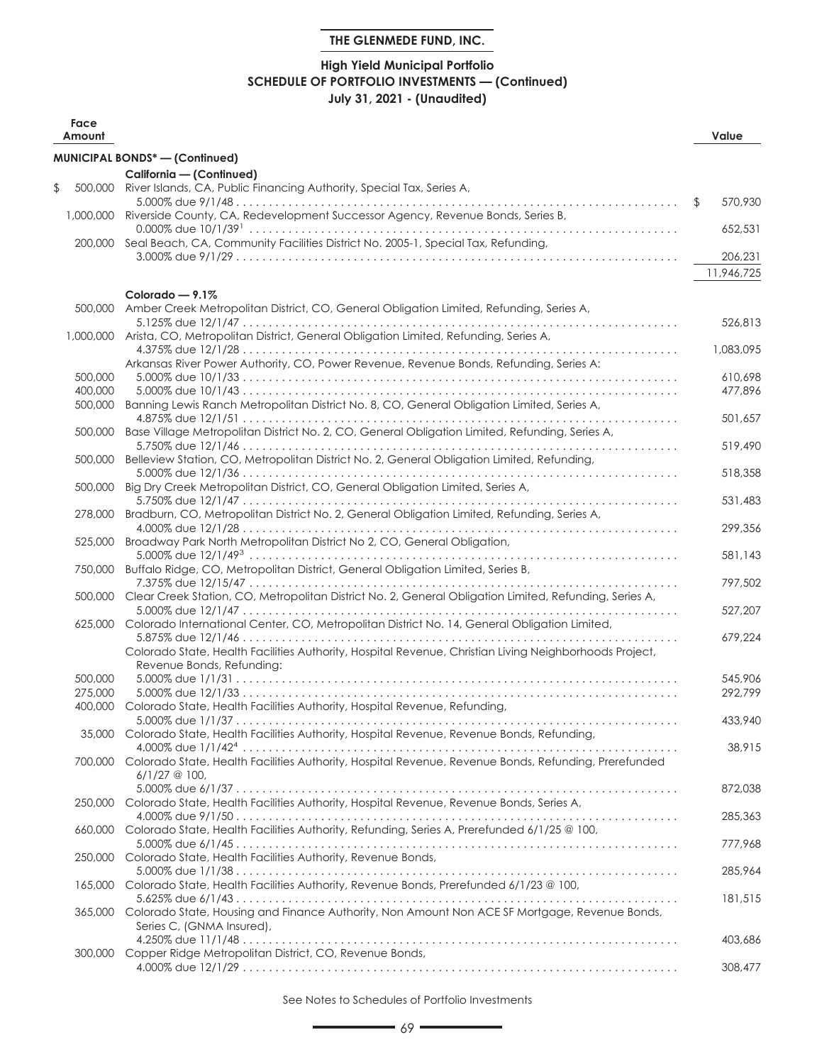**THE GLENMEDE FUND, INC.**

**High Yield Municipal Portfolio**
**SCHEDULE OF PORTFOLIO INVESTMENTS — (Continued)**
**July 31, 2021 - (Unaudited)**

| Face Amount | | Value |
|---|---|---|
| | **MUNICIPAL BONDS* — (Continued)** | |
| | **California — (Continued)** | |
| $ 500,000 | River Islands, CA, Public Financing Authority, Special Tax, Series A, 5.000% due 9/1/48 | $ 570,930 |
| 1,000,000 | Riverside County, CA, Redevelopment Successor Agency, Revenue Bonds, Series B, 0.000% due 10/1/39[1] | 652,531 |
| 200,000 | Seal Beach, CA, Community Facilities District No. 2005-1, Special Tax, Refunding, 3.000% due 9/1/29 | 206,231 |
| | | 11,946,725 |
| | **Colorado — 9.1%** | |
| 500,000 | Amber Creek Metropolitan District, CO, General Obligation Limited, Refunding, Series A, 5.125% due 12/1/47 | 526,813 |
| 1,000,000 | Arista, CO, Metropolitan District, General Obligation Limited, Refunding, Series A, 4.375% due 12/1/28 | 1,083,095 |
| | Arkansas River Power Authority, CO, Power Revenue, Revenue Bonds, Refunding, Series A: | |
| 500,000 | 5.000% due 10/1/33 | 610,698 |
| 400,000 | 5.000% due 10/1/43 | 477,896 |
| 500,000 | Banning Lewis Ranch Metropolitan District No. 8, CO, General Obligation Limited, Series A, 4.875% due 12/1/51 | 501,657 |
| 500,000 | Base Village Metropolitan District No. 2, CO, General Obligation Limited, Refunding, Series A, 5.750% due 12/1/46 | 519,490 |
| 500,000 | Belleview Station, CO, Metropolitan District No. 2, General Obligation Limited, Refunding, 5.000% due 12/1/36 | 518,358 |
| 500,000 | Big Dry Creek Metropolitan District, CO, General Obligation Limited, Series A, 5.750% due 12/1/47 | 531,483 |
| 278,000 | Bradburn, CO, Metropolitan District No. 2, General Obligation Limited, Refunding, Series A, 4.000% due 12/1/28 | 299,356 |
| 525,000 | Broadway Park North Metropolitan District No 2, CO, General Obligation, 5.000% due 12/1/49[3] | 581,143 |
| 750,000 | Buffalo Ridge, CO, Metropolitan District, General Obligation Limited, Series B, 7.375% due 12/15/47 | 797,502 |
| 500,000 | Clear Creek Station, CO, Metropolitan District No. 2, General Obligation Limited, Refunding, Series A, 5.000% due 12/1/47 | 527,207 |
| 625,000 | Colorado International Center, CO, Metropolitan District No. 14, General Obligation Limited, 5.875% due 12/1/46 | 679,224 |
| | Colorado State, Health Facilities Authority, Hospital Revenue, Christian Living Neighborhoods Project, Revenue Bonds, Refunding: | |
| 500,000 | 5.000% due 1/1/31 | 545,906 |
| 275,000 | 5.000% due 12/1/33 | 292,799 |
| 400,000 | Colorado State, Health Facilities Authority, Hospital Revenue, Refunding, 5.000% due 1/1/37 | 433,940 |
| 35,000 | Colorado State, Health Facilities Authority, Hospital Revenue, Revenue Bonds, Refunding, 4.000% due 1/1/42[4] | 38,915 |
| 700,000 | Colorado State, Health Facilities Authority, Hospital Revenue, Revenue Bonds, Refunding, Prerefunded 6/1/27 @ 100, 5.000% due 6/1/37 | 872,038 |
| 250,000 | Colorado State, Health Facilities Authority, Hospital Revenue, Revenue Bonds, Series A, 4.000% due 9/1/50 | 285,363 |
| 660,000 | Colorado State, Health Facilities Authority, Refunding, Series A, Prerefunded 6/1/25 @ 100, 5.000% due 6/1/45 | 777,968 |
| 250,000 | Colorado State, Health Facilities Authority, Revenue Bonds, 5.000% due 1/1/38 | 285,964 |
| 165,000 | Colorado State, Health Facilities Authority, Revenue Bonds, Prerefunded 6/1/23 @ 100, 5.625% due 6/1/43 | 181,515 |
| 365,000 | Colorado State, Housing and Finance Authority, Non Amount Non ACE SF Mortgage, Revenue Bonds, Series C, (GNMA Insured), 4.250% due 11/1/48 | 403,686 |
| 300,000 | Copper Ridge Metropolitan District, CO, Revenue Bonds, 4.000% due 12/1/29 | 308,477 |

See Notes to Schedules of Portfolio Investments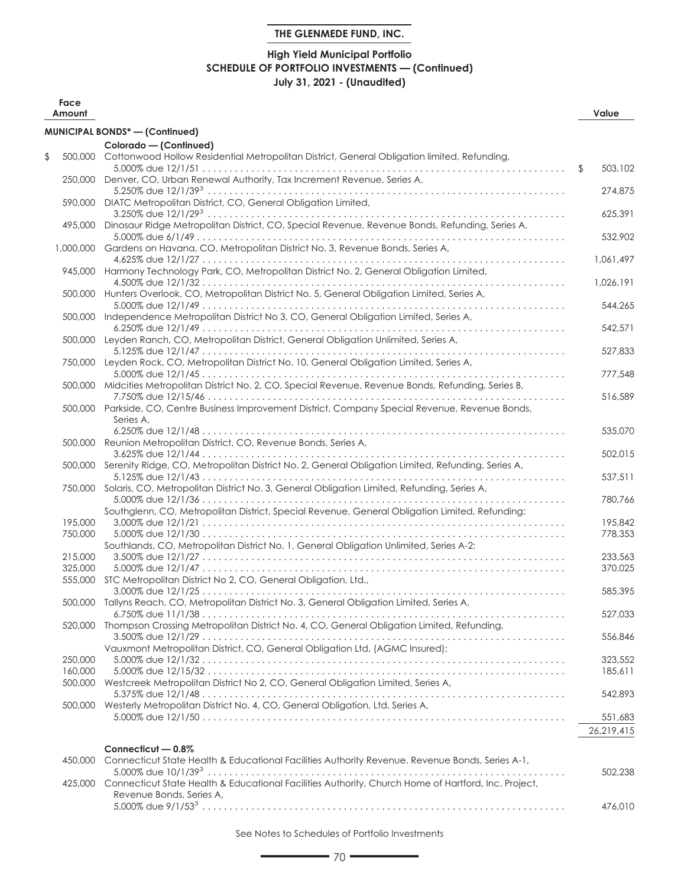**THE GLENMEDE FUND, INC.**

**High Yield Municipal Portfolio**
**SCHEDULE OF PORTFOLIO INVESTMENTS — (Continued)**
**July 31, 2021 - (Unaudited)**

| Face Amount | | Value |
|---|---|---|
| | **MUNICIPAL BONDS* — (Continued)** | |
| | **Colorado — (Continued)** | |
| $ 500,000 | Cottonwood Hollow Residential Metropolitan District, General Obligation limited, Refunding, 5.000% due 12/1/51 | $ 503,102 |
| 250,000 | Denver, CO, Urban Renewal Authority, Tax Increment Revenue, Series A, 5.250% due 12/1/39[3] | 274,875 |
| 590,000 | DIATC Metropolitan District, CO, General Obligation Limited, 3.250% due 12/1/29[3] | 625,391 |
| 495,000 | Dinosaur Ridge Metropolitan District, CO, Special Revenue, Revenue Bonds, Refunding, Series A, 5.000% due 6/1/49 | 532,902 |
| 1,000,000 | Gardens on Havana, CO, Metropolitan District No. 3, Revenue Bonds, Series A, 4.625% due 12/1/27 | 1,061,497 |
| 945,000 | Harmony Technology Park, CO, Metropolitan District No. 2, General Obligation Limited, 4.500% due 12/1/32 | 1,026,191 |
| 500,000 | Hunters Overlook, CO, Metropolitan District No. 5, General Obligation Limited, Series A, 5.000% due 12/1/49 | 544,265 |
| 500,000 | Independence Metropolitan District No 3, CO, General Obligation Limited, Series A, 6.250% due 12/1/49 | 542,571 |
| 500,000 | Leyden Ranch, CO, Metropolitan District, General Obligation Unlimited, Series A, 5.125% due 12/1/47 | 527,833 |
| 750,000 | Leyden Rock, CO, Metropolitan District No. 10, General Obligation Limited, Series A, 5.000% due 12/1/45 | 777,548 |
| 500,000 | Midcities Metropolitan District No. 2, CO, Special Revenue, Revenue Bonds, Refunding, Series B, 7.750% due 12/15/46 | 516,589 |
| 500,000 | Parkside, CO, Centre Business Improvement District, Company Special Revenue, Revenue Bonds, Series A, 6.250% due 12/1/48 | 535,070 |
| 500,000 | Reunion Metropolitan District, CO, Revenue Bonds, Series A, 3.625% due 12/1/44 | 502,015 |
| 500,000 | Serenity Ridge, CO, Metropolitan District No. 2, General Obligation Limited, Refunding, Series A, 5.125% due 12/1/43 | 537,511 |
| 750,000 | Solaris, CO, Metropolitan District No. 3, General Obligation Limited, Refunding, Series A, 5.000% due 12/1/36 | 780,766 |
| | Southglenn, CO, Metropolitan District, Special Revenue, General Obligation Limited, Refunding: | |
| 195,000 | 3.000% due 12/1/21 | 195,842 |
| 750,000 | 5.000% due 12/1/30 | 778,353 |
| | Southlands, CO, Metropolitan District No. 1, General Obligation Unlimited, Series A-2: | |
| 215,000 | 3.500% due 12/1/27 | 233,563 |
| 325,000 | 5.000% due 12/1/47 | 370,025 |
| 555,000 | STC Metropolitan District No 2, CO, General Obligation, Ltd., 3.000% due 12/1/25 | 585,395 |
| 500,000 | Tallyns Reach, CO, Metropolitan District No. 3, General Obligation Limited, Series A, 6.750% due 11/1/38 | 527,033 |
| 520,000 | Thompson Crossing Metropolitan District No. 4, CO, General Obligation Limited, Refunding, 3.500% due 12/1/29 | 556,846 |
| | Vauxmont Metropolitan District, CO, General Obligation Ltd, (AGMC Insured): | |
| 250,000 | 5.000% due 12/1/32 | 323,552 |
| 160,000 | 5.000% due 12/15/32 | 185,611 |
| 500,000 | Westcreek Metropolitan District No 2, CO, General Obligation Limited, Series A, 5.375% due 12/1/48 | 542,893 |
| 500,000 | Westerly Metropolitan District No. 4, CO, General Obligation, Ltd. Series A, 5.000% due 12/1/50 | 551,683 |
| | | 26,219,415 |
| | **Connecticut — 0.8%** | |
| 450,000 | Connecticut State Health & Educational Facilities Authority Revenue, Revenue Bonds, Series A-1, 5.000% due 10/1/39[3] | 502,238 |
| 425,000 | Connecticut State Health & Educational Facilities Authority, Church Home of Hartford, Inc. Project, Revenue Bonds, Series A, 5.000% due 9/1/53[3] | 476,010 |

See Notes to Schedules of Portfolio Investments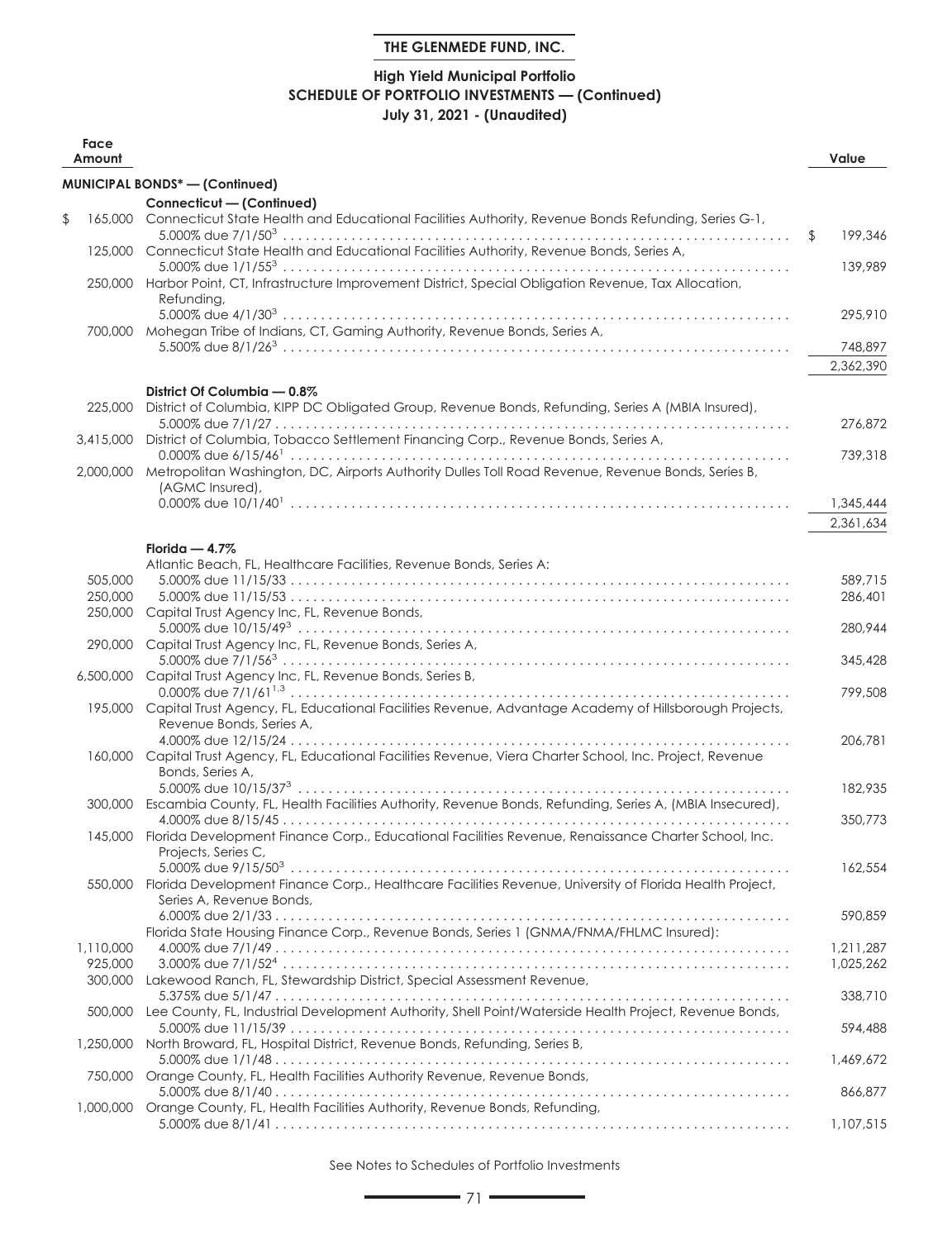**THE GLENMEDE FUND, INC.**

**High Yield Municipal Portfolio**
**SCHEDULE OF PORTFOLIO INVESTMENTS — (Continued)**
**July 31, 2021 - (Unaudited)**

| Face Amount | | Value |
|---|---|---|
| | **MUNICIPAL BONDS* — (Continued)** | |
| | **Connecticut — (Continued)** | |
| $ 165,000 | Connecticut State Health and Educational Facilities Authority, Revenue Bonds Refunding, Series G-1, 5.000% due 7/1/50[3] | $ 199,346 |
| 125,000 | Connecticut State Health and Educational Facilities Authority, Revenue Bonds, Series A, 5.000% due 1/1/55[3] | 139,989 |
| 250,000 | Harbor Point, CT, Infrastructure Improvement District, Special Obligation Revenue, Tax Allocation, Refunding, 5.000% due 4/1/30[3] | 295,910 |
| 700,000 | Mohegan Tribe of Indians, CT, Gaming Authority, Revenue Bonds, Series A, 5.500% due 8/1/26[3] | 748,897 |
| | | 2,362,390 |
| | **District Of Columbia — 0.8%** | |
| 225,000 | District of Columbia, KIPP DC Obligated Group, Revenue Bonds, Refunding, Series A (MBIA Insured), 5.000% due 7/1/27 | 276,872 |
| 3,415,000 | District of Columbia, Tobacco Settlement Financing Corp., Revenue Bonds, Series A, 0.000% due 6/15/46[1] | 739,318 |
| 2,000,000 | Metropolitan Washington, DC, Airports Authority Dulles Toll Road Revenue, Revenue Bonds, Series B, (AGMC Insured), 0.000% due 10/1/40[1] | 1,345,444 |
| | | 2,361,634 |
| | **Florida — 4.7%** | |
| | Atlantic Beach, FL, Healthcare Facilities, Revenue Bonds, Series A: | |
| 505,000 | 5.000% due 11/15/33 | 589,715 |
| 250,000 | 5.000% due 11/15/53 | 286,401 |
| 250,000 | Capital Trust Agency Inc, FL, Revenue Bonds, 5.000% due 10/15/49[3] | 280,944 |
| 290,000 | Capital Trust Agency Inc, FL, Revenue Bonds, Series A, 5.000% due 7/1/56[3] | 345,428 |
| 6,500,000 | Capital Trust Agency Inc, FL, Revenue Bonds, Series B, 0.000% due 7/1/61[1,3] | 799,508 |
| 195,000 | Capital Trust Agency, FL, Educational Facilities Revenue, Advantage Academy of Hillsborough Projects, Revenue Bonds, Series A, 4.000% due 12/15/24 | 206,781 |
| 160,000 | Capital Trust Agency, FL, Educational Facilities Revenue, Viera Charter School, Inc. Project, Revenue Bonds, Series A, 5.000% due 10/15/37[3] | 182,935 |
| 300,000 | Escambia County, FL, Health Facilities Authority, Revenue Bonds, Refunding, Series A, (MBIA Insecured), 4.000% due 8/15/45 | 350,773 |
| 145,000 | Florida Development Finance Corp., Educational Facilities Revenue, Renaissance Charter School, Inc. Projects, Series C, 5.000% due 9/15/50[3] | 162,554 |
| 550,000 | Florida Development Finance Corp., Healthcare Facilities Revenue, University of Florida Health Project, Series A, Revenue Bonds, 6.000% due 2/1/33 | 590,859 |
| | Florida State Housing Finance Corp., Revenue Bonds, Series 1 (GNMA/FNMA/FHLMC Insured): | |
| 1,110,000 | 4.000% due 7/1/49 | 1,211,287 |
| 925,000 | 3.000% due 7/1/52[4] | 1,025,262 |
| 300,000 | Lakewood Ranch, FL, Stewardship District, Special Assessment Revenue, 5.375% due 5/1/47 | 338,710 |
| 500,000 | Lee County, FL, Industrial Development Authority, Shell Point/Waterside Health Project, Revenue Bonds, 5.000% due 11/15/39 | 594,488 |
| 1,250,000 | North Broward, FL, Hospital District, Revenue Bonds, Refunding, Series B, 5.000% due 1/1/48 | 1,469,672 |
| 750,000 | Orange County, FL, Health Facilities Authority Revenue, Revenue Bonds, 5.000% due 8/1/40 | 866,877 |
| 1,000,000 | Orange County, FL, Health Facilities Authority, Revenue Bonds, Refunding, 5.000% due 8/1/41 | 1,107,515 |

See Notes to Schedules of Portfolio Investments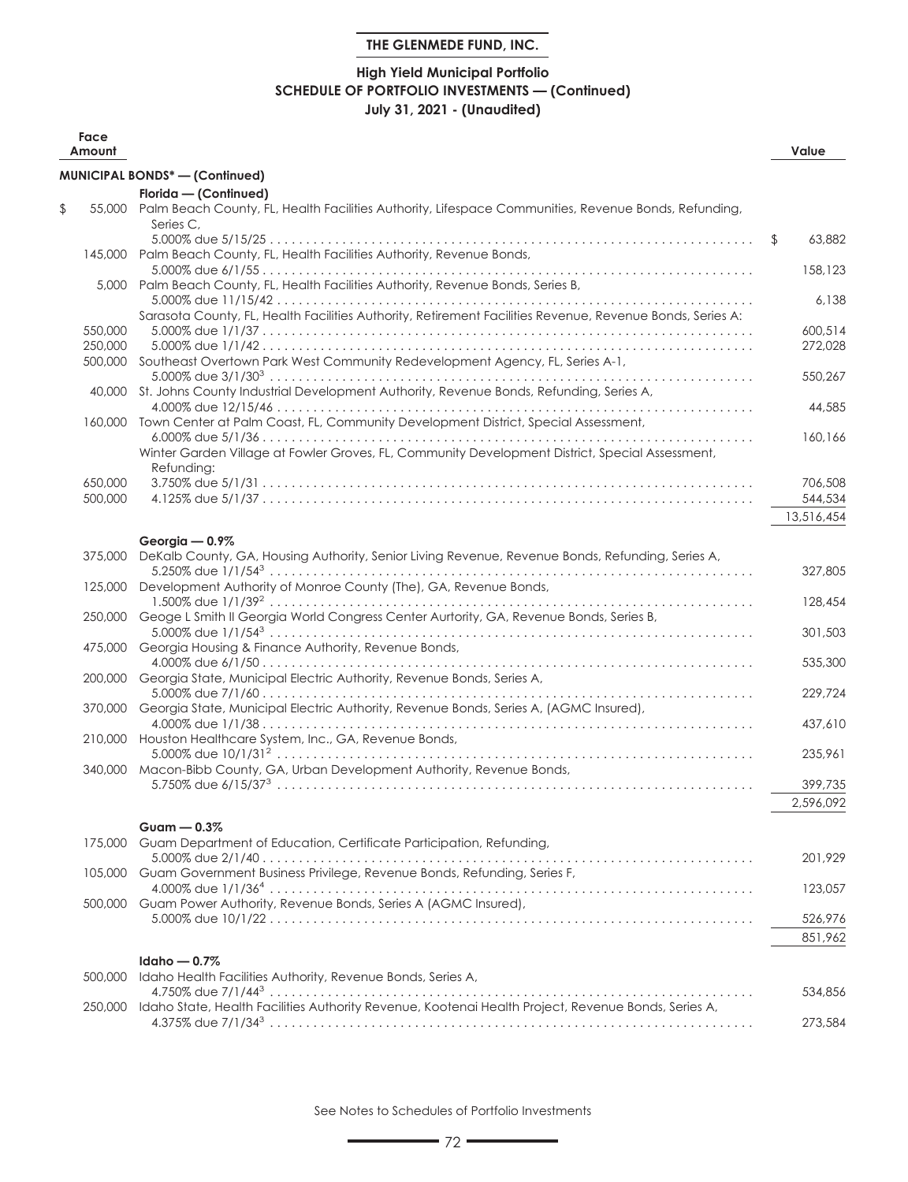**THE GLENMEDE FUND, INC.**

**High Yield Municipal Portfolio**
**SCHEDULE OF PORTFOLIO INVESTMENTS — (Continued)**
**July 31, 2021 - (Unaudited)**

| Face Amount | | Value |
|---|---|---|
| | **MUNICIPAL BONDS* — (Continued)** | |
| | **Florida — (Continued)** | |
| $ 55,000 | Palm Beach County, FL, Health Facilities Authority, Lifespace Communities, Revenue Bonds, Refunding, Series C, 5.000% due 5/15/25 | $ 63,882 |
| 145,000 | Palm Beach County, FL, Health Facilities Authority, Revenue Bonds, 5.000% due 6/1/55 | 158,123 |
| 5,000 | Palm Beach County, FL, Health Facilities Authority, Revenue Bonds, Series B, 5.000% due 11/15/42 | 6,138 |
| | Sarasota County, FL, Health Facilities Authority, Retirement Facilities Revenue, Revenue Bonds, Series A: | |
| 550,000 | 5.000% due 1/1/37 | 600,514 |
| 250,000 | 5.000% due 1/1/42 | 272,028 |
| 500,000 | Southeast Overtown Park West Community Redevelopment Agency, FL, Series A-1, 5.000% due 3/1/30[3] | 550,267 |
| 40,000 | St. Johns County Industrial Development Authority, Revenue Bonds, Refunding, Series A, 4.000% due 12/15/46 | 44,585 |
| 160,000 | Town Center at Palm Coast, FL, Community Development District, Special Assessment, 6.000% due 5/1/36 | 160,166 |
| | Winter Garden Village at Fowler Groves, FL, Community Development District, Special Assessment, Refunding: | |
| 650,000 | 3.750% due 5/1/31 | 706,508 |
| 500,000 | 4.125% due 5/1/37 | 544,534 |
| | | 13,516,454 |
| | **Georgia — 0.9%** | |
| 375,000 | DeKalb County, GA, Housing Authority, Senior Living Revenue, Revenue Bonds, Refunding, Series A, 5.250% due 1/1/54[3] | 327,805 |
| 125,000 | Development Authority of Monroe County (The), GA, Revenue Bonds, 1.500% due 1/1/39[2] | 128,454 |
| 250,000 | Geoge L Smith II Georgia World Congress Center Aurtority, GA, Revenue Bonds, Series B, 5.000% due 1/1/54[3] | 301,503 |
| 475,000 | Georgia Housing & Finance Authority, Revenue Bonds, 4.000% due 6/1/50 | 535,300 |
| 200,000 | Georgia State, Municipal Electric Authority, Revenue Bonds, Series A, 5.000% due 7/1/60 | 229,724 |
| 370,000 | Georgia State, Municipal Electric Authority, Revenue Bonds, Series A, (AGMC Insured), 4.000% due 1/1/38 | 437,610 |
| 210,000 | Houston Healthcare System, Inc., GA, Revenue Bonds, 5.000% due 10/1/31[2] | 235,961 |
| 340,000 | Macon-Bibb County, GA, Urban Development Authority, Revenue Bonds, 5.750% due 6/15/37[3] | 399,735 |
| | | 2,596,092 |
| | **Guam — 0.3%** | |
| 175,000 | Guam Department of Education, Certificate Participation, Refunding, 5.000% due 2/1/40 | 201,929 |
| 105,000 | Guam Government Business Privilege, Revenue Bonds, Refunding, Series F, 4.000% due 1/1/36[4] | 123,057 |
| 500,000 | Guam Power Authority, Revenue Bonds, Series A (AGMC Insured), 5.000% due 10/1/22 | 526,976 |
| | | 851,962 |
| | **Idaho — 0.7%** | |
| 500,000 | Idaho Health Facilities Authority, Revenue Bonds, Series A, 4.750% due 7/1/44[3] | 534,856 |
| 250,000 | Idaho State, Health Facilities Authority Revenue, Kootenai Health Project, Revenue Bonds, Series A, 4.375% due 7/1/34[3] | 273,584 |

See Notes to Schedules of Portfolio Investments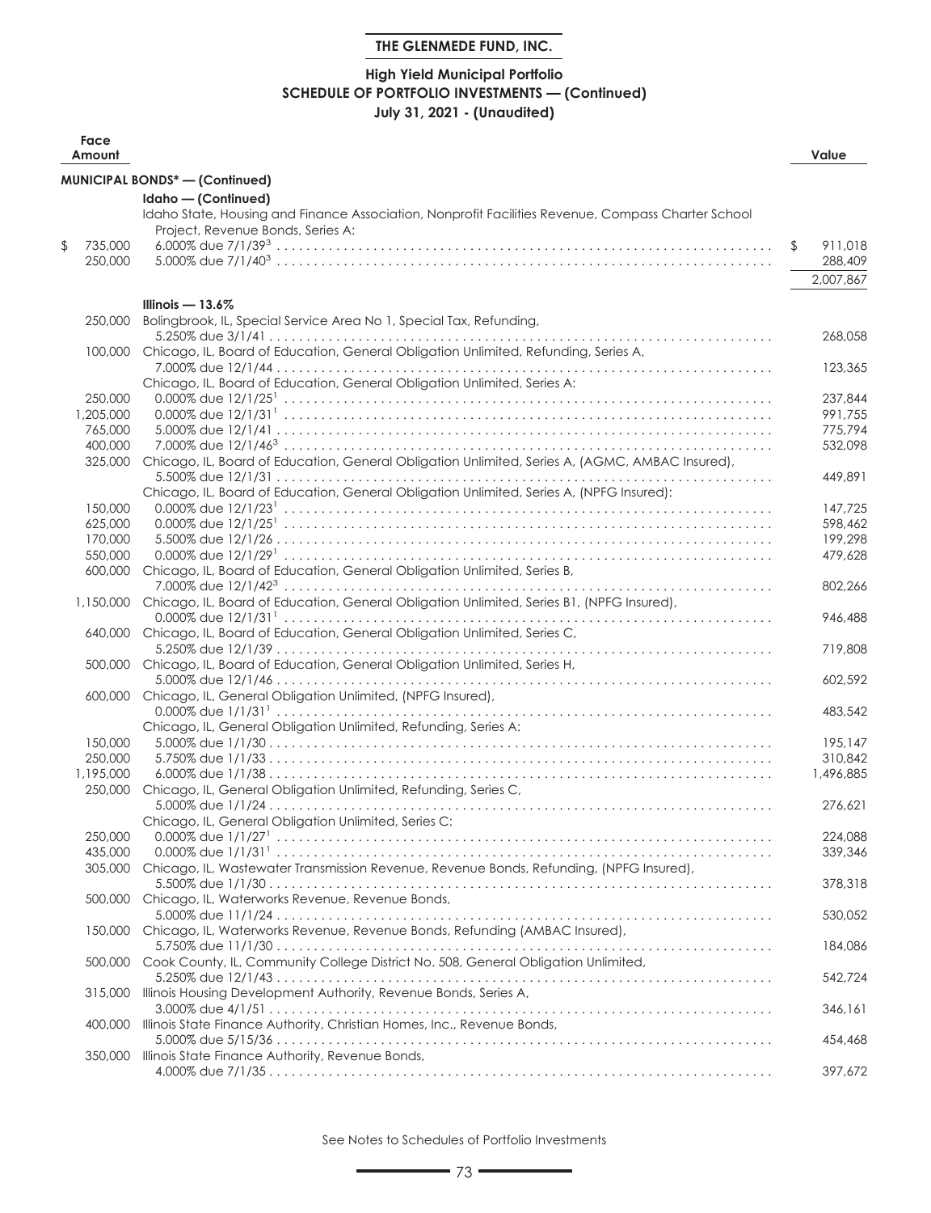**THE GLENMEDE FUND, INC.**

**High Yield Municipal Portfolio**
**SCHEDULE OF PORTFOLIO INVESTMENTS — (Continued)**
**July 31, 2021 - (Unaudited)**

| Face Amount | | Value |
|---|---|---|
| | **MUNICIPAL BONDS* — (Continued)** | |
| | **Idaho — (Continued)** | |
| | Idaho State, Housing and Finance Association, Nonprofit Facilities Revenue, Compass Charter School Project, Revenue Bonds, Series A: | |
| $ 735,000 | 6.000% due 7/1/39[3] | $ 911,018 |
| 250,000 | 5.000% due 7/1/40[3] | 288,409 |
| | | 2,007,867 |
| | **Illinois — 13.6%** | |
| 250,000 | Bolingbrook, IL, Special Service Area No 1, Special Tax, Refunding, 5.250% due 3/1/41 | 268,058 |
| 100,000 | Chicago, IL, Board of Education, General Obligation Unlimited, Refunding, Series A, 7.000% due 12/1/44 | 123,365 |
| | Chicago, IL, Board of Education, General Obligation Unlimited, Series A: | |
| 250,000 | 0.000% due 12/1/25[1] | 237,844 |
| 1,205,000 | 0.000% due 12/1/31[1] | 991,755 |
| 765,000 | 5.000% due 12/1/41 | 775,794 |
| 400,000 | 7.000% due 12/1/46[3] | 532,098 |
| 325,000 | Chicago, IL, Board of Education, General Obligation Unlimited, Series A, (AGMC, AMBAC Insured), 5.500% due 12/1/31 | 449,891 |
| | Chicago, IL, Board of Education, General Obligation Unlimited, Series A, (NPFG Insured): | |
| 150,000 | 0.000% due 12/1/23[1] | 147,725 |
| 625,000 | 0.000% due 12/1/25[1] | 598,462 |
| 170,000 | 5.500% due 12/1/26 | 199,298 |
| 550,000 | 0.000% due 12/1/29[1] | 479,628 |
| 600,000 | Chicago, IL, Board of Education, General Obligation Unlimited, Series B, 7.000% due 12/1/42[3] | 802,266 |
| 1,150,000 | Chicago, IL, Board of Education, General Obligation Unlimited, Series B1, (NPFG Insured), 0.000% due 12/1/31[1] | 946,488 |
| 640,000 | Chicago, IL, Board of Education, General Obligation Unlimited, Series C, 5.250% due 12/1/39 | 719,808 |
| 500,000 | Chicago, IL, Board of Education, General Obligation Unlimited, Series H, 5.000% due 12/1/46 | 602,592 |
| 600,000 | Chicago, IL, General Obligation Unlimited, (NPFG Insured), 0.000% due 1/1/31[1] | 483,542 |
| | Chicago, IL, General Obligation Unlimited, Refunding, Series A: | |
| 150,000 | 5.000% due 1/1/30 | 195,147 |
| 250,000 | 5.750% due 1/1/33 | 310,842 |
| 1,195,000 | 6.000% due 1/1/38 | 1,496,885 |
| 250,000 | Chicago, IL, General Obligation Unlimited, Refunding, Series C, 5.000% due 1/1/24 | 276,621 |
| | Chicago, IL, General Obligation Unlimited, Series C: | |
| 250,000 | 0.000% due 1/1/27[1] | 224,088 |
| 435,000 | 0.000% due 1/1/31[1] | 339,346 |
| 305,000 | Chicago, IL, Wastewater Transmission Revenue, Revenue Bonds, Refunding, (NPFG Insured), 5.500% due 1/1/30 | 378,318 |
| 500,000 | Chicago, IL, Waterworks Revenue, Revenue Bonds, 5.000% due 11/1/24 | 530,052 |
| 150,000 | Chicago, IL, Waterworks Revenue, Revenue Bonds, Refunding (AMBAC Insured), 5.750% due 11/1/30 | 184,086 |
| 500,000 | Cook County, IL, Community College District No. 508, General Obligation Unlimited, 5.250% due 12/1/43 | 542,724 |
| 315,000 | Illinois Housing Development Authority, Revenue Bonds, Series A, 3.000% due 4/1/51 | 346,161 |
| 400,000 | Illinois State Finance Authority, Christian Homes, Inc., Revenue Bonds, 5.000% due 5/15/36 | 454,468 |
| 350,000 | Illinois State Finance Authority, Revenue Bonds, 4.000% due 7/1/35 | 397,672 |

See Notes to Schedules of Portfolio Investments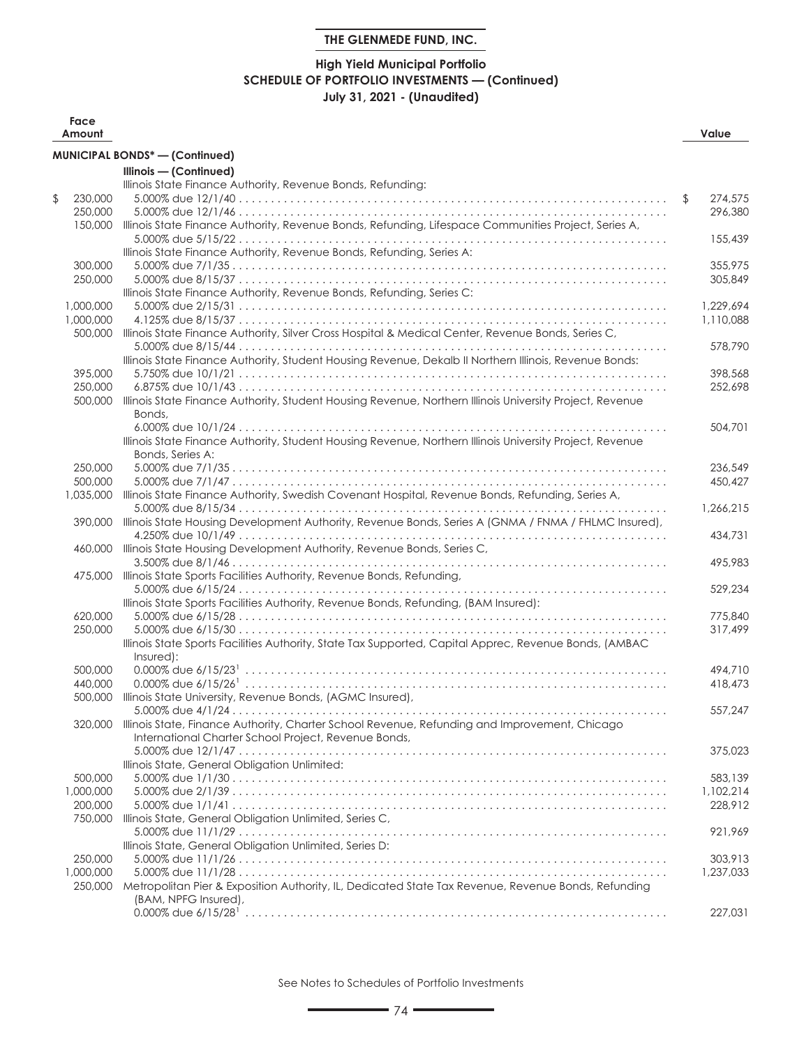**THE GLENMEDE FUND, INC.**

**High Yield Municipal Portfolio**
**SCHEDULE OF PORTFOLIO INVESTMENTS — (Continued)**
**July 31, 2021 - (Unaudited)**

| Face Amount | | Value |
|---|---|---|
| | **MUNICIPAL BONDS* — (Continued)** | |
| | **Illinois — (Continued)** | |
| | Illinois State Finance Authority, Revenue Bonds, Refunding: | |
| $ 230,000 | 5.000% due 12/1/40 | $ 274,575 |
| 250,000 | 5.000% due 12/1/46 | 296,380 |
| 150,000 | Illinois State Finance Authority, Revenue Bonds, Refunding, Lifespace Communities Project, Series A, 5.000% due 5/15/22 | 155,439 |
| | Illinois State Finance Authority, Revenue Bonds, Refunding, Series A: | |
| 300,000 | 5.000% due 7/1/35 | 355,975 |
| 250,000 | 5.000% due 8/15/37 | 305,849 |
| | Illinois State Finance Authority, Revenue Bonds, Refunding, Series C: | |
| 1,000,000 | 5.000% due 2/15/31 | 1,229,694 |
| 1,000,000 | 4.125% due 8/15/37 | 1,110,088 |
| 500,000 | Illinois State Finance Authority, Silver Cross Hospital & Medical Center, Revenue Bonds, Series C, 5.000% due 8/15/44 | 578,790 |
| | Illinois State Finance Authority, Student Housing Revenue, Dekalb II Northern Illinois, Revenue Bonds: | |
| 395,000 | 5.750% due 10/1/21 | 398,568 |
| 250,000 | 6.875% due 10/1/43 | 252,698 |
| 500,000 | Illinois State Finance Authority, Student Housing Revenue, Northern Illinois University Project, Revenue Bonds, 6.000% due 10/1/24 | 504,701 |
| | Illinois State Finance Authority, Student Housing Revenue, Northern Illinois University Project, Revenue Bonds, Series A: | |
| 250,000 | 5.000% due 7/1/35 | 236,549 |
| 500,000 | 5.000% due 7/1/47 | 450,427 |
| 1,035,000 | Illinois State Finance Authority, Swedish Covenant Hospital, Revenue Bonds, Refunding, Series A, 5.000% due 8/15/34 | 1,266,215 |
| 390,000 | Illinois State Housing Development Authority, Revenue Bonds, Series A (GNMA / FNMA / FHLMC Insured), 4.250% due 10/1/49 | 434,731 |
| 460,000 | Illinois State Housing Development Authority, Revenue Bonds, Series C, 3.500% due 8/1/46 | 495,983 |
| 475,000 | Illinois State Sports Facilities Authority, Revenue Bonds, Refunding, 5.000% due 6/15/24 | 529,234 |
| | Illinois State Sports Facilities Authority, Revenue Bonds, Refunding, (BAM Insured): | |
| 620,000 | 5.000% due 6/15/28 | 775,840 |
| 250,000 | 5.000% due 6/15/30 | 317,499 |
| | Illinois State Sports Facilities Authority, State Tax Supported, Capital Apprec, Revenue Bonds, (AMBAC Insured): | |
| 500,000 | 0.000% due 6/15/23[1] | 494,710 |
| 440,000 | 0.000% due 6/15/26[1] | 418,473 |
| 500,000 | Illinois State University, Revenue Bonds, (AGMC Insured), 5.000% due 4/1/24 | 557,247 |
| 320,000 | Illinois State, Finance Authority, Charter School Revenue, Refunding and Improvement, Chicago International Charter School Project, Revenue Bonds, 5.000% due 12/1/47 | 375,023 |
| | Illinois State, General Obligation Unlimited: | |
| 500,000 | 5.000% due 1/1/30 | 583,139 |
| 1,000,000 | 5.000% due 2/1/39 | 1,102,214 |
| 200,000 | 5.000% due 1/1/41 | 228,912 |
| 750,000 | Illinois State, General Obligation Unlimited, Series C, 5.000% due 11/1/29 | 921,969 |
| | Illinois State, General Obligation Unlimited, Series D: | |
| 250,000 | 5.000% due 11/1/26 | 303,913 |
| 1,000,000 | 5.000% due 11/1/28 | 1,237,033 |
| 250,000 | Metropolitan Pier & Exposition Authority, IL, Dedicated State Tax Revenue, Revenue Bonds, Refunding (BAM, NPFG Insured), 0.000% due 6/15/28[1] | 227,031 |

See Notes to Schedules of Portfolio Investments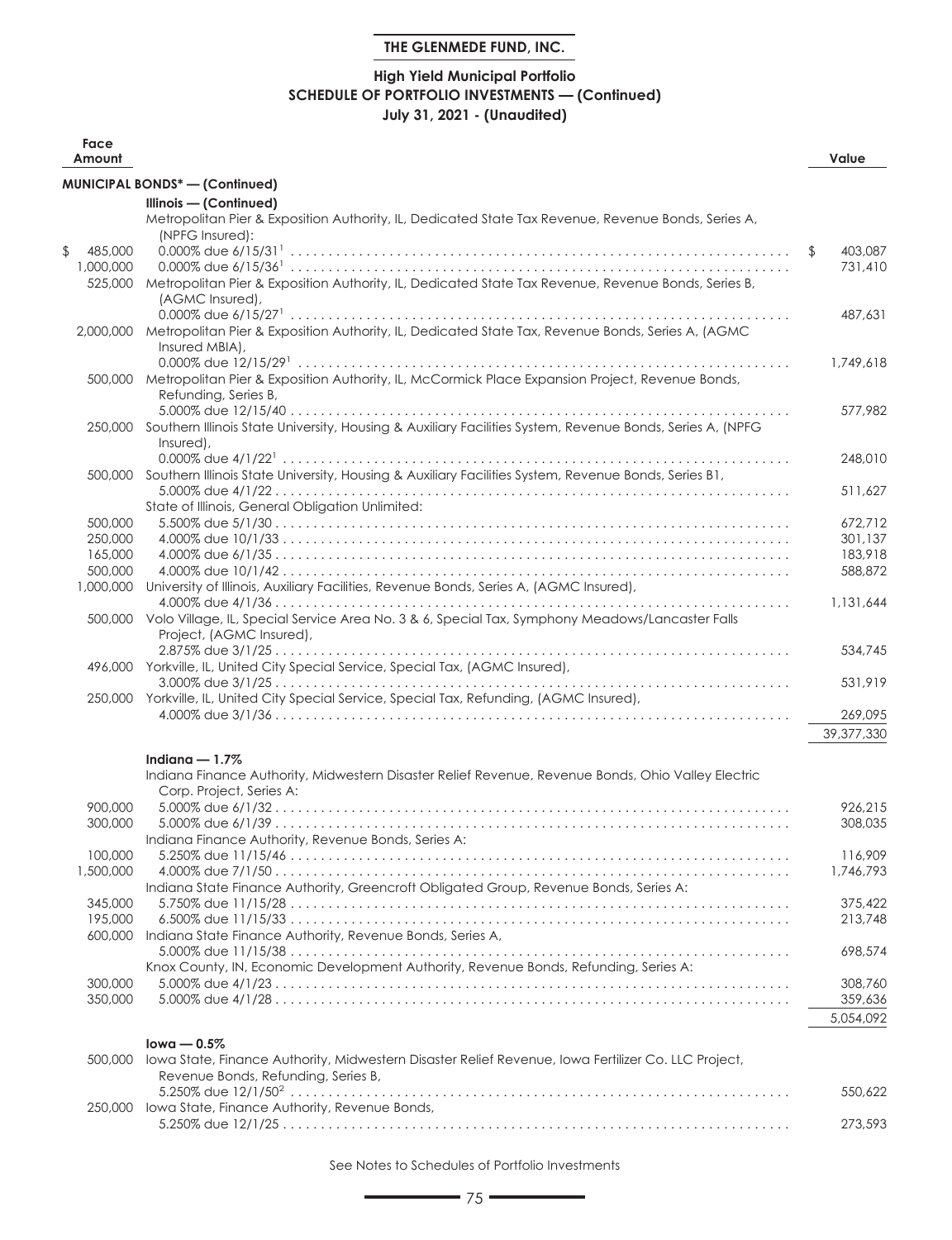**THE GLENMEDE FUND, INC.**

## High Yield Municipal Portfolio
## SCHEDULE OF PORTFOLIO INVESTMENTS — (Continued)
### July 31, 2021 - (Unaudited)

| Face Amount | | Value |
|---|---|---|
| | **MUNICIPAL BONDS* — (Continued)** | |
| | **Illinois — (Continued)** | |
| | Metropolitan Pier & Exposition Authority, IL, Dedicated State Tax Revenue, Revenue Bonds, Series A, (NPFG Insured): | |
| $ 485,000 | 0.000% due 6/15/31[1] | $ 403,087 |
| 1,000,000 | 0.000% due 6/15/36[1] | 731,410 |
| 525,000 | Metropolitan Pier & Exposition Authority, IL, Dedicated State Tax Revenue, Revenue Bonds, Series B, (AGMC Insured), 0.000% due 6/15/27[1] | 487,631 |
| 2,000,000 | Metropolitan Pier & Exposition Authority, IL, Dedicated State Tax, Revenue Bonds, Series A, (AGMC Insured MBIA), 0.000% due 12/15/29[1] | 1,749,618 |
| 500,000 | Metropolitan Pier & Exposition Authority, IL, McCormick Place Expansion Project, Revenue Bonds, Refunding, Series B, 5.000% due 12/15/40 | 577,982 |
| 250,000 | Southern Illinois State University, Housing & Auxiliary Facilities System, Revenue Bonds, Series A, (NPFG Insured), 0.000% due 4/1/22[1] | 248,010 |
| 500,000 | Southern Illinois State University, Housing & Auxiliary Facilities System, Revenue Bonds, Series B1, 5.000% due 4/1/22 | 511,627 |
| | State of Illinois, General Obligation Unlimited: | |
| 500,000 | 5.500% due 5/1/30 | 672,712 |
| 250,000 | 4.000% due 10/1/33 | 301,137 |
| 165,000 | 4.000% due 6/1/35 | 183,918 |
| 500,000 | 4.000% due 10/1/42 | 588,872 |
| 1,000,000 | University of Illinois, Auxiliary Facilities, Revenue Bonds, Series A, (AGMC Insured), 4.000% due 4/1/36 | 1,131,644 |
| 500,000 | Volo Village, IL, Special Service Area No. 3 & 6, Special Tax, Symphony Meadows/Lancaster Falls Project, (AGMC Insured), 2.875% due 3/1/25 | 534,745 |
| 496,000 | Yorkville, IL, United City Special Service, Special Tax, (AGMC Insured), 3.000% due 3/1/25 | 531,919 |
| 250,000 | Yorkville, IL, United City Special Service, Special Tax, Refunding, (AGMC Insured), 4.000% due 3/1/36 | 269,095 |
| | | 39,377,330 |
| | **Indiana — 1.7%** | |
| | Indiana Finance Authority, Midwestern Disaster Relief Revenue, Revenue Bonds, Ohio Valley Electric Corp. Project, Series A: | |
| 900,000 | 5.000% due 6/1/32 | 926,215 |
| 300,000 | 5.000% due 6/1/39 | 308,035 |
| | Indiana Finance Authority, Revenue Bonds, Series A: | |
| 100,000 | 5.250% due 11/15/46 | 116,909 |
| 1,500,000 | 4.000% due 7/1/50 | 1,746,793 |
| | Indiana State Finance Authority, Greencroft Obligated Group, Revenue Bonds, Series A: | |
| 345,000 | 5.750% due 11/15/28 | 375,422 |
| 195,000 | 6.500% due 11/15/33 | 213,748 |
| 600,000 | Indiana State Finance Authority, Revenue Bonds, Series A, 5.000% due 11/15/38 | 698,574 |
| | Knox County, IN, Economic Development Authority, Revenue Bonds, Refunding, Series A: | |
| 300,000 | 5.000% due 4/1/23 | 308,760 |
| 350,000 | 5.000% due 4/1/28 | 359,636 |
| | | 5,054,092 |
| | **Iowa — 0.5%** | |
| 500,000 | Iowa State, Finance Authority, Midwestern Disaster Relief Revenue, Iowa Fertilizer Co. LLC Project, Revenue Bonds, Refunding, Series B, 5.250% due 12/1/50[2] | 550,622 |
| 250,000 | Iowa State, Finance Authority, Revenue Bonds, 5.250% due 12/1/25 | 273,593 |

See Notes to Schedules of Portfolio Investments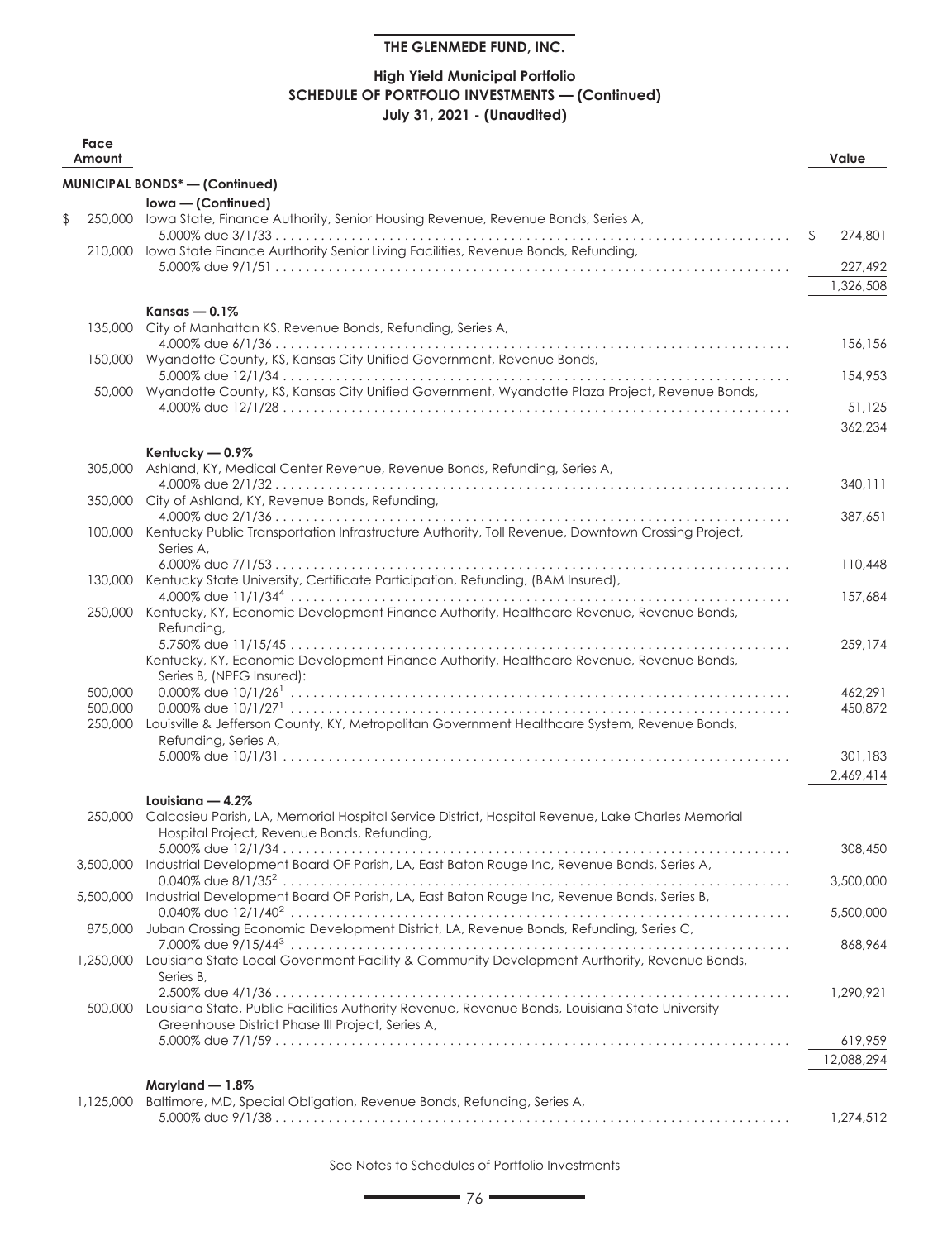**THE GLENMEDE FUND, INC.**

**High Yield Municipal Portfolio**
**SCHEDULE OF PORTFOLIO INVESTMENTS — (Continued)**
**July 31, 2021 - (Unaudited)**

| Face Amount | | Value |
|---|---|---|
| | **MUNICIPAL BONDS* — (Continued)** | |
| | **Iowa — (Continued)** | |
| $ 250,000 | Iowa State, Finance Authority, Senior Housing Revenue, Revenue Bonds, Series A, 5.000% due 3/1/33 | $ 274,801 |
| 210,000 | Iowa State Finance Aurthority Senior Living Facilities, Revenue Bonds, Refunding, 5.000% due 9/1/51 | 227,492 |
| | | 1,326,508 |
| | **Kansas — 0.1%** | |
| 135,000 | City of Manhattan KS, Revenue Bonds, Refunding, Series A, 4.000% due 6/1/36 | 156,156 |
| 150,000 | Wyandotte County, KS, Kansas City Unified Government, Revenue Bonds, 5.000% due 12/1/34 | 154,953 |
| 50,000 | Wyandotte County, KS, Kansas City Unified Government, Wyandotte Plaza Project, Revenue Bonds, 4.000% due 12/1/28 | 51,125 |
| | | 362,234 |
| | **Kentucky — 0.9%** | |
| 305,000 | Ashland, KY, Medical Center Revenue, Revenue Bonds, Refunding, Series A, 4.000% due 2/1/32 | 340,111 |
| 350,000 | City of Ashland, KY, Revenue Bonds, Refunding, 4.000% due 2/1/36 | 387,651 |
| 100,000 | Kentucky Public Transportation Infrastructure Authority, Toll Revenue, Downtown Crossing Project, Series A, 6.000% due 7/1/53 | 110,448 |
| 130,000 | Kentucky State University, Certificate Participation, Refunding, (BAM Insured), 4.000% due 11/1/34[4] | 157,684 |
| 250,000 | Kentucky, KY, Economic Development Finance Authority, Healthcare Revenue, Revenue Bonds, Refunding, 5.750% due 11/15/45 | 259,174 |
| | Kentucky, KY, Economic Development Finance Authority, Healthcare Revenue, Revenue Bonds, Series B, (NPFG Insured): | |
| 500,000 | 0.000% due 10/1/26[1] | 462,291 |
| 500,000 | 0.000% due 10/1/27[1] | 450,872 |
| 250,000 | Louisville & Jefferson County, KY, Metropolitan Government Healthcare System, Revenue Bonds, Refunding, Series A, 5.000% due 10/1/31 | 301,183 |
| | | 2,469,414 |
| | **Louisiana — 4.2%** | |
| 250,000 | Calcasieu Parish, LA, Memorial Hospital Service District, Hospital Revenue, Lake Charles Memorial Hospital Project, Revenue Bonds, Refunding, 5.000% due 12/1/34 | 308,450 |
| 3,500,000 | Industrial Development Board OF Parish, LA, East Baton Rouge Inc, Revenue Bonds, Series A, 0.040% due 8/1/35[2] | 3,500,000 |
| 5,500,000 | Industrial Development Board OF Parish, LA, East Baton Rouge Inc, Revenue Bonds, Series B, 0.040% due 12/1/40[2] | 5,500,000 |
| 875,000 | Juban Crossing Economic Development District, LA, Revenue Bonds, Refunding, Series C, 7.000% due 9/15/44[3] | 868,964 |
| 1,250,000 | Louisiana State Local Govenment Facility & Community Development Aurthority, Revenue Bonds, Series B, 2.500% due 4/1/36 | 1,290,921 |
| 500,000 | Louisiana State, Public Facilities Authority Revenue, Revenue Bonds, Louisiana State University Greenhouse District Phase III Project, Series A, 5.000% due 7/1/59 | 619,959 |
| | | 12,088,294 |
| | **Maryland — 1.8%** | |
| 1,125,000 | Baltimore, MD, Special Obligation, Revenue Bonds, Refunding, Series A, 5.000% due 9/1/38 | 1,274,512 |

See Notes to Schedules of Portfolio Investments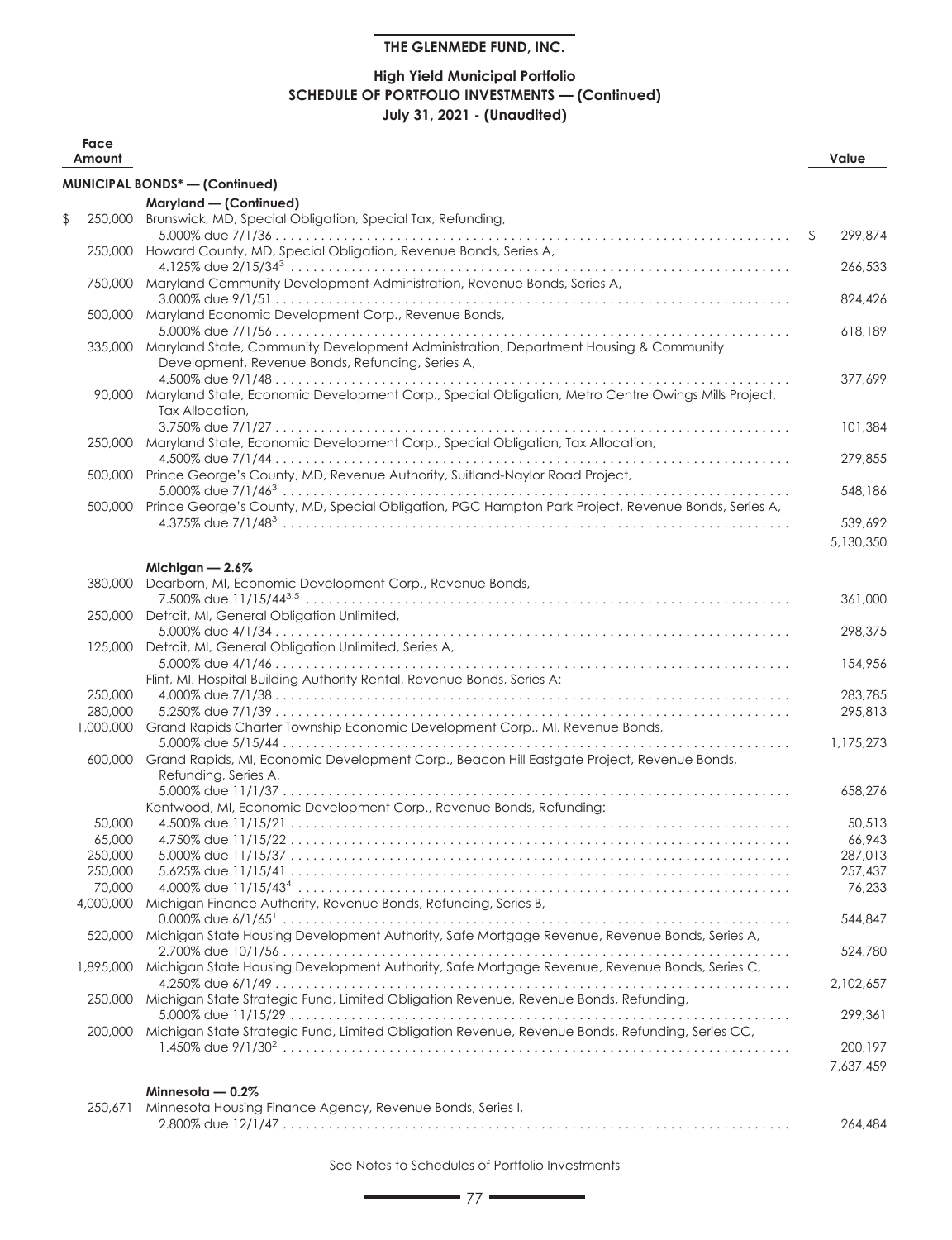**THE GLENMEDE FUND, INC.**

**High Yield Municipal Portfolio**
**SCHEDULE OF PORTFOLIO INVESTMENTS — (Continued)**
**July 31, 2021 - (Unaudited)**

| Face Amount | | Value |
|---|---|---|
| | **MUNICIPAL BONDS* — (Continued)** | |
| | **Maryland — (Continued)** | |
| $ 250,000 | Brunswick, MD, Special Obligation, Special Tax, Refunding, 5.000% due 7/1/36 | $ 299,874 |
| 250,000 | Howard County, MD, Special Obligation, Revenue Bonds, Series A, 4.125% due 2/15/34[3] | 266,533 |
| 750,000 | Maryland Community Development Administration, Revenue Bonds, Series A, 3.000% due 9/1/51 | 824,426 |
| 500,000 | Maryland Economic Development Corp., Revenue Bonds, 5.000% due 7/1/56 | 618,189 |
| 335,000 | Maryland State, Community Development Administration, Department Housing & Community Development, Revenue Bonds, Refunding, Series A, 4.500% due 9/1/48 | 377,699 |
| 90,000 | Maryland State, Economic Development Corp., Special Obligation, Metro Centre Owings Mills Project, Tax Allocation, 3.750% due 7/1/27 | 101,384 |
| 250,000 | Maryland State, Economic Development Corp., Special Obligation, Tax Allocation, 4.500% due 7/1/44 | 279,855 |
| 500,000 | Prince George's County, MD, Revenue Authority, Suitland-Naylor Road Project, 5.000% due 7/1/46[3] | 548,186 |
| 500,000 | Prince George's County, MD, Special Obligation, PGC Hampton Park Project, Revenue Bonds, Series A, 4.375% due 7/1/48[3] | 539,692 |
| | | 5,130,350 |
| | **Michigan — 2.6%** | |
| 380,000 | Dearborn, MI, Economic Development Corp., Revenue Bonds, 7.500% due 11/15/44[3,5] | 361,000 |
| 250,000 | Detroit, MI, General Obligation Unlimited, 5.000% due 4/1/34 | 298,375 |
| 125,000 | Detroit, MI, General Obligation Unlimited, Series A, 5.000% due 4/1/46 | 154,956 |
| | Flint, MI, Hospital Building Authority Rental, Revenue Bonds, Series A: | |
| 250,000 | 4.000% due 7/1/38 | 283,785 |
| 280,000 | 5.250% due 7/1/39 | 295,813 |
| 1,000,000 | Grand Rapids Charter Township Economic Development Corp., MI, Revenue Bonds, 5.000% due 5/15/44 | 1,175,273 |
| 600,000 | Grand Rapids, MI, Economic Development Corp., Beacon Hill Eastgate Project, Revenue Bonds, Refunding, Series A, 5.000% due 11/1/37 | 658,276 |
| | Kentwood, MI, Economic Development Corp., Revenue Bonds, Refunding: | |
| 50,000 | 4.500% due 11/15/21 | 50,513 |
| 65,000 | 4.750% due 11/15/22 | 66,943 |
| 250,000 | 5.000% due 11/15/37 | 287,013 |
| 250,000 | 5.625% due 11/15/41 | 257,437 |
| 70,000 | 4.000% due 11/15/43[4] | 76,233 |
| 4,000,000 | Michigan Finance Authority, Revenue Bonds, Refunding, Series B, 0.000% due 6/1/65[1] | 544,847 |
| 520,000 | Michigan State Housing Development Authority, Safe Mortgage Revenue, Revenue Bonds, Series A, 2.700% due 10/1/56 | 524,780 |
| 1,895,000 | Michigan State Housing Development Authority, Safe Mortgage Revenue, Revenue Bonds, Series C, 4.250% due 6/1/49 | 2,102,657 |
| 250,000 | Michigan State Strategic Fund, Limited Obligation Revenue, Revenue Bonds, Refunding, 5.000% due 11/15/29 | 299,361 |
| 200,000 | Michigan State Strategic Fund, Limited Obligation Revenue, Revenue Bonds, Refunding, Series CC, 1.450% due 9/1/30[2] | 200,197 |
| | | 7,637,459 |
| | **Minnesota — 0.2%** | |
| 250,671 | Minnesota Housing Finance Agency, Revenue Bonds, Series I, 2.800% due 12/1/47 | 264,484 |

See Notes to Schedules of Portfolio Investments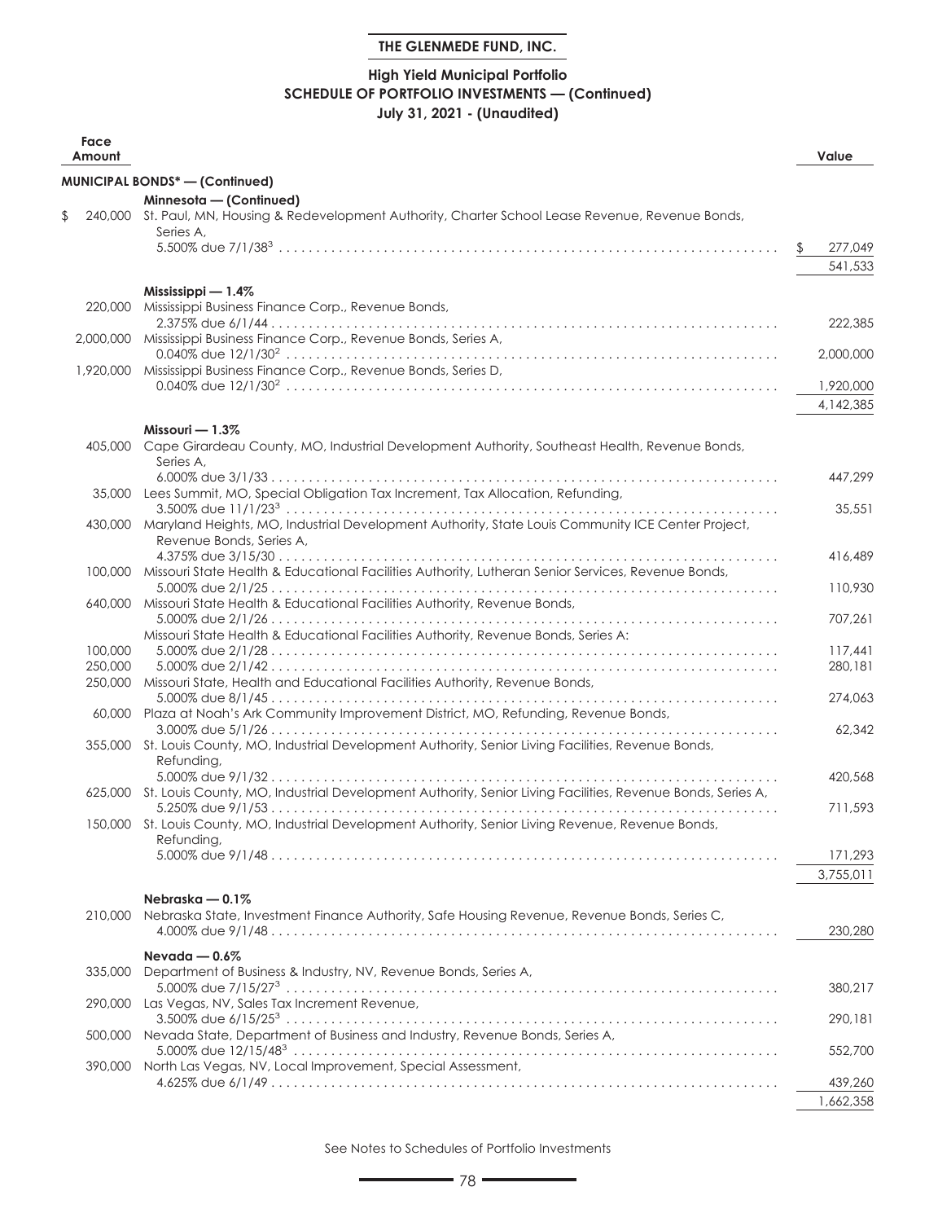**THE GLENMEDE FUND, INC.**

**High Yield Municipal Portfolio**
**SCHEDULE OF PORTFOLIO INVESTMENTS — (Continued)**
**July 31, 2021 - (Unaudited)**

| Face Amount | | Value |
|---|---|---|
| | **MUNICIPAL BONDS* — (Continued)** | |
| | **Minnesota — (Continued)** | |
| $ 240,000 | St. Paul, MN, Housing & Redevelopment Authority, Charter School Lease Revenue, Revenue Bonds, Series A, 5.500% due 7/1/38[3] | $ 277,049 |
| | | 541,533 |
| | **Mississippi — 1.4%** | |
| 220,000 | Mississippi Business Finance Corp., Revenue Bonds, 2.375% due 6/1/44 | 222,385 |
| 2,000,000 | Mississippi Business Finance Corp., Revenue Bonds, Series A, 0.040% due 12/1/30[2] | 2,000,000 |
| 1,920,000 | Mississippi Business Finance Corp., Revenue Bonds, Series D, 0.040% due 12/1/30[2] | 1,920,000 |
| | | 4,142,385 |
| | **Missouri — 1.3%** | |
| 405,000 | Cape Girardeau County, MO, Industrial Development Authority, Southeast Health, Revenue Bonds, Series A, 6.000% due 3/1/33 | 447,299 |
| 35,000 | Lees Summit, MO, Special Obligation Tax Increment, Tax Allocation, Refunding, 3.500% due 11/1/23[3] | 35,551 |
| 430,000 | Maryland Heights, MO, Industrial Development Authority, State Louis Community ICE Center Project, Revenue Bonds, Series A, 4.375% due 3/15/30 | 416,489 |
| 100,000 | Missouri State Health & Educational Facilities Authority, Lutheran Senior Services, Revenue Bonds, 5.000% due 2/1/25 | 110,930 |
| 640,000 | Missouri State Health & Educational Facilities Authority, Revenue Bonds, 5.000% due 2/1/26 | 707,261 |
| | Missouri State Health & Educational Facilities Authority, Revenue Bonds, Series A: | |
| 100,000 | 5.000% due 2/1/28 | 117,441 |
| 250,000 | 5.000% due 2/1/42 | 280,181 |
| 250,000 | Missouri State, Health and Educational Facilities Authority, Revenue Bonds, 5.000% due 8/1/45 | 274,063 |
| 60,000 | Plaza at Noah's Ark Community Improvement District, MO, Refunding, Revenue Bonds, 3.000% due 5/1/26 | 62,342 |
| 355,000 | St. Louis County, MO, Industrial Development Authority, Senior Living Facilities, Revenue Bonds, Refunding, 5.000% due 9/1/32 | 420,568 |
| 625,000 | St. Louis County, MO, Industrial Development Authority, Senior Living Facilities, Revenue Bonds, Series A, 5.250% due 9/1/53 | 711,593 |
| 150,000 | St. Louis County, MO, Industrial Development Authority, Senior Living Revenue, Revenue Bonds, Refunding, 5.000% due 9/1/48 | 171,293 |
| | | 3,755,011 |
| | **Nebraska — 0.1%** | |
| 210,000 | Nebraska State, Investment Finance Authority, Safe Housing Revenue, Revenue Bonds, Series C, 4.000% due 9/1/48 | 230,280 |
| | **Nevada — 0.6%** | |
| 335,000 | Department of Business & Industry, NV, Revenue Bonds, Series A, 5.000% due 7/15/27[3] | 380,217 |
| 290,000 | Las Vegas, NV, Sales Tax Increment Revenue, 3.500% due 6/15/25[3] | 290,181 |
| 500,000 | Nevada State, Department of Business and Industry, Revenue Bonds, Series A, 5.000% due 12/15/48[3] | 552,700 |
| 390,000 | North Las Vegas, NV, Local Improvement, Special Assessment, 4.625% due 6/1/49 | 439,260 |
| | | 1,662,358 |

See Notes to Schedules of Portfolio Investments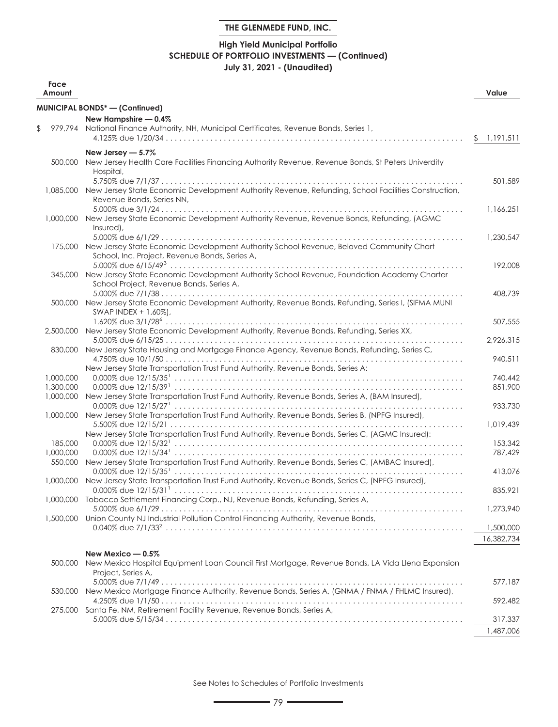**THE GLENMEDE FUND, INC.**

**High Yield Municipal Portfolio**
**SCHEDULE OF PORTFOLIO INVESTMENTS — (Continued)**
**July 31, 2021 - (Unaudited)**

| Face Amount | | Value |
|---|---|---|
| | **MUNICIPAL BONDS* — (Continued)** | |
| | **New Hampshire — 0.4%** | |
| $ 979,794 | National Finance Authority, NH, Municipal Certificates, Revenue Bonds, Series 1, 4.125% due 1/20/34 | $ 1,191,511 |
| | **New Jersey — 5.7%** | |
| 500,000 | New Jersey Health Care Facilities Financing Authority Revenue, Revenue Bonds, St Peters Univerdity Hospital, 5.750% due 7/1/37 | 501,589 |
| 1,085,000 | New Jersey State Economic Development Authority Revenue, Refunding, School Facilities Construction, Revenue Bonds, Series NN, 5.000% due 3/1/24 | 1,166,251 |
| 1,000,000 | New Jersey State Economic Development Authority Revenue, Revenue Bonds, Refunding, (AGMC Insured), 5.000% due 6/1/29 | 1,230,547 |
| 175,000 | New Jersey State Economic Development Authority School Revenue, Beloved Community Chart School, Inc. Project, Revenue Bonds, Series A, 5.000% due 6/15/49[3] | 192,008 |
| 345,000 | New Jersey State Economic Development Authority School Revenue, Foundation Academy Charter School Project, Revenue Bonds, Series A, 5.000% due 7/1/38 | 408,739 |
| 500,000 | New Jersey State Economic Development Authority, Revenue Bonds, Refunding, Series I, (SIFMA MUNI SWAP INDEX + 1.60%), 1.620% due 3/1/28[6] | 507,555 |
| 2,500,000 | New Jersey State Economic Development Authority, Revenue Bonds, Refunding, Series XX, 5.000% due 6/15/25 | 2,926,315 |
| 830,000 | New Jersey State Housing and Mortgage Finance Agency, Revenue Bonds, Refunding, Series C, 4.750% due 10/1/50 | 940,511 |
| | New Jersey State Transportation Trust Fund Authority, Revenue Bonds, Series A: | |
| 1,000,000 | 0.000% due 12/15/35[1] | 740,442 |
| 1,300,000 | 0.000% due 12/15/39[1] | 851,900 |
| 1,000,000 | New Jersey State Transportation Trust Fund Authority, Revenue Bonds, Series A, (BAM Insured), 0.000% due 12/15/27[1] | 933,730 |
| 1,000,000 | New Jersey State Transportation Trust Fund Authority, Revenue Bonds, Series B, (NPFG Insured), 5.500% due 12/15/21 | 1,019,439 |
| | New Jersey State Transportation Trust Fund Authority, Revenue Bonds, Series C, (AGMC Insured): | |
| 185,000 | 0.000% due 12/15/32[1] | 153,342 |
| 1,000,000 | 0.000% due 12/15/34[1] | 787,429 |
| 550,000 | New Jersey State Transportation Trust Fund Authority, Revenue Bonds, Series C, (AMBAC Insured), 0.000% due 12/15/35[1] | 413,076 |
| 1,000,000 | New Jersey State Transportation Trust Fund Authority, Revenue Bonds, Series C, (NPFG Insured), 0.000% due 12/15/31[1] | 835,921 |
| 1,000,000 | Tobacco Settlement Financing Corp., NJ, Revenue Bonds, Refunding, Series A, 5.000% due 6/1/29 | 1,273,940 |
| 1,500,000 | Union County NJ Industrial Pollution Control Financing Authority, Revenue Bonds, 0.040% due 7/1/33[2] | 1,500,000 |
| | | 16,382,734 |
| | **New Mexico — 0.5%** | |
| 500,000 | New Mexico Hospital Equipment Loan Council First Mortgage, Revenue Bonds, LA Vida Llena Expansion Project, Series A, 5.000% due 7/1/49 | 577,187 |
| 530,000 | New Mexico Mortgage Finance Authority, Revenue Bonds, Series A, (GNMA / FNMA / FHLMC Insured), 4.250% due 1/1/50 | 592,482 |
| 275,000 | Santa Fe, NM, Retirement Facility Revenue, Revenue Bonds, Series A, 5.000% due 5/15/34 | 317,337 |
| | | 1,487,006 |

See Notes to Schedules of Portfolio Investments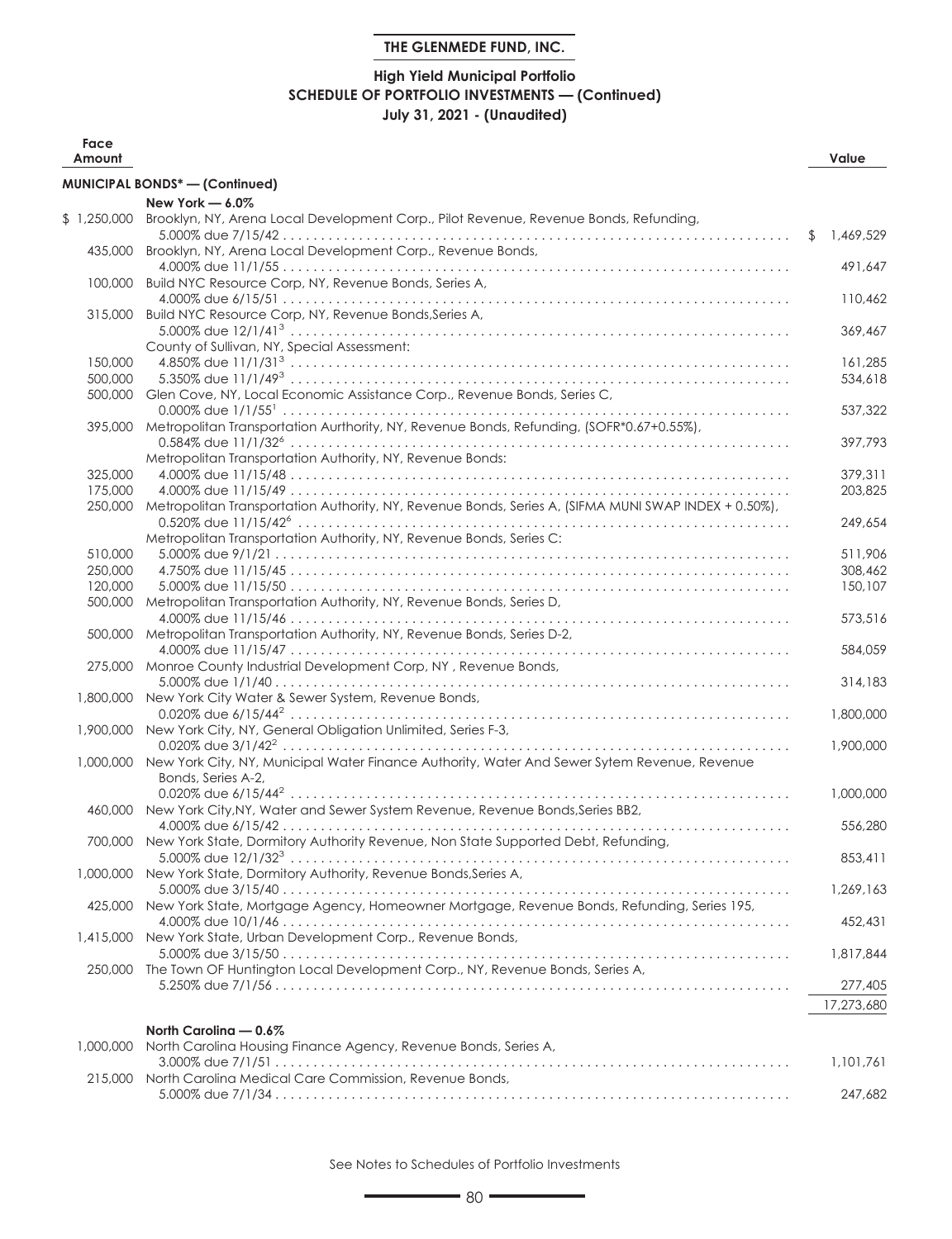**THE GLENMEDE FUND, INC.**

**High Yield Municipal Portfolio**
**SCHEDULE OF PORTFOLIO INVESTMENTS — (Continued)**
**July 31, 2021 - (Unaudited)**

| Face Amount | | Value |
|---|---|---|
| | **MUNICIPAL BONDS* — (Continued)** | |
| | **New York — 6.0%** | |
| $ 1,250,000 | Brooklyn, NY, Arena Local Development Corp., Pilot Revenue, Revenue Bonds, Refunding, 5.000% due 7/15/42 | $ 1,469,529 |
| 435,000 | Brooklyn, NY, Arena Local Development Corp., Revenue Bonds, 4.000% due 11/1/55 | 491,647 |
| 100,000 | Build NYC Resource Corp, NY, Revenue Bonds, Series A, 4.000% due 6/15/51 | 110,462 |
| 315,000 | Build NYC Resource Corp, NY, Revenue Bonds,Series A, 5.000% due 12/1/41[3] | 369,467 |
| | County of Sullivan, NY, Special Assessment: | |
| 150,000 | 4.850% due 11/1/31[3] | 161,285 |
| 500,000 | 5.350% due 11/1/49[3] | 534,618 |
| 500,000 | Glen Cove, NY, Local Economic Assistance Corp., Revenue Bonds, Series C, 0.000% due 1/1/55[1] | 537,322 |
| 395,000 | Metropolitan Transportation Aurthority, NY, Revenue Bonds, Refunding, (SOFR*0.67+0.55%), 0.584% due 11/1/32[6] | 397,793 |
| | Metropolitan Transportation Authority, NY, Revenue Bonds: | |
| 325,000 | 4.000% due 11/15/48 | 379,311 |
| 175,000 | 4.000% due 11/15/49 | 203,825 |
| 250,000 | Metropolitan Transportation Authority, NY, Revenue Bonds, Series A, (SIFMA MUNI SWAP INDEX + 0.50%), 0.520% due 11/15/42[6] | 249,654 |
| | Metropolitan Transportation Authority, NY, Revenue Bonds, Series C: | |
| 510,000 | 5.000% due 9/1/21 | 511,906 |
| 250,000 | 4.750% due 11/15/45 | 308,462 |
| 120,000 | 5.000% due 11/15/50 | 150,107 |
| 500,000 | Metropolitan Transportation Authority, NY, Revenue Bonds, Series D, 4.000% due 11/15/46 | 573,516 |
| 500,000 | Metropolitan Transportation Authority, NY, Revenue Bonds, Series D-2, 4.000% due 11/15/47 | 584,059 |
| 275,000 | Monroe County Industrial Development Corp, NY , Revenue Bonds, 5.000% due 1/1/40 | 314,183 |
| 1,800,000 | New York City Water & Sewer System, Revenue Bonds, 0.020% due 6/15/44[2] | 1,800,000 |
| 1,900,000 | New York City, NY, General Obligation Unlimited, Series F-3, 0.020% due 3/1/42[2] | 1,900,000 |
| 1,000,000 | New York City, NY, Municipal Water Finance Authority, Water And Sewer Sytem Revenue, Revenue Bonds, Series A-2, 0.020% due 6/15/44[2] | 1,000,000 |
| 460,000 | New York City,NY, Water and Sewer System Revenue, Revenue Bonds,Series BB2, 4.000% due 6/15/42 | 556,280 |
| 700,000 | New York State, Dormitory Authority Revenue, Non State Supported Debt, Refunding, 5.000% due 12/1/32[3] | 853,411 |
| 1,000,000 | New York State, Dormitory Authority, Revenue Bonds,Series A, 5.000% due 3/15/40 | 1,269,163 |
| 425,000 | New York State, Mortgage Agency, Homeowner Mortgage, Revenue Bonds, Refunding, Series 195, 4.000% due 10/1/46 | 452,431 |
| 1,415,000 | New York State, Urban Development Corp., Revenue Bonds, 5.000% due 3/15/50 | 1,817,844 |
| 250,000 | The Town OF Huntington Local Development Corp., NY, Revenue Bonds, Series A, 5.250% due 7/1/56 | 277,405 |
| | | 17,273,680 |
| | **North Carolina — 0.6%** | |
| 1,000,000 | North Carolina Housing Finance Agency, Revenue Bonds, Series A, 3.000% due 7/1/51 | 1,101,761 |
| 215,000 | North Carolina Medical Care Commission, Revenue Bonds, 5.000% due 7/1/34 | 247,682 |

See Notes to Schedules of Portfolio Investments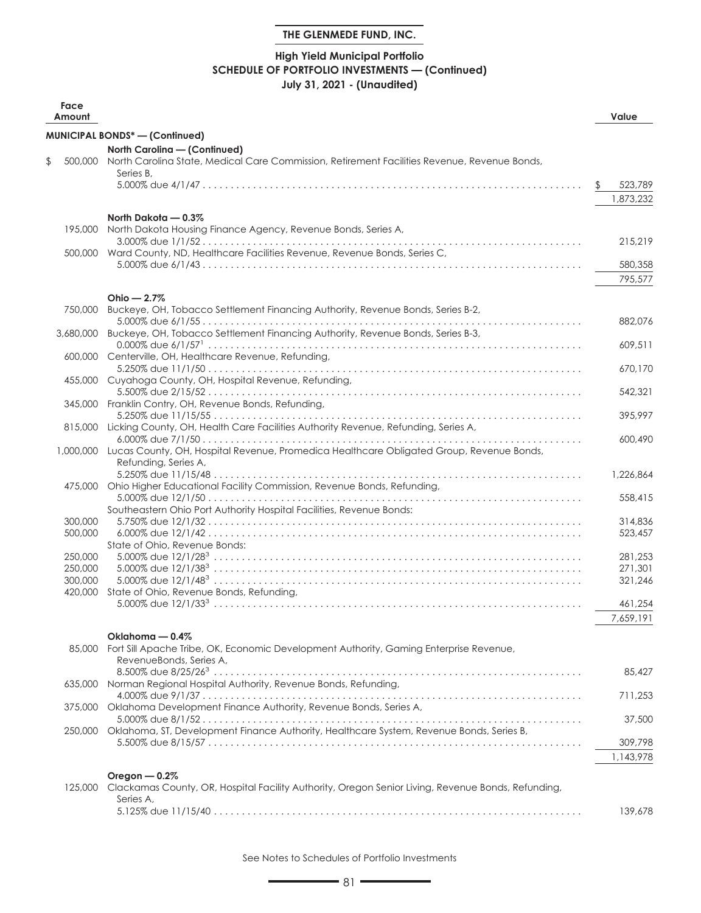**THE GLENMEDE FUND, INC.**

**High Yield Municipal Portfolio**
**SCHEDULE OF PORTFOLIO INVESTMENTS — (Continued)**
**July 31, 2021 - (Unaudited)**

| Face Amount | | Value |
|---|---|---|
| | **MUNICIPAL BONDS* — (Continued)** | |
| | **North Carolina — (Continued)** | |
| $ 500,000 | North Carolina State, Medical Care Commission, Retirement Facilities Revenue, Revenue Bonds, Series B, 5.000% due 4/1/47 | $ 523,789 |
| | | 1,873,232 |
| | **North Dakota — 0.3%** | |
| 195,000 | North Dakota Housing Finance Agency, Revenue Bonds, Series A, 3.000% due 1/1/52 | 215,219 |
| 500,000 | Ward County, ND, Healthcare Facilities Revenue, Revenue Bonds, Series C, 5.000% due 6/1/43 | 580,358 |
| | | 795,577 |
| | **Ohio — 2.7%** | |
| 750,000 | Buckeye, OH, Tobacco Settlement Financing Authority, Revenue Bonds, Series B-2, 5.000% due 6/1/55 | 882,076 |
| 3,680,000 | Buckeye, OH, Tobacco Settlement Financing Authority, Revenue Bonds, Series B-3, 0.000% due 6/1/57[1] | 609,511 |
| 600,000 | Centerville, OH, Healthcare Revenue, Refunding, 5.250% due 11/1/50 | 670,170 |
| 455,000 | Cuyahoga County, OH, Hospital Revenue, Refunding, 5.500% due 2/15/52 | 542,321 |
| 345,000 | Franklin Contry, OH, Revenue Bonds, Refunding, 5.250% due 11/15/55 | 395,997 |
| 815,000 | Licking County, OH, Health Care Facilities Authority Revenue, Refunding, Series A, 6.000% due 7/1/50 | 600,490 |
| 1,000,000 | Lucas County, OH, Hospital Revenue, Promedica Healthcare Obligated Group, Revenue Bonds, Refunding, Series A, 5.250% due 11/15/48 | 1,226,864 |
| 475,000 | Ohio Higher Educational Facility Commission, Revenue Bonds, Refunding, 5.000% due 12/1/50 | 558,415 |
| | Southeastern Ohio Port Authority Hospital Facilities, Revenue Bonds: | |
| 300,000 | 5.750% due 12/1/32 | 314,836 |
| 500,000 | 6.000% due 12/1/42 | 523,457 |
| | State of Ohio, Revenue Bonds: | |
| 250,000 | 5.000% due 12/1/28[3] | 281,253 |
| 250,000 | 5.000% due 12/1/38[3] | 271,301 |
| 300,000 | 5.000% due 12/1/48[3] | 321,246 |
| 420,000 | State of Ohio, Revenue Bonds, Refunding, 5.000% due 12/1/33[3] | 461,254 |
| | | 7,659,191 |
| | **Oklahoma — 0.4%** | |
| 85,000 | Fort Sill Apache Tribe, OK, Economic Development Authority, Gaming Enterprise Revenue, RevenueBonds, Series A, 8.500% due 8/25/26[3] | 85,427 |
| 635,000 | Norman Regional Hospital Authority, Revenue Bonds, Refunding, 4.000% due 9/1/37 | 711,253 |
| 375,000 | Oklahoma Development Finance Authority, Revenue Bonds, Series A, 5.000% due 8/1/52 | 37,500 |
| 250,000 | Oklahoma, ST, Development Finance Authority, Healthcare System, Revenue Bonds, Series B, 5.500% due 8/15/57 | 309,798 |
| | | 1,143,978 |
| | **Oregon — 0.2%** | |
| 125,000 | Clackamas County, OR, Hospital Facility Authority, Oregon Senior Living, Revenue Bonds, Refunding, Series A, 5.125% due 11/15/40 | 139,678 |

See Notes to Schedules of Portfolio Investments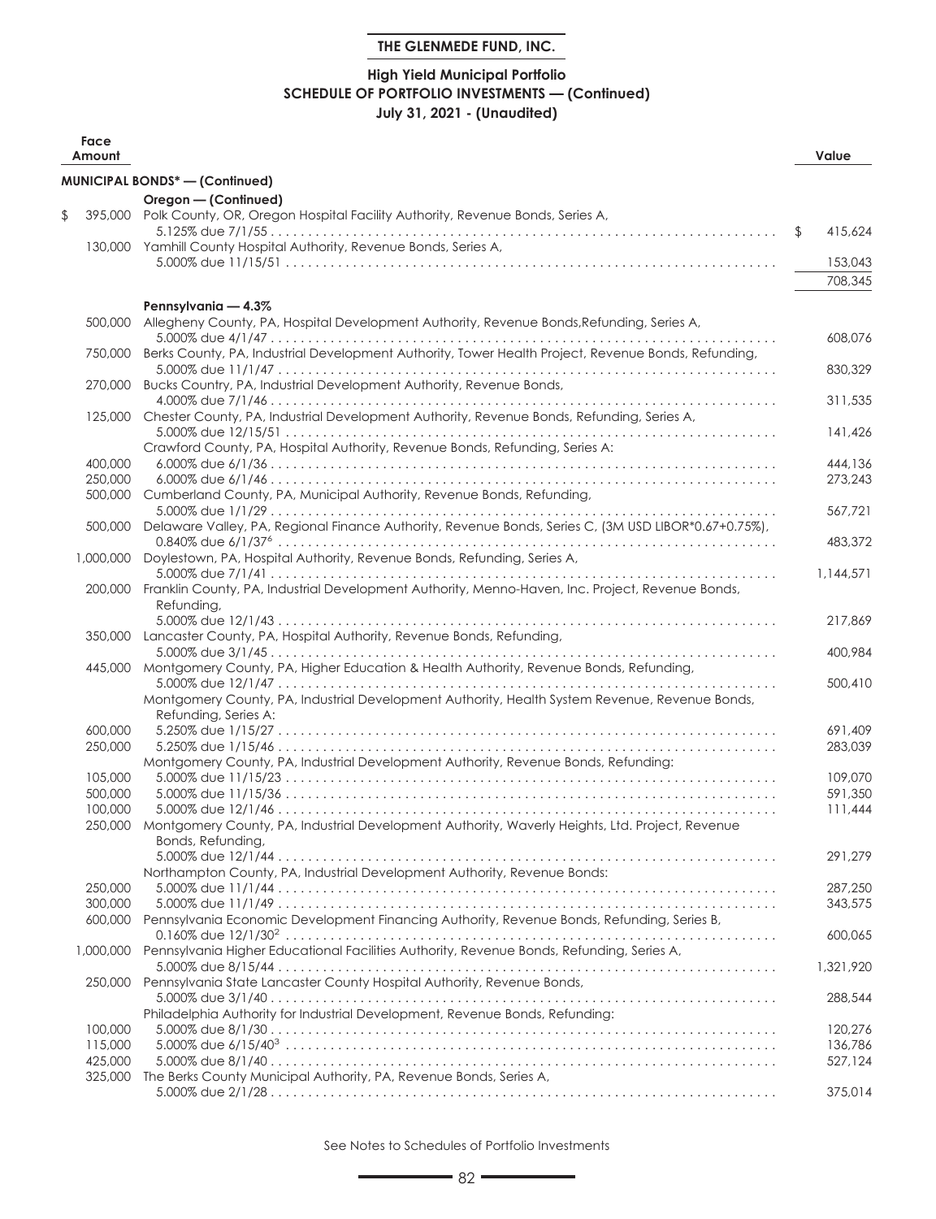**THE GLENMEDE FUND, INC.**

**High Yield Municipal Portfolio**
**SCHEDULE OF PORTFOLIO INVESTMENTS — (Continued)**
**July 31, 2021 - (Unaudited)**

| Face Amount | | Value |
|---|---|---|
| | **MUNICIPAL BONDS* — (Continued)** | |
| | **Oregon — (Continued)** | |
| $ 395,000 | Polk County, OR, Oregon Hospital Facility Authority, Revenue Bonds, Series A, 5.125% due 7/1/55 | $ 415,624 |
| 130,000 | Yamhill County Hospital Authority, Revenue Bonds, Series A, 5.000% due 11/15/51 | 153,043 |
| | | 708,345 |
| | **Pennsylvania — 4.3%** | |
| 500,000 | Allegheny County, PA, Hospital Development Authority, Revenue Bonds,Refunding, Series A, 5.000% due 4/1/47 | 608,076 |
| 750,000 | Berks County, PA, Industrial Development Authority, Tower Health Project, Revenue Bonds, Refunding, 5.000% due 11/1/47 | 830,329 |
| 270,000 | Bucks Country, PA, Industrial Development Authority, Revenue Bonds, 4.000% due 7/1/46 | 311,535 |
| 125,000 | Chester County, PA, Industrial Development Authority, Revenue Bonds, Refunding, Series A, 5.000% due 12/15/51 | 141,426 |
| | Crawford County, PA, Hospital Authority, Revenue Bonds, Refunding, Series A: | |
| 400,000 | 6.000% due 6/1/36 | 444,136 |
| 250,000 | 6.000% due 6/1/46 | 273,243 |
| 500,000 | Cumberland County, PA, Municipal Authority, Revenue Bonds, Refunding, 5.000% due 1/1/29 | 567,721 |
| 500,000 | Delaware Valley, PA, Regional Finance Authority, Revenue Bonds, Series C, (3M USD LIBOR*0.67+0.75%), 0.840% due 6/1/37[6] | 483,372 |
| 1,000,000 | Doylestown, PA, Hospital Authority, Revenue Bonds, Refunding, Series A, 5.000% due 7/1/41 | 1,144,571 |
| 200,000 | Franklin County, PA, Industrial Development Authority, Menno-Haven, Inc. Project, Revenue Bonds, Refunding, 5.000% due 12/1/43 | 217,869 |
| 350,000 | Lancaster County, PA, Hospital Authority, Revenue Bonds, Refunding, 5.000% due 3/1/45 | 400,984 |
| 445,000 | Montgomery County, PA, Higher Education & Health Authority, Revenue Bonds, Refunding, 5.000% due 12/1/47 | 500,410 |
| | Montgomery County, PA, Industrial Development Authority, Health System Revenue, Revenue Bonds, Refunding, Series A: | |
| 600,000 | 5.250% due 1/15/27 | 691,409 |
| 250,000 | 5.250% due 1/15/46 | 283,039 |
| | Montgomery County, PA, Industrial Development Authority, Revenue Bonds, Refunding: | |
| 105,000 | 5.000% due 11/15/23 | 109,070 |
| 500,000 | 5.000% due 11/15/36 | 591,350 |
| 100,000 | 5.000% due 12/1/46 | 111,444 |
| 250,000 | Montgomery County, PA, Industrial Development Authority, Waverly Heights, Ltd. Project, Revenue Bonds, Refunding, 5.000% due 12/1/44 | 291,279 |
| | Northampton County, PA, Industrial Development Authority, Revenue Bonds: | |
| 250,000 | 5.000% due 11/1/44 | 287,250 |
| 300,000 | 5.000% due 11/1/49 | 343,575 |
| 600,000 | Pennsylvania Economic Development Financing Authority, Revenue Bonds, Refunding, Series B, 0.160% due 12/1/30[2] | 600,065 |
| 1,000,000 | Pennsylvania Higher Educational Facilities Authority, Revenue Bonds, Refunding, Series A, 5.000% due 8/15/44 | 1,321,920 |
| 250,000 | Pennsylvania State Lancaster County Hospital Authority, Revenue Bonds, 5.000% due 3/1/40 | 288,544 |
| | Philadelphia Authority for Industrial Development, Revenue Bonds, Refunding: | |
| 100,000 | 5.000% due 8/1/30 | 120,276 |
| 115,000 | 5.000% due 6/15/40[3] | 136,786 |
| 425,000 | 5.000% due 8/1/40 | 527,124 |
| 325,000 | The Berks County Municipal Authority, PA, Revenue Bonds, Series A, 5.000% due 2/1/28 | 375,014 |

See Notes to Schedules of Portfolio Investments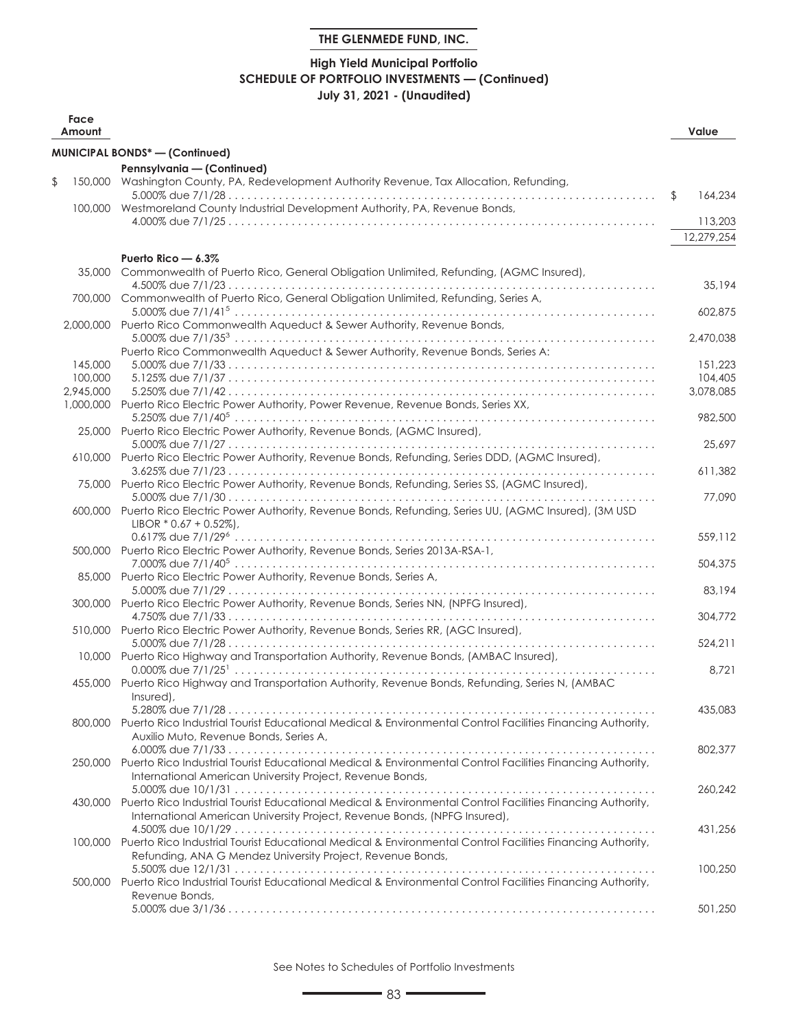**THE GLENMEDE FUND, INC.**

**High Yield Municipal Portfolio**
**SCHEDULE OF PORTFOLIO INVESTMENTS — (Continued)**
**July 31, 2021 - (Unaudited)**

| Face Amount | | Value |
|---|---|---|
| | **MUNICIPAL BONDS* — (Continued)** | |
| | **Pennsylvania — (Continued)** | |
| $ 150,000 | Washington County, PA, Redevelopment Authority Revenue, Tax Allocation, Refunding, 5.000% due 7/1/28 | $ 164,234 |
| 100,000 | Westmoreland County Industrial Development Authority, PA, Revenue Bonds, 4.000% due 7/1/25 | 113,203 |
| | | 12,279,254 |
| | **Puerto Rico — 6.3%** | |
| 35,000 | Commonwealth of Puerto Rico, General Obligation Unlimited, Refunding, (AGMC Insured), 4.500% due 7/1/23 | 35,194 |
| 700,000 | Commonwealth of Puerto Rico, General Obligation Unlimited, Refunding, Series A, 5.000% due 7/1/41[5] | 602,875 |
| 2,000,000 | Puerto Rico Commonwealth Aqueduct & Sewer Authority, Revenue Bonds, 5.000% due 7/1/35[3] | 2,470,038 |
| | Puerto Rico Commonwealth Aqueduct & Sewer Authority, Revenue Bonds, Series A: | |
| 145,000 | 5.000% due 7/1/33 | 151,223 |
| 100,000 | 5.125% due 7/1/37 | 104,405 |
| 2,945,000 | 5.250% due 7/1/42 | 3,078,085 |
| 1,000,000 | Puerto Rico Electric Power Authority, Power Revenue, Revenue Bonds, Series XX, 5.250% due 7/1/40[5] | 982,500 |
| 25,000 | Puerto Rico Electric Power Authority, Revenue Bonds, (AGMC Insured), 5.000% due 7/1/27 | 25,697 |
| 610,000 | Puerto Rico Electric Power Authority, Revenue Bonds, Refunding, Series DDD, (AGMC Insured), 3.625% due 7/1/23 | 611,382 |
| 75,000 | Puerto Rico Electric Power Authority, Revenue Bonds, Refunding, Series SS, (AGMC Insured), 5.000% due 7/1/30 | 77,090 |
| 600,000 | Puerto Rico Electric Power Authority, Revenue Bonds, Refunding, Series UU, (AGMC Insured), (3M USD LIBOR * 0.67 + 0.52%), 0.617% due 7/1/29[6] | 559,112 |
| 500,000 | Puerto Rico Electric Power Authority, Revenue Bonds, Series 2013A-RSA-1, 7.000% due 7/1/40[5] | 504,375 |
| 85,000 | Puerto Rico Electric Power Authority, Revenue Bonds, Series A, 5.000% due 7/1/29 | 83,194 |
| 300,000 | Puerto Rico Electric Power Authority, Revenue Bonds, Series NN, (NPFG Insured), 4.750% due 7/1/33 | 304,772 |
| 510,000 | Puerto Rico Electric Power Authority, Revenue Bonds, Series RR, (AGC Insured), 5.000% due 7/1/28 | 524,211 |
| 10,000 | Puerto Rico Highway and Transportation Authority, Revenue Bonds, (AMBAC Insured), 0.000% due 7/1/25[1] | 8,721 |
| 455,000 | Puerto Rico Highway and Transportation Authority, Revenue Bonds, Refunding, Series N, (AMBAC Insured), 5.280% due 7/1/28 | 435,083 |
| 800,000 | Puerto Rico Industrial Tourist Educational Medical & Environmental Control Facilities Financing Authority, Auxilio Muto, Revenue Bonds, Series A, 6.000% due 7/1/33 | 802,377 |
| 250,000 | Puerto Rico Industrial Tourist Educational Medical & Environmental Control Facilities Financing Authority, International American University Project, Revenue Bonds, 5.000% due 10/1/31 | 260,242 |
| 430,000 | Puerto Rico Industrial Tourist Educational Medical & Environmental Control Facilities Financing Authority, International American University Project, Revenue Bonds, (NPFG Insured), 4.500% due 10/1/29 | 431,256 |
| 100,000 | Puerto Rico Industrial Tourist Educational Medical & Environmental Control Facilities Financing Authority, Refunding, ANA G Mendez University Project, Revenue Bonds, 5.500% due 12/1/31 | 100,250 |
| 500,000 | Puerto Rico Industrial Tourist Educational Medical & Environmental Control Facilities Financing Authority, Revenue Bonds, 5.000% due 3/1/36 | 501,250 |

See Notes to Schedules of Portfolio Investments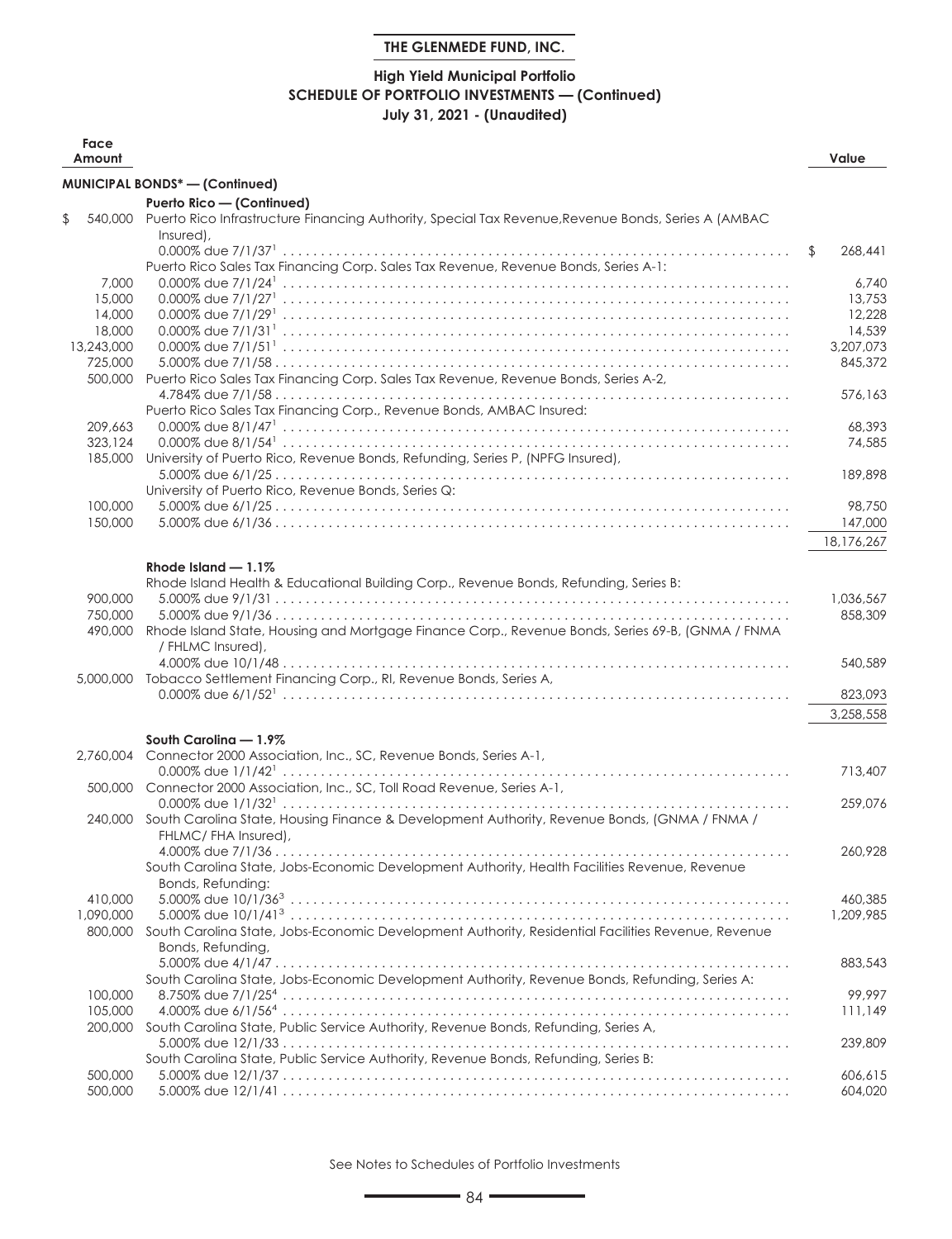**THE GLENMEDE FUND, INC.**

**High Yield Municipal Portfolio**
**SCHEDULE OF PORTFOLIO INVESTMENTS — (Continued)**
**July 31, 2021 - (Unaudited)**

| Face Amount | | Value |
|---|---|---|
| | **MUNICIPAL BONDS* — (Continued)** | |
| | **Puerto Rico — (Continued)** | |
| $ 540,000 | Puerto Rico Infrastructure Financing Authority, Special Tax Revenue,Revenue Bonds, Series A (AMBAC Insured), 0.000% due 7/1/37[1] | $ 268,441 |
| | Puerto Rico Sales Tax Financing Corp. Sales Tax Revenue, Revenue Bonds, Series A-1: | |
| 7,000 | 0.000% due 7/1/24[1] | 6,740 |
| 15,000 | 0.000% due 7/1/27[1] | 13,753 |
| 14,000 | 0.000% due 7/1/29[1] | 12,228 |
| 18,000 | 0.000% due 7/1/31[1] | 14,539 |
| 13,243,000 | 0.000% due 7/1/51[1] | 3,207,073 |
| 725,000 | 5.000% due 7/1/58 | 845,372 |
| 500,000 | Puerto Rico Sales Tax Financing Corp. Sales Tax Revenue, Revenue Bonds, Series A-2, 4.784% due 7/1/58 | 576,163 |
| | Puerto Rico Sales Tax Financing Corp., Revenue Bonds, AMBAC Insured: | |
| 209,663 | 0.000% due 8/1/47[1] | 68,393 |
| 323,124 | 0.000% due 8/1/54[1] | 74,585 |
| 185,000 | University of Puerto Rico, Revenue Bonds, Refunding, Series P, (NPFG Insured), 5.000% due 6/1/25 | 189,898 |
| | University of Puerto Rico, Revenue Bonds, Series Q: | |
| 100,000 | 5.000% due 6/1/25 | 98,750 |
| 150,000 | 5.000% due 6/1/36 | 147,000 |
| | | 18,176,267 |
| | **Rhode Island — 1.1%** | |
| | Rhode Island Health & Educational Building Corp., Revenue Bonds, Refunding, Series B: | |
| 900,000 | 5.000% due 9/1/31 | 1,036,567 |
| 750,000 | 5.000% due 9/1/36 | 858,309 |
| 490,000 | Rhode Island State, Housing and Mortgage Finance Corp., Revenue Bonds, Series 69-B, (GNMA / FNMA / FHLMC Insured), 4.000% due 10/1/48 | 540,589 |
| 5,000,000 | Tobacco Settlement Financing Corp., RI, Revenue Bonds, Series A, 0.000% due 6/1/52[1] | 823,093 |
| | | 3,258,558 |
| | **South Carolina — 1.9%** | |
| 2,760,004 | Connector 2000 Association, Inc., SC, Revenue Bonds, Series A-1, 0.000% due 1/1/42[1] | 713,407 |
| 500,000 | Connector 2000 Association, Inc., SC, Toll Road Revenue, Series A-1, 0.000% due 1/1/32[1] | 259,076 |
| 240,000 | South Carolina State, Housing Finance & Development Authority, Revenue Bonds, (GNMA / FNMA / FHLMC/ FHA Insured), 4.000% due 7/1/36 | 260,928 |
| | South Carolina State, Jobs-Economic Development Authority, Health Facilities Revenue, Revenue Bonds, Refunding: | |
| 410,000 | 5.000% due 10/1/36[3] | 460,385 |
| 1,090,000 | 5.000% due 10/1/41[3] | 1,209,985 |
| 800,000 | South Carolina State, Jobs-Economic Development Authority, Residential Facilities Revenue, Revenue Bonds, Refunding, 5.000% due 4/1/47 | 883,543 |
| | South Carolina State, Jobs-Economic Development Authority, Revenue Bonds, Refunding, Series A: | |
| 100,000 | 8.750% due 7/1/25[4] | 99,997 |
| 105,000 | 4.000% due 6/1/56[4] | 111,149 |
| 200,000 | South Carolina State, Public Service Authority, Revenue Bonds, Refunding, Series A, 5.000% due 12/1/33 | 239,809 |
| | South Carolina State, Public Service Authority, Revenue Bonds, Refunding, Series B: | |
| 500,000 | 5.000% due 12/1/37 | 606,615 |
| 500,000 | 5.000% due 12/1/41 | 604,020 |

See Notes to Schedules of Portfolio Investments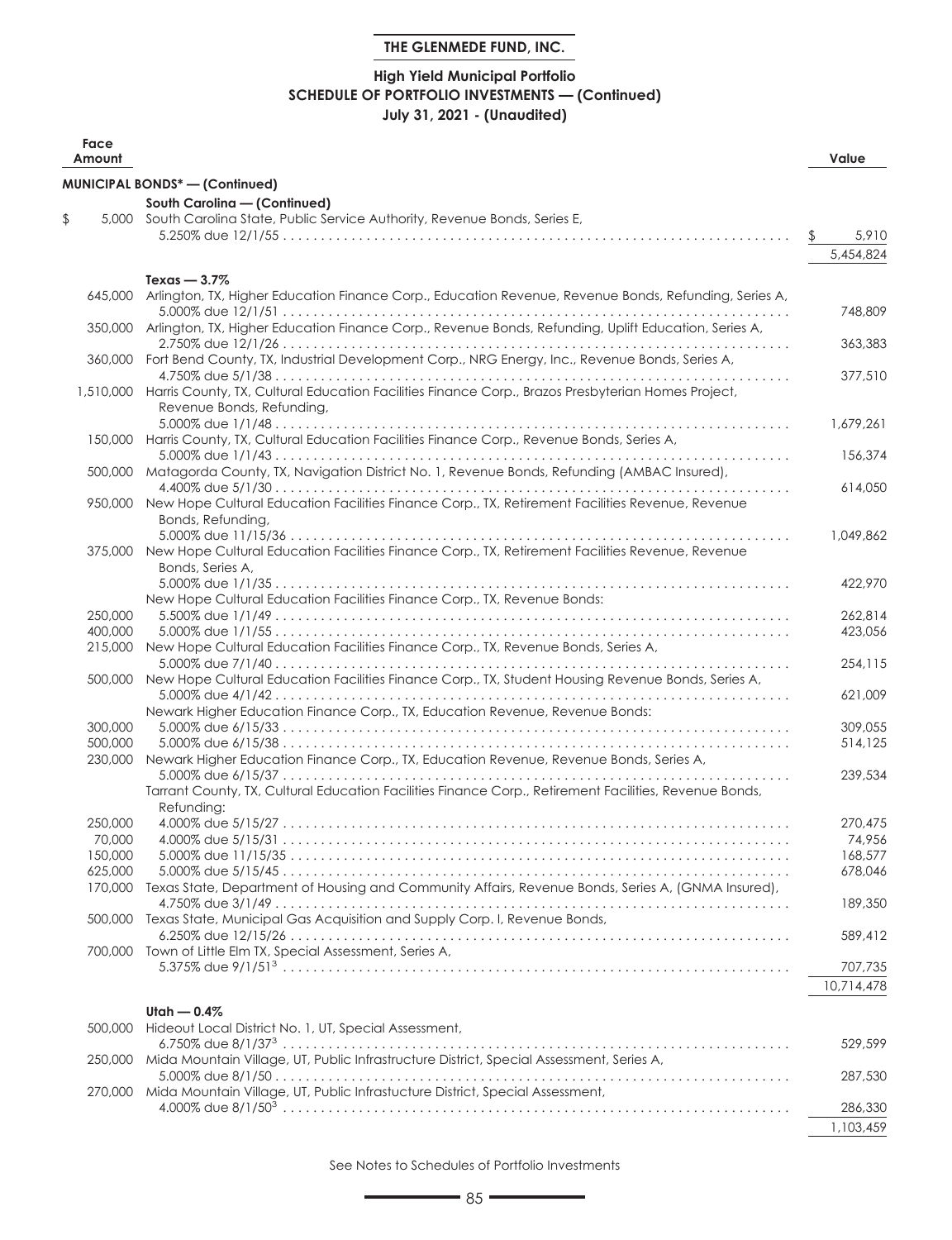**THE GLENMEDE FUND, INC.**

**High Yield Municipal Portfolio**
**SCHEDULE OF PORTFOLIO INVESTMENTS — (Continued)**
**July 31, 2021 - (Unaudited)**

| Face Amount | | Value |
|---|---|---|
| | **MUNICIPAL BONDS* — (Continued)** | |
| | **South Carolina — (Continued)** | |
| $ 5,000 | South Carolina State, Public Service Authority, Revenue Bonds, Series E, 5.250% due 12/1/55 | $ 5,910 |
| | | 5,454,824 |
| | **Texas — 3.7%** | |
| 645,000 | Arlington, TX, Higher Education Finance Corp., Education Revenue, Revenue Bonds, Refunding, Series A, 5.000% due 12/1/51 | 748,809 |
| 350,000 | Arlington, TX, Higher Education Finance Corp., Revenue Bonds, Refunding, Uplift Education, Series A, 2.750% due 12/1/26 | 363,383 |
| 360,000 | Fort Bend County, TX, Industrial Development Corp., NRG Energy, Inc., Revenue Bonds, Series A, 4.750% due 5/1/38 | 377,510 |
| 1,510,000 | Harris County, TX, Cultural Education Facilities Finance Corp., Brazos Presbyterian Homes Project, Revenue Bonds, Refunding, 5.000% due 1/1/48 | 1,679,261 |
| 150,000 | Harris County, TX, Cultural Education Facilities Finance Corp., Revenue Bonds, Series A, 5.000% due 1/1/43 | 156,374 |
| 500,000 | Matagorda County, TX, Navigation District No. 1, Revenue Bonds, Refunding (AMBAC Insured), 4.400% due 5/1/30 | 614,050 |
| 950,000 | New Hope Cultural Education Facilities Finance Corp., TX, Retirement Facilities Revenue, Revenue Bonds, Refunding, 5.000% due 11/15/36 | 1,049,862 |
| 375,000 | New Hope Cultural Education Facilities Finance Corp., TX, Retirement Facilities Revenue, Revenue Bonds, Series A, 5.000% due 1/1/35 | 422,970 |
| | New Hope Cultural Education Facilities Finance Corp., TX, Revenue Bonds: | |
| 250,000 | 5.500% due 1/1/49 | 262,814 |
| 400,000 | 5.000% due 1/1/55 | 423,056 |
| 215,000 | New Hope Cultural Education Facilities Finance Corp., TX, Revenue Bonds, Series A, 5.000% due 7/1/40 | 254,115 |
| 500,000 | New Hope Cultural Education Facilities Finance Corp., TX, Student Housing Revenue Bonds, Series A, 5.000% due 4/1/42 | 621,009 |
| | Newark Higher Education Finance Corp., TX, Education Revenue, Revenue Bonds: | |
| 300,000 | 5.000% due 6/15/33 | 309,055 |
| 500,000 | 5.000% due 6/15/38 | 514,125 |
| 230,000 | Newark Higher Education Finance Corp., TX, Education Revenue, Revenue Bonds, Series A, 5.000% due 6/15/37 | 239,534 |
| | Tarrant County, TX, Cultural Education Facilities Finance Corp., Retirement Facilities, Revenue Bonds, Refunding: | |
| 250,000 | 4.000% due 5/15/27 | 270,475 |
| 70,000 | 4.000% due 5/15/31 | 74,956 |
| 150,000 | 5.000% due 11/15/35 | 168,577 |
| 625,000 | 5.000% due 5/15/45 | 678,046 |
| 170,000 | Texas State, Department of Housing and Community Affairs, Revenue Bonds, Series A, (GNMA Insured), 4.750% due 3/1/49 | 189,350 |
| 500,000 | Texas State, Municipal Gas Acquisition and Supply Corp. I, Revenue Bonds, 6.250% due 12/15/26 | 589,412 |
| 700,000 | Town of Little Elm TX, Special Assessment, Series A, 5.375% due 9/1/51[3] | 707,735 |
| | | 10,714,478 |
| | **Utah — 0.4%** | |
| 500,000 | Hideout Local District No. 1, UT, Special Assessment, 6.750% due 8/1/37[3] | 529,599 |
| 250,000 | Mida Mountain Village, UT, Public Infrastructure District, Special Assessment, Series A, 5.000% due 8/1/50 | 287,530 |
| 270,000 | Mida Mountain Village, UT, Public Infrastucture District, Special Assessment, 4.000% due 8/1/50[3] | 286,330 |
| | | 1,103,459 |

See Notes to Schedules of Portfolio Investments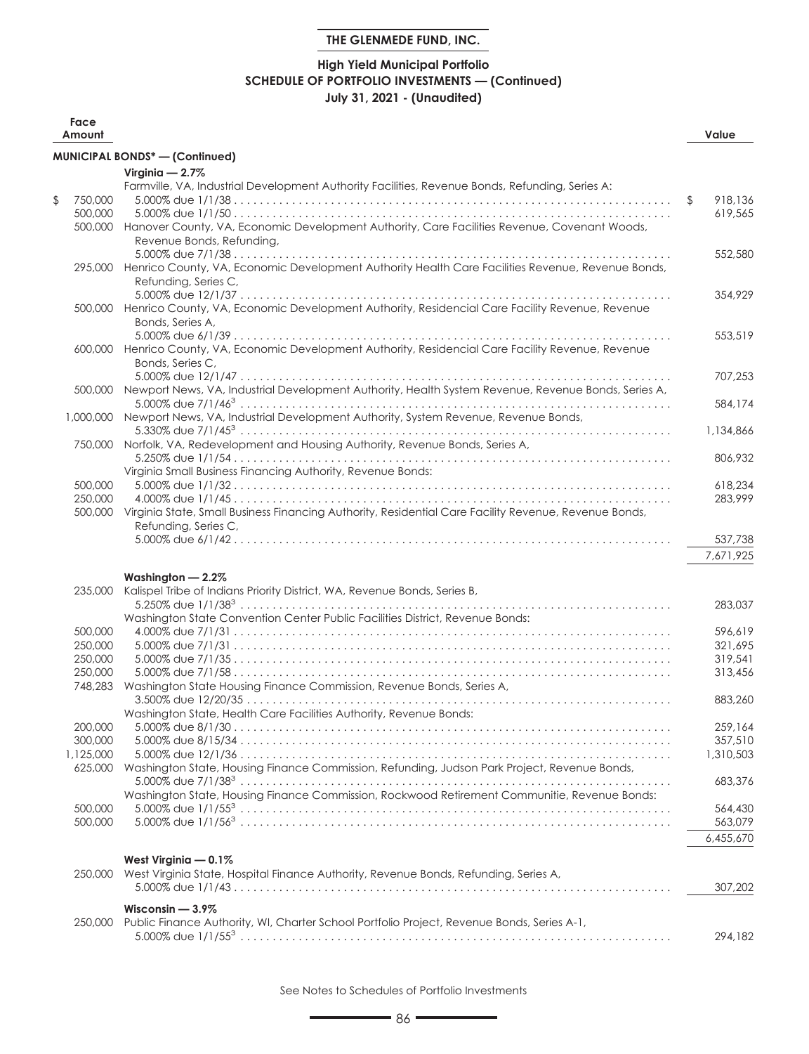**THE GLENMEDE FUND, INC.**

**High Yield Municipal Portfolio**
**SCHEDULE OF PORTFOLIO INVESTMENTS — (Continued)**
**July 31, 2021 - (Unaudited)**

| Face Amount | | Value |
|---|---|---|
| | **MUNICIPAL BONDS* — (Continued)** | |
| | **Virginia — 2.7%** | |
| | Farmville, VA, Industrial Development Authority Facilities, Revenue Bonds, Refunding, Series A: | |
| $ 750,000 | 5.000% due 1/1/38 | $ 918,136 |
| 500,000 | 5.000% due 1/1/50 | 619,565 |
| 500,000 | Hanover County, VA, Economic Development Authority, Care Facilities Revenue, Covenant Woods, Revenue Bonds, Refunding, 5.000% due 7/1/38 | 552,580 |
| 295,000 | Henrico County, VA, Economic Development Authority Health Care Facilities Revenue, Revenue Bonds, Refunding, Series C, 5.000% due 12/1/37 | 354,929 |
| 500,000 | Henrico County, VA, Economic Development Authority, Residencial Care Facility Revenue, Revenue Bonds, Series A, 5.000% due 6/1/39 | 553,519 |
| 600,000 | Henrico County, VA, Economic Development Authority, Residencial Care Facility Revenue, Revenue Bonds, Series C, 5.000% due 12/1/47 | 707,253 |
| 500,000 | Newport News, VA, Industrial Development Authority, Health System Revenue, Revenue Bonds, Series A, 5.000% due 7/1/46[3] | 584,174 |
| 1,000,000 | Newport News, VA, Industrial Development Authority, System Revenue, Revenue Bonds, 5.330% due 7/1/45[3] | 1,134,866 |
| 750,000 | Norfolk, VA, Redevelopment and Housing Authority, Revenue Bonds, Series A, 5.250% due 1/1/54 | 806,932 |
| | Virginia Small Business Financing Authority, Revenue Bonds: | |
| 500,000 | 5.000% due 1/1/32 | 618,234 |
| 250,000 | 4.000% due 1/1/45 | 283,999 |
| 500,000 | Virginia State, Small Business Financing Authority, Residential Care Facility Revenue, Revenue Bonds, Refunding, Series C, 5.000% due 6/1/42 | 537,738 |
| | | 7,671,925 |
| | **Washington — 2.2%** | |
| 235,000 | Kalispel Tribe of Indians Priority District, WA, Revenue Bonds, Series B, 5.250% due 1/1/38[3] | 283,037 |
| | Washington State Convention Center Public Facilities District, Revenue Bonds: | |
| 500,000 | 4.000% due 7/1/31 | 596,619 |
| 250,000 | 5.000% due 7/1/31 | 321,695 |
| 250,000 | 5.000% due 7/1/35 | 319,541 |
| 250,000 | 5.000% due 7/1/58 | 313,456 |
| 748,283 | Washington State Housing Finance Commission, Revenue Bonds, Series A, 3.500% due 12/20/35 | 883,260 |
| | Washington State, Health Care Facilities Authority, Revenue Bonds: | |
| 200,000 | 5.000% due 8/1/30 | 259,164 |
| 300,000 | 5.000% due 8/15/34 | 357,510 |
| 1,125,000 | 5.000% due 12/1/36 | 1,310,503 |
| 625,000 | Washington State, Housing Finance Commission, Refunding, Judson Park Project, Revenue Bonds, 5.000% due 7/1/38[3] | 683,376 |
| | Washington State, Housing Finance Commission, Rockwood Retirement Communitie, Revenue Bonds: | |
| 500,000 | 5.000% due 1/1/55[3] | 564,430 |
| 500,000 | 5.000% due 1/1/56[3] | 563,079 |
| | | 6,455,670 |
| | **West Virginia — 0.1%** | |
| 250,000 | West Virginia State, Hospital Finance Authority, Revenue Bonds, Refunding, Series A, 5.000% due 1/1/43 | 307,202 |
| | **Wisconsin — 3.9%** | |
| 250,000 | Public Finance Authority, WI, Charter School Portfolio Project, Revenue Bonds, Series A-1, 5.000% due 1/1/55[3] | 294,182 |

See Notes to Schedules of Portfolio Investments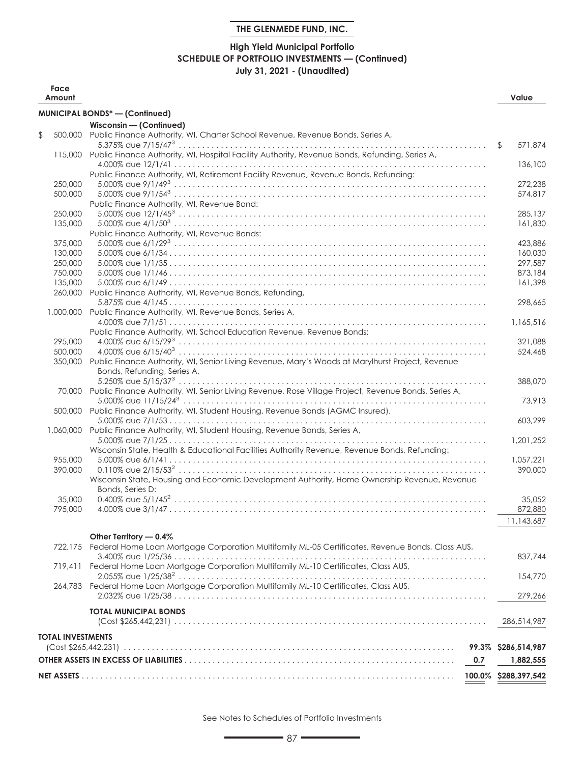**THE GLENMEDE FUND, INC.**

## High Yield Municipal Portfolio
## SCHEDULE OF PORTFOLIO INVESTMENTS — (Continued)
### July 31, 2021 - (Unaudited)

| Face Amount | | Value |
|---|---|---|
| | **MUNICIPAL BONDS* — (Continued)** | |
| | **Wisconsin — (Continued)** | |
| $ 500,000 | Public Finance Authority, WI, Charter School Revenue, Revenue Bonds, Series A, 5.375% due 7/15/47[3] | $ 571,874 |
| 115,000 | Public Finance Authority, WI, Hospital Facility Authority, Revenue Bonds, Refunding, Series A, 4.000% due 12/1/41 | 136,100 |
| | Public Finance Authority, WI, Retirement Facility Revenue, Revenue Bonds, Refunding: | |
| 250,000 | 5.000% due 9/1/49[3] | 272,238 |
| 500,000 | 5.000% due 9/1/54[3] | 574,817 |
| | Public Finance Authority, WI, Revenue Bond: | |
| 250,000 | 5.000% due 12/1/45[3] | 285,137 |
| 135,000 | 5.000% due 4/1/50[3] | 161,830 |
| | Public Finance Authority, WI, Revenue Bonds: | |
| 375,000 | 5.000% due 6/1/29[3] | 423,886 |
| 130,000 | 5.000% due 6/1/34 | 160,030 |
| 250,000 | 5.000% due 1/1/35 | 297,587 |
| 750,000 | 5.000% due 1/1/46 | 873,184 |
| 135,000 | 5.000% due 6/1/49 | 161,398 |
| 260,000 | Public Finance Authority, WI, Revenue Bonds, Refunding, 5.875% due 4/1/45 | 298,665 |
| 1,000,000 | Public Finance Authority, WI, Revenue Bonds, Series A, 4.000% due 7/1/51 | 1,165,516 |
| | Public Finance Authority, WI, School Education Revenue, Revenue Bonds: | |
| 295,000 | 4.000% due 6/15/29[3] | 321,088 |
| 500,000 | 4.000% due 6/15/40[3] | 524,468 |
| 350,000 | Public Finance Authority, WI, Senior Living Revenue, Mary's Woods at Marylhurst Project, Revenue Bonds, Refunding, Series A, 5.250% due 5/15/37[3] | 388,070 |
| 70,000 | Public Finance Authority, WI, Senior Living Revenue, Rose Village Project, Revenue Bonds, Series A, 5.000% due 11/15/24[3] | 73,913 |
| 500,000 | Public Finance Authority, WI, Student Housing, Revenue Bonds (AGMC Insured), 5.000% due 7/1/53 | 603,299 |
| 1,060,000 | Public Finance Authority, WI, Student Housing, Revenue Bonds, Series A, 5.000% due 7/1/25 | 1,201,252 |
| | Wisconsin State, Health & Educational Facilities Authority Revenue, Revenue Bonds, Refunding: | |
| 955,000 | 5.000% due 6/1/41 | 1,057,221 |
| 390,000 | 0.110% due 2/15/53[2] | 390,000 |
| | Wisconsin State, Housing and Economic Development Authority, Home Ownership Revenue, Revenue Bonds, Series D: | |
| 35,000 | 0.400% due 5/1/45[2] | 35,052 |
| 795,000 | 4.000% due 3/1/47 | 872,880 |
| | | 11,143,687 |
| | **Other Territory — 0.4%** | |
| 722,175 | Federal Home Loan Mortgage Corporation Multifamily ML-05 Certificates, Revenue Bonds, Class AUS, 3.400% due 1/25/36 | 837,744 |
| 719,411 | Federal Home Loan Mortgage Corporation Multifamily ML-10 Certificates, Class AUS, 2.055% due 1/25/38[2] | 154,770 |
| 264,783 | Federal Home Loan Mortgage Corporation Multifamily ML-10 Certificates, Class AUS, 2.032% due 1/25/38 | 279,266 |
| | **TOTAL MUNICIPAL BONDS** (Cost $265,442,231) | 286,514,987 |

| | | |
|---|---|---|
| **TOTAL INVESTMENTS** (Cost $265,442,231) | **99.3%** | **$286,514,987** |
| **OTHER ASSETS IN EXCESS OF LIABILITIES** | **0.7** | **1,882,555** |
| **NET ASSETS** | **100.0%** | **$288,397,542** |

See Notes to Schedules of Portfolio Investments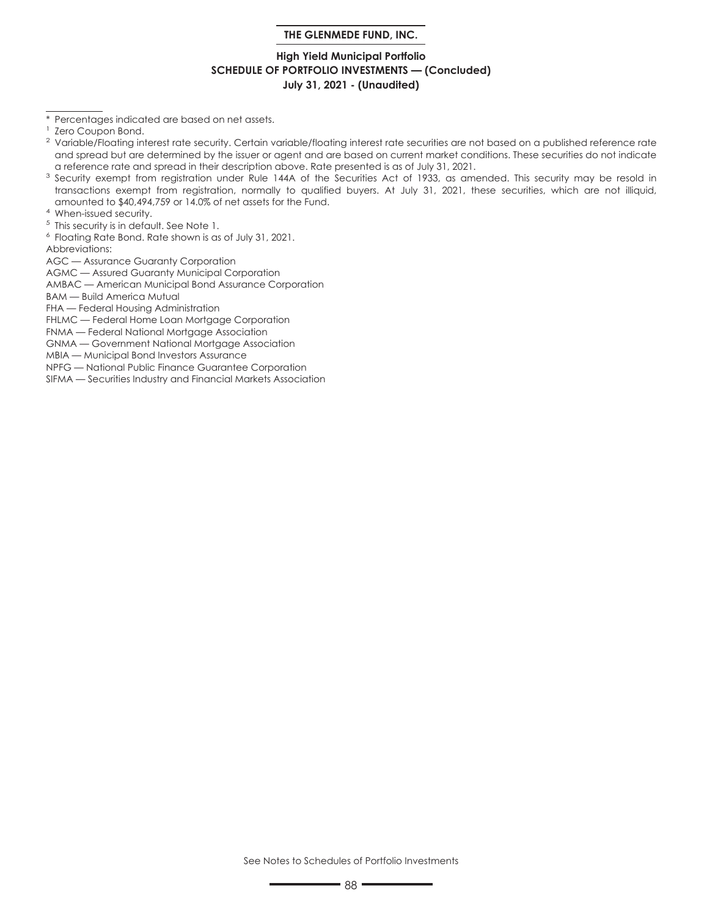**THE GLENMEDE FUND, INC.**

**High Yield Municipal Portfolio**
**SCHEDULE OF PORTFOLIO INVESTMENTS — (Concluded)**
**July 31, 2021 - (Unaudited)**

\* Percentages indicated are based on net assets.

[1] Zero Coupon Bond.

[2] Variable/Floating interest rate security. Certain variable/floating interest rate securities are not based on a published reference rate and spread but are determined by the issuer or agent and are based on current market conditions. These securities do not indicate a reference rate and spread in their description above. Rate presented is as of July 31, 2021.

[3] Security exempt from registration under Rule 144A of the Securities Act of 1933, as amended. This security may be resold in transactions exempt from registration, normally to qualified buyers. At July 31, 2021, these securities, which are not illiquid, amounted to $40,494,759 or 14.0% of net assets for the Fund.

[4] When-issued security.

[5] This security is in default. See Note 1.

[6] Floating Rate Bond. Rate shown is as of July 31, 2021.

Abbreviations:

AGC — Assurance Guaranty Corporation
AGMC — Assured Guaranty Municipal Corporation
AMBAC — American Municipal Bond Assurance Corporation
BAM — Build America Mutual
FHA — Federal Housing Administration
FHLMC — Federal Home Loan Mortgage Corporation
FNMA — Federal National Mortgage Association
GNMA — Government National Mortgage Association
MBIA — Municipal Bond Investors Assurance
NPFG — National Public Finance Guarantee Corporation
SIFMA — Securities Industry and Financial Markets Association

See Notes to Schedules of Portfolio Investments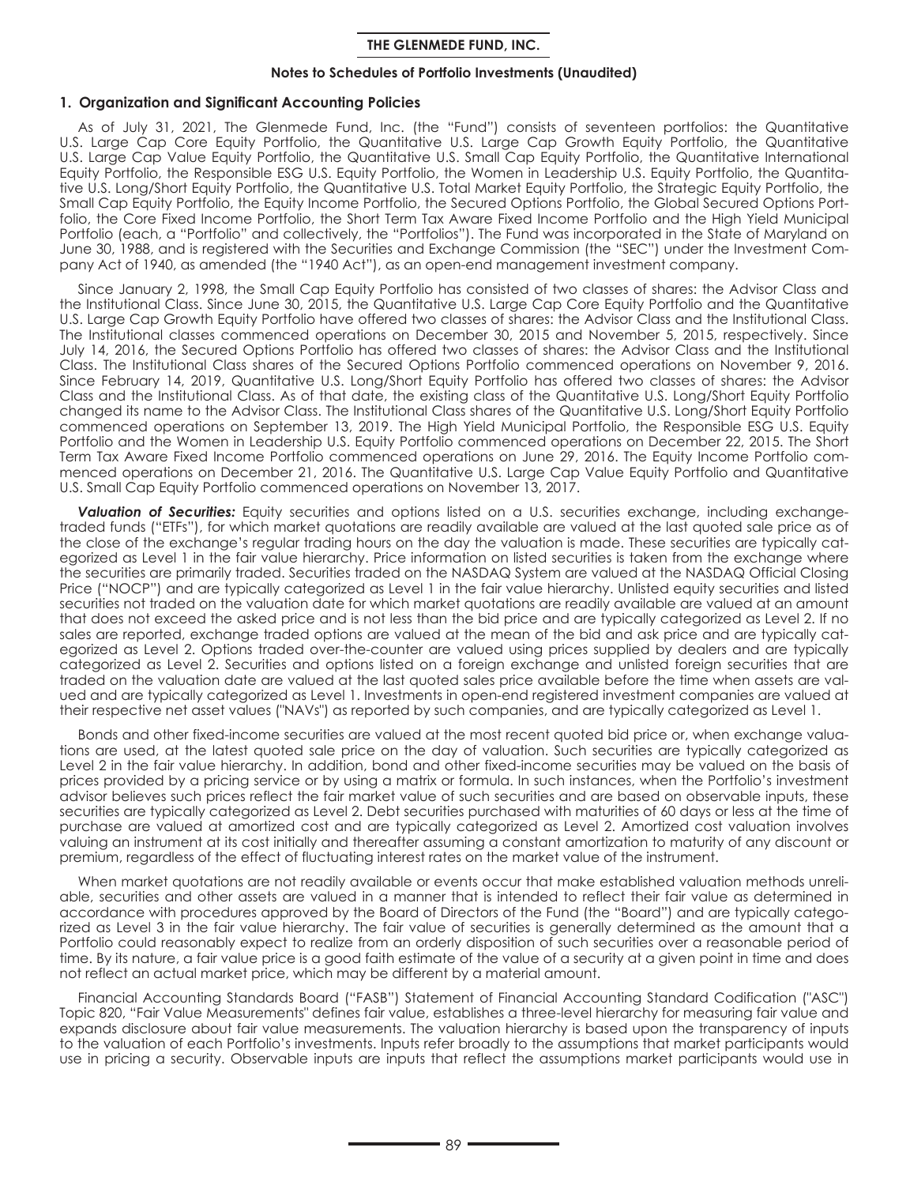# THE GLENMEDE FUND, INC.

## Notes to Schedules of Portfolio Investments (Unaudited)

### 1. Organization and Significant Accounting Policies

As of July 31, 2021, The Glenmede Fund, Inc. (the "Fund") consists of seventeen portfolios: the Quantitative U.S. Large Cap Core Equity Portfolio, the Quantitative U.S. Large Cap Growth Equity Portfolio, the Quantitative U.S. Large Cap Value Equity Portfolio, the Quantitative U.S. Small Cap Equity Portfolio, the Quantitative International Equity Portfolio, the Responsible ESG U.S. Equity Portfolio, the Women in Leadership U.S. Equity Portfolio, the Quantitative U.S. Long/Short Equity Portfolio, the Quantitative U.S. Total Market Equity Portfolio, the Strategic Equity Portfolio, the Small Cap Equity Portfolio, the Equity Income Portfolio, the Secured Options Portfolio, the Global Secured Options Portfolio, the Core Fixed Income Portfolio, the Short Term Tax Aware Fixed Income Portfolio and the High Yield Municipal Portfolio (each, a "Portfolio" and collectively, the "Portfolios"). The Fund was incorporated in the State of Maryland on June 30, 1988, and is registered with the Securities and Exchange Commission (the "SEC") under the Investment Company Act of 1940, as amended (the "1940 Act"), as an open-end management investment company.

Since January 2, 1998, the Small Cap Equity Portfolio has consisted of two classes of shares: the Advisor Class and the Institutional Class. Since June 30, 2015, the Quantitative U.S. Large Cap Core Equity Portfolio and the Quantitative U.S. Large Cap Growth Equity Portfolio have offered two classes of shares: the Advisor Class and the Institutional Class. The Institutional classes commenced operations on December 30, 2015 and November 5, 2015, respectively. Since July 14, 2016, the Secured Options Portfolio has offered two classes of shares: the Advisor Class and the Institutional Class. The Institutional Class shares of the Secured Options Portfolio commenced operations on November 9, 2016. Since February 14, 2019, Quantitative U.S. Long/Short Equity Portfolio has offered two classes of shares: the Advisor Class and the Institutional Class. As of that date, the existing class of the Quantitative U.S. Long/Short Equity Portfolio changed its name to the Advisor Class. The Institutional Class shares of the Quantitative U.S. Long/Short Equity Portfolio commenced operations on September 13, 2019. The High Yield Municipal Portfolio, the Responsible ESG U.S. Equity Portfolio and the Women in Leadership U.S. Equity Portfolio commenced operations on December 22, 2015. The Short Term Tax Aware Fixed Income Portfolio commenced operations on June 29, 2016. The Equity Income Portfolio commenced operations on December 21, 2016. The Quantitative U.S. Large Cap Value Equity Portfolio and Quantitative U.S. Small Cap Equity Portfolio commenced operations on November 13, 2017.

***Valuation of Securities:*** Equity securities and options listed on a U.S. securities exchange, including exchange-traded funds ("ETFs"), for which market quotations are readily available are valued at the last quoted sale price as of the close of the exchange's regular trading hours on the day the valuation is made. These securities are typically categorized as Level 1 in the fair value hierarchy. Price information on listed securities is taken from the exchange where the securities are primarily traded. Securities traded on the NASDAQ System are valued at the NASDAQ Official Closing Price ("NOCP") and are typically categorized as Level 1 in the fair value hierarchy. Unlisted equity securities and listed securities not traded on the valuation date for which market quotations are readily available are valued at an amount that does not exceed the asked price and is not less than the bid price and are typically categorized as Level 2. If no sales are reported, exchange traded options are valued at the mean of the bid and ask price and are typically categorized as Level 2. Options traded over-the-counter are valued using prices supplied by dealers and are typically categorized as Level 2. Securities and options listed on a foreign exchange and unlisted foreign securities that are traded on the valuation date are valued at the last quoted sales price available before the time when assets are valued and are typically categorized as Level 1. Investments in open-end registered investment companies are valued at their respective net asset values ("NAVs") as reported by such companies, and are typically categorized as Level 1.

Bonds and other fixed-income securities are valued at the most recent quoted bid price or, when exchange valuations are used, at the latest quoted sale price on the day of valuation. Such securities are typically categorized as Level 2 in the fair value hierarchy. In addition, bond and other fixed-income securities may be valued on the basis of prices provided by a pricing service or by using a matrix or formula. In such instances, when the Portfolio's investment advisor believes such prices reflect the fair market value of such securities and are based on observable inputs, these securities are typically categorized as Level 2. Debt securities purchased with maturities of 60 days or less at the time of purchase are valued at amortized cost and are typically categorized as Level 2. Amortized cost valuation involves valuing an instrument at its cost initially and thereafter assuming a constant amortization to maturity of any discount or premium, regardless of the effect of fluctuating interest rates on the market value of the instrument.

When market quotations are not readily available or events occur that make established valuation methods unreliable, securities and other assets are valued in a manner that is intended to reflect their fair value as determined in accordance with procedures approved by the Board of Directors of the Fund (the "Board") and are typically categorized as Level 3 in the fair value hierarchy. The fair value of securities is generally determined as the amount that a Portfolio could reasonably expect to realize from an orderly disposition of such securities over a reasonable period of time. By its nature, a fair value price is a good faith estimate of the value of a security at a given point in time and does not reflect an actual market price, which may be different by a material amount.

Financial Accounting Standards Board ("FASB") Statement of Financial Accounting Standard Codification ("ASC") Topic 820, "Fair Value Measurements" defines fair value, establishes a three-level hierarchy for measuring fair value and expands disclosure about fair value measurements. The valuation hierarchy is based upon the transparency of inputs to the valuation of each Portfolio's investments. Inputs refer broadly to the assumptions that market participants would use in pricing a security. Observable inputs are inputs that reflect the assumptions market participants would use in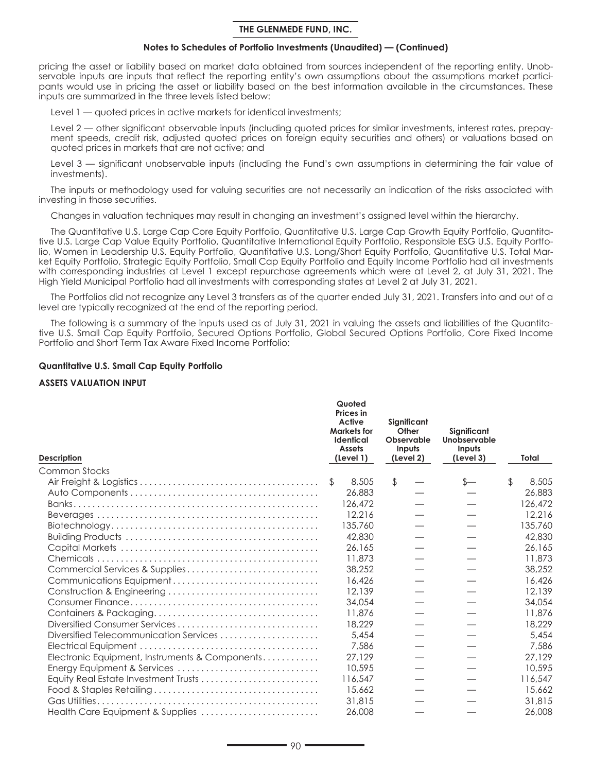pricing the asset or liability based on market data obtained from sources independent of the reporting entity. Unobservable inputs are inputs that reflect the reporting entity's own assumptions about the assumptions market participants would use in pricing the asset or liability based on the best information available in the circumstances. These inputs are summarized in the three levels listed below:

Level 1 — quoted prices in active markets for identical investments;

Level 2 — other significant observable inputs (including quoted prices for similar investments, interest rates, prepayment speeds, credit risk, adjusted quoted prices on foreign equity securities and others) or valuations based on quoted prices in markets that are not active; and

Level 3 — significant unobservable inputs (including the Fund's own assumptions in determining the fair value of investments).

The inputs or methodology used for valuing securities are not necessarily an indication of the risks associated with investing in those securities.

Changes in valuation techniques may result in changing an investment's assigned level within the hierarchy.

The Quantitative U.S. Large Cap Core Equity Portfolio, Quantitative U.S. Large Cap Growth Equity Portfolio, Quantitative U.S. Large Cap Value Equity Portfolio, Quantitative International Equity Portfolio, Responsible ESG U.S. Equity Portfolio, Women in Leadership U.S. Equity Portfolio, Quantitative U.S. Long/Short Equity Portfolio, Quantitative U.S. Total Market Equity Portfolio, Strategic Equity Portfolio, Small Cap Equity Portfolio and Equity Income Portfolio had all investments with corresponding industries at Level 1 except repurchase agreements which were at Level 2, at July 31, 2021. The High Yield Municipal Portfolio had all investments with corresponding states at Level 2 at July 31, 2021.

The Portfolios did not recognize any Level 3 transfers as of the quarter ended July 31, 2021. Transfers into and out of a level are typically recognized at the end of the reporting period.

The following is a summary of the inputs used as of July 31, 2021 in valuing the assets and liabilities of the Quantitative U.S. Small Cap Equity Portfolio, Secured Options Portfolio, Global Secured Options Portfolio, Core Fixed Income Portfolio and Short Term Tax Aware Fixed Income Portfolio:

**Quantitative U.S. Small Cap Equity Portfolio**

**ASSETS VALUATION INPUT**

| Description | Quoted Prices in Active Markets for Identical Assets (Level 1) | Significant Other Observable Inputs (Level 2) | Significant Unobservable Inputs (Level 3) | Total |
|---|---|---|---|---|
| Common Stocks | | | | |
| Air Freight & Logistics | $ 8,505 | $ — | $— | $ 8,505 |
| Auto Components | 26,883 | — | — | 26,883 |
| Banks | 126,472 | — | — | 126,472 |
| Beverages | 12,216 | — | — | 12,216 |
| Biotechnology | 135,760 | — | — | 135,760 |
| Building Products | 42,830 | — | — | 42,830 |
| Capital Markets | 26,165 | — | — | 26,165 |
| Chemicals | 11,873 | — | — | 11,873 |
| Commercial Services & Supplies | 38,252 | — | — | 38,252 |
| Communications Equipment | 16,426 | — | — | 16,426 |
| Construction & Engineering | 12,139 | — | — | 12,139 |
| Consumer Finance | 34,054 | — | — | 34,054 |
| Containers & Packaging | 11,876 | — | — | 11,876 |
| Diversified Consumer Services | 18,229 | — | — | 18,229 |
| Diversified Telecommunication Services | 5,454 | — | — | 5,454 |
| Electrical Equipment | 7,586 | — | — | 7,586 |
| Electronic Equipment, Instruments & Components | 27,129 | — | — | 27,129 |
| Energy Equipment & Services | 10,595 | — | — | 10,595 |
| Equity Real Estate Investment Trusts | 116,547 | — | — | 116,547 |
| Food & Staples Retailing | 15,662 | — | — | 15,662 |
| Gas Utilities | 31,815 | — | — | 31,815 |
| Health Care Equipment & Supplies | 26,008 | — | — | 26,008 |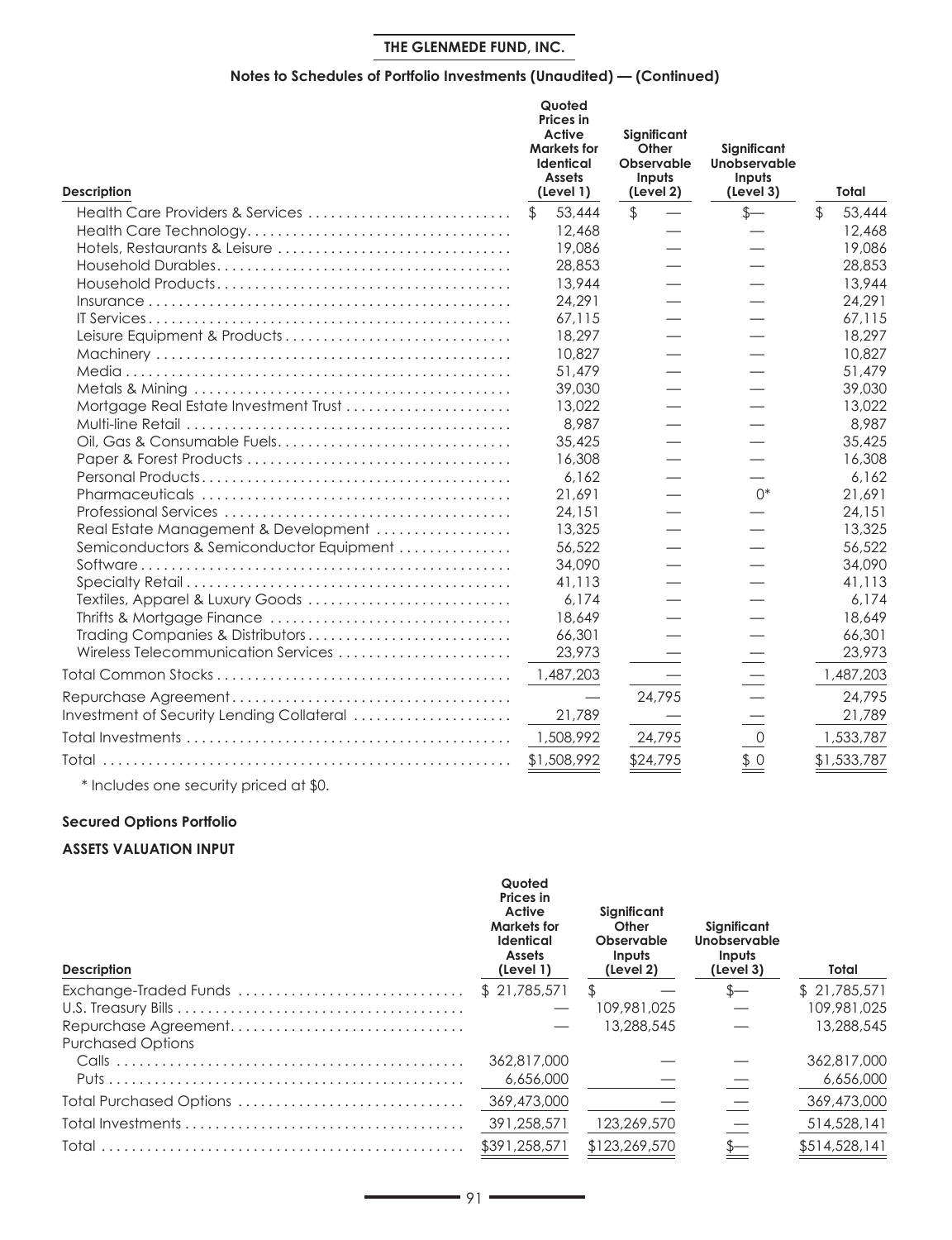**THE GLENMEDE FUND, INC.**

**Notes to Schedules of Portfolio Investments (Unaudited) — (Continued)**

| Description | Quoted Prices in Active Markets for Identical Assets (Level 1) | Significant Other Observable Inputs (Level 2) | Significant Unobservable Inputs (Level 3) | Total |
|---|---|---|---|---|
| Health Care Providers & Services | $ 53,444 | $ — | $— | $ 53,444 |
| Health Care Technology | 12,468 | — | — | 12,468 |
| Hotels, Restaurants & Leisure | 19,086 | — | — | 19,086 |
| Household Durables | 28,853 | — | — | 28,853 |
| Household Products | 13,944 | — | — | 13,944 |
| Insurance | 24,291 | — | — | 24,291 |
| IT Services | 67,115 | — | — | 67,115 |
| Leisure Equipment & Products | 18,297 | — | — | 18,297 |
| Machinery | 10,827 | — | — | 10,827 |
| Media | 51,479 | — | — | 51,479 |
| Metals & Mining | 39,030 | — | — | 39,030 |
| Mortgage Real Estate Investment Trust | 13,022 | — | — | 13,022 |
| Multi-line Retail | 8,987 | — | — | 8,987 |
| Oil, Gas & Consumable Fuels | 35,425 | — | — | 35,425 |
| Paper & Forest Products | 16,308 | — | — | 16,308 |
| Personal Products | 6,162 | — | — | 6,162 |
| Pharmaceuticals | 21,691 | — | 0* | 21,691 |
| Professional Services | 24,151 | — | — | 24,151 |
| Real Estate Management & Development | 13,325 | — | — | 13,325 |
| Semiconductors & Semiconductor Equipment | 56,522 | — | — | 56,522 |
| Software | 34,090 | — | — | 34,090 |
| Specialty Retail | 41,113 | — | — | 41,113 |
| Textiles, Apparel & Luxury Goods | 6,174 | — | — | 6,174 |
| Thrifts & Mortgage Finance | 18,649 | — | — | 18,649 |
| Trading Companies & Distributors | 66,301 | — | — | 66,301 |
| Wireless Telecommunication Services | 23,973 | — | — | 23,973 |
| Total Common Stocks | 1,487,203 | — | — | 1,487,203 |
| Repurchase Agreement | — | 24,795 | — | 24,795 |
| Investment of Security Lending Collateral | 21,789 | — | — | 21,789 |
| Total Investments | 1,508,992 | 24,795 | 0 | 1,533,787 |
| Total | $1,508,992 | $24,795 | $ 0 | $1,533,787 |

\* Includes one security priced at $0.

**Secured Options Portfolio**

**ASSETS VALUATION INPUT**

| Description | Quoted Prices in Active Markets for Identical Assets (Level 1) | Significant Other Observable Inputs (Level 2) | Significant Unobservable Inputs (Level 3) | Total |
|---|---|---|---|---|
| Exchange-Traded Funds | $ 21,785,571 | $ — | $— | $ 21,785,571 |
| U.S. Treasury Bills | — | 109,981,025 | — | 109,981,025 |
| Repurchase Agreement | — | 13,288,545 | — | 13,288,545 |
| Purchased Options | | | | |
| Calls | 362,817,000 | — | — | 362,817,000 |
| Puts | 6,656,000 | — | — | 6,656,000 |
| Total Purchased Options | 369,473,000 | — | — | 369,473,000 |
| Total Investments | 391,258,571 | 123,269,570 | — | 514,528,141 |
| Total | $391,258,571 | $123,269,570 | $— | $514,528,141 |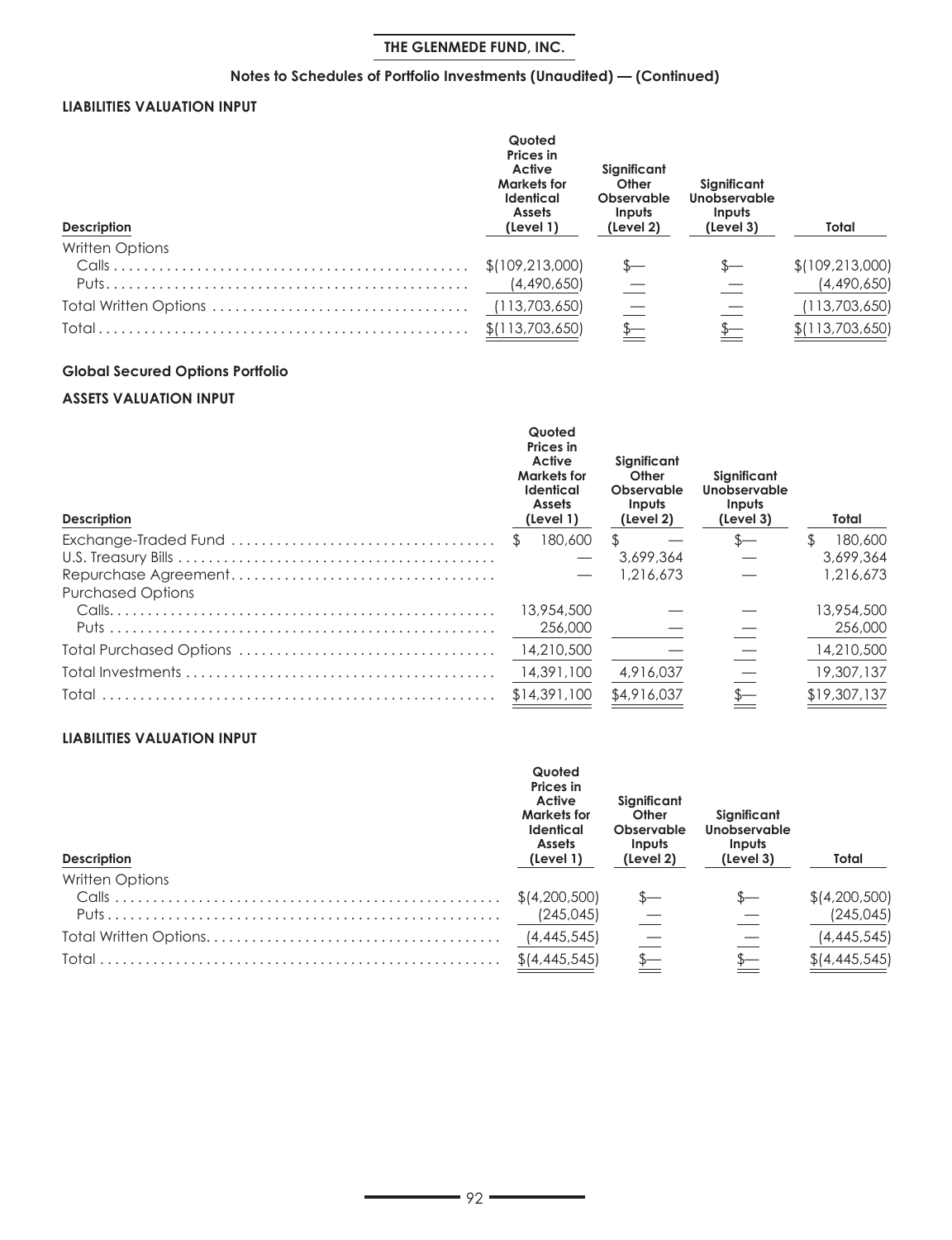**THE GLENMEDE FUND, INC.**

**Notes to Schedules of Portfolio Investments (Unaudited) — (Continued)**

**LIABILITIES VALUATION INPUT**

| Description | Quoted Prices in Active Markets for Identical Assets (Level 1) | Significant Other Observable Inputs (Level 2) | Significant Unobservable Inputs (Level 3) | Total |
|---|---|---|---|---|
| Written Options | | | | |
| Calls | $(109,213,000) | $— | $— | $(109,213,000) |
| Puts | (4,490,650) | — | — | (4,490,650) |
| Total Written Options | (113,703,650) | — | — | (113,703,650) |
| Total | $(113,703,650) | $— | $— | $(113,703,650) |

**Global Secured Options Portfolio**

**ASSETS VALUATION INPUT**

| Description | Quoted Prices in Active Markets for Identical Assets (Level 1) | Significant Other Observable Inputs (Level 2) | Significant Unobservable Inputs (Level 3) | Total |
|---|---|---|---|---|
| Exchange-Traded Fund | $ 180,600 | $ — | $— | $ 180,600 |
| U.S. Treasury Bills | — | 3,699,364 | — | 3,699,364 |
| Repurchase Agreement | — | 1,216,673 | — | 1,216,673 |
| Purchased Options | | | | |
| Calls | 13,954,500 | — | — | 13,954,500 |
| Puts | 256,000 | — | — | 256,000 |
| Total Purchased Options | 14,210,500 | — | — | 14,210,500 |
| Total Investments | 14,391,100 | 4,916,037 | — | 19,307,137 |
| Total | $14,391,100 | $4,916,037 | $— | $19,307,137 |

**LIABILITIES VALUATION INPUT**

| Description | Quoted Prices in Active Markets for Identical Assets (Level 1) | Significant Other Observable Inputs (Level 2) | Significant Unobservable Inputs (Level 3) | Total |
|---|---|---|---|---|
| Written Options | | | | |
| Calls | $(4,200,500) | $— | $— | $(4,200,500) |
| Puts | (245,045) | — | — | (245,045) |
| Total Written Options | (4,445,545) | — | — | (4,445,545) |
| Total | $(4,445,545) | $— | $— | $(4,445,545) |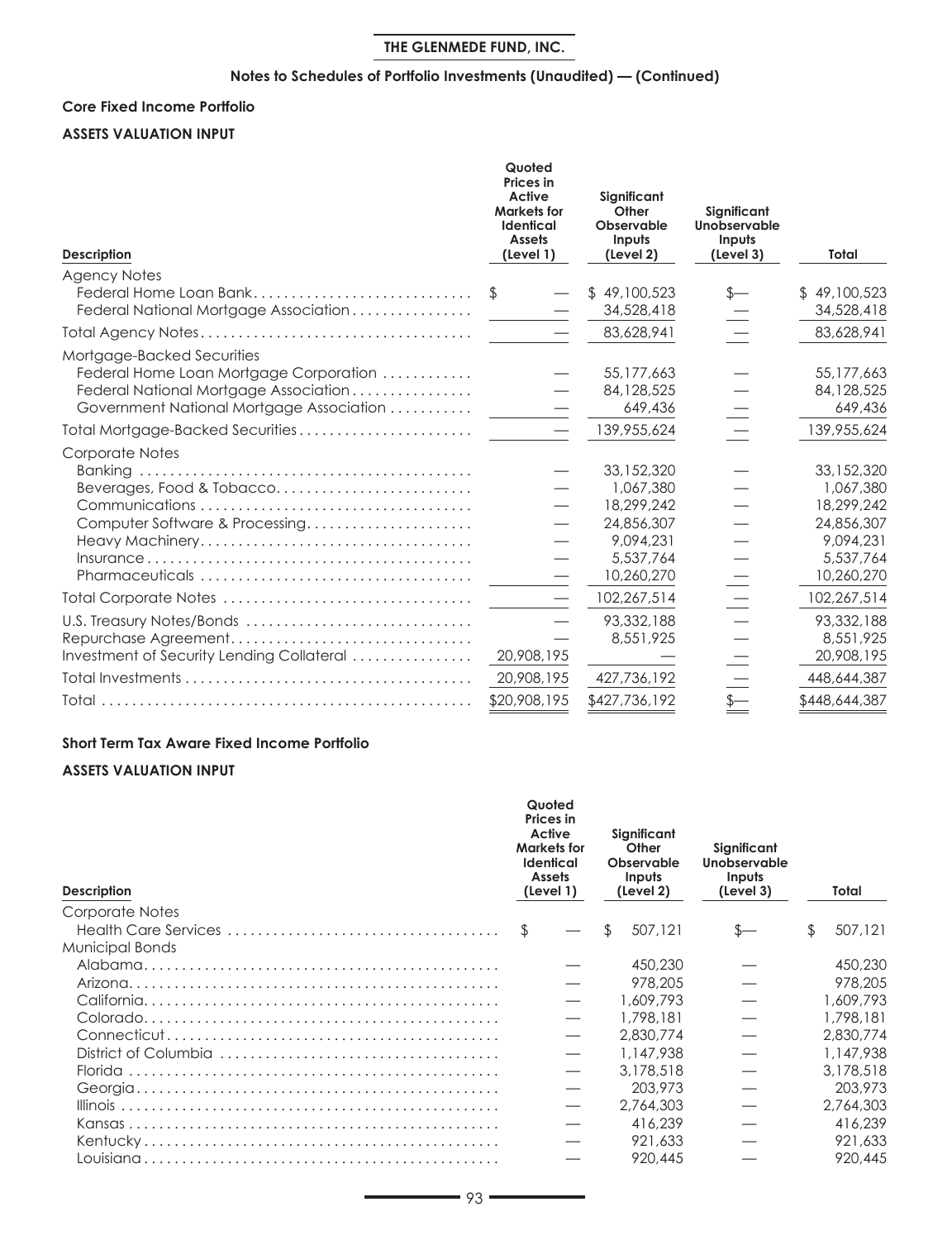## THE GLENMEDE FUND, INC.

### Notes to Schedules of Portfolio Investments (Unaudited) — (Continued)

**Core Fixed Income Portfolio**

**ASSETS VALUATION INPUT**

| Description | Quoted Prices in Active Markets for Identical Assets (Level 1) | Significant Other Observable Inputs (Level 2) | Significant Unobservable Inputs (Level 3) | Total |
|---|---|---|---|---|
| Agency Notes | | | | |
| Federal Home Loan Bank | $ — | $ 49,100,523 | $— | $ 49,100,523 |
| Federal National Mortgage Association | — | 34,528,418 | — | 34,528,418 |
| Total Agency Notes | — | 83,628,941 | — | 83,628,941 |
| Mortgage-Backed Securities | | | | |
| Federal Home Loan Mortgage Corporation | — | 55,177,663 | — | 55,177,663 |
| Federal National Mortgage Association | — | 84,128,525 | — | 84,128,525 |
| Government National Mortgage Association | — | 649,436 | — | 649,436 |
| Total Mortgage-Backed Securities | — | 139,955,624 | — | 139,955,624 |
| Corporate Notes | | | | |
| Banking | — | 33,152,320 | — | 33,152,320 |
| Beverages, Food & Tobacco | — | 1,067,380 | — | 1,067,380 |
| Communications | — | 18,299,242 | — | 18,299,242 |
| Computer Software & Processing | — | 24,856,307 | — | 24,856,307 |
| Heavy Machinery | — | 9,094,231 | — | 9,094,231 |
| Insurance | — | 5,537,764 | — | 5,537,764 |
| Pharmaceuticals | — | 10,260,270 | — | 10,260,270 |
| Total Corporate Notes | — | 102,267,514 | — | 102,267,514 |
| U.S. Treasury Notes/Bonds | — | 93,332,188 | — | 93,332,188 |
| Repurchase Agreement | — | 8,551,925 | — | 8,551,925 |
| Investment of Security Lending Collateral | 20,908,195 | — | — | 20,908,195 |
| Total Investments | 20,908,195 | 427,736,192 | — | 448,644,387 |
| Total | $20,908,195 | $427,736,192 | $— | $448,644,387 |

**Short Term Tax Aware Fixed Income Portfolio**

**ASSETS VALUATION INPUT**

| Description | Quoted Prices in Active Markets for Identical Assets (Level 1) | Significant Other Observable Inputs (Level 2) | Significant Unobservable Inputs (Level 3) | Total |
|---|---|---|---|---|
| Corporate Notes | | | | |
| Health Care Services | $ — | $ 507,121 | $— | $ 507,121 |
| Municipal Bonds | | | | |
| Alabama | — | 450,230 | — | 450,230 |
| Arizona | — | 978,205 | — | 978,205 |
| California | — | 1,609,793 | — | 1,609,793 |
| Colorado | — | 1,798,181 | — | 1,798,181 |
| Connecticut | — | 2,830,774 | — | 2,830,774 |
| District of Columbia | — | 1,147,938 | — | 1,147,938 |
| Florida | — | 3,178,518 | — | 3,178,518 |
| Georgia | — | 203,973 | — | 203,973 |
| Illinois | — | 2,764,303 | — | 2,764,303 |
| Kansas | — | 416,239 | — | 416,239 |
| Kentucky | — | 921,633 | — | 921,633 |
| Louisiana | — | 920,445 | — | 920,445 |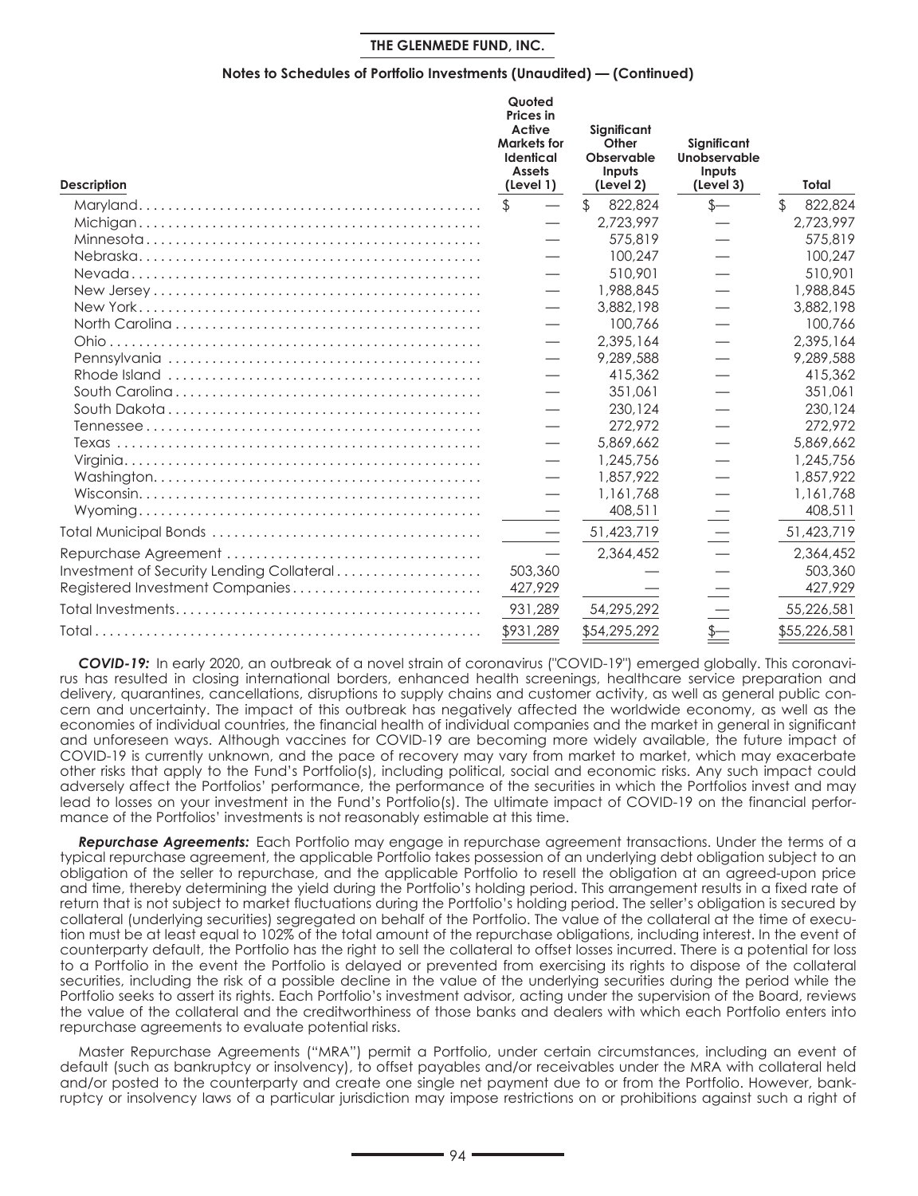**THE GLENMEDE FUND, INC.**

**Notes to Schedules of Portfolio Investments (Unaudited) — (Continued)**

| Description | Quoted Prices in Active Markets for Identical Assets (Level 1) | Significant Other Observable Inputs (Level 2) | Significant Unobservable Inputs (Level 3) | Total |
|---|---|---|---|---|
| Maryland | $ — | $ 822,824 | $— | $ 822,824 |
| Michigan | — | 2,723,997 | — | 2,723,997 |
| Minnesota | — | 575,819 | — | 575,819 |
| Nebraska | — | 100,247 | — | 100,247 |
| Nevada | — | 510,901 | — | 510,901 |
| New Jersey | — | 1,988,845 | — | 1,988,845 |
| New York | — | 3,882,198 | — | 3,882,198 |
| North Carolina | — | 100,766 | — | 100,766 |
| Ohio | — | 2,395,164 | — | 2,395,164 |
| Pennsylvania | — | 9,289,588 | — | 9,289,588 |
| Rhode Island | — | 415,362 | — | 415,362 |
| South Carolina | — | 351,061 | — | 351,061 |
| South Dakota | — | 230,124 | — | 230,124 |
| Tennessee | — | 272,972 | — | 272,972 |
| Texas | — | 5,869,662 | — | 5,869,662 |
| Virginia | — | 1,245,756 | — | 1,245,756 |
| Washington | — | 1,857,922 | — | 1,857,922 |
| Wisconsin | — | 1,161,768 | — | 1,161,768 |
| Wyoming | — | 408,511 | — | 408,511 |
| Total Municipal Bonds | — | 51,423,719 | — | 51,423,719 |
| Repurchase Agreement | — | 2,364,452 | — | 2,364,452 |
| Investment of Security Lending Collateral | 503,360 | — | — | 503,360 |
| Registered Investment Companies | 427,929 | — | — | 427,929 |
| Total Investments | 931,289 | 54,295,292 | — | 55,226,581 |
| Total | $931,289 | $54,295,292 | $— | $55,226,581 |

***COVID-19:*** In early 2020, an outbreak of a novel strain of coronavirus ("COVID-19") emerged globally. This coronavirus has resulted in closing international borders, enhanced health screenings, healthcare service preparation and delivery, quarantines, cancellations, disruptions to supply chains and customer activity, as well as general public concern and uncertainty. The impact of this outbreak has negatively affected the worldwide economy, as well as the economies of individual countries, the financial health of individual companies and the market in general in significant and unforeseen ways. Although vaccines for COVID-19 are becoming more widely available, the future impact of COVID-19 is currently unknown, and the pace of recovery may vary from market to market, which may exacerbate other risks that apply to the Fund's Portfolio(s), including political, social and economic risks. Any such impact could adversely affect the Portfolios' performance, the performance of the securities in which the Portfolios invest and may lead to losses on your investment in the Fund's Portfolio(s). The ultimate impact of COVID-19 on the financial performance of the Portfolios' investments is not reasonably estimable at this time.

***Repurchase Agreements:*** Each Portfolio may engage in repurchase agreement transactions. Under the terms of a typical repurchase agreement, the applicable Portfolio takes possession of an underlying debt obligation subject to an obligation of the seller to repurchase, and the applicable Portfolio to resell the obligation at an agreed-upon price and time, thereby determining the yield during the Portfolio's holding period. This arrangement results in a fixed rate of return that is not subject to market fluctuations during the Portfolio's holding period. The seller's obligation is secured by collateral (underlying securities) segregated on behalf of the Portfolio. The value of the collateral at the time of execution must be at least equal to 102% of the total amount of the repurchase obligations, including interest. In the event of counterparty default, the Portfolio has the right to sell the collateral to offset losses incurred. There is a potential for loss to a Portfolio in the event the Portfolio is delayed or prevented from exercising its rights to dispose of the collateral securities, including the risk of a possible decline in the value of the underlying securities during the period while the Portfolio seeks to assert its rights. Each Portfolio's investment advisor, acting under the supervision of the Board, reviews the value of the collateral and the creditworthiness of those banks and dealers with which each Portfolio enters into repurchase agreements to evaluate potential risks.

Master Repurchase Agreements ("MRA") permit a Portfolio, under certain circumstances, including an event of default (such as bankruptcy or insolvency), to offset payables and/or receivables under the MRA with collateral held and/or posted to the counterparty and create one single net payment due to or from the Portfolio. However, bankruptcy or insolvency laws of a particular jurisdiction may impose restrictions on or prohibitions against such a right of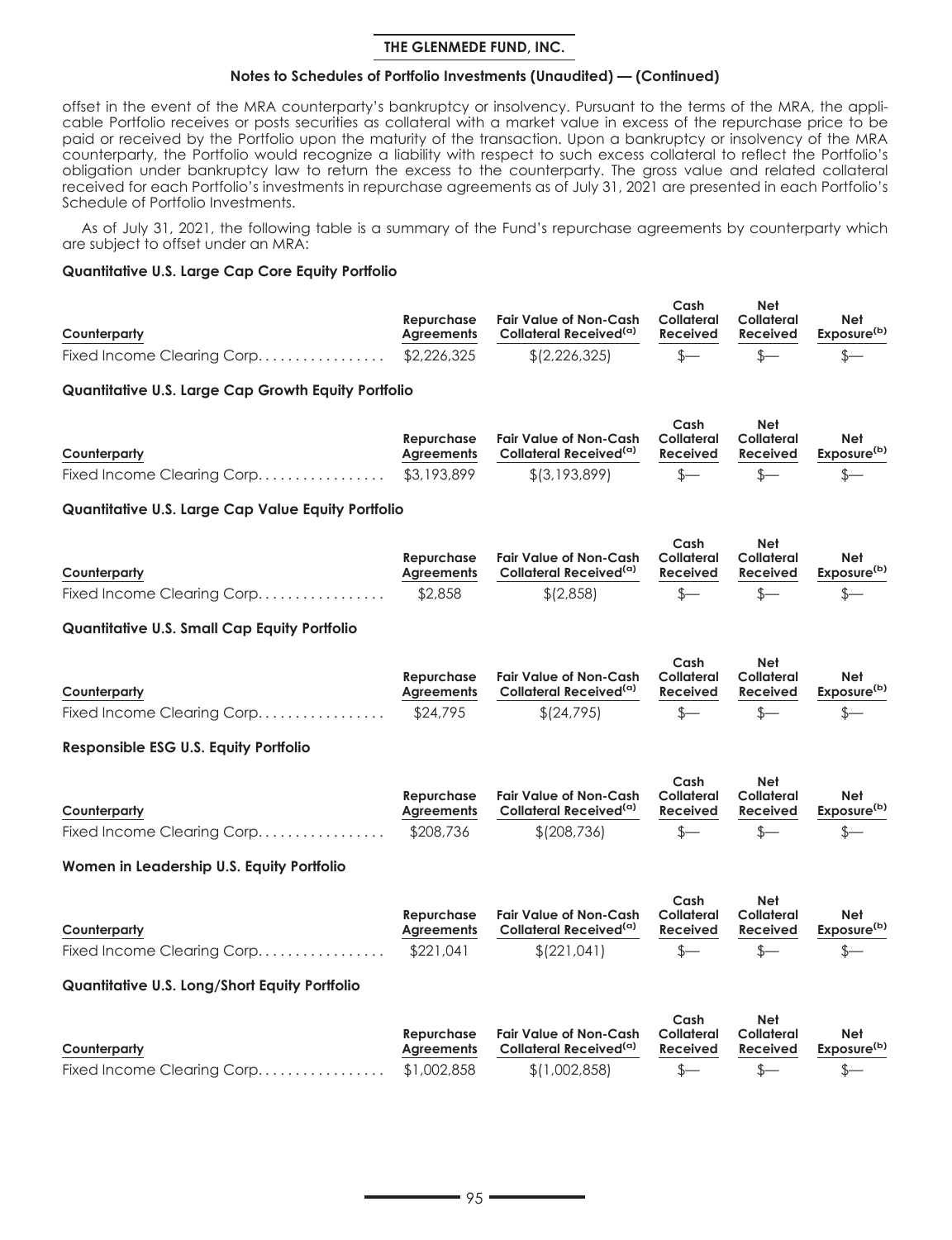offset in the event of the MRA counterparty's bankruptcy or insolvency. Pursuant to the terms of the MRA, the applicable Portfolio receives or posts securities as collateral with a market value in excess of the repurchase price to be paid or received by the Portfolio upon the maturity of the transaction. Upon a bankruptcy or insolvency of the MRA counterparty, the Portfolio would recognize a liability with respect to such excess collateral to reflect the Portfolio's obligation under bankruptcy law to return the excess to the counterparty. The gross value and related collateral received for each Portfolio's investments in repurchase agreements as of July 31, 2021 are presented in each Portfolio's Schedule of Portfolio Investments.

As of July 31, 2021, the following table is a summary of the Fund's repurchase agreements by counterparty which are subject to offset under an MRA:

**Quantitative U.S. Large Cap Core Equity Portfolio**

| Counterparty | Repurchase Agreements | Fair Value of Non-Cash Collateral Received[(a)] | Cash Collateral Received | Net Collateral Received | Net Exposure[(b)] |
|---|---|---|---|---|---|
| Fixed Income Clearing Corp. | $2,226,325 | $(2,226,325) | $— | $— | $— |

**Quantitative U.S. Large Cap Growth Equity Portfolio**

| Counterparty | Repurchase Agreements | Fair Value of Non-Cash Collateral Received[(a)] | Cash Collateral Received | Net Collateral Received | Net Exposure[(b)] |
|---|---|---|---|---|---|
| Fixed Income Clearing Corp. | $3,193,899 | $(3,193,899) | $— | $— | $— |

**Quantitative U.S. Large Cap Value Equity Portfolio**

| Counterparty | Repurchase Agreements | Fair Value of Non-Cash Collateral Received[(a)] | Cash Collateral Received | Net Collateral Received | Net Exposure[(b)] |
|---|---|---|---|---|---|
| Fixed Income Clearing Corp. | $2,858 | $(2,858) | $— | $— | $— |

**Quantitative U.S. Small Cap Equity Portfolio**

| Counterparty | Repurchase Agreements | Fair Value of Non-Cash Collateral Received[(a)] | Cash Collateral Received | Net Collateral Received | Net Exposure[(b)] |
|---|---|---|---|---|---|
| Fixed Income Clearing Corp. | $24,795 | $(24,795) | $— | $— | $— |

**Responsible ESG U.S. Equity Portfolio**

| Counterparty | Repurchase Agreements | Fair Value of Non-Cash Collateral Received[(a)] | Cash Collateral Received | Net Collateral Received | Net Exposure[(b)] |
|---|---|---|---|---|---|
| Fixed Income Clearing Corp. | $208,736 | $(208,736) | $— | $— | $— |

**Women in Leadership U.S. Equity Portfolio**

| Counterparty | Repurchase Agreements | Fair Value of Non-Cash Collateral Received[(a)] | Cash Collateral Received | Net Collateral Received | Net Exposure[(b)] |
|---|---|---|---|---|---|
| Fixed Income Clearing Corp. | $221,041 | $(221,041) | $— | $— | $— |

**Quantitative U.S. Long/Short Equity Portfolio**

| Counterparty | Repurchase Agreements | Fair Value of Non-Cash Collateral Received[(a)] | Cash Collateral Received | Net Collateral Received | Net Exposure[(b)] |
|---|---|---|---|---|---|
| Fixed Income Clearing Corp. | $1,002,858 | $(1,002,858) | $— | $— | $— |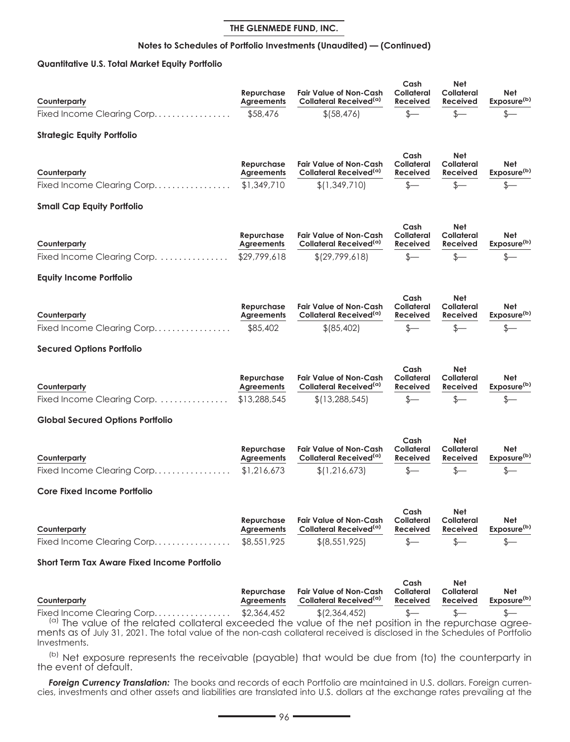**Quantitative U.S. Total Market Equity Portfolio**

| Counterparty | Repurchase Agreements | Fair Value of Non-Cash Collateral Received[(a)] | Cash Collateral Received | Net Collateral Received | Net Exposure[(b)] |
|---|---|---|---|---|---|
| Fixed Income Clearing Corp. | $58,476 | $(58,476) | $— | $— | $— |

**Strategic Equity Portfolio**

| Counterparty | Repurchase Agreements | Fair Value of Non-Cash Collateral Received[(a)] | Cash Collateral Received | Net Collateral Received | Net Exposure[(b)] |
|---|---|---|---|---|---|
| Fixed Income Clearing Corp. | $1,349,710 | $(1,349,710) | $— | $— | $— |

**Small Cap Equity Portfolio**

| Counterparty | Repurchase Agreements | Fair Value of Non-Cash Collateral Received[(a)] | Cash Collateral Received | Net Collateral Received | Net Exposure[(b)] |
|---|---|---|---|---|---|
| Fixed Income Clearing Corp. | $29,799,618 | $(29,799,618) | $— | $— | $— |

**Equity Income Portfolio**

| Counterparty | Repurchase Agreements | Fair Value of Non-Cash Collateral Received[(a)] | Cash Collateral Received | Net Collateral Received | Net Exposure[(b)] |
|---|---|---|---|---|---|
| Fixed Income Clearing Corp. | $85,402 | $(85,402) | $— | $— | $— |

**Secured Options Portfolio**

| Counterparty | Repurchase Agreements | Fair Value of Non-Cash Collateral Received[(a)] | Cash Collateral Received | Net Collateral Received | Net Exposure[(b)] |
|---|---|---|---|---|---|
| Fixed Income Clearing Corp. | $13,288,545 | $(13,288,545) | $— | $— | $— |

**Global Secured Options Portfolio**

| Counterparty | Repurchase Agreements | Fair Value of Non-Cash Collateral Received[(a)] | Cash Collateral Received | Net Collateral Received | Net Exposure[(b)] |
|---|---|---|---|---|---|
| Fixed Income Clearing Corp. | $1,216,673 | $(1,216,673) | $— | $— | $— |

**Core Fixed Income Portfolio**

| Counterparty | Repurchase Agreements | Fair Value of Non-Cash Collateral Received[(a)] | Cash Collateral Received | Net Collateral Received | Net Exposure[(b)] |
|---|---|---|---|---|---|
| Fixed Income Clearing Corp. | $8,551,925 | $(8,551,925) | $— | $— | $— |

**Short Term Tax Aware Fixed Income Portfolio**

| Counterparty | Repurchase Agreements | Fair Value of Non-Cash Collateral Received[(a)] | Cash Collateral Received | Net Collateral Received | Net Exposure[(b)] |
|---|---|---|---|---|---|
| Fixed Income Clearing Corp. | $2,364,452 | $(2,364,452) | $— | $— | $— |

[(a)] The value of the related collateral exceeded the value of the net position in the repurchase agreements as of July 31, 2021. The total value of the non-cash collateral received is disclosed in the Schedules of Portfolio Investments.

[(b)] Net exposure represents the receivable (payable) that would be due from (to) the counterparty in the event of default.

***Foreign Currency Translation:*** The books and records of each Portfolio are maintained in U.S. dollars. Foreign currencies, investments and other assets and liabilities are translated into U.S. dollars at the exchange rates prevailing at the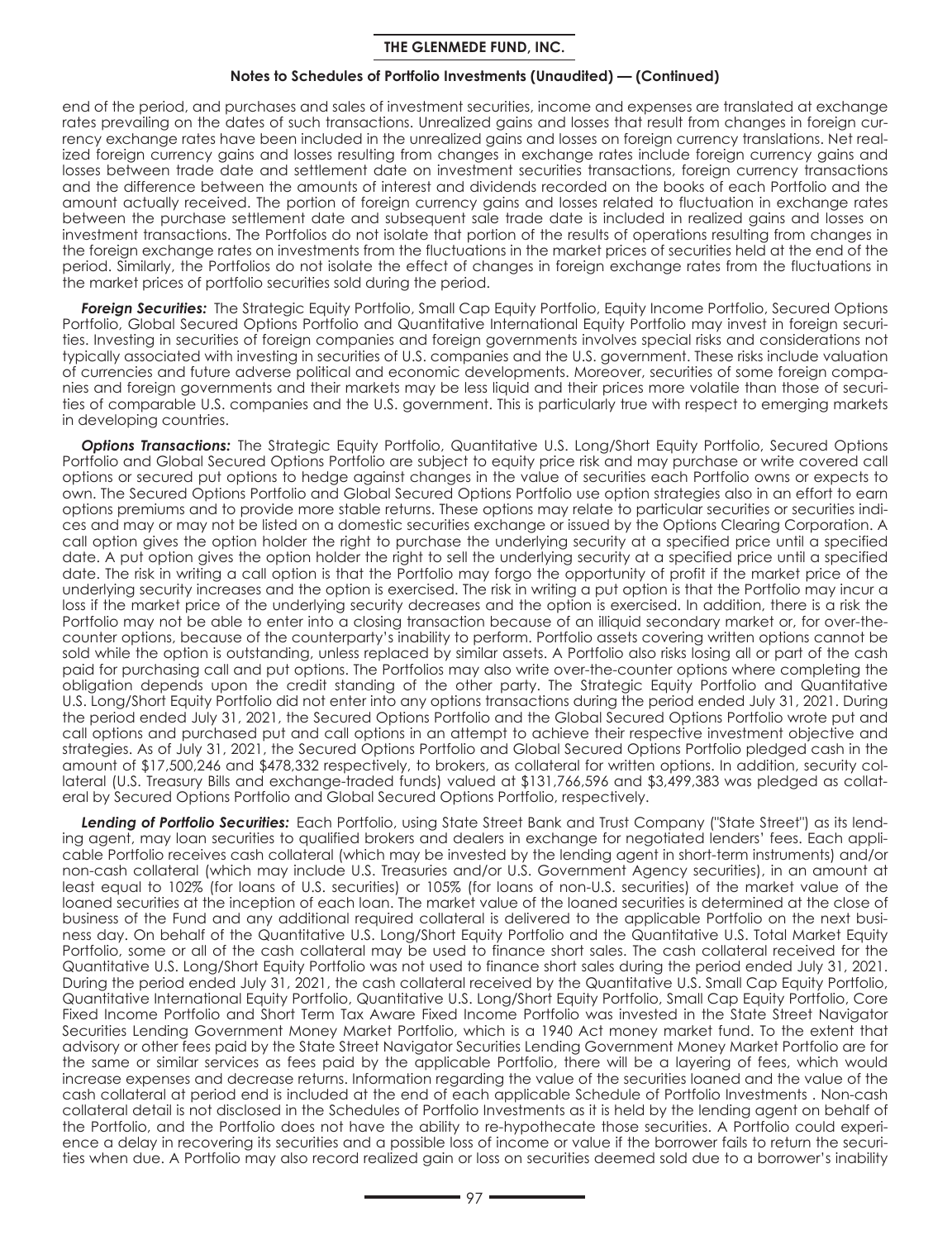end of the period, and purchases and sales of investment securities, income and expenses are translated at exchange rates prevailing on the dates of such transactions. Unrealized gains and losses that result from changes in foreign currency exchange rates have been included in the unrealized gains and losses on foreign currency translations. Net realized foreign currency gains and losses resulting from changes in exchange rates include foreign currency gains and losses between trade date and settlement date on investment securities transactions, foreign currency transactions and the difference between the amounts of interest and dividends recorded on the books of each Portfolio and the amount actually received. The portion of foreign currency gains and losses related to fluctuation in exchange rates between the purchase settlement date and subsequent sale trade date is included in realized gains and losses on investment transactions. The Portfolios do not isolate that portion of the results of operations resulting from changes in the foreign exchange rates on investments from the fluctuations in the market prices of securities held at the end of the period. Similarly, the Portfolios do not isolate the effect of changes in foreign exchange rates from the fluctuations in the market prices of portfolio securities sold during the period.

***Foreign Securities:*** The Strategic Equity Portfolio, Small Cap Equity Portfolio, Equity Income Portfolio, Secured Options Portfolio, Global Secured Options Portfolio and Quantitative International Equity Portfolio may invest in foreign securities. Investing in securities of foreign companies and foreign governments involves special risks and considerations not typically associated with investing in securities of U.S. companies and the U.S. government. These risks include valuation of currencies and future adverse political and economic developments. Moreover, securities of some foreign companies and foreign governments and their markets may be less liquid and their prices more volatile than those of securities of comparable U.S. companies and the U.S. government. This is particularly true with respect to emerging markets in developing countries.

***Options Transactions:*** The Strategic Equity Portfolio, Quantitative U.S. Long/Short Equity Portfolio, Secured Options Portfolio and Global Secured Options Portfolio are subject to equity price risk and may purchase or write covered call options or secured put options to hedge against changes in the value of securities each Portfolio owns or expects to own. The Secured Options Portfolio and Global Secured Options Portfolio use option strategies also in an effort to earn options premiums and to provide more stable returns. These options may relate to particular securities or securities indices and may or may not be listed on a domestic securities exchange or issued by the Options Clearing Corporation. A call option gives the option holder the right to purchase the underlying security at a specified price until a specified date. A put option gives the option holder the right to sell the underlying security at a specified price until a specified date. The risk in writing a call option is that the Portfolio may forgo the opportunity of profit if the market price of the underlying security increases and the option is exercised. The risk in writing a put option is that the Portfolio may incur a loss if the market price of the underlying security decreases and the option is exercised. In addition, there is a risk the Portfolio may not be able to enter into a closing transaction because of an illiquid secondary market or, for over-the-counter options, because of the counterparty's inability to perform. Portfolio assets covering written options cannot be sold while the option is outstanding, unless replaced by similar assets. A Portfolio also risks losing all or part of the cash paid for purchasing call and put options. The Portfolios may also write over-the-counter options where completing the obligation depends upon the credit standing of the other party. The Strategic Equity Portfolio and Quantitative U.S. Long/Short Equity Portfolio did not enter into any options transactions during the period ended July 31, 2021. During the period ended July 31, 2021, the Secured Options Portfolio and the Global Secured Options Portfolio wrote put and call options and purchased put and call options in an attempt to achieve their respective investment objective and strategies. As of July 31, 2021, the Secured Options Portfolio and Global Secured Options Portfolio pledged cash in the amount of $17,500,246 and $478,332 respectively, to brokers, as collateral for written options. In addition, security collateral (U.S. Treasury Bills and exchange-traded funds) valued at $131,766,596 and $3,499,383 was pledged as collateral by Secured Options Portfolio and Global Secured Options Portfolio, respectively.

***Lending of Portfolio Securities:*** Each Portfolio, using State Street Bank and Trust Company ("State Street") as its lending agent, may loan securities to qualified brokers and dealers in exchange for negotiated lenders' fees. Each applicable Portfolio receives cash collateral (which may be invested by the lending agent in short-term instruments) and/or non-cash collateral (which may include U.S. Treasuries and/or U.S. Government Agency securities), in an amount at least equal to 102% (for loans of U.S. securities) or 105% (for loans of non-U.S. securities) of the market value of the loaned securities at the inception of each loan. The market value of the loaned securities is determined at the close of business of the Fund and any additional required collateral is delivered to the applicable Portfolio on the next business day. On behalf of the Quantitative U.S. Long/Short Equity Portfolio and the Quantitative U.S. Total Market Equity Portfolio, some or all of the cash collateral may be used to finance short sales. The cash collateral received for the Quantitative U.S. Long/Short Equity Portfolio was not used to finance short sales during the period ended July 31, 2021. During the period ended July 31, 2021, the cash collateral received by the Quantitative U.S. Small Cap Equity Portfolio, Quantitative International Equity Portfolio, Quantitative U.S. Long/Short Equity Portfolio, Small Cap Equity Portfolio, Core Fixed Income Portfolio and Short Term Tax Aware Fixed Income Portfolio was invested in the State Street Navigator Securities Lending Government Money Market Portfolio, which is a 1940 Act money market fund. To the extent that advisory or other fees paid by the State Street Navigator Securities Lending Government Money Market Portfolio are for the same or similar services as fees paid by the applicable Portfolio, there will be a layering of fees, which would increase expenses and decrease returns. Information regarding the value of the securities loaned and the value of the cash collateral at period end is included at the end of each applicable Schedule of Portfolio Investments . Non-cash collateral detail is not disclosed in the Schedules of Portfolio Investments as it is held by the lending agent on behalf of the Portfolio, and the Portfolio does not have the ability to re-hypothecate those securities. A Portfolio could experience a delay in recovering its securities and a possible loss of income or value if the borrower fails to return the securities when due. A Portfolio may also record realized gain or loss on securities deemed sold due to a borrower's inability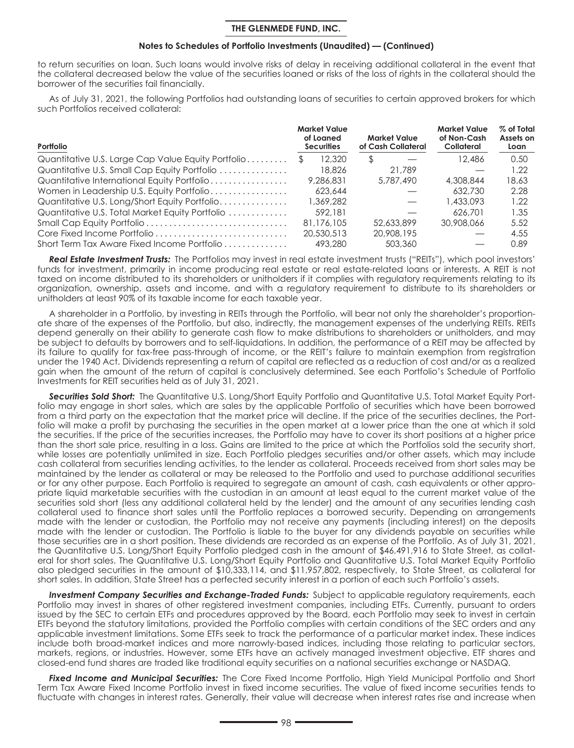to return securities on loan. Such loans would involve risks of delay in receiving additional collateral in the event that the collateral decreased below the value of the securities loaned or risks of the loss of rights in the collateral should the borrower of the securities fail financially.

As of July 31, 2021, the following Portfolios had outstanding loans of securities to certain approved brokers for which such Portfolios received collateral:

| Portfolio | Market Value of Loaned Securities | Market Value of Cash Collateral | Market Value of Non-Cash Collateral | % of Total Assets on Loan |
|---|---|---|---|---|
| Quantitative U.S. Large Cap Value Equity Portfolio | $ 12,320 | $ — | 12,486 | 0.50 |
| Quantitative U.S. Small Cap Equity Portfolio | 18,826 | 21,789 | — | 1.22 |
| Quantitative International Equity Portfolio | 9,286,831 | 5,787,490 | 4,308,844 | 18.63 |
| Women in Leadership U.S. Equity Portfolio | 623,644 | — | 632,730 | 2.28 |
| Quantitative U.S. Long/Short Equity Portfolio | 1,369,282 | — | 1,433,093 | 1.22 |
| Quantitative U.S. Total Market Equity Portfolio | 592,181 | — | 626,701 | 1.35 |
| Small Cap Equity Portfolio | 81,176,105 | 52,633,899 | 30,908,066 | 5.52 |
| Core Fixed Income Portfolio | 20,530,513 | 20,908,195 | — | 4.55 |
| Short Term Tax Aware Fixed Income Portfolio | 493,280 | 503,360 | — | 0.89 |

***Real Estate Investment Trusts:*** The Portfolios may invest in real estate investment trusts ("REITs"), which pool investors' funds for investment, primarily in income producing real estate or real estate-related loans or interests. A REIT is not taxed on income distributed to its shareholders or unitholders if it complies with regulatory requirements relating to its organization, ownership, assets and income, and with a regulatory requirement to distribute to its shareholders or unitholders at least 90% of its taxable income for each taxable year.

A shareholder in a Portfolio, by investing in REITs through the Portfolio, will bear not only the shareholder's proportionate share of the expenses of the Portfolio, but also, indirectly, the management expenses of the underlying REITs. REITs depend generally on their ability to generate cash flow to make distributions to shareholders or unitholders, and may be subject to defaults by borrowers and to self-liquidations. In addition, the performance of a REIT may be affected by its failure to qualify for tax-free pass-through of income, or the REIT's failure to maintain exemption from registration under the 1940 Act. Dividends representing a return of capital are reflected as a reduction of cost and/or as a realized gain when the amount of the return of capital is conclusively determined. See each Portfolio's Schedule of Portfolio Investments for REIT securities held as of July 31, 2021.

***Securities Sold Short:*** The Quantitative U.S. Long/Short Equity Portfolio and Quantitative U.S. Total Market Equity Portfolio may engage in short sales, which are sales by the applicable Portfolio of securities which have been borrowed from a third party on the expectation that the market price will decline. If the price of the securities declines, the Portfolio will make a profit by purchasing the securities in the open market at a lower price than the one at which it sold the securities. If the price of the securities increases, the Portfolio may have to cover its short positions at a higher price than the short sale price, resulting in a loss. Gains are limited to the price at which the Portfolios sold the security short, while losses are potentially unlimited in size. Each Portfolio pledges securities and/or other assets, which may include cash collateral from securities lending activities, to the lender as collateral. Proceeds received from short sales may be maintained by the lender as collateral or may be released to the Portfolio and used to purchase additional securities or for any other purpose. Each Portfolio is required to segregate an amount of cash, cash equivalents or other appropriate liquid marketable securities with the custodian in an amount at least equal to the current market value of the securities sold short (less any additional collateral held by the lender) and the amount of any securities lending cash collateral used to finance short sales until the Portfolio replaces a borrowed security. Depending on arrangements made with the lender or custodian, the Portfolio may not receive any payments (including interest) on the deposits made with the lender or custodian. The Portfolio is liable to the buyer for any dividends payable on securities while those securities are in a short position. These dividends are recorded as an expense of the Portfolio. As of July 31, 2021, the Quantitative U.S. Long/Short Equity Portfolio pledged cash in the amount of $46,491,916 to State Street, as collateral for short sales. The Quantitative U.S. Long/Short Equity Portfolio and Quantitative U.S. Total Market Equity Portfolio also pledged securities in the amount of $10,333,114, and $11,957,802, respectively, to State Street, as collateral for short sales. In addition, State Street has a perfected security interest in a portion of each such Portfolio's assets.

***Investment Company Securities and Exchange-Traded Funds:*** Subject to applicable regulatory requirements, each Portfolio may invest in shares of other registered investment companies, including ETFs. Currently, pursuant to orders issued by the SEC to certain ETFs and procedures approved by the Board, each Portfolio may seek to invest in certain ETFs beyond the statutory limitations, provided the Portfolio complies with certain conditions of the SEC orders and any applicable investment limitations. Some ETFs seek to track the performance of a particular market index. These indices include both broad-market indices and more narrowly-based indices, including those relating to particular sectors, markets, regions, or industries. However, some ETFs have an actively managed investment objective. ETF shares and closed-end fund shares are traded like traditional equity securities on a national securities exchange or NASDAQ.

***Fixed Income and Municipal Securities:*** The Core Fixed Income Portfolio, High Yield Municipal Portfolio and Short Term Tax Aware Fixed Income Portfolio invest in fixed income securities. The value of fixed income securities tends to fluctuate with changes in interest rates. Generally, their value will decrease when interest rates rise and increase when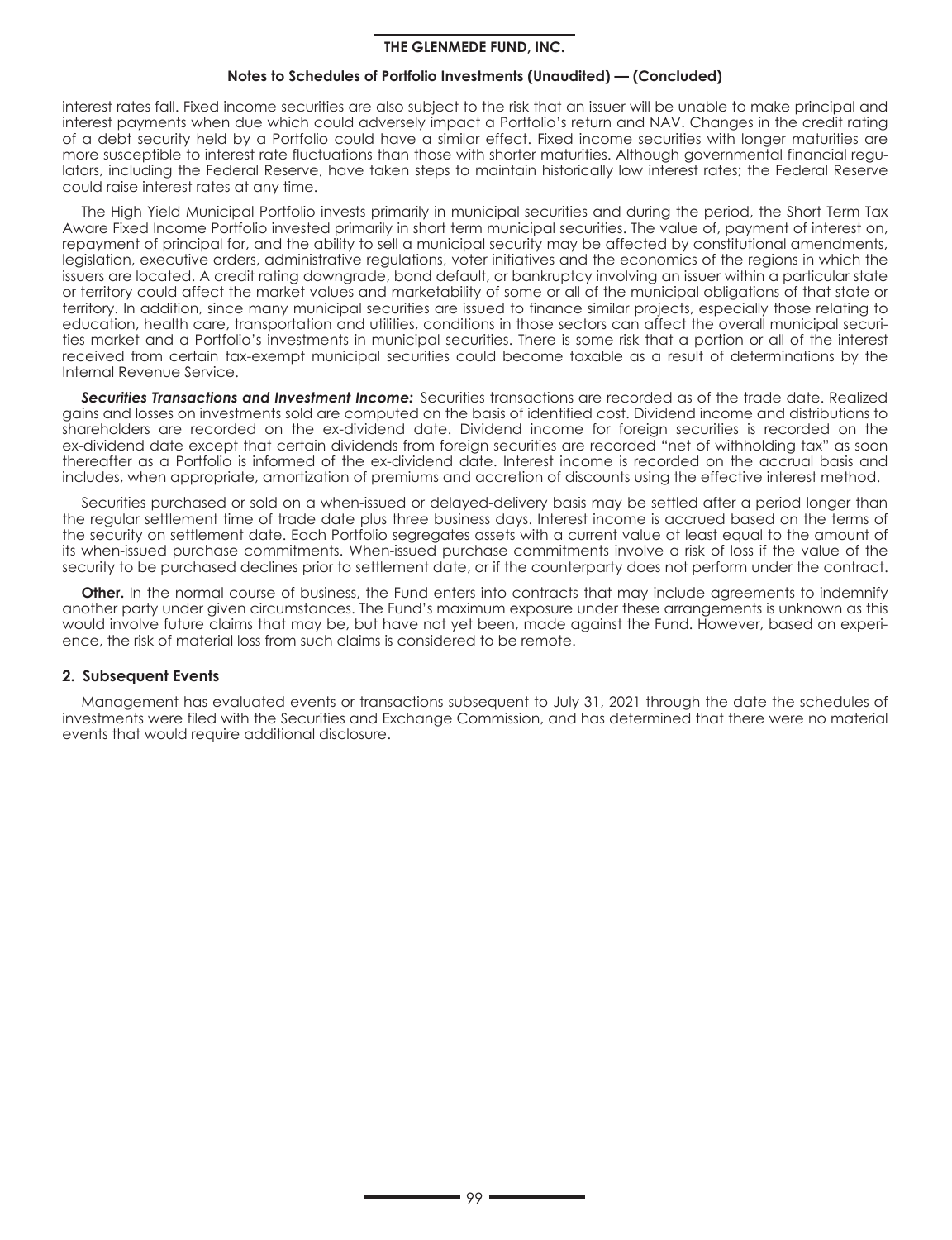interest rates fall. Fixed income securities are also subject to the risk that an issuer will be unable to make principal and interest payments when due which could adversely impact a Portfolio's return and NAV. Changes in the credit rating of a debt security held by a Portfolio could have a similar effect. Fixed income securities with longer maturities are more susceptible to interest rate fluctuations than those with shorter maturities. Although governmental financial regulators, including the Federal Reserve, have taken steps to maintain historically low interest rates; the Federal Reserve could raise interest rates at any time.

The High Yield Municipal Portfolio invests primarily in municipal securities and during the period, the Short Term Tax Aware Fixed Income Portfolio invested primarily in short term municipal securities. The value of, payment of interest on, repayment of principal for, and the ability to sell a municipal security may be affected by constitutional amendments, legislation, executive orders, administrative regulations, voter initiatives and the economics of the regions in which the issuers are located. A credit rating downgrade, bond default, or bankruptcy involving an issuer within a particular state or territory could affect the market values and marketability of some or all of the municipal obligations of that state or territory. In addition, since many municipal securities are issued to finance similar projects, especially those relating to education, health care, transportation and utilities, conditions in those sectors can affect the overall municipal securities market and a Portfolio's investments in municipal securities. There is some risk that a portion or all of the interest received from certain tax-exempt municipal securities could become taxable as a result of determinations by the Internal Revenue Service.

***Securities Transactions and Investment Income:*** Securities transactions are recorded as of the trade date. Realized gains and losses on investments sold are computed on the basis of identified cost. Dividend income and distributions to shareholders are recorded on the ex-dividend date. Dividend income for foreign securities is recorded on the ex-dividend date except that certain dividends from foreign securities are recorded "net of withholding tax" as soon thereafter as a Portfolio is informed of the ex-dividend date. Interest income is recorded on the accrual basis and includes, when appropriate, amortization of premiums and accretion of discounts using the effective interest method.

Securities purchased or sold on a when-issued or delayed-delivery basis may be settled after a period longer than the regular settlement time of trade date plus three business days. Interest income is accrued based on the terms of the security on settlement date. Each Portfolio segregates assets with a current value at least equal to the amount of its when-issued purchase commitments. When-issued purchase commitments involve a risk of loss if the value of the security to be purchased declines prior to settlement date, or if the counterparty does not perform under the contract.

**Other.** In the normal course of business, the Fund enters into contracts that may include agreements to indemnify another party under given circumstances. The Fund's maximum exposure under these arrangements is unknown as this would involve future claims that may be, but have not yet been, made against the Fund. However, based on experience, the risk of material loss from such claims is considered to be remote.

## 2. Subsequent Events

Management has evaluated events or transactions subsequent to July 31, 2021 through the date the schedules of investments were filed with the Securities and Exchange Commission, and has determined that there were no material events that would require additional disclosure.